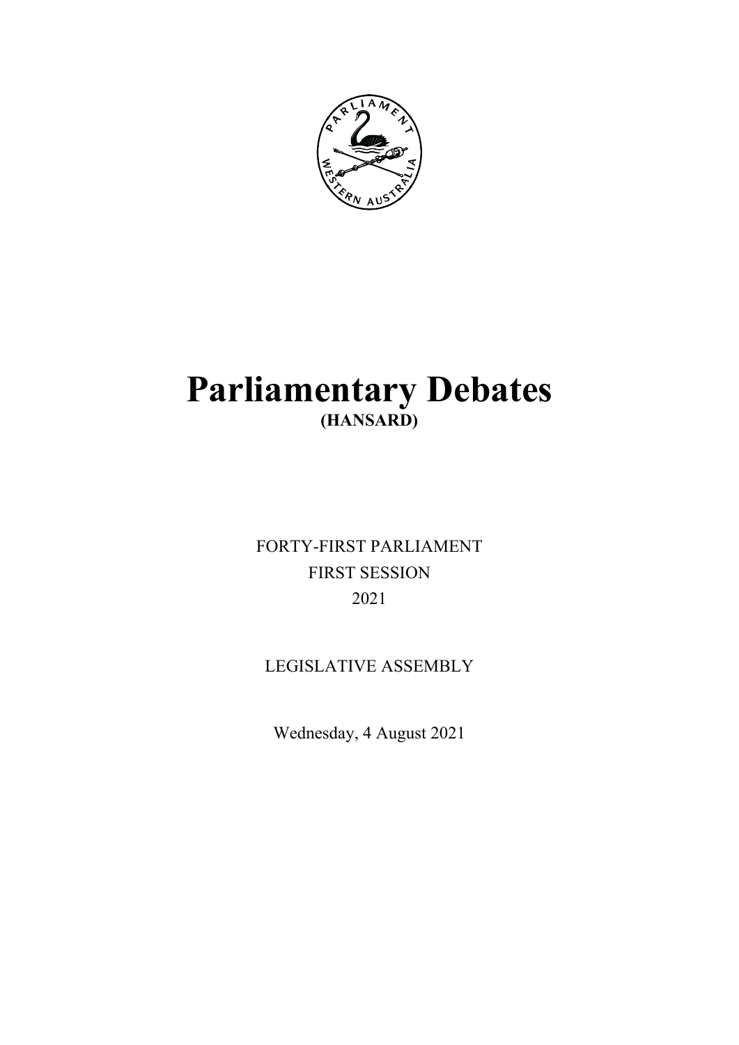# Parliamentary Debates

**(HANSARD)**

FORTY-FIRST PARLIAMENT

FIRST SESSION

2021

LEGISLATIVE ASSEMBLY

Wednesday, 4 August 2021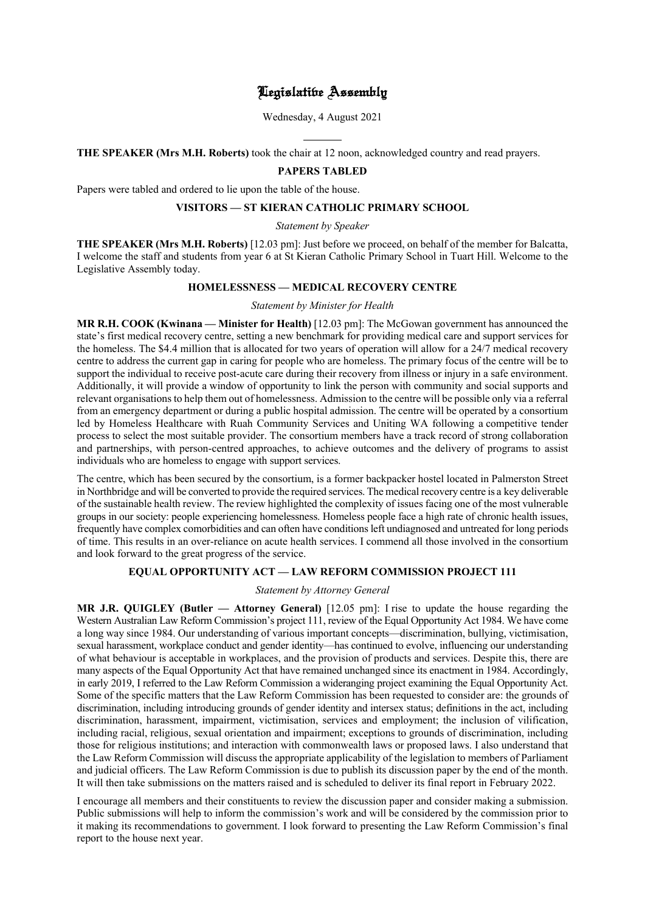# Legislative Assembly

Wednesday, 4 August 2021

---

**THE SPEAKER (Mrs M.H. Roberts)** took the chair at 12 noon, acknowledged country and read prayers.

## PAPERS TABLED

Papers were tabled and ordered to lie upon the table of the house.

## VISITORS — ST KIERAN CATHOLIC PRIMARY SCHOOL

*Statement by Speaker*

**THE SPEAKER (Mrs M.H. Roberts)** [12.03 pm]: Just before we proceed, on behalf of the member for Balcatta, I welcome the staff and students from year 6 at St Kieran Catholic Primary School in Tuart Hill. Welcome to the Legislative Assembly today.

## HOMELESSNESS — MEDICAL RECOVERY CENTRE

*Statement by Minister for Health*

**MR R.H. COOK (Kwinana — Minister for Health)** [12.03 pm]: The McGowan government has announced the state's first medical recovery centre, setting a new benchmark for providing medical care and support services for the homeless. The $4.4 million that is allocated for two years of operation will allow for a 24/7 medical recovery centre to address the current gap in caring for people who are homeless. The primary focus of the centre will be to support the individual to receive post-acute care during their recovery from illness or injury in a safe environment. Additionally, it will provide a window of opportunity to link the person with community and social supports and relevant organisations to help them out of homelessness. Admission to the centre will be possible only via a referral from an emergency department or during a public hospital admission. The centre will be operated by a consortium led by Homeless Healthcare with Ruah Community Services and Uniting WA following a competitive tender process to select the most suitable provider. The consortium members have a track record of strong collaboration and partnerships, with person-centred approaches, to achieve outcomes and the delivery of programs to assist individuals who are homeless to engage with support services.

The centre, which has been secured by the consortium, is a former backpacker hostel located in Palmerston Street in Northbridge and will be converted to provide the required services. The medical recovery centre is a key deliverable of the sustainable health review. The review highlighted the complexity of issues facing one of the most vulnerable groups in our society: people experiencing homelessness. Homeless people face a high rate of chronic health issues, frequently have complex comorbidities and can often have conditions left undiagnosed and untreated for long periods of time. This results in an over-reliance on acute health services. I commend all those involved in the consortium and look forward to the great progress of the service.

## EQUAL OPPORTUNITY ACT — LAW REFORM COMMISSION PROJECT 111

*Statement by Attorney General*

**MR J.R. QUIGLEY (Butler — Attorney General)** [12.05 pm]: I rise to update the house regarding the Western Australian Law Reform Commission's project 111, review of the Equal Opportunity Act 1984. We have come a long way since 1984. Our understanding of various important concepts—discrimination, bullying, victimisation, sexual harassment, workplace conduct and gender identity—has continued to evolve, influencing our understanding of what behaviour is acceptable in workplaces, and the provision of products and services. Despite this, there are many aspects of the Equal Opportunity Act that have remained unchanged since its enactment in 1984. Accordingly, in early 2019, I referred to the Law Reform Commission a wideranging project examining the Equal Opportunity Act. Some of the specific matters that the Law Reform Commission has been requested to consider are: the grounds of discrimination, including introducing grounds of gender identity and intersex status; definitions in the act, including discrimination, harassment, impairment, victimisation, services and employment; the inclusion of vilification, including racial, religious, sexual orientation and impairment; exceptions to grounds of discrimination, including those for religious institutions; and interaction with commonwealth laws or proposed laws. I also understand that the Law Reform Commission will discuss the appropriate applicability of the legislation to members of Parliament and judicial officers. The Law Reform Commission is due to publish its discussion paper by the end of the month. It will then take submissions on the matters raised and is scheduled to deliver its final report in February 2022.

I encourage all members and their constituents to review the discussion paper and consider making a submission. Public submissions will help to inform the commission's work and will be considered by the commission prior to it making its recommendations to government. I look forward to presenting the Law Reform Commission's final report to the house next year.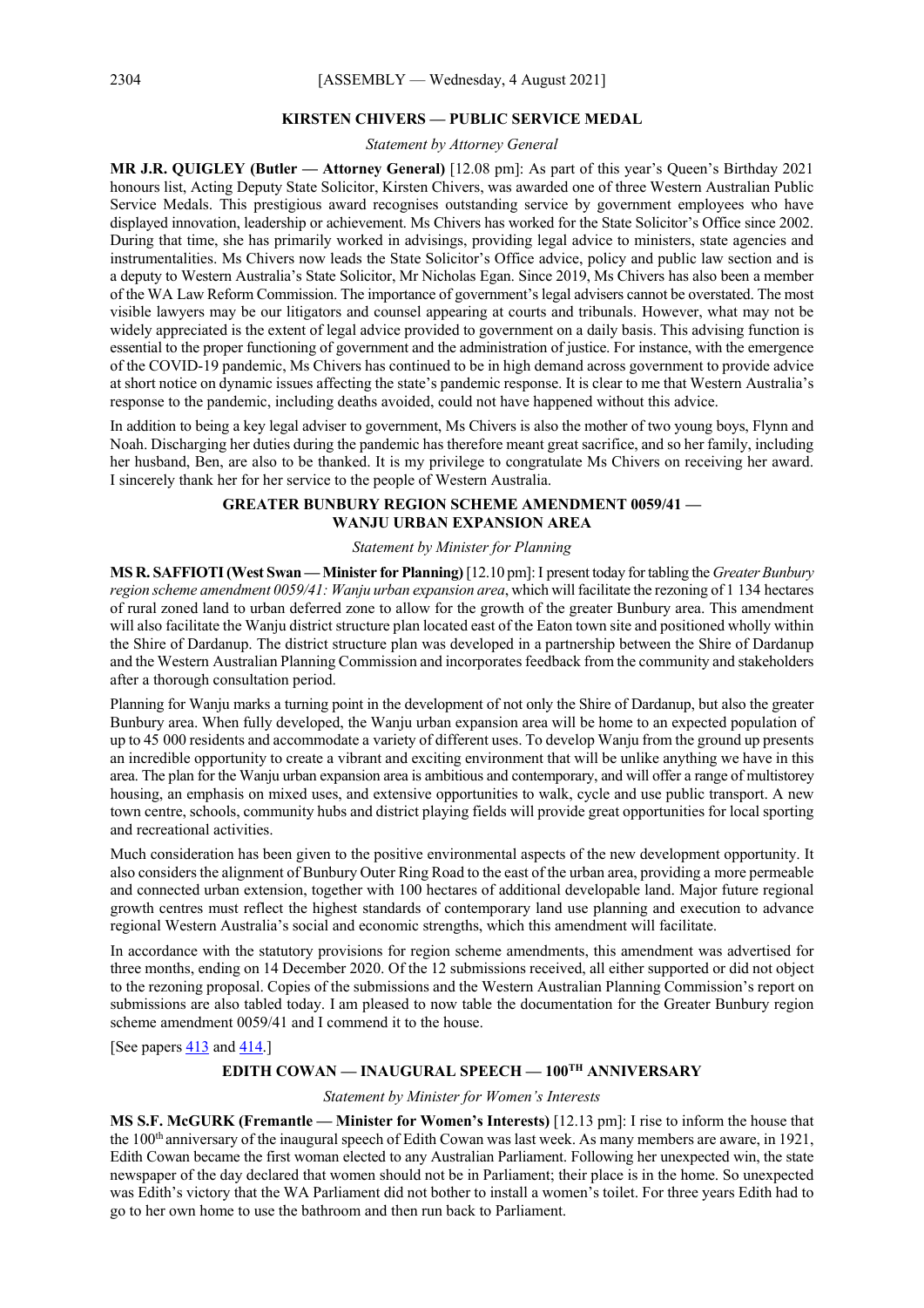## KIRSTEN CHIVERS — PUBLIC SERVICE MEDAL

*Statement by Attorney General*

**MR J.R. QUIGLEY (Butler — Attorney General)** [12.08 pm]: As part of this year's Queen's Birthday 2021 honours list, Acting Deputy State Solicitor, Kirsten Chivers, was awarded one of three Western Australian Public Service Medals. This prestigious award recognises outstanding service by government employees who have displayed innovation, leadership or achievement. Ms Chivers has worked for the State Solicitor's Office since 2002. During that time, she has primarily worked in advisings, providing legal advice to ministers, state agencies and instrumentalities. Ms Chivers now leads the State Solicitor's Office advice, policy and public law section and is a deputy to Western Australia's State Solicitor, Mr Nicholas Egan. Since 2019, Ms Chivers has also been a member of the WA Law Reform Commission. The importance of government's legal advisers cannot be overstated. The most visible lawyers may be our litigators and counsel appearing at courts and tribunals. However, what may not be widely appreciated is the extent of legal advice provided to government on a daily basis. This advising function is essential to the proper functioning of government and the administration of justice. For instance, with the emergence of the COVID-19 pandemic, Ms Chivers has continued to be in high demand across government to provide advice at short notice on dynamic issues affecting the state's pandemic response. It is clear to me that Western Australia's response to the pandemic, including deaths avoided, could not have happened without this advice.

In addition to being a key legal adviser to government, Ms Chivers is also the mother of two young boys, Flynn and Noah. Discharging her duties during the pandemic has therefore meant great sacrifice, and so her family, including her husband, Ben, are also to be thanked. It is my privilege to congratulate Ms Chivers on receiving her award. I sincerely thank her for her service to the people of Western Australia.

## GREATER BUNBURY REGION SCHEME AMENDMENT 0059/41 — WANJU URBAN EXPANSION AREA

*Statement by Minister for Planning*

**MS R. SAFFIOTI (West Swan — Minister for Planning)** [12.10 pm]: I present today for tabling the *Greater Bunbury region scheme amendment 0059/41: Wanju urban expansion area*, which will facilitate the rezoning of 1 134 hectares of rural zoned land to urban deferred zone to allow for the growth of the greater Bunbury area. This amendment will also facilitate the Wanju district structure plan located east of the Eaton town site and positioned wholly within the Shire of Dardanup. The district structure plan was developed in a partnership between the Shire of Dardanup and the Western Australian Planning Commission and incorporates feedback from the community and stakeholders after a thorough consultation period.

Planning for Wanju marks a turning point in the development of not only the Shire of Dardanup, but also the greater Bunbury area. When fully developed, the Wanju urban expansion area will be home to an expected population of up to 45 000 residents and accommodate a variety of different uses. To develop Wanju from the ground up presents an incredible opportunity to create a vibrant and exciting environment that will be unlike anything we have in this area. The plan for the Wanju urban expansion area is ambitious and contemporary, and will offer a range of multistorey housing, an emphasis on mixed uses, and extensive opportunities to walk, cycle and use public transport. A new town centre, schools, community hubs and district playing fields will provide great opportunities for local sporting and recreational activities.

Much consideration has been given to the positive environmental aspects of the new development opportunity. It also considers the alignment of Bunbury Outer Ring Road to the east of the urban area, providing a more permeable and connected urban extension, together with 100 hectares of additional developable land. Major future regional growth centres must reflect the highest standards of contemporary land use planning and execution to advance regional Western Australia's social and economic strengths, which this amendment will facilitate.

In accordance with the statutory provisions for region scheme amendments, this amendment was advertised for three months, ending on 14 December 2020. Of the 12 submissions received, all either supported or did not object to the rezoning proposal. Copies of the submissions and the Western Australian Planning Commission's report on submissions are also tabled today. I am pleased to now table the documentation for the Greater Bunbury region scheme amendment 0059/41 and I commend it to the house.

[See papers 413 and 414.]

## EDITH COWAN — INAUGURAL SPEECH — 100TH ANNIVERSARY

*Statement by Minister for Women's Interests*

**MS S.F. McGURK (Fremantle — Minister for Women's Interests)** [12.13 pm]: I rise to inform the house that the 100th anniversary of the inaugural speech of Edith Cowan was last week. As many members are aware, in 1921, Edith Cowan became the first woman elected to any Australian Parliament. Following her unexpected win, the state newspaper of the day declared that women should not be in Parliament; their place is in the home. So unexpected was Edith's victory that the WA Parliament did not bother to install a women's toilet. For three years Edith had to go to her own home to use the bathroom and then run back to Parliament.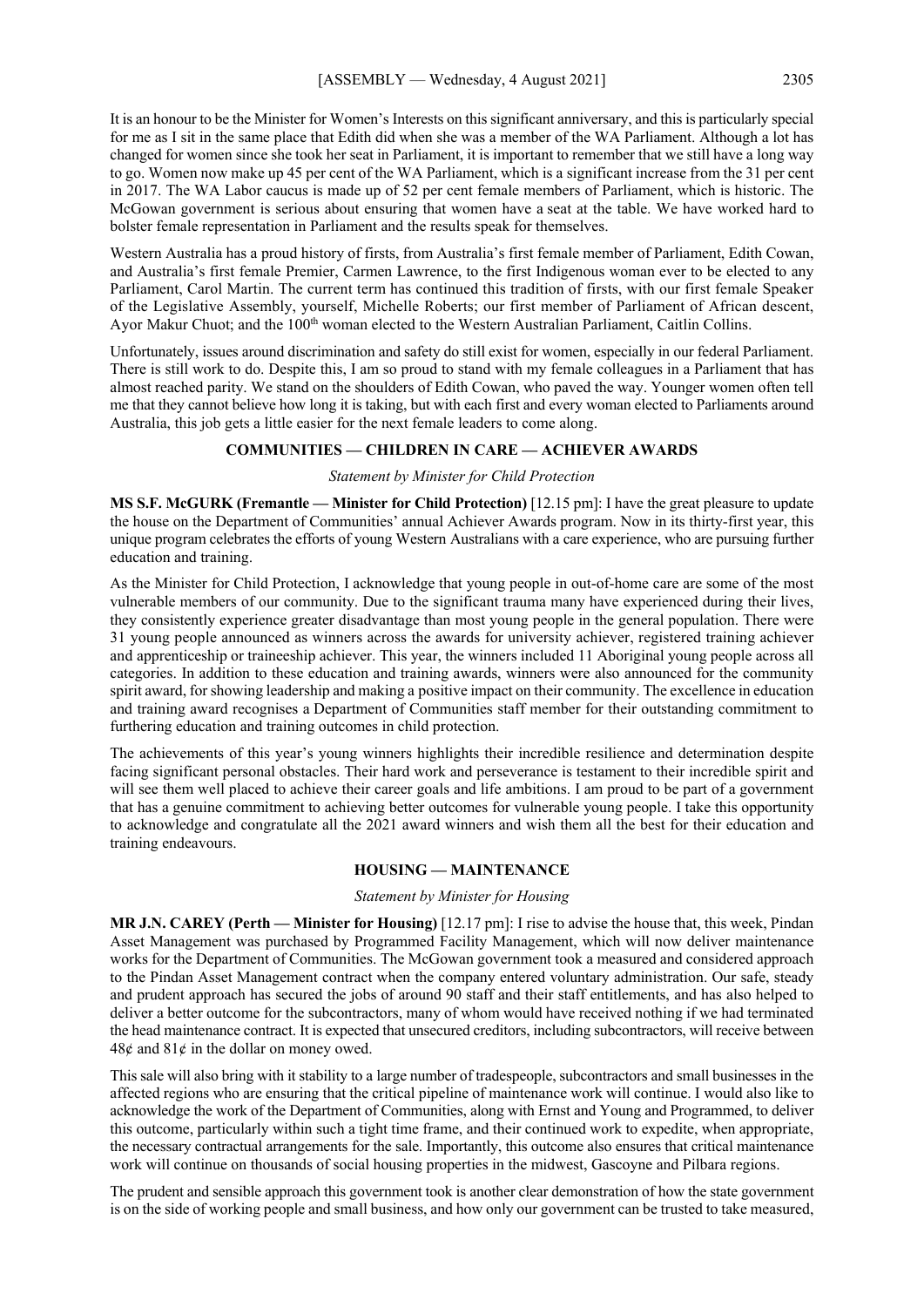It is an honour to be the Minister for Women's Interests on this significant anniversary, and this is particularly special for me as I sit in the same place that Edith did when she was a member of the WA Parliament. Although a lot has changed for women since she took her seat in Parliament, it is important to remember that we still have a long way to go. Women now make up 45 per cent of the WA Parliament, which is a significant increase from the 31 per cent in 2017. The WA Labor caucus is made up of 52 per cent female members of Parliament, which is historic. The McGowan government is serious about ensuring that women have a seat at the table. We have worked hard to bolster female representation in Parliament and the results speak for themselves.

Western Australia has a proud history of firsts, from Australia's first female member of Parliament, Edith Cowan, and Australia's first female Premier, Carmen Lawrence, to the first Indigenous woman ever to be elected to any Parliament, Carol Martin. The current term has continued this tradition of firsts, with our first female Speaker of the Legislative Assembly, yourself, Michelle Roberts; our first member of Parliament of African descent, Ayor Makur Chuot; and the 100th woman elected to the Western Australian Parliament, Caitlin Collins.

Unfortunately, issues around discrimination and safety do still exist for women, especially in our federal Parliament. There is still work to do. Despite this, I am so proud to stand with my female colleagues in a Parliament that has almost reached parity. We stand on the shoulders of Edith Cowan, who paved the way. Younger women often tell me that they cannot believe how long it is taking, but with each first and every woman elected to Parliaments around Australia, this job gets a little easier for the next female leaders to come along.

## COMMUNITIES — CHILDREN IN CARE — ACHIEVER AWARDS

*Statement by Minister for Child Protection*

**MS S.F. McGURK (Fremantle — Minister for Child Protection)** [12.15 pm]: I have the great pleasure to update the house on the Department of Communities' annual Achiever Awards program. Now in its thirty-first year, this unique program celebrates the efforts of young Western Australians with a care experience, who are pursuing further education and training.

As the Minister for Child Protection, I acknowledge that young people in out-of-home care are some of the most vulnerable members of our community. Due to the significant trauma many have experienced during their lives, they consistently experience greater disadvantage than most young people in the general population. There were 31 young people announced as winners across the awards for university achiever, registered training achiever and apprenticeship or traineeship achiever. This year, the winners included 11 Aboriginal young people across all categories. In addition to these education and training awards, winners were also announced for the community spirit award, for showing leadership and making a positive impact on their community. The excellence in education and training award recognises a Department of Communities staff member for their outstanding commitment to furthering education and training outcomes in child protection.

The achievements of this year's young winners highlights their incredible resilience and determination despite facing significant personal obstacles. Their hard work and perseverance is testament to their incredible spirit and will see them well placed to achieve their career goals and life ambitions. I am proud to be part of a government that has a genuine commitment to achieving better outcomes for vulnerable young people. I take this opportunity to acknowledge and congratulate all the 2021 award winners and wish them all the best for their education and training endeavours.

## HOUSING — MAINTENANCE

*Statement by Minister for Housing*

**MR J.N. CAREY (Perth — Minister for Housing)** [12.17 pm]: I rise to advise the house that, this week, Pindan Asset Management was purchased by Programmed Facility Management, which will now deliver maintenance works for the Department of Communities. The McGowan government took a measured and considered approach to the Pindan Asset Management contract when the company entered voluntary administration. Our safe, steady and prudent approach has secured the jobs of around 90 staff and their staff entitlements, and has also helped to deliver a better outcome for the subcontractors, many of whom would have received nothing if we had terminated the head maintenance contract. It is expected that unsecured creditors, including subcontractors, will receive between 48¢ and 81¢ in the dollar on money owed.

This sale will also bring with it stability to a large number of tradespeople, subcontractors and small businesses in the affected regions who are ensuring that the critical pipeline of maintenance work will continue. I would also like to acknowledge the work of the Department of Communities, along with Ernst and Young and Programmed, to deliver this outcome, particularly within such a tight time frame, and their continued work to expedite, when appropriate, the necessary contractual arrangements for the sale. Importantly, this outcome also ensures that critical maintenance work will continue on thousands of social housing properties in the midwest, Gascoyne and Pilbara regions.

The prudent and sensible approach this government took is another clear demonstration of how the state government is on the side of working people and small business, and how only our government can be trusted to take measured,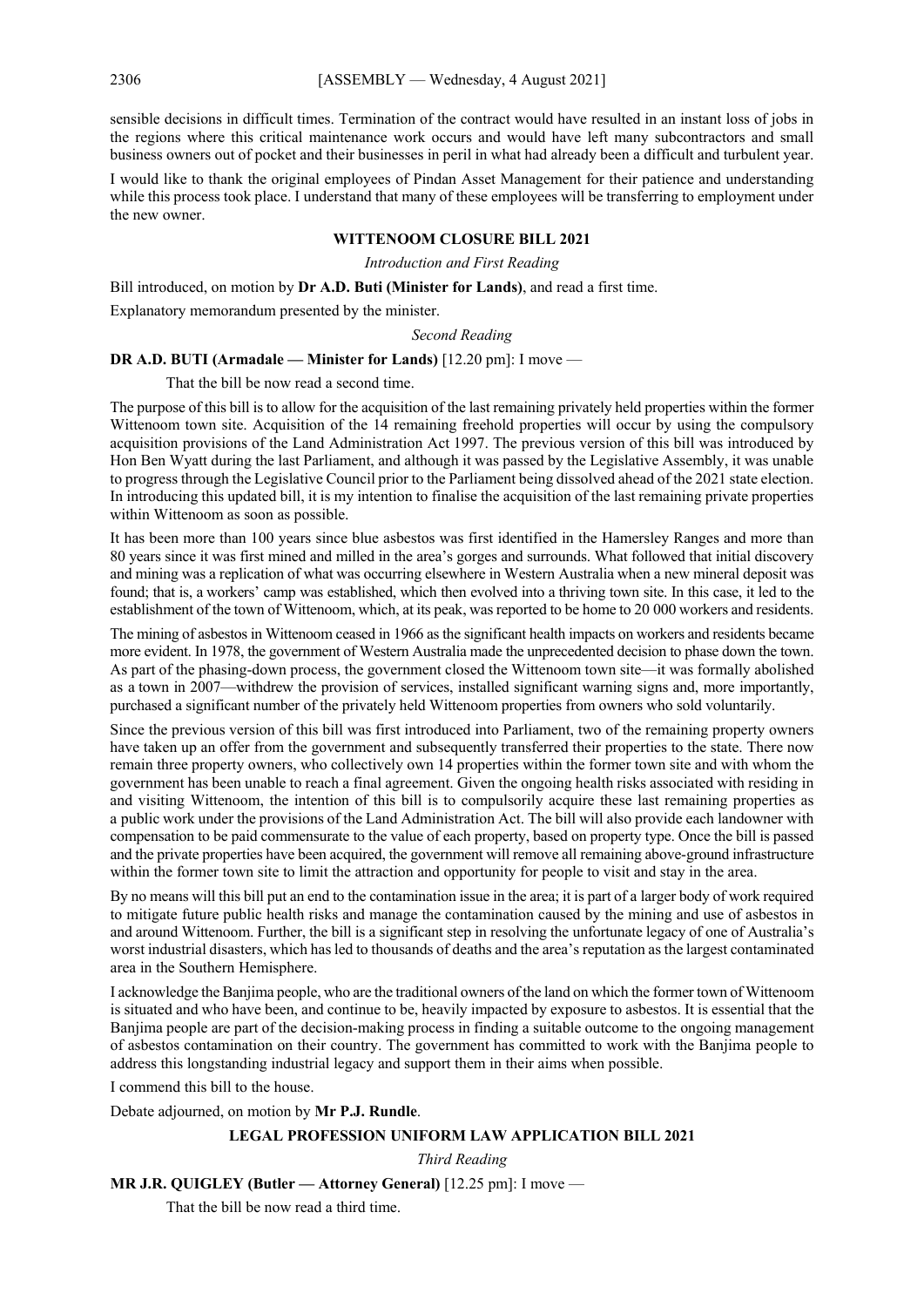sensible decisions in difficult times. Termination of the contract would have resulted in an instant loss of jobs in the regions where this critical maintenance work occurs and would have left many subcontractors and small business owners out of pocket and their businesses in peril in what had already been a difficult and turbulent year.

I would like to thank the original employees of Pindan Asset Management for their patience and understanding while this process took place. I understand that many of these employees will be transferring to employment under the new owner.

## WITTENOOM CLOSURE BILL 2021

*Introduction and First Reading*

Bill introduced, on motion by **Dr A.D. Buti (Minister for Lands)**, and read a first time.

Explanatory memorandum presented by the minister.

*Second Reading*

**DR A.D. BUTI (Armadale — Minister for Lands)** [12.20 pm]: I move —

> That the bill be now read a second time.

The purpose of this bill is to allow for the acquisition of the last remaining privately held properties within the former Wittenoom town site. Acquisition of the 14 remaining freehold properties will occur by using the compulsory acquisition provisions of the Land Administration Act 1997. The previous version of this bill was introduced by Hon Ben Wyatt during the last Parliament, and although it was passed by the Legislative Assembly, it was unable to progress through the Legislative Council prior to the Parliament being dissolved ahead of the 2021 state election. In introducing this updated bill, it is my intention to finalise the acquisition of the last remaining private properties within Wittenoom as soon as possible.

It has been more than 100 years since blue asbestos was first identified in the Hamersley Ranges and more than 80 years since it was first mined and milled in the area's gorges and surrounds. What followed that initial discovery and mining was a replication of what was occurring elsewhere in Western Australia when a new mineral deposit was found; that is, a workers' camp was established, which then evolved into a thriving town site. In this case, it led to the establishment of the town of Wittenoom, which, at its peak, was reported to be home to 20 000 workers and residents.

The mining of asbestos in Wittenoom ceased in 1966 as the significant health impacts on workers and residents became more evident. In 1978, the government of Western Australia made the unprecedented decision to phase down the town. As part of the phasing-down process, the government closed the Wittenoom town site—it was formally abolished as a town in 2007—withdrew the provision of services, installed significant warning signs and, more importantly, purchased a significant number of the privately held Wittenoom properties from owners who sold voluntarily.

Since the previous version of this bill was first introduced into Parliament, two of the remaining property owners have taken up an offer from the government and subsequently transferred their properties to the state. There now remain three property owners, who collectively own 14 properties within the former town site and with whom the government has been unable to reach a final agreement. Given the ongoing health risks associated with residing in and visiting Wittenoom, the intention of this bill is to compulsorily acquire these last remaining properties as a public work under the provisions of the Land Administration Act. The bill will also provide each landowner with compensation to be paid commensurate to the value of each property, based on property type. Once the bill is passed and the private properties have been acquired, the government will remove all remaining above-ground infrastructure within the former town site to limit the attraction and opportunity for people to visit and stay in the area.

By no means will this bill put an end to the contamination issue in the area; it is part of a larger body of work required to mitigate future public health risks and manage the contamination caused by the mining and use of asbestos in and around Wittenoom. Further, the bill is a significant step in resolving the unfortunate legacy of one of Australia's worst industrial disasters, which has led to thousands of deaths and the area's reputation as the largest contaminated area in the Southern Hemisphere.

I acknowledge the Banjima people, who are the traditional owners of the land on which the former town of Wittenoom is situated and who have been, and continue to be, heavily impacted by exposure to asbestos. It is essential that the Banjima people are part of the decision-making process in finding a suitable outcome to the ongoing management of asbestos contamination on their country. The government has committed to work with the Banjima people to address this longstanding industrial legacy and support them in their aims when possible.

I commend this bill to the house.

Debate adjourned, on motion by **Mr P.J. Rundle**.

## LEGAL PROFESSION UNIFORM LAW APPLICATION BILL 2021

*Third Reading*

**MR J.R. QUIGLEY (Butler — Attorney General)** [12.25 pm]: I move —

> That the bill be now read a third time.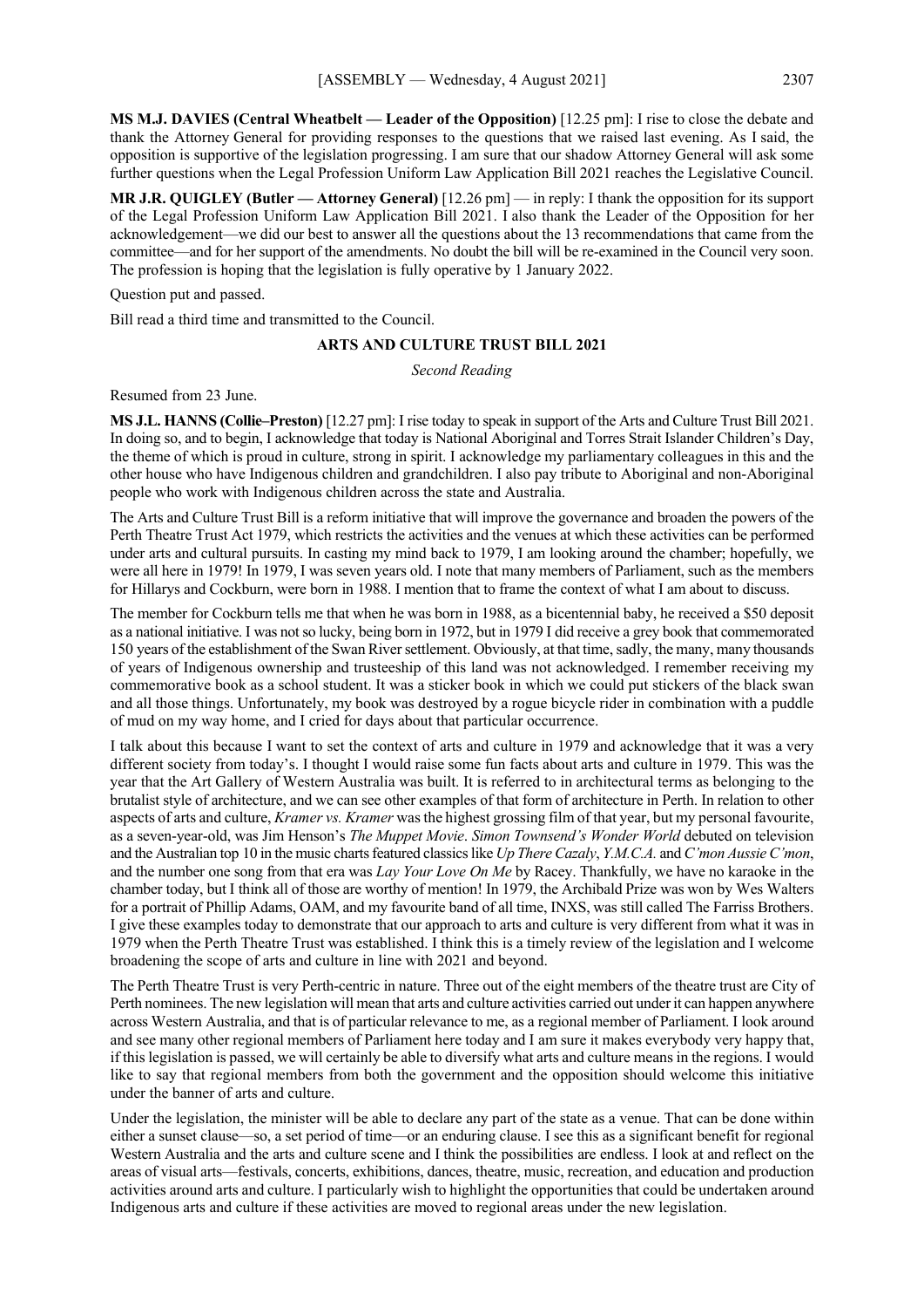**MS M.J. DAVIES (Central Wheatbelt — Leader of the Opposition)** [12.25 pm]: I rise to close the debate and thank the Attorney General for providing responses to the questions that we raised last evening. As I said, the opposition is supportive of the legislation progressing. I am sure that our shadow Attorney General will ask some further questions when the Legal Profession Uniform Law Application Bill 2021 reaches the Legislative Council.

**MR J.R. QUIGLEY (Butler — Attorney General)** [12.26 pm] — in reply: I thank the opposition for its support of the Legal Profession Uniform Law Application Bill 2021. I also thank the Leader of the Opposition for her acknowledgement—we did our best to answer all the questions about the 13 recommendations that came from the committee—and for her support of the amendments. No doubt the bill will be re-examined in the Council very soon. The profession is hoping that the legislation is fully operative by 1 January 2022.

Question put and passed.

Bill read a third time and transmitted to the Council.

## ARTS AND CULTURE TRUST BILL 2021

*Second Reading*

Resumed from 23 June.

**MS J.L. HANNS (Collie–Preston)** [12.27 pm]: I rise today to speak in support of the Arts and Culture Trust Bill 2021. In doing so, and to begin, I acknowledge that today is National Aboriginal and Torres Strait Islander Children's Day, the theme of which is proud in culture, strong in spirit. I acknowledge my parliamentary colleagues in this and the other house who have Indigenous children and grandchildren. I also pay tribute to Aboriginal and non-Aboriginal people who work with Indigenous children across the state and Australia.

The Arts and Culture Trust Bill is a reform initiative that will improve the governance and broaden the powers of the Perth Theatre Trust Act 1979, which restricts the activities and the venues at which these activities can be performed under arts and cultural pursuits. In casting my mind back to 1979, I am looking around the chamber; hopefully, we were all here in 1979! In 1979, I was seven years old. I note that many members of Parliament, such as the members for Hillarys and Cockburn, were born in 1988. I mention that to frame the context of what I am about to discuss.

The member for Cockburn tells me that when he was born in 1988, as a bicentennial baby, he received a $50 deposit as a national initiative. I was not so lucky, being born in 1972, but in 1979 I did receive a grey book that commemorated 150 years of the establishment of the Swan River settlement. Obviously, at that time, sadly, the many, many thousands of years of Indigenous ownership and trusteeship of this land was not acknowledged. I remember receiving my commemorative book as a school student. It was a sticker book in which we could put stickers of the black swan and all those things. Unfortunately, my book was destroyed by a rogue bicycle rider in combination with a puddle of mud on my way home, and I cried for days about that particular occurrence.

I talk about this because I want to set the context of arts and culture in 1979 and acknowledge that it was a very different society from today's. I thought I would raise some fun facts about arts and culture in 1979. This was the year that the Art Gallery of Western Australia was built. It is referred to in architectural terms as belonging to the brutalist style of architecture, and we can see other examples of that form of architecture in Perth. In relation to other aspects of arts and culture, *Kramer vs. Kramer* was the highest grossing film of that year, but my personal favourite, as a seven-year-old, was Jim Henson's *The Muppet Movie*. *Simon Townsend's Wonder World* debuted on television and the Australian top 10 in the music charts featured classics like *Up There Cazaly*, *Y.M.C.A.* and *C'mon Aussie C'mon*, and the number one song from that era was *Lay Your Love On Me* by Racey. Thankfully, we have no karaoke in the chamber today, but I think all of those are worthy of mention! In 1979, the Archibald Prize was won by Wes Walters for a portrait of Phillip Adams, OAM, and my favourite band of all time, INXS, was still called The Farriss Brothers. I give these examples today to demonstrate that our approach to arts and culture is very different from what it was in 1979 when the Perth Theatre Trust was established. I think this is a timely review of the legislation and I welcome broadening the scope of arts and culture in line with 2021 and beyond.

The Perth Theatre Trust is very Perth-centric in nature. Three out of the eight members of the theatre trust are City of Perth nominees. The new legislation will mean that arts and culture activities carried out under it can happen anywhere across Western Australia, and that is of particular relevance to me, as a regional member of Parliament. I look around and see many other regional members of Parliament here today and I am sure it makes everybody very happy that, if this legislation is passed, we will certainly be able to diversify what arts and culture means in the regions. I would like to say that regional members from both the government and the opposition should welcome this initiative under the banner of arts and culture.

Under the legislation, the minister will be able to declare any part of the state as a venue. That can be done within either a sunset clause—so, a set period of time—or an enduring clause. I see this as a significant benefit for regional Western Australia and the arts and culture scene and I think the possibilities are endless. I look at and reflect on the areas of visual arts—festivals, concerts, exhibitions, dances, theatre, music, recreation, and education and production activities around arts and culture. I particularly wish to highlight the opportunities that could be undertaken around Indigenous arts and culture if these activities are moved to regional areas under the new legislation.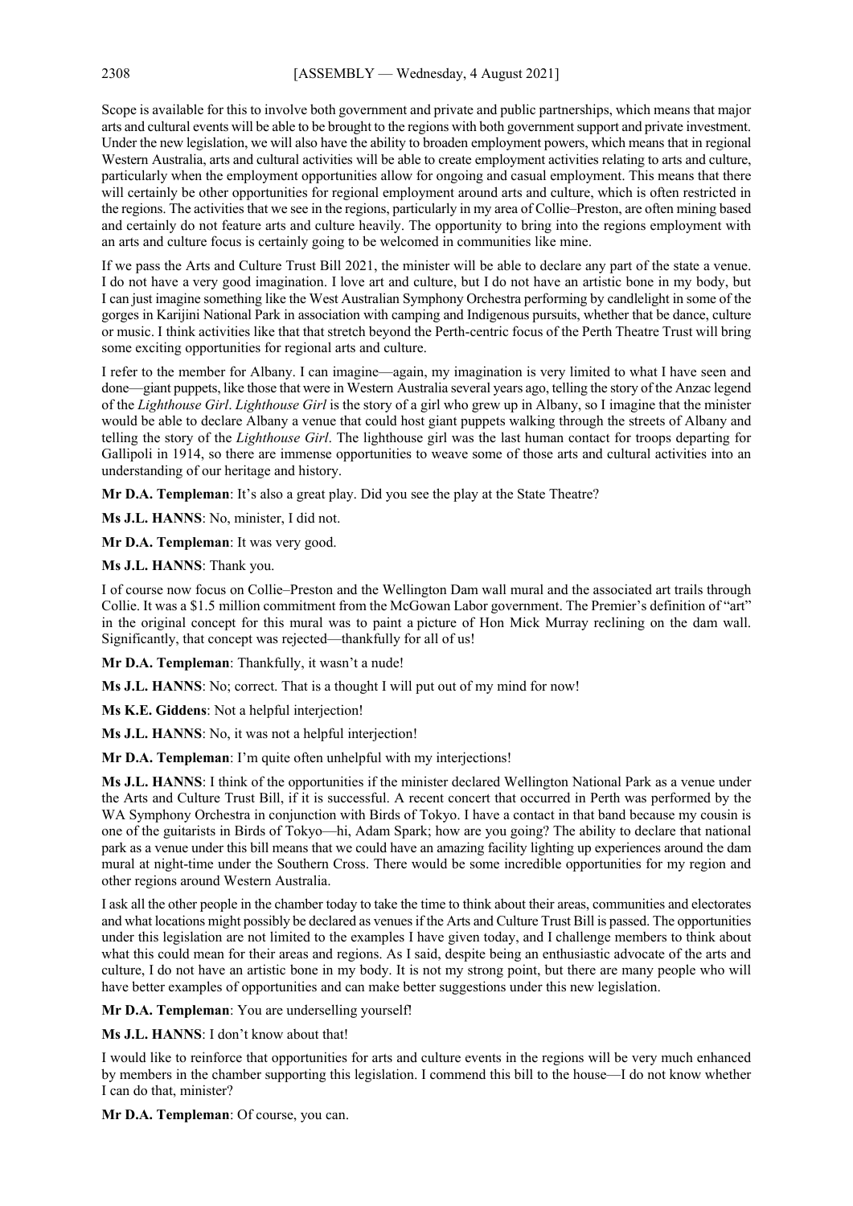Scope is available for this to involve both government and private and public partnerships, which means that major arts and cultural events will be able to be brought to the regions with both government support and private investment. Under the new legislation, we will also have the ability to broaden employment powers, which means that in regional Western Australia, arts and cultural activities will be able to create employment activities relating to arts and culture, particularly when the employment opportunities allow for ongoing and casual employment. This means that there will certainly be other opportunities for regional employment around arts and culture, which is often restricted in the regions. The activities that we see in the regions, particularly in my area of Collie–Preston, are often mining based and certainly do not feature arts and culture heavily. The opportunity to bring into the regions employment with an arts and culture focus is certainly going to be welcomed in communities like mine.

If we pass the Arts and Culture Trust Bill 2021, the minister will be able to declare any part of the state a venue. I do not have a very good imagination. I love art and culture, but I do not have an artistic bone in my body, but I can just imagine something like the West Australian Symphony Orchestra performing by candlelight in some of the gorges in Karijini National Park in association with camping and Indigenous pursuits, whether that be dance, culture or music. I think activities like that that stretch beyond the Perth-centric focus of the Perth Theatre Trust will bring some exciting opportunities for regional arts and culture.

I refer to the member for Albany. I can imagine—again, my imagination is very limited to what I have seen and done—giant puppets, like those that were in Western Australia several years ago, telling the story of the Anzac legend of the *Lighthouse Girl*. *Lighthouse Girl* is the story of a girl who grew up in Albany, so I imagine that the minister would be able to declare Albany a venue that could host giant puppets walking through the streets of Albany and telling the story of the *Lighthouse Girl*. The lighthouse girl was the last human contact for troops departing for Gallipoli in 1914, so there are immense opportunities to weave some of those arts and cultural activities into an understanding of our heritage and history.

**Mr D.A. Templeman**: It's also a great play. Did you see the play at the State Theatre?

**Ms J.L. HANNS**: No, minister, I did not.

**Mr D.A. Templeman**: It was very good.

**Ms J.L. HANNS**: Thank you.

I of course now focus on Collie–Preston and the Wellington Dam wall mural and the associated art trails through Collie. It was a $1.5 million commitment from the McGowan Labor government. The Premier's definition of "art" in the original concept for this mural was to paint a picture of Hon Mick Murray reclining on the dam wall. Significantly, that concept was rejected—thankfully for all of us!

**Mr D.A. Templeman**: Thankfully, it wasn't a nude!

**Ms J.L. HANNS**: No; correct. That is a thought I will put out of my mind for now!

**Ms K.E. Giddens**: Not a helpful interjection!

**Ms J.L. HANNS**: No, it was not a helpful interjection!

**Mr D.A. Templeman**: I'm quite often unhelpful with my interjections!

**Ms J.L. HANNS**: I think of the opportunities if the minister declared Wellington National Park as a venue under the Arts and Culture Trust Bill, if it is successful. A recent concert that occurred in Perth was performed by the WA Symphony Orchestra in conjunction with Birds of Tokyo. I have a contact in that band because my cousin is one of the guitarists in Birds of Tokyo—hi, Adam Spark; how are you going? The ability to declare that national park as a venue under this bill means that we could have an amazing facility lighting up experiences around the dam mural at night-time under the Southern Cross. There would be some incredible opportunities for my region and other regions around Western Australia.

I ask all the other people in the chamber today to take the time to think about their areas, communities and electorates and what locations might possibly be declared as venues if the Arts and Culture Trust Bill is passed. The opportunities under this legislation are not limited to the examples I have given today, and I challenge members to think about what this could mean for their areas and regions. As I said, despite being an enthusiastic advocate of the arts and culture, I do not have an artistic bone in my body. It is not my strong point, but there are many people who will have better examples of opportunities and can make better suggestions under this new legislation.

**Mr D.A. Templeman**: You are underselling yourself!

**Ms J.L. HANNS**: I don't know about that!

I would like to reinforce that opportunities for arts and culture events in the regions will be very much enhanced by members in the chamber supporting this legislation. I commend this bill to the house—I do not know whether I can do that, minister?

**Mr D.A. Templeman**: Of course, you can.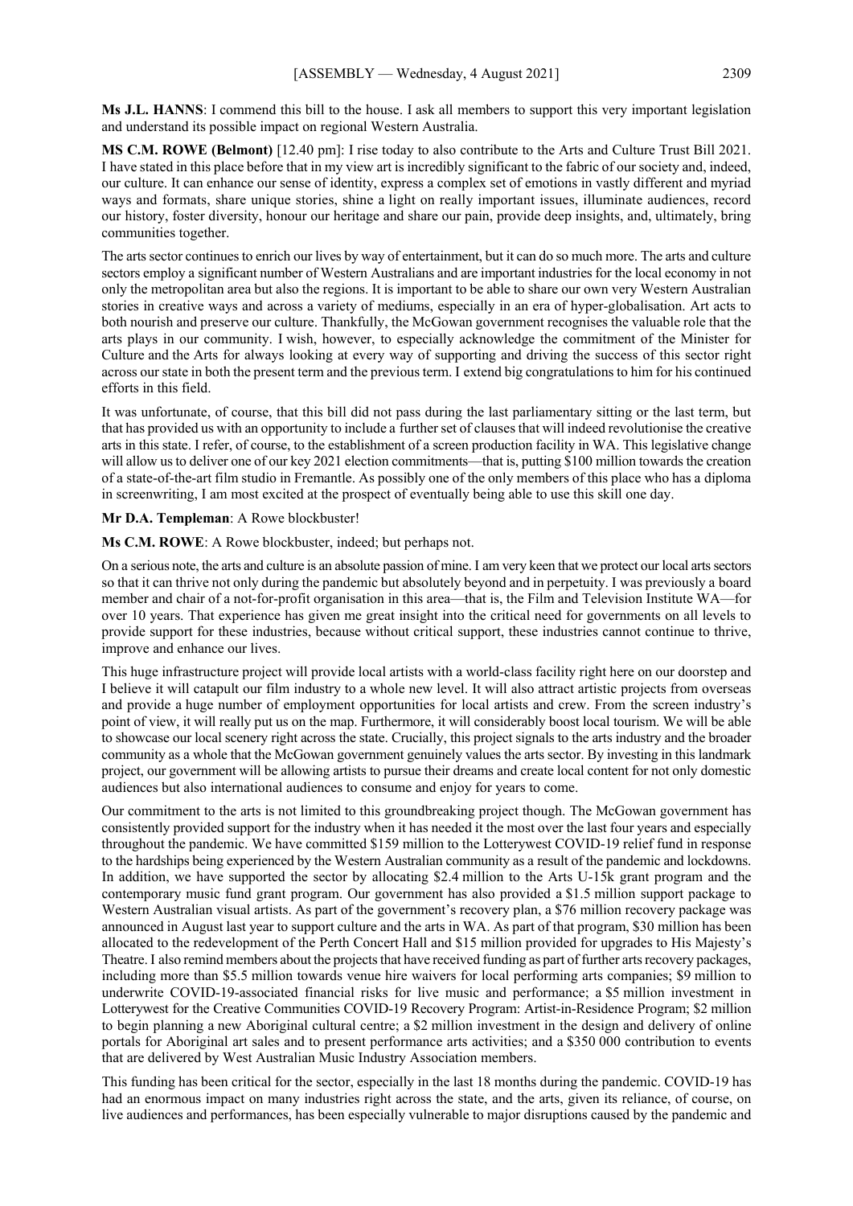**Ms J.L. HANNS**: I commend this bill to the house. I ask all members to support this very important legislation and understand its possible impact on regional Western Australia.

**MS C.M. ROWE (Belmont)** [12.40 pm]: I rise today to also contribute to the Arts and Culture Trust Bill 2021. I have stated in this place before that in my view art is incredibly significant to the fabric of our society and, indeed, our culture. It can enhance our sense of identity, express a complex set of emotions in vastly different and myriad ways and formats, share unique stories, shine a light on really important issues, illuminate audiences, record our history, foster diversity, honour our heritage and share our pain, provide deep insights, and, ultimately, bring communities together.

The arts sector continues to enrich our lives by way of entertainment, but it can do so much more. The arts and culture sectors employ a significant number of Western Australians and are important industries for the local economy in not only the metropolitan area but also the regions. It is important to be able to share our own very Western Australian stories in creative ways and across a variety of mediums, especially in an era of hyper-globalisation. Art acts to both nourish and preserve our culture. Thankfully, the McGowan government recognises the valuable role that the arts plays in our community. I wish, however, to especially acknowledge the commitment of the Minister for Culture and the Arts for always looking at every way of supporting and driving the success of this sector right across our state in both the present term and the previous term. I extend big congratulations to him for his continued efforts in this field.

It was unfortunate, of course, that this bill did not pass during the last parliamentary sitting or the last term, but that has provided us with an opportunity to include a further set of clauses that will indeed revolutionise the creative arts in this state. I refer, of course, to the establishment of a screen production facility in WA. This legislative change will allow us to deliver one of our key 2021 election commitments—that is, putting $100 million towards the creation of a state-of-the-art film studio in Fremantle. As possibly one of the only members of this place who has a diploma in screenwriting, I am most excited at the prospect of eventually being able to use this skill one day.

**Mr D.A. Templeman**: A Rowe blockbuster!

**Ms C.M. ROWE**: A Rowe blockbuster, indeed; but perhaps not.

On a serious note, the arts and culture is an absolute passion of mine. I am very keen that we protect our local arts sectors so that it can thrive not only during the pandemic but absolutely beyond and in perpetuity. I was previously a board member and chair of a not-for-profit organisation in this area—that is, the Film and Television Institute WA—for over 10 years. That experience has given me great insight into the critical need for governments on all levels to provide support for these industries, because without critical support, these industries cannot continue to thrive, improve and enhance our lives.

This huge infrastructure project will provide local artists with a world-class facility right here on our doorstep and I believe it will catapult our film industry to a whole new level. It will also attract artistic projects from overseas and provide a huge number of employment opportunities for local artists and crew. From the screen industry's point of view, it will really put us on the map. Furthermore, it will considerably boost local tourism. We will be able to showcase our local scenery right across the state. Crucially, this project signals to the arts industry and the broader community as a whole that the McGowan government genuinely values the arts sector. By investing in this landmark project, our government will be allowing artists to pursue their dreams and create local content for not only domestic audiences but also international audiences to consume and enjoy for years to come.

Our commitment to the arts is not limited to this groundbreaking project though. The McGowan government has consistently provided support for the industry when it has needed it the most over the last four years and especially throughout the pandemic. We have committed $159 million to the Lotterywest COVID-19 relief fund in response to the hardships being experienced by the Western Australian community as a result of the pandemic and lockdowns. In addition, we have supported the sector by allocating $2.4 million to the Arts U-15k grant program and the contemporary music fund grant program. Our government has also provided a $1.5 million support package to Western Australian visual artists. As part of the government's recovery plan, a $76 million recovery package was announced in August last year to support culture and the arts in WA. As part of that program, $30 million has been allocated to the redevelopment of the Perth Concert Hall and $15 million provided for upgrades to His Majesty's Theatre. I also remind members about the projects that have received funding as part of further arts recovery packages, including more than $5.5 million towards venue hire waivers for local performing arts companies; $9 million to underwrite COVID-19-associated financial risks for live music and performance; a $5 million investment in Lotterywest for the Creative Communities COVID-19 Recovery Program: Artist-in-Residence Program; $2 million to begin planning a new Aboriginal cultural centre; a $2 million investment in the design and delivery of online portals for Aboriginal art sales and to present performance arts activities; and a $350 000 contribution to events that are delivered by West Australian Music Industry Association members.

This funding has been critical for the sector, especially in the last 18 months during the pandemic. COVID-19 has had an enormous impact on many industries right across the state, and the arts, given its reliance, of course, on live audiences and performances, has been especially vulnerable to major disruptions caused by the pandemic and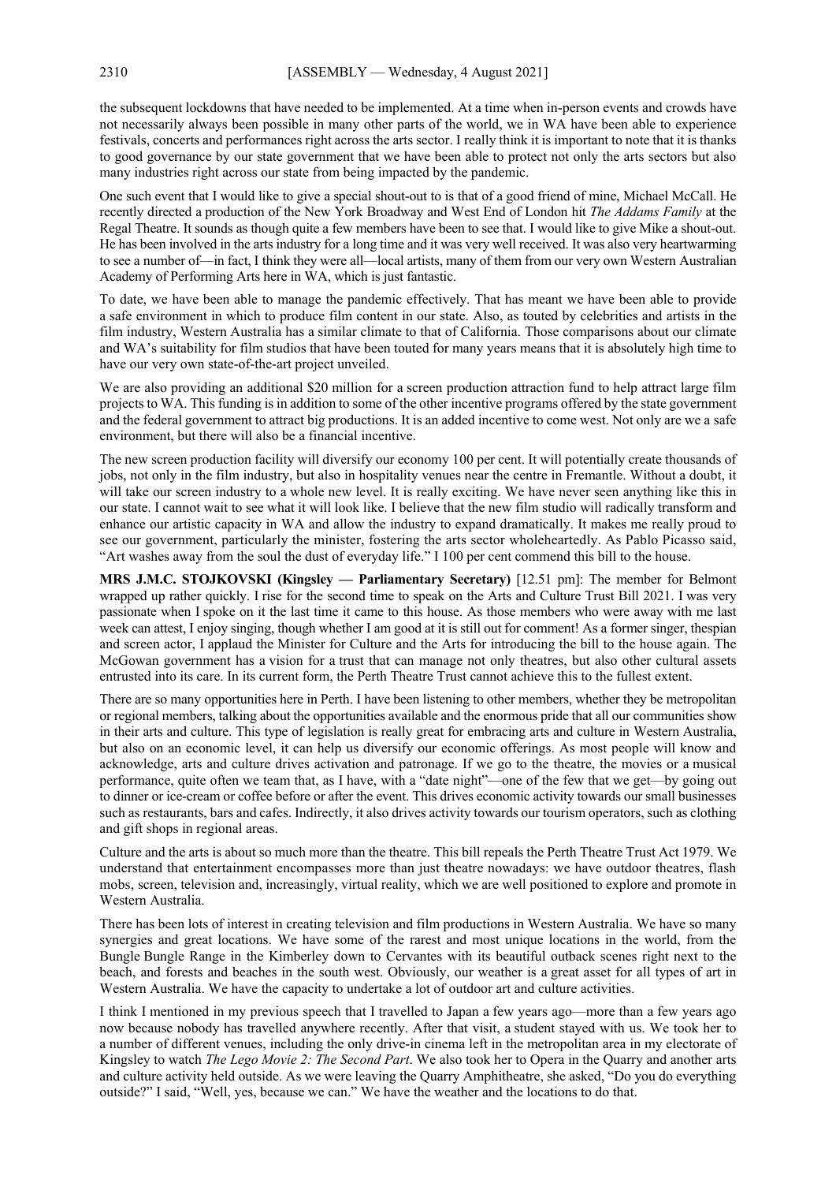the subsequent lockdowns that have needed to be implemented. At a time when in-person events and crowds have not necessarily always been possible in many other parts of the world, we in WA have been able to experience festivals, concerts and performances right across the arts sector. I really think it is important to note that it is thanks to good governance by our state government that we have been able to protect not only the arts sectors but also many industries right across our state from being impacted by the pandemic.

One such event that I would like to give a special shout-out to is that of a good friend of mine, Michael McCall. He recently directed a production of the New York Broadway and West End of London hit *The Addams Family* at the Regal Theatre. It sounds as though quite a few members have been to see that. I would like to give Mike a shout-out. He has been involved in the arts industry for a long time and it was very well received. It was also very heartwarming to see a number of—in fact, I think they were all—local artists, many of them from our very own Western Australian Academy of Performing Arts here in WA, which is just fantastic.

To date, we have been able to manage the pandemic effectively. That has meant we have been able to provide a safe environment in which to produce film content in our state. Also, as touted by celebrities and artists in the film industry, Western Australia has a similar climate to that of California. Those comparisons about our climate and WA's suitability for film studios that have been touted for many years means that it is absolutely high time to have our very own state-of-the-art project unveiled.

We are also providing an additional $20 million for a screen production attraction fund to help attract large film projects to WA. This funding is in addition to some of the other incentive programs offered by the state government and the federal government to attract big productions. It is an added incentive to come west. Not only are we a safe environment, but there will also be a financial incentive.

The new screen production facility will diversify our economy 100 per cent. It will potentially create thousands of jobs, not only in the film industry, but also in hospitality venues near the centre in Fremantle. Without a doubt, it will take our screen industry to a whole new level. It is really exciting. We have never seen anything like this in our state. I cannot wait to see what it will look like. I believe that the new film studio will radically transform and enhance our artistic capacity in WA and allow the industry to expand dramatically. It makes me really proud to see our government, particularly the minister, fostering the arts sector wholeheartedly. As Pablo Picasso said, "Art washes away from the soul the dust of everyday life." I 100 per cent commend this bill to the house.

**MRS J.M.C. STOJKOVSKI (Kingsley — Parliamentary Secretary)** [12.51 pm]: The member for Belmont wrapped up rather quickly. I rise for the second time to speak on the Arts and Culture Trust Bill 2021. I was very passionate when I spoke on it the last time it came to this house. As those members who were away with me last week can attest, I enjoy singing, though whether I am good at it is still out for comment! As a former singer, thespian and screen actor, I applaud the Minister for Culture and the Arts for introducing the bill to the house again. The McGowan government has a vision for a trust that can manage not only theatres, but also other cultural assets entrusted into its care. In its current form, the Perth Theatre Trust cannot achieve this to the fullest extent.

There are so many opportunities here in Perth. I have been listening to other members, whether they be metropolitan or regional members, talking about the opportunities available and the enormous pride that all our communities show in their arts and culture. This type of legislation is really great for embracing arts and culture in Western Australia, but also on an economic level, it can help us diversify our economic offerings. As most people will know and acknowledge, arts and culture drives activation and patronage. If we go to the theatre, the movies or a musical performance, quite often we team that, as I have, with a "date night"—one of the few that we get—by going out to dinner or ice-cream or coffee before or after the event. This drives economic activity towards our small businesses such as restaurants, bars and cafes. Indirectly, it also drives activity towards our tourism operators, such as clothing and gift shops in regional areas.

Culture and the arts is about so much more than the theatre. This bill repeals the Perth Theatre Trust Act 1979. We understand that entertainment encompasses more than just theatre nowadays: we have outdoor theatres, flash mobs, screen, television and, increasingly, virtual reality, which we are well positioned to explore and promote in Western Australia.

There has been lots of interest in creating television and film productions in Western Australia. We have so many synergies and great locations. We have some of the rarest and most unique locations in the world, from the Bungle Bungle Range in the Kimberley down to Cervantes with its beautiful outback scenes right next to the beach, and forests and beaches in the south west. Obviously, our weather is a great asset for all types of art in Western Australia. We have the capacity to undertake a lot of outdoor art and culture activities.

I think I mentioned in my previous speech that I travelled to Japan a few years ago—more than a few years ago now because nobody has travelled anywhere recently. After that visit, a student stayed with us. We took her to a number of different venues, including the only drive-in cinema left in the metropolitan area in my electorate of Kingsley to watch *The Lego Movie 2: The Second Part*. We also took her to Opera in the Quarry and another arts and culture activity held outside. As we were leaving the Quarry Amphitheatre, she asked, "Do you do everything outside?" I said, "Well, yes, because we can." We have the weather and the locations to do that.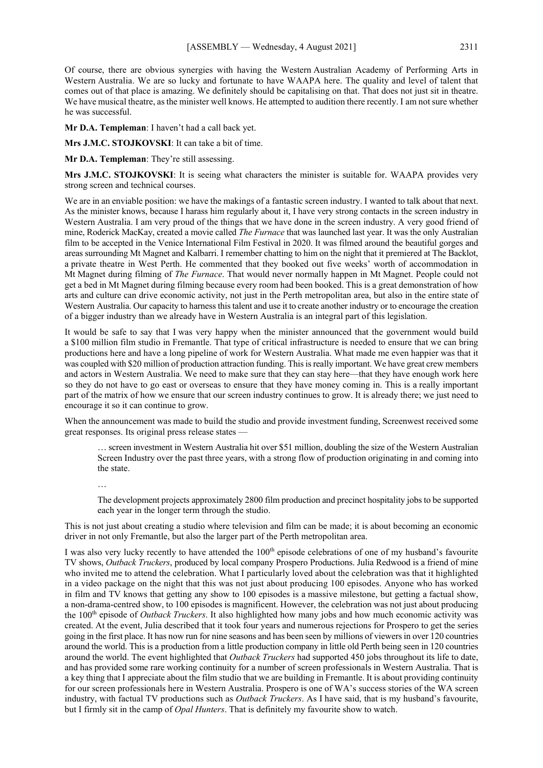Of course, there are obvious synergies with having the Western Australian Academy of Performing Arts in Western Australia. We are so lucky and fortunate to have WAAPA here. The quality and level of talent that comes out of that place is amazing. We definitely should be capitalising on that. That does not just sit in theatre. We have musical theatre, as the minister well knows. He attempted to audition there recently. I am not sure whether he was successful.

**Mr D.A. Templeman**: I haven't had a call back yet.

**Mrs J.M.C. STOJKOVSKI**: It can take a bit of time.

**Mr D.A. Templeman**: They're still assessing.

**Mrs J.M.C. STOJKOVSKI**: It is seeing what characters the minister is suitable for. WAAPA provides very strong screen and technical courses.

We are in an enviable position: we have the makings of a fantastic screen industry. I wanted to talk about that next. As the minister knows, because I harass him regularly about it, I have very strong contacts in the screen industry in Western Australia. I am very proud of the things that we have done in the screen industry. A very good friend of mine, Roderick MacKay, created a movie called *The Furnace* that was launched last year. It was the only Australian film to be accepted in the Venice International Film Festival in 2020. It was filmed around the beautiful gorges and areas surrounding Mt Magnet and Kalbarri. I remember chatting to him on the night that it premiered at The Backlot, a private theatre in West Perth. He commented that they booked out five weeks' worth of accommodation in Mt Magnet during filming of *The Furnace*. That would never normally happen in Mt Magnet. People could not get a bed in Mt Magnet during filming because every room had been booked. This is a great demonstration of how arts and culture can drive economic activity, not just in the Perth metropolitan area, but also in the entire state of Western Australia. Our capacity to harness this talent and use it to create another industry or to encourage the creation of a bigger industry than we already have in Western Australia is an integral part of this legislation.

It would be safe to say that I was very happy when the minister announced that the government would build a $100 million film studio in Fremantle. That type of critical infrastructure is needed to ensure that we can bring productions here and have a long pipeline of work for Western Australia. What made me even happier was that it was coupled with $20 million of production attraction funding. This is really important. We have great crew members and actors in Western Australia. We need to make sure that they can stay here—that they have enough work here so they do not have to go east or overseas to ensure that they have money coming in. This is a really important part of the matrix of how we ensure that our screen industry continues to grow. It is already there; we just need to encourage it so it can continue to grow.

When the announcement was made to build the studio and provide investment funding, Screenwest received some great responses. Its original press release states —

> … screen investment in Western Australia hit over $51 million, doubling the size of the Western Australian Screen Industry over the past three years, with a strong flow of production originating in and coming into the state.
>
> …
>
> The development projects approximately 2800 film production and precinct hospitality jobs to be supported each year in the longer term through the studio.

This is not just about creating a studio where television and film can be made; it is about becoming an economic driver in not only Fremantle, but also the larger part of the Perth metropolitan area.

I was also very lucky recently to have attended the 100th episode celebrations of one of my husband's favourite TV shows, *Outback Truckers*, produced by local company Prospero Productions. Julia Redwood is a friend of mine who invited me to attend the celebration. What I particularly loved about the celebration was that it highlighted in a video package on the night that this was not just about producing 100 episodes. Anyone who has worked in film and TV knows that getting any show to 100 episodes is a massive milestone, but getting a factual show, a non-drama-centred show, to 100 episodes is magnificent. However, the celebration was not just about producing the 100th episode of *Outback Truckers*. It also highlighted how many jobs and how much economic activity was created. At the event, Julia described that it took four years and numerous rejections for Prospero to get the series going in the first place. It has now run for nine seasons and has been seen by millions of viewers in over 120 countries around the world. This is a production from a little production company in little old Perth being seen in 120 countries around the world. The event highlighted that *Outback Truckers* had supported 450 jobs throughout its life to date, and has provided some rare working continuity for a number of screen professionals in Western Australia. That is a key thing that I appreciate about the film studio that we are building in Fremantle. It is about providing continuity for our screen professionals here in Western Australia. Prospero is one of WA's success stories of the WA screen industry, with factual TV productions such as *Outback Truckers*. As I have said, that is my husband's favourite, but I firmly sit in the camp of *Opal Hunters*. That is definitely my favourite show to watch.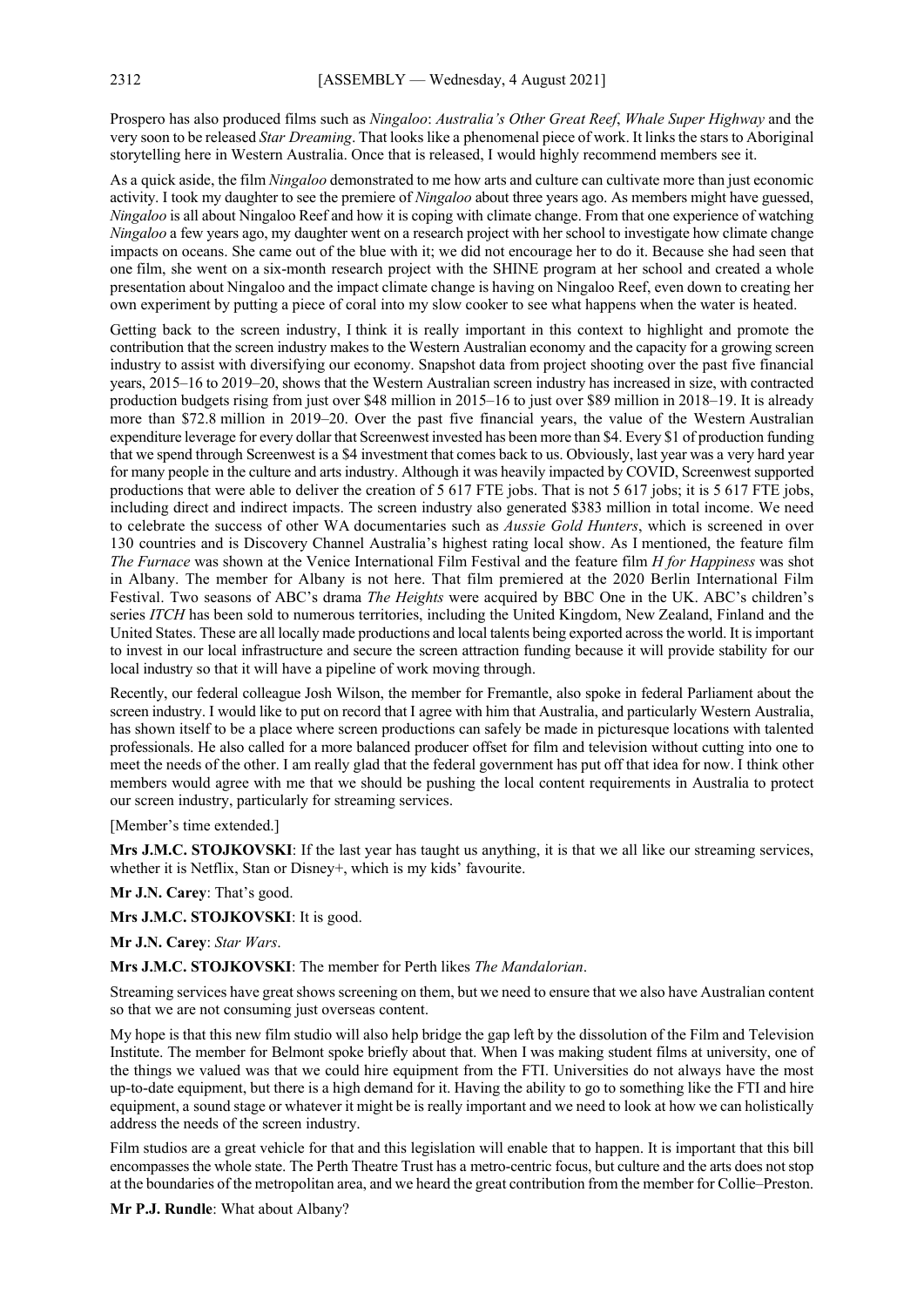Prospero has also produced films such as *Ningaloo*: *Australia's Other Great Reef*, *Whale Super Highway* and the very soon to be released *Star Dreaming*. That looks like a phenomenal piece of work. It links the stars to Aboriginal storytelling here in Western Australia. Once that is released, I would highly recommend members see it.

As a quick aside, the film *Ningaloo* demonstrated to me how arts and culture can cultivate more than just economic activity. I took my daughter to see the premiere of *Ningaloo* about three years ago. As members might have guessed, *Ningaloo* is all about Ningaloo Reef and how it is coping with climate change. From that one experience of watching *Ningaloo* a few years ago, my daughter went on a research project with her school to investigate how climate change impacts on oceans. She came out of the blue with it; we did not encourage her to do it. Because she had seen that one film, she went on a six-month research project with the SHINE program at her school and created a whole presentation about Ningaloo and the impact climate change is having on Ningaloo Reef, even down to creating her own experiment by putting a piece of coral into my slow cooker to see what happens when the water is heated.

Getting back to the screen industry, I think it is really important in this context to highlight and promote the contribution that the screen industry makes to the Western Australian economy and the capacity for a growing screen industry to assist with diversifying our economy. Snapshot data from project shooting over the past five financial years, 2015–16 to 2019–20, shows that the Western Australian screen industry has increased in size, with contracted production budgets rising from just over $48 million in 2015–16 to just over $89 million in 2018–19. It is already more than $72.8 million in 2019–20. Over the past five financial years, the value of the Western Australian expenditure leverage for every dollar that Screenwest invested has been more than $4. Every $1 of production funding that we spend through Screenwest is a $4 investment that comes back to us. Obviously, last year was a very hard year for many people in the culture and arts industry. Although it was heavily impacted by COVID, Screenwest supported productions that were able to deliver the creation of 5 617 FTE jobs. That is not 5 617 jobs; it is 5 617 FTE jobs, including direct and indirect impacts. The screen industry also generated $383 million in total income. We need to celebrate the success of other WA documentaries such as *Aussie Gold Hunters*, which is screened in over 130 countries and is Discovery Channel Australia's highest rating local show. As I mentioned, the feature film *The Furnace* was shown at the Venice International Film Festival and the feature film *H for Happiness* was shot in Albany. The member for Albany is not here. That film premiered at the 2020 Berlin International Film Festival. Two seasons of ABC's drama *The Heights* were acquired by BBC One in the UK. ABC's children's series *ITCH* has been sold to numerous territories, including the United Kingdom, New Zealand, Finland and the United States. These are all locally made productions and local talents being exported across the world. It is important to invest in our local infrastructure and secure the screen attraction funding because it will provide stability for our local industry so that it will have a pipeline of work moving through.

Recently, our federal colleague Josh Wilson, the member for Fremantle, also spoke in federal Parliament about the screen industry. I would like to put on record that I agree with him that Australia, and particularly Western Australia, has shown itself to be a place where screen productions can safely be made in picturesque locations with talented professionals. He also called for a more balanced producer offset for film and television without cutting into one to meet the needs of the other. I am really glad that the federal government has put off that idea for now. I think other members would agree with me that we should be pushing the local content requirements in Australia to protect our screen industry, particularly for streaming services.

[Member's time extended.]

**Mrs J.M.C. STOJKOVSKI**: If the last year has taught us anything, it is that we all like our streaming services, whether it is Netflix, Stan or Disney+, which is my kids' favourite.

**Mr J.N. Carey**: That's good.

**Mrs J.M.C. STOJKOVSKI**: It is good.

**Mr J.N. Carey**: *Star Wars*.

**Mrs J.M.C. STOJKOVSKI**: The member for Perth likes *The Mandalorian*.

Streaming services have great shows screening on them, but we need to ensure that we also have Australian content so that we are not consuming just overseas content.

My hope is that this new film studio will also help bridge the gap left by the dissolution of the Film and Television Institute. The member for Belmont spoke briefly about that. When I was making student films at university, one of the things we valued was that we could hire equipment from the FTI. Universities do not always have the most up-to-date equipment, but there is a high demand for it. Having the ability to go to something like the FTI and hire equipment, a sound stage or whatever it might be is really important and we need to look at how we can holistically address the needs of the screen industry.

Film studios are a great vehicle for that and this legislation will enable that to happen. It is important that this bill encompasses the whole state. The Perth Theatre Trust has a metro-centric focus, but culture and the arts does not stop at the boundaries of the metropolitan area, and we heard the great contribution from the member for Collie–Preston.

**Mr P.J. Rundle**: What about Albany?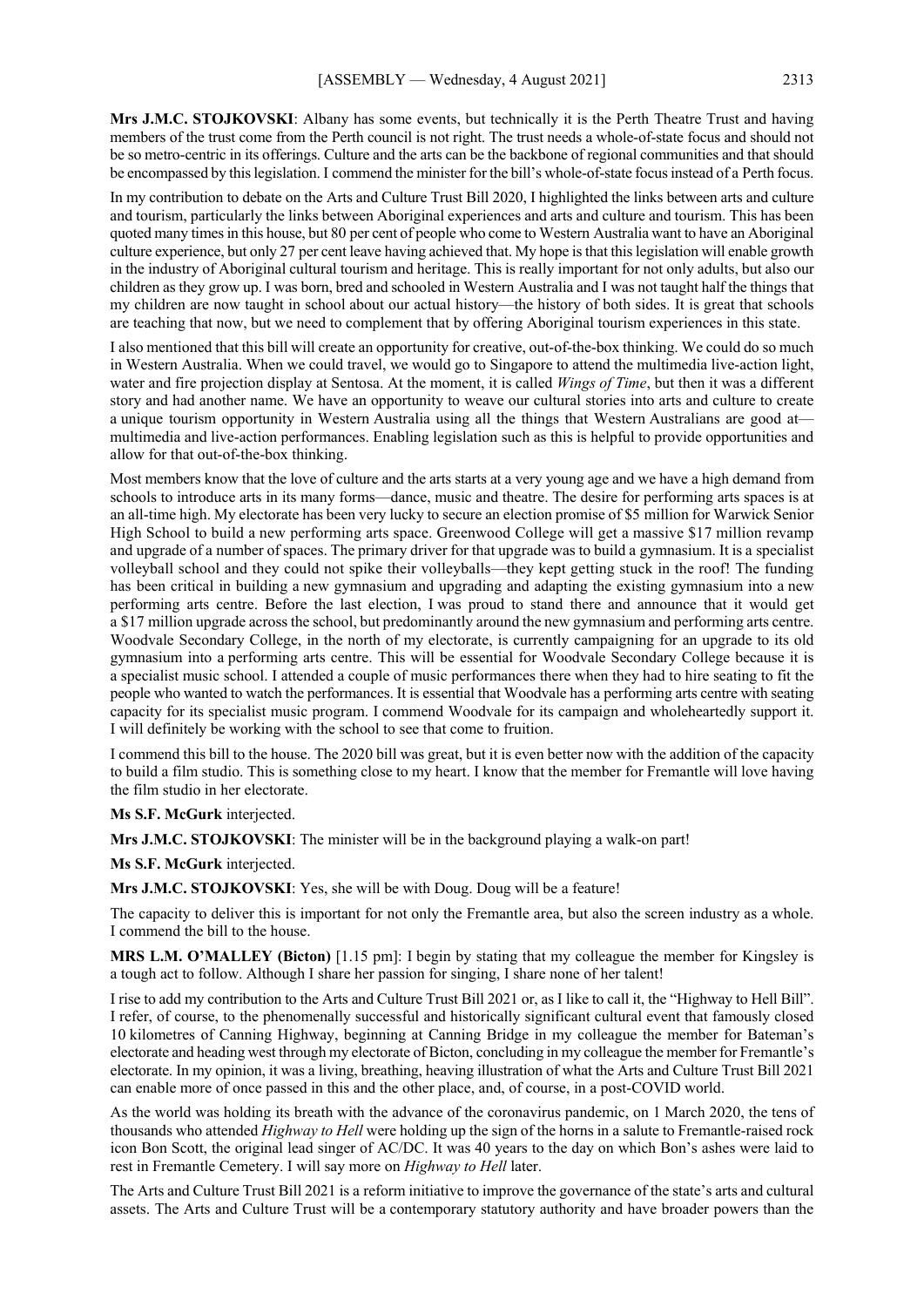**Mrs J.M.C. STOJKOVSKI**: Albany has some events, but technically it is the Perth Theatre Trust and having members of the trust come from the Perth council is not right. The trust needs a whole-of-state focus and should not be so metro-centric in its offerings. Culture and the arts can be the backbone of regional communities and that should be encompassed by this legislation. I commend the minister for the bill's whole-of-state focus instead of a Perth focus.

In my contribution to debate on the Arts and Culture Trust Bill 2020, I highlighted the links between arts and culture and tourism, particularly the links between Aboriginal experiences and arts and culture and tourism. This has been quoted many times in this house, but 80 per cent of people who come to Western Australia want to have an Aboriginal culture experience, but only 27 per cent leave having achieved that. My hope is that this legislation will enable growth in the industry of Aboriginal cultural tourism and heritage. This is really important for not only adults, but also our children as they grow up. I was born, bred and schooled in Western Australia and I was not taught half the things that my children are now taught in school about our actual history—the history of both sides. It is great that schools are teaching that now, but we need to complement that by offering Aboriginal tourism experiences in this state.

I also mentioned that this bill will create an opportunity for creative, out-of-the-box thinking. We could do so much in Western Australia. When we could travel, we would go to Singapore to attend the multimedia live-action light, water and fire projection display at Sentosa. At the moment, it is called *Wings of Time*, but then it was a different story and had another name. We have an opportunity to weave our cultural stories into arts and culture to create a unique tourism opportunity in Western Australia using all the things that Western Australians are good at—multimedia and live-action performances. Enabling legislation such as this is helpful to provide opportunities and allow for that out-of-the-box thinking.

Most members know that the love of culture and the arts starts at a very young age and we have a high demand from schools to introduce arts in its many forms—dance, music and theatre. The desire for performing arts spaces is at an all-time high. My electorate has been very lucky to secure an election promise of $5 million for Warwick Senior High School to build a new performing arts space. Greenwood College will get a massive $17 million revamp and upgrade of a number of spaces. The primary driver for that upgrade was to build a gymnasium. It is a specialist volleyball school and they could not spike their volleyballs—they kept getting stuck in the roof! The funding has been critical in building a new gymnasium and upgrading and adapting the existing gymnasium into a new performing arts centre. Before the last election, I was proud to stand there and announce that it would get a $17 million upgrade across the school, but predominantly around the new gymnasium and performing arts centre. Woodvale Secondary College, in the north of my electorate, is currently campaigning for an upgrade to its old gymnasium into a performing arts centre. This will be essential for Woodvale Secondary College because it is a specialist music school. I attended a couple of music performances there when they had to hire seating to fit the people who wanted to watch the performances. It is essential that Woodvale has a performing arts centre with seating capacity for its specialist music program. I commend Woodvale for its campaign and wholeheartedly support it. I will definitely be working with the school to see that come to fruition.

I commend this bill to the house. The 2020 bill was great, but it is even better now with the addition of the capacity to build a film studio. This is something close to my heart. I know that the member for Fremantle will love having the film studio in her electorate.

**Ms S.F. McGurk** interjected.

**Mrs J.M.C. STOJKOVSKI**: The minister will be in the background playing a walk-on part!

**Ms S.F. McGurk** interjected.

**Mrs J.M.C. STOJKOVSKI**: Yes, she will be with Doug. Doug will be a feature!

The capacity to deliver this is important for not only the Fremantle area, but also the screen industry as a whole. I commend the bill to the house.

**MRS L.M. O'MALLEY (Bicton)** [1.15 pm]: I begin by stating that my colleague the member for Kingsley is a tough act to follow. Although I share her passion for singing, I share none of her talent!

I rise to add my contribution to the Arts and Culture Trust Bill 2021 or, as I like to call it, the "Highway to Hell Bill". I refer, of course, to the phenomenally successful and historically significant cultural event that famously closed 10 kilometres of Canning Highway, beginning at Canning Bridge in my colleague the member for Bateman's electorate and heading west through my electorate of Bicton, concluding in my colleague the member for Fremantle's electorate. In my opinion, it was a living, breathing, heaving illustration of what the Arts and Culture Trust Bill 2021 can enable more of once passed in this and the other place, and, of course, in a post-COVID world.

As the world was holding its breath with the advance of the coronavirus pandemic, on 1 March 2020, the tens of thousands who attended *Highway to Hell* were holding up the sign of the horns in a salute to Fremantle-raised rock icon Bon Scott, the original lead singer of AC/DC. It was 40 years to the day on which Bon's ashes were laid to rest in Fremantle Cemetery. I will say more on *Highway to Hell* later.

The Arts and Culture Trust Bill 2021 is a reform initiative to improve the governance of the state's arts and cultural assets. The Arts and Culture Trust will be a contemporary statutory authority and have broader powers than the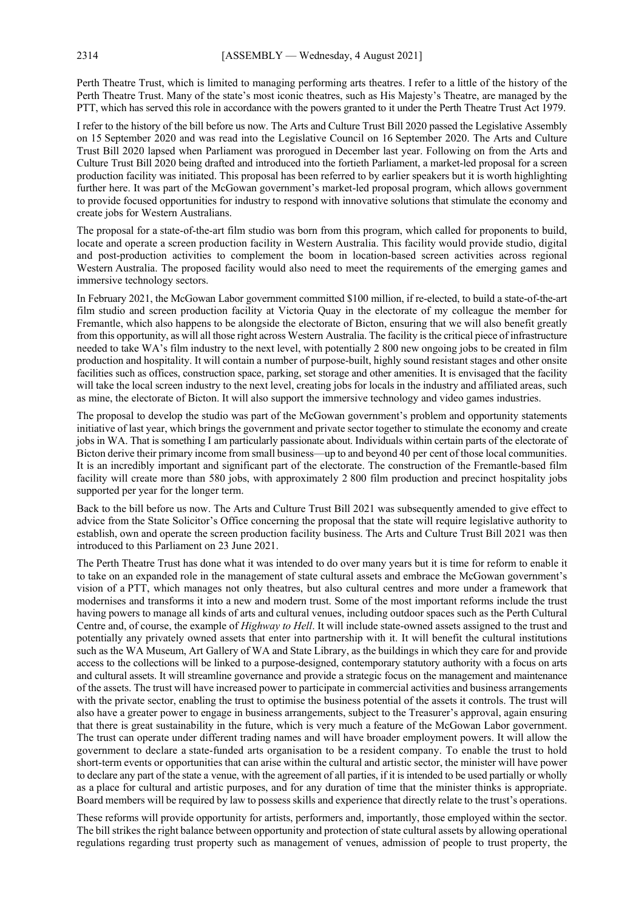Perth Theatre Trust, which is limited to managing performing arts theatres. I refer to a little of the history of the Perth Theatre Trust. Many of the state's most iconic theatres, such as His Majesty's Theatre, are managed by the PTT, which has served this role in accordance with the powers granted to it under the Perth Theatre Trust Act 1979.

I refer to the history of the bill before us now. The Arts and Culture Trust Bill 2020 passed the Legislative Assembly on 15 September 2020 and was read into the Legislative Council on 16 September 2020. The Arts and Culture Trust Bill 2020 lapsed when Parliament was prorogued in December last year. Following on from the Arts and Culture Trust Bill 2020 being drafted and introduced into the fortieth Parliament, a market-led proposal for a screen production facility was initiated. This proposal has been referred to by earlier speakers but it is worth highlighting further here. It was part of the McGowan government's market-led proposal program, which allows government to provide focused opportunities for industry to respond with innovative solutions that stimulate the economy and create jobs for Western Australians.

The proposal for a state-of-the-art film studio was born from this program, which called for proponents to build, locate and operate a screen production facility in Western Australia. This facility would provide studio, digital and post-production activities to complement the boom in location-based screen activities across regional Western Australia. The proposed facility would also need to meet the requirements of the emerging games and immersive technology sectors.

In February 2021, the McGowan Labor government committed $100 million, if re-elected, to build a state-of-the-art film studio and screen production facility at Victoria Quay in the electorate of my colleague the member for Fremantle, which also happens to be alongside the electorate of Bicton, ensuring that we will also benefit greatly from this opportunity, as will all those right across Western Australia. The facility is the critical piece of infrastructure needed to take WA's film industry to the next level, with potentially 2 800 new ongoing jobs to be created in film production and hospitality. It will contain a number of purpose-built, highly sound resistant stages and other onsite facilities such as offices, construction space, parking, set storage and other amenities. It is envisaged that the facility will take the local screen industry to the next level, creating jobs for locals in the industry and affiliated areas, such as mine, the electorate of Bicton. It will also support the immersive technology and video games industries.

The proposal to develop the studio was part of the McGowan government's problem and opportunity statements initiative of last year, which brings the government and private sector together to stimulate the economy and create jobs in WA. That is something I am particularly passionate about. Individuals within certain parts of the electorate of Bicton derive their primary income from small business—up to and beyond 40 per cent of those local communities. It is an incredibly important and significant part of the electorate. The construction of the Fremantle-based film facility will create more than 580 jobs, with approximately 2 800 film production and precinct hospitality jobs supported per year for the longer term.

Back to the bill before us now. The Arts and Culture Trust Bill 2021 was subsequently amended to give effect to advice from the State Solicitor's Office concerning the proposal that the state will require legislative authority to establish, own and operate the screen production facility business. The Arts and Culture Trust Bill 2021 was then introduced to this Parliament on 23 June 2021.

The Perth Theatre Trust has done what it was intended to do over many years but it is time for reform to enable it to take on an expanded role in the management of state cultural assets and embrace the McGowan government's vision of a PTT, which manages not only theatres, but also cultural centres and more under a framework that modernises and transforms it into a new and modern trust. Some of the most important reforms include the trust having powers to manage all kinds of arts and cultural venues, including outdoor spaces such as the Perth Cultural Centre and, of course, the example of *Highway to Hell*. It will include state-owned assets assigned to the trust and potentially any privately owned assets that enter into partnership with it. It will benefit the cultural institutions such as the WA Museum, Art Gallery of WA and State Library, as the buildings in which they care for and provide access to the collections will be linked to a purpose-designed, contemporary statutory authority with a focus on arts and cultural assets. It will streamline governance and provide a strategic focus on the management and maintenance of the assets. The trust will have increased power to participate in commercial activities and business arrangements with the private sector, enabling the trust to optimise the business potential of the assets it controls. The trust will also have a greater power to engage in business arrangements, subject to the Treasurer's approval, again ensuring that there is great sustainability in the future, which is very much a feature of the McGowan Labor government. The trust can operate under different trading names and will have broader employment powers. It will allow the government to declare a state-funded arts organisation to be a resident company. To enable the trust to hold short-term events or opportunities that can arise within the cultural and artistic sector, the minister will have power to declare any part of the state a venue, with the agreement of all parties, if it is intended to be used partially or wholly as a place for cultural and artistic purposes, and for any duration of time that the minister thinks is appropriate. Board members will be required by law to possess skills and experience that directly relate to the trust's operations.

These reforms will provide opportunity for artists, performers and, importantly, those employed within the sector. The bill strikes the right balance between opportunity and protection of state cultural assets by allowing operational regulations regarding trust property such as management of venues, admission of people to trust property, the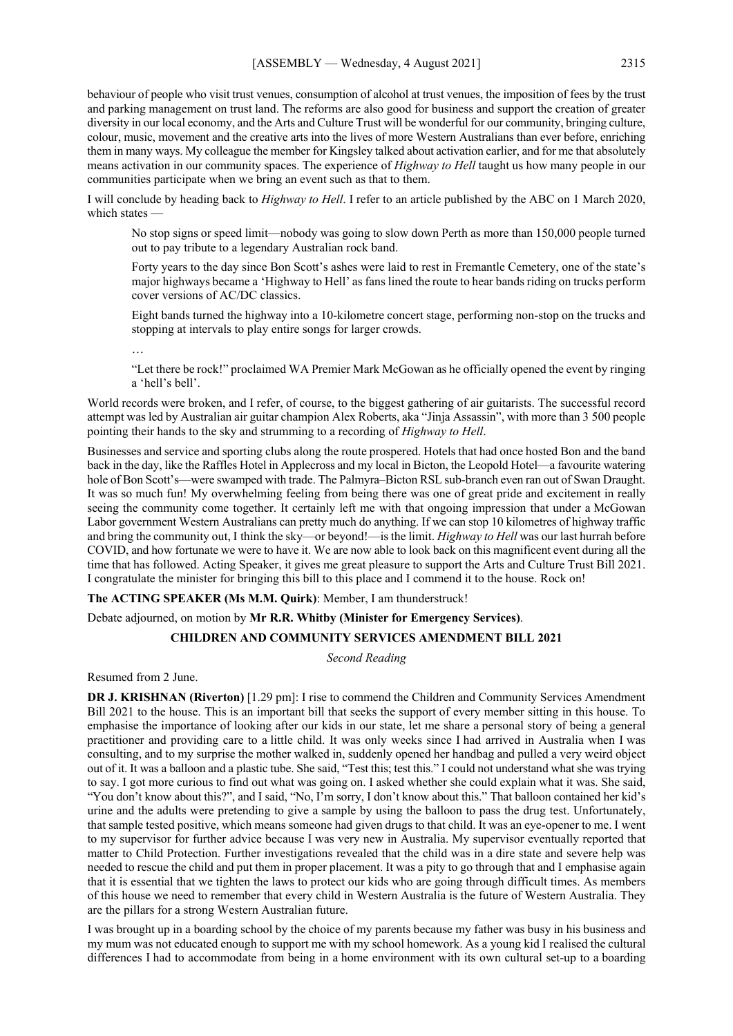behaviour of people who visit trust venues, consumption of alcohol at trust venues, the imposition of fees by the trust and parking management on trust land. The reforms are also good for business and support the creation of greater diversity in our local economy, and the Arts and Culture Trust will be wonderful for our community, bringing culture, colour, music, movement and the creative arts into the lives of more Western Australians than ever before, enriching them in many ways. My colleague the member for Kingsley talked about activation earlier, and for me that absolutely means activation in our community spaces. The experience of *Highway to Hell* taught us how many people in our communities participate when we bring an event such as that to them.

I will conclude by heading back to *Highway to Hell*. I refer to an article published by the ABC on 1 March 2020, which states —

> No stop signs or speed limit—nobody was going to slow down Perth as more than 150,000 people turned out to pay tribute to a legendary Australian rock band.
>
> Forty years to the day since Bon Scott's ashes were laid to rest in Fremantle Cemetery, one of the state's major highways became a 'Highway to Hell' as fans lined the route to hear bands riding on trucks perform cover versions of AC/DC classics.
>
> Eight bands turned the highway into a 10-kilometre concert stage, performing non-stop on the trucks and stopping at intervals to play entire songs for larger crowds.
>
> …
>
> "Let there be rock!" proclaimed WA Premier Mark McGowan as he officially opened the event by ringing a 'hell's bell'.

World records were broken, and I refer, of course, to the biggest gathering of air guitarists. The successful record attempt was led by Australian air guitar champion Alex Roberts, aka "Jinja Assassin", with more than 3 500 people pointing their hands to the sky and strumming to a recording of *Highway to Hell*.

Businesses and service and sporting clubs along the route prospered. Hotels that had once hosted Bon and the band back in the day, like the Raffles Hotel in Applecross and my local in Bicton, the Leopold Hotel—a favourite watering hole of Bon Scott's—were swamped with trade. The Palmyra–Bicton RSL sub-branch even ran out of Swan Draught. It was so much fun! My overwhelming feeling from being there was one of great pride and excitement in really seeing the community come together. It certainly left me with that ongoing impression that under a McGowan Labor government Western Australians can pretty much do anything. If we can stop 10 kilometres of highway traffic and bring the community out, I think the sky—or beyond!—is the limit. *Highway to Hell* was our last hurrah before COVID, and how fortunate we were to have it. We are now able to look back on this magnificent event during all the time that has followed. Acting Speaker, it gives me great pleasure to support the Arts and Culture Trust Bill 2021. I congratulate the minister for bringing this bill to this place and I commend it to the house. Rock on!

**The ACTING SPEAKER (Ms M.M. Quirk)**: Member, I am thunderstruck!

Debate adjourned, on motion by **Mr R.R. Whitby (Minister for Emergency Services)**.

## CHILDREN AND COMMUNITY SERVICES AMENDMENT BILL 2021

*Second Reading*

Resumed from 2 June.

**DR J. KRISHNAN (Riverton)** [1.29 pm]: I rise to commend the Children and Community Services Amendment Bill 2021 to the house. This is an important bill that seeks the support of every member sitting in this house. To emphasise the importance of looking after our kids in our state, let me share a personal story of being a general practitioner and providing care to a little child. It was only weeks since I had arrived in Australia when I was consulting, and to my surprise the mother walked in, suddenly opened her handbag and pulled a very weird object out of it. It was a balloon and a plastic tube. She said, "Test this; test this." I could not understand what she was trying to say. I got more curious to find out what was going on. I asked whether she could explain what it was. She said, "You don't know about this?", and I said, "No, I'm sorry, I don't know about this." That balloon contained her kid's urine and the adults were pretending to give a sample by using the balloon to pass the drug test. Unfortunately, that sample tested positive, which means someone had given drugs to that child. It was an eye-opener to me. I went to my supervisor for further advice because I was very new in Australia. My supervisor eventually reported that matter to Child Protection. Further investigations revealed that the child was in a dire state and severe help was needed to rescue the child and put them in proper placement. It was a pity to go through that and I emphasise again that it is essential that we tighten the laws to protect our kids who are going through difficult times. As members of this house we need to remember that every child in Western Australia is the future of Western Australia. They are the pillars for a strong Western Australian future.

I was brought up in a boarding school by the choice of my parents because my father was busy in his business and my mum was not educated enough to support me with my school homework. As a young kid I realised the cultural differences I had to accommodate from being in a home environment with its own cultural set-up to a boarding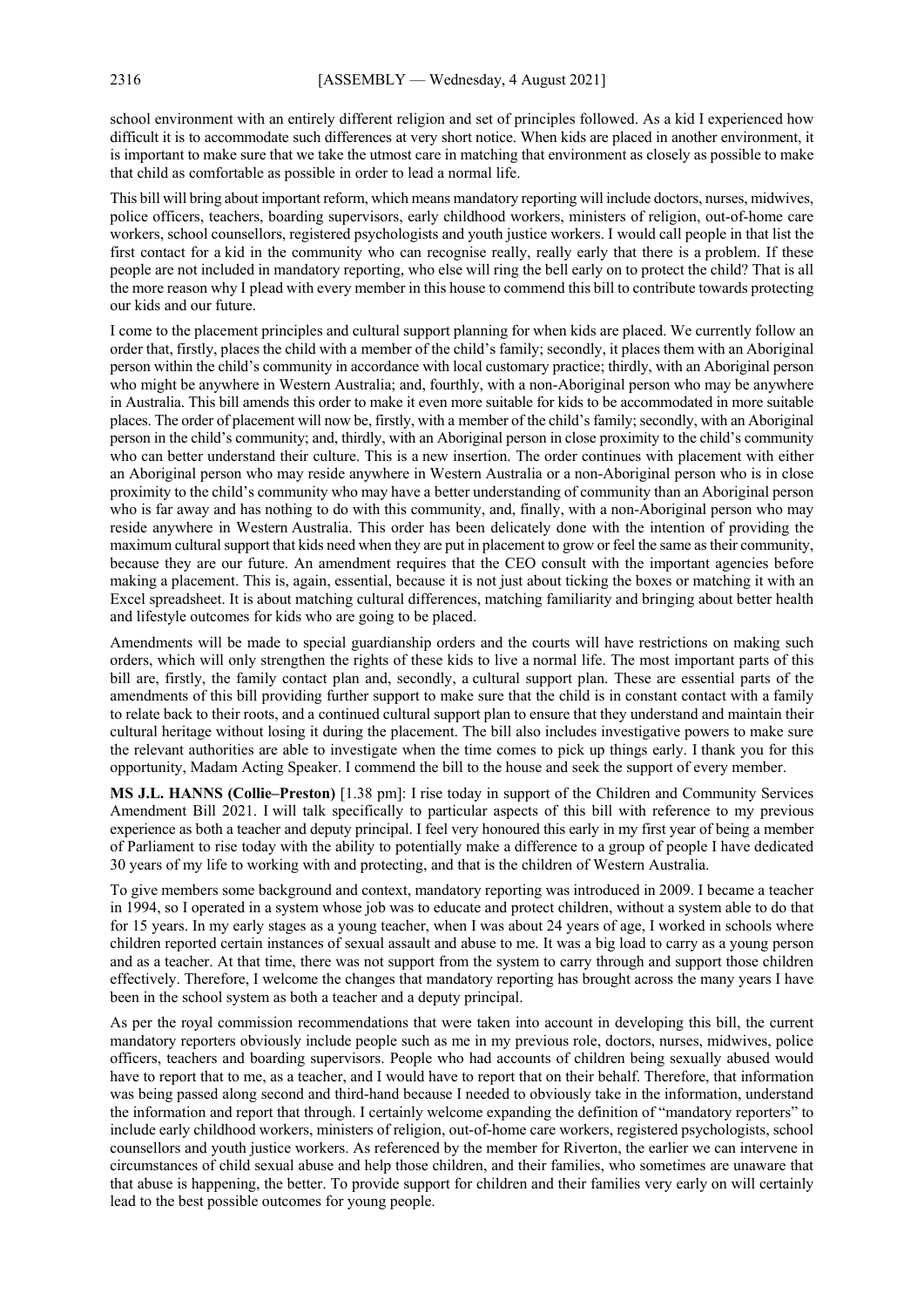school environment with an entirely different religion and set of principles followed. As a kid I experienced how difficult it is to accommodate such differences at very short notice. When kids are placed in another environment, it is important to make sure that we take the utmost care in matching that environment as closely as possible to make that child as comfortable as possible in order to lead a normal life.

This bill will bring about important reform, which means mandatory reporting will include doctors, nurses, midwives, police officers, teachers, boarding supervisors, early childhood workers, ministers of religion, out-of-home care workers, school counsellors, registered psychologists and youth justice workers. I would call people in that list the first contact for a kid in the community who can recognise really, really early that there is a problem. If these people are not included in mandatory reporting, who else will ring the bell early on to protect the child? That is all the more reason why I plead with every member in this house to commend this bill to contribute towards protecting our kids and our future.

I come to the placement principles and cultural support planning for when kids are placed. We currently follow an order that, firstly, places the child with a member of the child's family; secondly, it places them with an Aboriginal person within the child's community in accordance with local customary practice; thirdly, with an Aboriginal person who might be anywhere in Western Australia; and, fourthly, with a non-Aboriginal person who may be anywhere in Australia. This bill amends this order to make it even more suitable for kids to be accommodated in more suitable places. The order of placement will now be, firstly, with a member of the child's family; secondly, with an Aboriginal person in the child's community; and, thirdly, with an Aboriginal person in close proximity to the child's community who can better understand their culture. This is a new insertion. The order continues with placement with either an Aboriginal person who may reside anywhere in Western Australia or a non-Aboriginal person who is in close proximity to the child's community who may have a better understanding of community than an Aboriginal person who is far away and has nothing to do with this community, and, finally, with a non-Aboriginal person who may reside anywhere in Western Australia. This order has been delicately done with the intention of providing the maximum cultural support that kids need when they are put in placement to grow or feel the same as their community, because they are our future. An amendment requires that the CEO consult with the important agencies before making a placement. This is, again, essential, because it is not just about ticking the boxes or matching it with an Excel spreadsheet. It is about matching cultural differences, matching familiarity and bringing about better health and lifestyle outcomes for kids who are going to be placed.

Amendments will be made to special guardianship orders and the courts will have restrictions on making such orders, which will only strengthen the rights of these kids to live a normal life. The most important parts of this bill are, firstly, the family contact plan and, secondly, a cultural support plan. These are essential parts of the amendments of this bill providing further support to make sure that the child is in constant contact with a family to relate back to their roots, and a continued cultural support plan to ensure that they understand and maintain their cultural heritage without losing it during the placement. The bill also includes investigative powers to make sure the relevant authorities are able to investigate when the time comes to pick up things early. I thank you for this opportunity, Madam Acting Speaker. I commend the bill to the house and seek the support of every member.

**MS J.L. HANNS (Collie–Preston)** [1.38 pm]: I rise today in support of the Children and Community Services Amendment Bill 2021. I will talk specifically to particular aspects of this bill with reference to my previous experience as both a teacher and deputy principal. I feel very honoured this early in my first year of being a member of Parliament to rise today with the ability to potentially make a difference to a group of people I have dedicated 30 years of my life to working with and protecting, and that is the children of Western Australia.

To give members some background and context, mandatory reporting was introduced in 2009. I became a teacher in 1994, so I operated in a system whose job was to educate and protect children, without a system able to do that for 15 years. In my early stages as a young teacher, when I was about 24 years of age, I worked in schools where children reported certain instances of sexual assault and abuse to me. It was a big load to carry as a young person and as a teacher. At that time, there was not support from the system to carry through and support those children effectively. Therefore, I welcome the changes that mandatory reporting has brought across the many years I have been in the school system as both a teacher and a deputy principal.

As per the royal commission recommendations that were taken into account in developing this bill, the current mandatory reporters obviously include people such as me in my previous role, doctors, nurses, midwives, police officers, teachers and boarding supervisors. People who had accounts of children being sexually abused would have to report that to me, as a teacher, and I would have to report that on their behalf. Therefore, that information was being passed along second and third-hand because I needed to obviously take in the information, understand the information and report that through. I certainly welcome expanding the definition of "mandatory reporters" to include early childhood workers, ministers of religion, out-of-home care workers, registered psychologists, school counsellors and youth justice workers. As referenced by the member for Riverton, the earlier we can intervene in circumstances of child sexual abuse and help those children, and their families, who sometimes are unaware that that abuse is happening, the better. To provide support for children and their families very early on will certainly lead to the best possible outcomes for young people.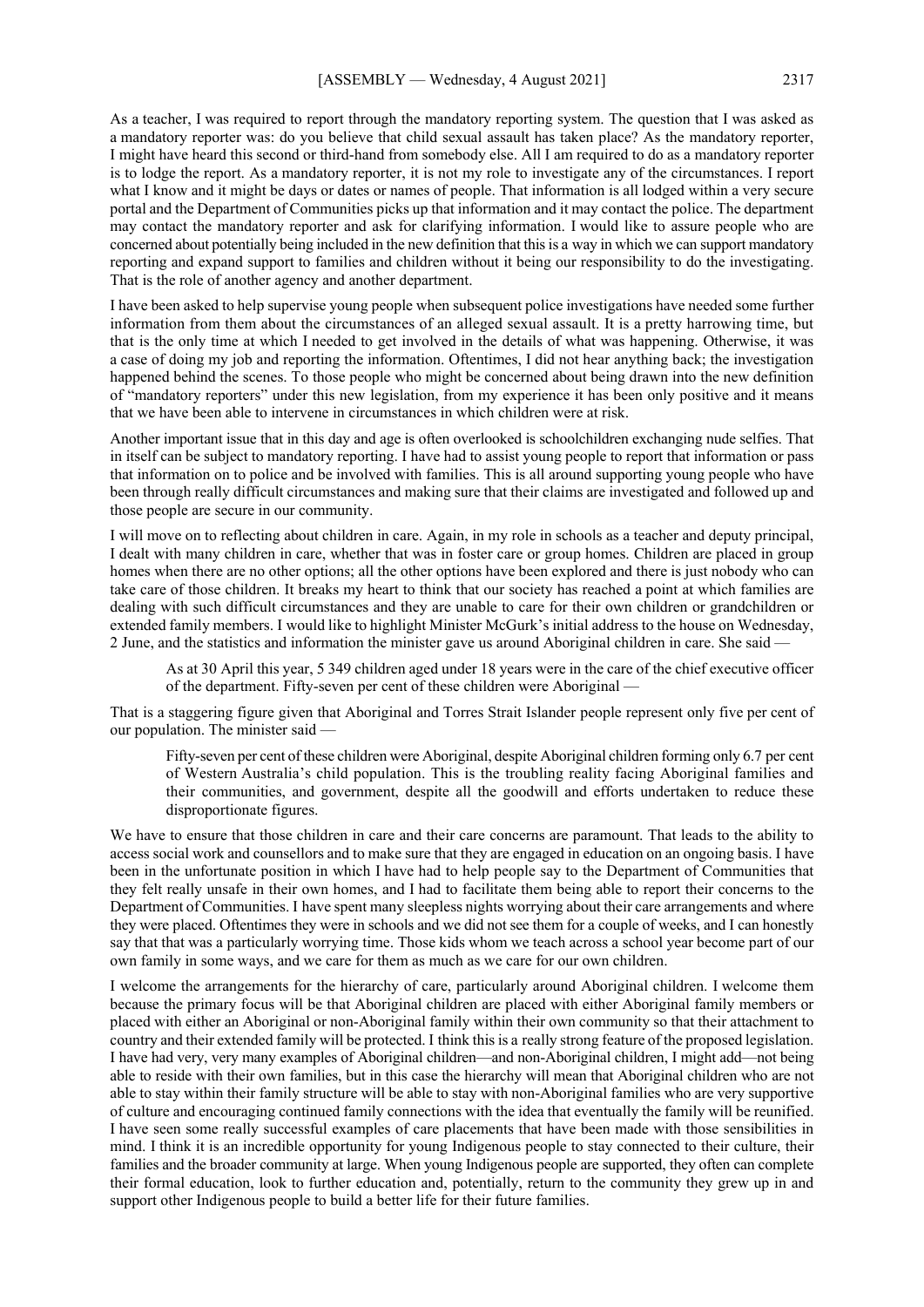As a teacher, I was required to report through the mandatory reporting system. The question that I was asked as a mandatory reporter was: do you believe that child sexual assault has taken place? As the mandatory reporter, I might have heard this second or third-hand from somebody else. All I am required to do as a mandatory reporter is to lodge the report. As a mandatory reporter, it is not my role to investigate any of the circumstances. I report what I know and it might be days or dates or names of people. That information is all lodged within a very secure portal and the Department of Communities picks up that information and it may contact the police. The department may contact the mandatory reporter and ask for clarifying information. I would like to assure people who are concerned about potentially being included in the new definition that this is a way in which we can support mandatory reporting and expand support to families and children without it being our responsibility to do the investigating. That is the role of another agency and another department.

I have been asked to help supervise young people when subsequent police investigations have needed some further information from them about the circumstances of an alleged sexual assault. It is a pretty harrowing time, but that is the only time at which I needed to get involved in the details of what was happening. Otherwise, it was a case of doing my job and reporting the information. Oftentimes, I did not hear anything back; the investigation happened behind the scenes. To those people who might be concerned about being drawn into the new definition of "mandatory reporters" under this new legislation, from my experience it has been only positive and it means that we have been able to intervene in circumstances in which children were at risk.

Another important issue that in this day and age is often overlooked is schoolchildren exchanging nude selfies. That in itself can be subject to mandatory reporting. I have had to assist young people to report that information or pass that information on to police and be involved with families. This is all around supporting young people who have been through really difficult circumstances and making sure that their claims are investigated and followed up and those people are secure in our community.

I will move on to reflecting about children in care. Again, in my role in schools as a teacher and deputy principal, I dealt with many children in care, whether that was in foster care or group homes. Children are placed in group homes when there are no other options; all the other options have been explored and there is just nobody who can take care of those children. It breaks my heart to think that our society has reached a point at which families are dealing with such difficult circumstances and they are unable to care for their own children or grandchildren or extended family members. I would like to highlight Minister McGurk's initial address to the house on Wednesday, 2 June, and the statistics and information the minister gave us around Aboriginal children in care. She said —

> As at 30 April this year, 5 349 children aged under 18 years were in the care of the chief executive officer of the department. Fifty-seven per cent of these children were Aboriginal —

That is a staggering figure given that Aboriginal and Torres Strait Islander people represent only five per cent of our population. The minister said —

> Fifty-seven per cent of these children were Aboriginal, despite Aboriginal children forming only 6.7 per cent of Western Australia's child population. This is the troubling reality facing Aboriginal families and their communities, and government, despite all the goodwill and efforts undertaken to reduce these disproportionate figures.

We have to ensure that those children in care and their care concerns are paramount. That leads to the ability to access social work and counsellors and to make sure that they are engaged in education on an ongoing basis. I have been in the unfortunate position in which I have had to help people say to the Department of Communities that they felt really unsafe in their own homes, and I had to facilitate them being able to report their concerns to the Department of Communities. I have spent many sleepless nights worrying about their care arrangements and where they were placed. Oftentimes they were in schools and we did not see them for a couple of weeks, and I can honestly say that that was a particularly worrying time. Those kids whom we teach across a school year become part of our own family in some ways, and we care for them as much as we care for our own children.

I welcome the arrangements for the hierarchy of care, particularly around Aboriginal children. I welcome them because the primary focus will be that Aboriginal children are placed with either Aboriginal family members or placed with either an Aboriginal or non-Aboriginal family within their own community so that their attachment to country and their extended family will be protected. I think this is a really strong feature of the proposed legislation. I have had very, very many examples of Aboriginal children—and non-Aboriginal children, I might add—not being able to reside with their own families, but in this case the hierarchy will mean that Aboriginal children who are not able to stay within their family structure will be able to stay with non-Aboriginal families who are very supportive of culture and encouraging continued family connections with the idea that eventually the family will be reunified. I have seen some really successful examples of care placements that have been made with those sensibilities in mind. I think it is an incredible opportunity for young Indigenous people to stay connected to their culture, their families and the broader community at large. When young Indigenous people are supported, they often can complete their formal education, look to further education and, potentially, return to the community they grew up in and support other Indigenous people to build a better life for their future families.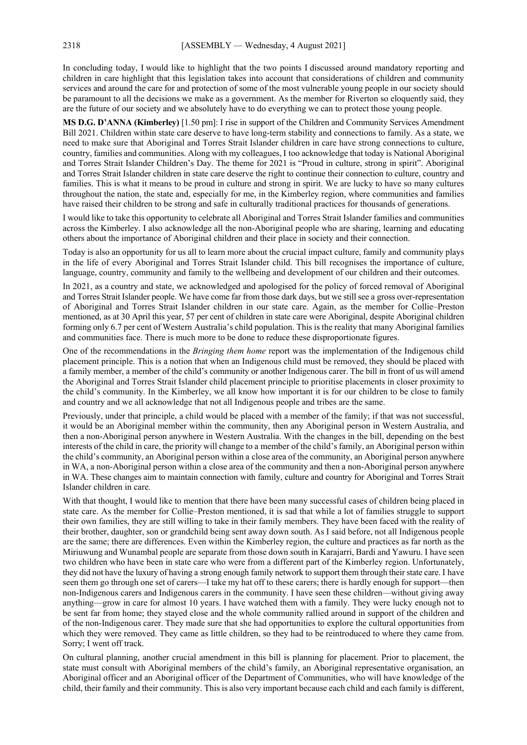In concluding today, I would like to highlight that the two points I discussed around mandatory reporting and children in care highlight that this legislation takes into account that considerations of children and community services and around the care for and protection of some of the most vulnerable young people in our society should be paramount to all the decisions we make as a government. As the member for Riverton so eloquently said, they are the future of our society and we absolutely have to do everything we can to protect those young people.

**MS D.G. D'ANNA (Kimberley)** [1.50 pm]: I rise in support of the Children and Community Services Amendment Bill 2021. Children within state care deserve to have long-term stability and connections to family. As a state, we need to make sure that Aboriginal and Torres Strait Islander children in care have strong connections to culture, country, families and communities. Along with my colleagues, I too acknowledge that today is National Aboriginal and Torres Strait Islander Children's Day. The theme for 2021 is "Proud in culture, strong in spirit". Aboriginal and Torres Strait Islander children in state care deserve the right to continue their connection to culture, country and families. This is what it means to be proud in culture and strong in spirit. We are lucky to have so many cultures throughout the nation, the state and, especially for me, in the Kimberley region, where communities and families have raised their children to be strong and safe in culturally traditional practices for thousands of generations.

I would like to take this opportunity to celebrate all Aboriginal and Torres Strait Islander families and communities across the Kimberley. I also acknowledge all the non-Aboriginal people who are sharing, learning and educating others about the importance of Aboriginal children and their place in society and their connection.

Today is also an opportunity for us all to learn more about the crucial impact culture, family and community plays in the life of every Aboriginal and Torres Strait Islander child. This bill recognises the importance of culture, language, country, community and family to the wellbeing and development of our children and their outcomes.

In 2021, as a country and state, we acknowledged and apologised for the policy of forced removal of Aboriginal and Torres Strait Islander people. We have come far from those dark days, but we still see a gross over-representation of Aboriginal and Torres Strait Islander children in our state care. Again, as the member for Collie–Preston mentioned, as at 30 April this year, 57 per cent of children in state care were Aboriginal, despite Aboriginal children forming only 6.7 per cent of Western Australia's child population. This is the reality that many Aboriginal families and communities face. There is much more to be done to reduce these disproportionate figures.

One of the recommendations in the *Bringing them home* report was the implementation of the Indigenous child placement principle. This is a notion that when an Indigenous child must be removed, they should be placed with a family member, a member of the child's community or another Indigenous carer. The bill in front of us will amend the Aboriginal and Torres Strait Islander child placement principle to prioritise placements in closer proximity to the child's community. In the Kimberley, we all know how important it is for our children to be close to family and country and we all acknowledge that not all Indigenous people and tribes are the same.

Previously, under that principle, a child would be placed with a member of the family; if that was not successful, it would be an Aboriginal member within the community, then any Aboriginal person in Western Australia, and then a non-Aboriginal person anywhere in Western Australia. With the changes in the bill, depending on the best interests of the child in care, the priority will change to a member of the child's family, an Aboriginal person within the child's community, an Aboriginal person within a close area of the community, an Aboriginal person anywhere in WA, a non-Aboriginal person within a close area of the community and then a non-Aboriginal person anywhere in WA. These changes aim to maintain connection with family, culture and country for Aboriginal and Torres Strait Islander children in care.

With that thought, I would like to mention that there have been many successful cases of children being placed in state care. As the member for Collie–Preston mentioned, it is sad that while a lot of families struggle to support their own families, they are still willing to take in their family members. They have been faced with the reality of their brother, daughter, son or grandchild being sent away down south. As I said before, not all Indigenous people are the same; there are differences. Even within the Kimberley region, the culture and practices as far north as the Miriuwung and Wunambal people are separate from those down south in Karajarri, Bardi and Yawuru. I have seen two children who have been in state care who were from a different part of the Kimberley region. Unfortunately, they did not have the luxury of having a strong enough family network to support them through their state care. I have seen them go through one set of carers—I take my hat off to these carers; there is hardly enough for support—then non-Indigenous carers and Indigenous carers in the community. I have seen these children—without giving away anything—grow in care for almost 10 years. I have watched them with a family. They were lucky enough not to be sent far from home; they stayed close and the whole community rallied around in support of the children and of the non-Indigenous carer. They made sure that she had opportunities to explore the cultural opportunities from which they were removed. They came as little children, so they had to be reintroduced to where they came from. Sorry; I went off track.

On cultural planning, another crucial amendment in this bill is planning for placement. Prior to placement, the state must consult with Aboriginal members of the child's family, an Aboriginal representative organisation, an Aboriginal officer and an Aboriginal officer of the Department of Communities, who will have knowledge of the child, their family and their community. This is also very important because each child and each family is different,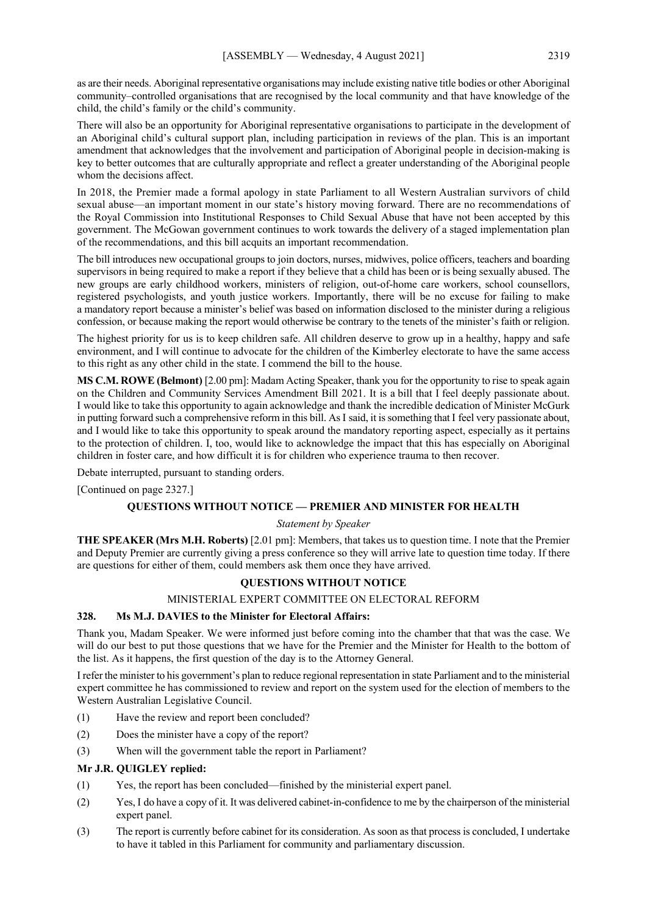as are their needs. Aboriginal representative organisations may include existing native title bodies or other Aboriginal community–controlled organisations that are recognised by the local community and that have knowledge of the child, the child's family or the child's community.

There will also be an opportunity for Aboriginal representative organisations to participate in the development of an Aboriginal child's cultural support plan, including participation in reviews of the plan. This is an important amendment that acknowledges that the involvement and participation of Aboriginal people in decision-making is key to better outcomes that are culturally appropriate and reflect a greater understanding of the Aboriginal people whom the decisions affect.

In 2018, the Premier made a formal apology in state Parliament to all Western Australian survivors of child sexual abuse—an important moment in our state's history moving forward. There are no recommendations of the Royal Commission into Institutional Responses to Child Sexual Abuse that have not been accepted by this government. The McGowan government continues to work towards the delivery of a staged implementation plan of the recommendations, and this bill acquits an important recommendation.

The bill introduces new occupational groups to join doctors, nurses, midwives, police officers, teachers and boarding supervisors in being required to make a report if they believe that a child has been or is being sexually abused. The new groups are early childhood workers, ministers of religion, out-of-home care workers, school counsellors, registered psychologists, and youth justice workers. Importantly, there will be no excuse for failing to make a mandatory report because a minister's belief was based on information disclosed to the minister during a religious confession, or because making the report would otherwise be contrary to the tenets of the minister's faith or religion.

The highest priority for us is to keep children safe. All children deserve to grow up in a healthy, happy and safe environment, and I will continue to advocate for the children of the Kimberley electorate to have the same access to this right as any other child in the state. I commend the bill to the house.

**MS C.M. ROWE (Belmont)** [2.00 pm]: Madam Acting Speaker, thank you for the opportunity to rise to speak again on the Children and Community Services Amendment Bill 2021. It is a bill that I feel deeply passionate about. I would like to take this opportunity to again acknowledge and thank the incredible dedication of Minister McGurk in putting forward such a comprehensive reform in this bill. As I said, it is something that I feel very passionate about, and I would like to take this opportunity to speak around the mandatory reporting aspect, especially as it pertains to the protection of children. I, too, would like to acknowledge the impact that this has especially on Aboriginal children in foster care, and how difficult it is for children who experience trauma to then recover.

Debate interrupted, pursuant to standing orders.

[Continued on page 2327.]

## QUESTIONS WITHOUT NOTICE — PREMIER AND MINISTER FOR HEALTH

*Statement by Speaker*

**THE SPEAKER (Mrs M.H. Roberts)** [2.01 pm]: Members, that takes us to question time. I note that the Premier and Deputy Premier are currently giving a press conference so they will arrive late to question time today. If there are questions for either of them, could members ask them once they have arrived.

## QUESTIONS WITHOUT NOTICE

### MINISTERIAL EXPERT COMMITTEE ON ELECTORAL REFORM

**328. Ms M.J. DAVIES to the Minister for Electoral Affairs:**

Thank you, Madam Speaker. We were informed just before coming into the chamber that that was the case. We will do our best to put those questions that we have for the Premier and the Minister for Health to the bottom of the list. As it happens, the first question of the day is to the Attorney General.

I refer the minister to his government's plan to reduce regional representation in state Parliament and to the ministerial expert committee he has commissioned to review and report on the system used for the election of members to the Western Australian Legislative Council.

(1) Have the review and report been concluded?

(2) Does the minister have a copy of the report?

(3) When will the government table the report in Parliament?

**Mr J.R. QUIGLEY replied:**

(1) Yes, the report has been concluded—finished by the ministerial expert panel.

(2) Yes, I do have a copy of it. It was delivered cabinet-in-confidence to me by the chairperson of the ministerial expert panel.

(3) The report is currently before cabinet for its consideration. As soon as that process is concluded, I undertake to have it tabled in this Parliament for community and parliamentary discussion.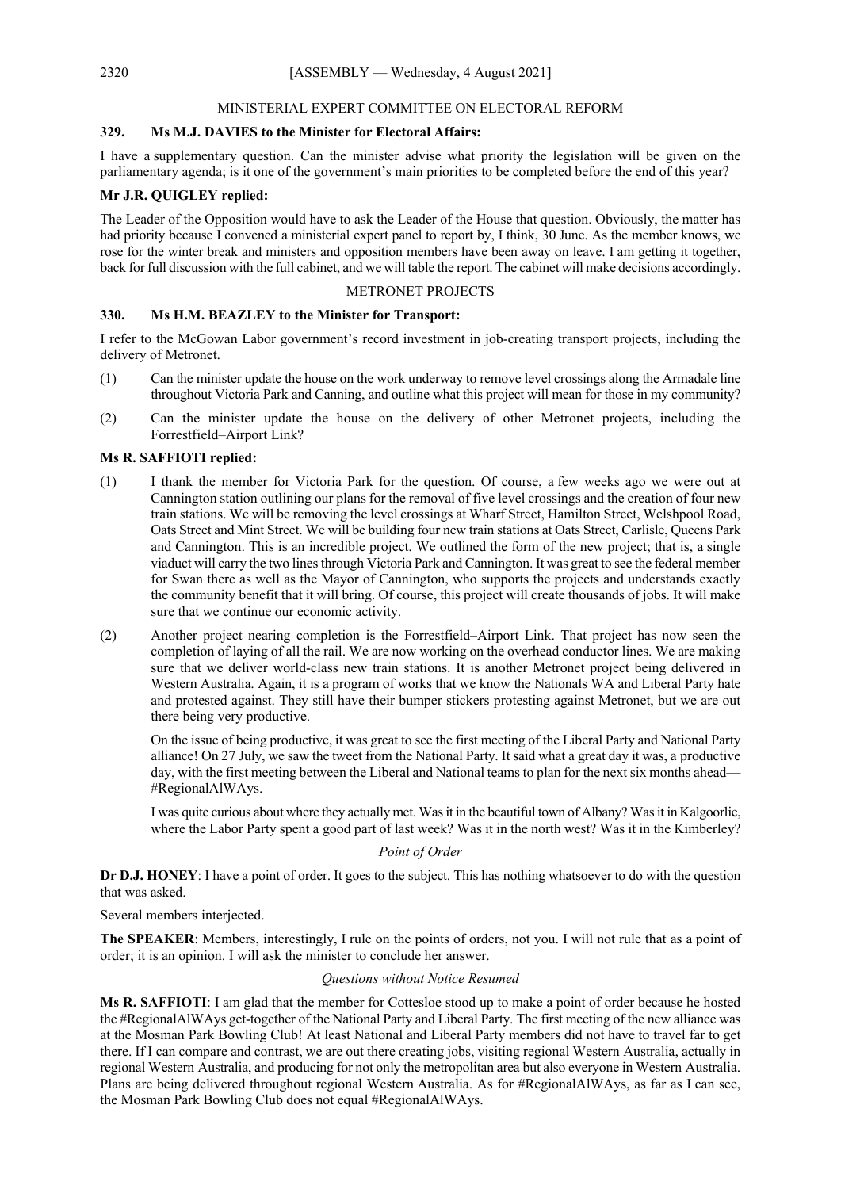## MINISTERIAL EXPERT COMMITTEE ON ELECTORAL REFORM

### 329. Ms M.J. DAVIES to the Minister for Electoral Affairs:

I have a supplementary question. Can the minister advise what priority the legislation will be given on the parliamentary agenda; is it one of the government's main priorities to be completed before the end of this year?

**Mr J.R. QUIGLEY replied:**

The Leader of the Opposition would have to ask the Leader of the House that question. Obviously, the matter has had priority because I convened a ministerial expert panel to report by, I think, 30 June. As the member knows, we rose for the winter break and ministers and opposition members have been away on leave. I am getting it together, back for full discussion with the full cabinet, and we will table the report. The cabinet will make decisions accordingly.

## METRONET PROJECTS

### 330. Ms H.M. BEAZLEY to the Minister for Transport:

I refer to the McGowan Labor government's record investment in job-creating transport projects, including the delivery of Metronet.

(1) Can the minister update the house on the work underway to remove level crossings along the Armadale line throughout Victoria Park and Canning, and outline what this project will mean for those in my community?

(2) Can the minister update the house on the delivery of other Metronet projects, including the Forrestfield–Airport Link?

**Ms R. SAFFIOTI replied:**

(1) I thank the member for Victoria Park for the question. Of course, a few weeks ago we were out at Cannington station outlining our plans for the removal of five level crossings and the creation of four new train stations. We will be removing the level crossings at Wharf Street, Hamilton Street, Welshpool Road, Oats Street and Mint Street. We will be building four new train stations at Oats Street, Carlisle, Queens Park and Cannington. This is an incredible project. We outlined the form of the new project; that is, a single viaduct will carry the two lines through Victoria Park and Cannington. It was great to see the federal member for Swan there as well as the Mayor of Cannington, who supports the projects and understands exactly the community benefit that it will bring. Of course, this project will create thousands of jobs. It will make sure that we continue our economic activity.

(2) Another project nearing completion is the Forrestfield–Airport Link. That project has now seen the completion of laying of all the rail. We are now working on the overhead conductor lines. We are making sure that we deliver world-class new train stations. It is another Metronet project being delivered in Western Australia. Again, it is a program of works that we know the Nationals WA and Liberal Party hate and protested against. They still have their bumper stickers protesting against Metronet, but we are out there being very productive.

On the issue of being productive, it was great to see the first meeting of the Liberal Party and National Party alliance! On 27 July, we saw the tweet from the National Party. It said what a great day it was, a productive day, with the first meeting between the Liberal and National teams to plan for the next six months ahead—#RegionalAlWAys.

I was quite curious about where they actually met. Was it in the beautiful town of Albany? Was it in Kalgoorlie, where the Labor Party spent a good part of last week? Was it in the north west? Was it in the Kimberley?

*Point of Order*

**Dr D.J. HONEY**: I have a point of order. It goes to the subject. This has nothing whatsoever to do with the question that was asked.

Several members interjected.

**The SPEAKER**: Members, interestingly, I rule on the points of orders, not you. I will not rule that as a point of order; it is an opinion. I will ask the minister to conclude her answer.

*Questions without Notice Resumed*

**Ms R. SAFFIOTI**: I am glad that the member for Cottesloe stood up to make a point of order because he hosted the #RegionalAlWAys get-together of the National Party and Liberal Party. The first meeting of the new alliance was at the Mosman Park Bowling Club! At least National and Liberal Party members did not have to travel far to get there. If I can compare and contrast, we are out there creating jobs, visiting regional Western Australia, actually in regional Western Australia, and producing for not only the metropolitan area but also everyone in Western Australia. Plans are being delivered throughout regional Western Australia. As for #RegionalAlWAys, as far as I can see, the Mosman Park Bowling Club does not equal #RegionalAlWAys.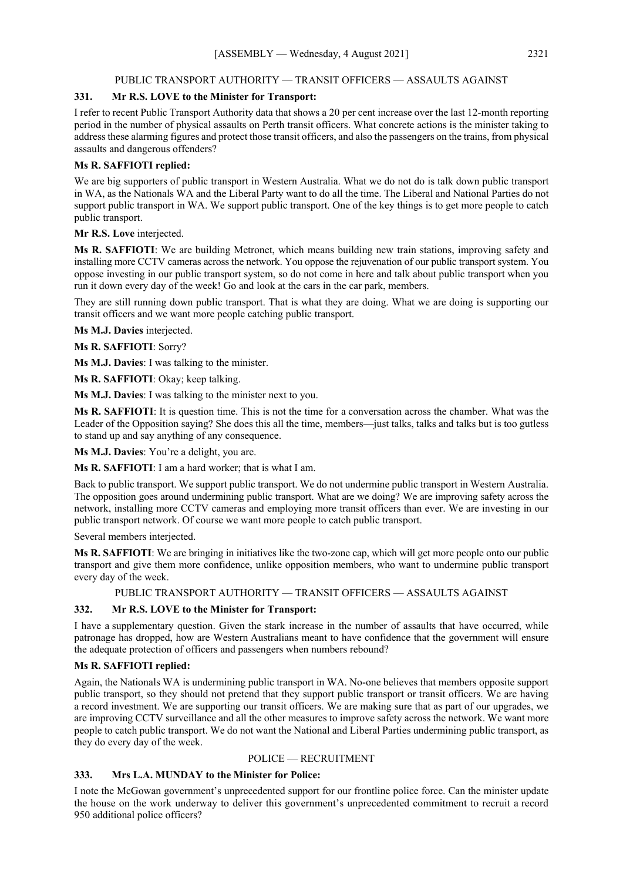PUBLIC TRANSPORT AUTHORITY — TRANSIT OFFICERS — ASSAULTS AGAINST

**331. Mr R.S. LOVE to the Minister for Transport:**

I refer to recent Public Transport Authority data that shows a 20 per cent increase over the last 12-month reporting period in the number of physical assaults on Perth transit officers. What concrete actions is the minister taking to address these alarming figures and protect those transit officers, and also the passengers on the trains, from physical assaults and dangerous offenders?

**Ms R. SAFFIOTI replied:**

We are big supporters of public transport in Western Australia. What we do not do is talk down public transport in WA, as the Nationals WA and the Liberal Party want to do all the time. The Liberal and National Parties do not support public transport in WA. We support public transport. One of the key things is to get more people to catch public transport.

**Mr R.S. Love** interjected.

**Ms R. SAFFIOTI**: We are building Metronet, which means building new train stations, improving safety and installing more CCTV cameras across the network. You oppose the rejuvenation of our public transport system. You oppose investing in our public transport system, so do not come in here and talk about public transport when you run it down every day of the week! Go and look at the cars in the car park, members.

They are still running down public transport. That is what they are doing. What we are doing is supporting our transit officers and we want more people catching public transport.

**Ms M.J. Davies** interjected.

**Ms R. SAFFIOTI**: Sorry?

**Ms M.J. Davies**: I was talking to the minister.

**Ms R. SAFFIOTI**: Okay; keep talking.

**Ms M.J. Davies**: I was talking to the minister next to you.

**Ms R. SAFFIOTI**: It is question time. This is not the time for a conversation across the chamber. What was the Leader of the Opposition saying? She does this all the time, members—just talks, talks and talks but is too gutless to stand up and say anything of any consequence.

**Ms M.J. Davies**: You're a delight, you are.

**Ms R. SAFFIOTI**: I am a hard worker; that is what I am.

Back to public transport. We support public transport. We do not undermine public transport in Western Australia. The opposition goes around undermining public transport. What are we doing? We are improving safety across the network, installing more CCTV cameras and employing more transit officers than ever. We are investing in our public transport network. Of course we want more people to catch public transport.

Several members interjected.

**Ms R. SAFFIOTI**: We are bringing in initiatives like the two-zone cap, which will get more people onto our public transport and give them more confidence, unlike opposition members, who want to undermine public transport every day of the week.

PUBLIC TRANSPORT AUTHORITY — TRANSIT OFFICERS — ASSAULTS AGAINST

**332. Mr R.S. LOVE to the Minister for Transport:**

I have a supplementary question. Given the stark increase in the number of assaults that have occurred, while patronage has dropped, how are Western Australians meant to have confidence that the government will ensure the adequate protection of officers and passengers when numbers rebound?

**Ms R. SAFFIOTI replied:**

Again, the Nationals WA is undermining public transport in WA. No-one believes that members opposite support public transport, so they should not pretend that they support public transport or transit officers. We are having a record investment. We are supporting our transit officers. We are making sure that as part of our upgrades, we are improving CCTV surveillance and all the other measures to improve safety across the network. We want more people to catch public transport. We do not want the National and Liberal Parties undermining public transport, as they do every day of the week.

POLICE — RECRUITMENT

**333. Mrs L.A. MUNDAY to the Minister for Police:**

I note the McGowan government's unprecedented support for our frontline police force. Can the minister update the house on the work underway to deliver this government's unprecedented commitment to recruit a record 950 additional police officers?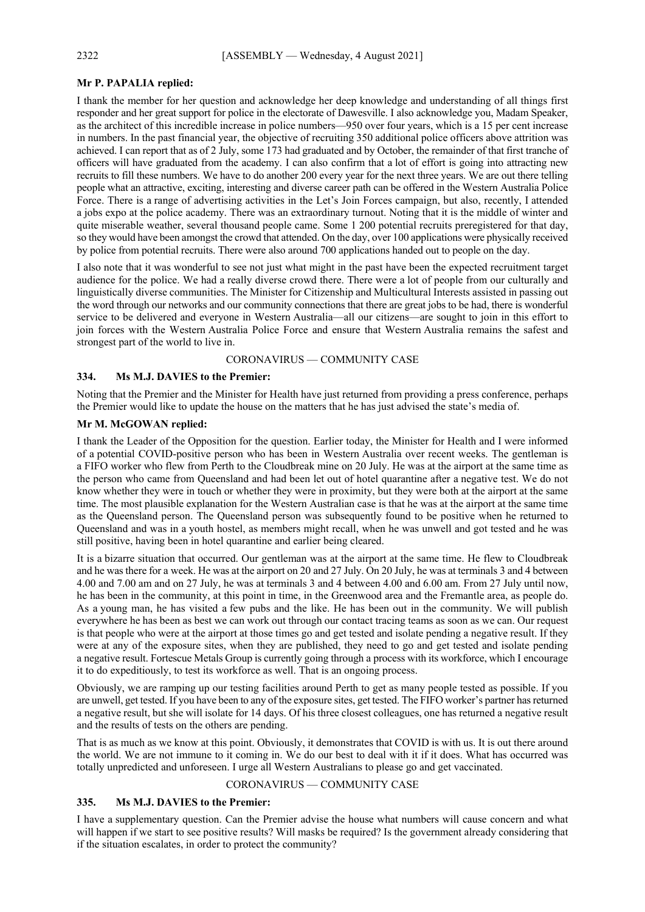**Mr P. PAPALIA replied:**

I thank the member for her question and acknowledge her deep knowledge and understanding of all things first responder and her great support for police in the electorate of Dawesville. I also acknowledge you, Madam Speaker, as the architect of this incredible increase in police numbers—950 over four years, which is a 15 per cent increase in numbers. In the past financial year, the objective of recruiting 350 additional police officers above attrition was achieved. I can report that as of 2 July, some 173 had graduated and by October, the remainder of that first tranche of officers will have graduated from the academy. I can also confirm that a lot of effort is going into attracting new recruits to fill these numbers. We have to do another 200 every year for the next three years. We are out there telling people what an attractive, exciting, interesting and diverse career path can be offered in the Western Australia Police Force. There is a range of advertising activities in the Let's Join Forces campaign, but also, recently, I attended a jobs expo at the police academy. There was an extraordinary turnout. Noting that it is the middle of winter and quite miserable weather, several thousand people came. Some 1 200 potential recruits preregistered for that day, so they would have been amongst the crowd that attended. On the day, over 100 applications were physically received by police from potential recruits. There were also around 700 applications handed out to people on the day.

I also note that it was wonderful to see not just what might in the past have been the expected recruitment target audience for the police. We had a really diverse crowd there. There were a lot of people from our culturally and linguistically diverse communities. The Minister for Citizenship and Multicultural Interests assisted in passing out the word through our networks and our community connections that there are great jobs to be had, there is wonderful service to be delivered and everyone in Western Australia—all our citizens—are sought to join in this effort to join forces with the Western Australia Police Force and ensure that Western Australia remains the safest and strongest part of the world to live in.

## CORONAVIRUS — COMMUNITY CASE

### 334. Ms M.J. DAVIES to the Premier:

Noting that the Premier and the Minister for Health have just returned from providing a press conference, perhaps the Premier would like to update the house on the matters that he has just advised the state's media of.

**Mr M. McGOWAN replied:**

I thank the Leader of the Opposition for the question. Earlier today, the Minister for Health and I were informed of a potential COVID-positive person who has been in Western Australia over recent weeks. The gentleman is a FIFO worker who flew from Perth to the Cloudbreak mine on 20 July. He was at the airport at the same time as the person who came from Queensland and had been let out of hotel quarantine after a negative test. We do not know whether they were in touch or whether they were in proximity, but they were both at the airport at the same time. The most plausible explanation for the Western Australian case is that he was at the airport at the same time as the Queensland person. The Queensland person was subsequently found to be positive when he returned to Queensland and was in a youth hostel, as members might recall, when he was unwell and got tested and he was still positive, having been in hotel quarantine and earlier being cleared.

It is a bizarre situation that occurred. Our gentleman was at the airport at the same time. He flew to Cloudbreak and he was there for a week. He was at the airport on 20 and 27 July. On 20 July, he was at terminals 3 and 4 between 4.00 and 7.00 am and on 27 July, he was at terminals 3 and 4 between 4.00 and 6.00 am. From 27 July until now, he has been in the community, at this point in time, in the Greenwood area and the Fremantle area, as people do. As a young man, he has visited a few pubs and the like. He has been out in the community. We will publish everywhere he has been as best we can work out through our contact tracing teams as soon as we can. Our request is that people who were at the airport at those times go and get tested and isolate pending a negative result. If they were at any of the exposure sites, when they are published, they need to go and get tested and isolate pending a negative result. Fortescue Metals Group is currently going through a process with its workforce, which I encourage it to do expeditiously, to test its workforce as well. That is an ongoing process.

Obviously, we are ramping up our testing facilities around Perth to get as many people tested as possible. If you are unwell, get tested. If you have been to any of the exposure sites, get tested. The FIFO worker's partner has returned a negative result, but she will isolate for 14 days. Of his three closest colleagues, one has returned a negative result and the results of tests on the others are pending.

That is as much as we know at this point. Obviously, it demonstrates that COVID is with us. It is out there around the world. We are not immune to it coming in. We do our best to deal with it if it does. What has occurred was totally unpredicted and unforeseen. I urge all Western Australians to please go and get vaccinated.

## CORONAVIRUS — COMMUNITY CASE

### 335. Ms M.J. DAVIES to the Premier:

I have a supplementary question. Can the Premier advise the house what numbers will cause concern and what will happen if we start to see positive results? Will masks be required? Is the government already considering that if the situation escalates, in order to protect the community?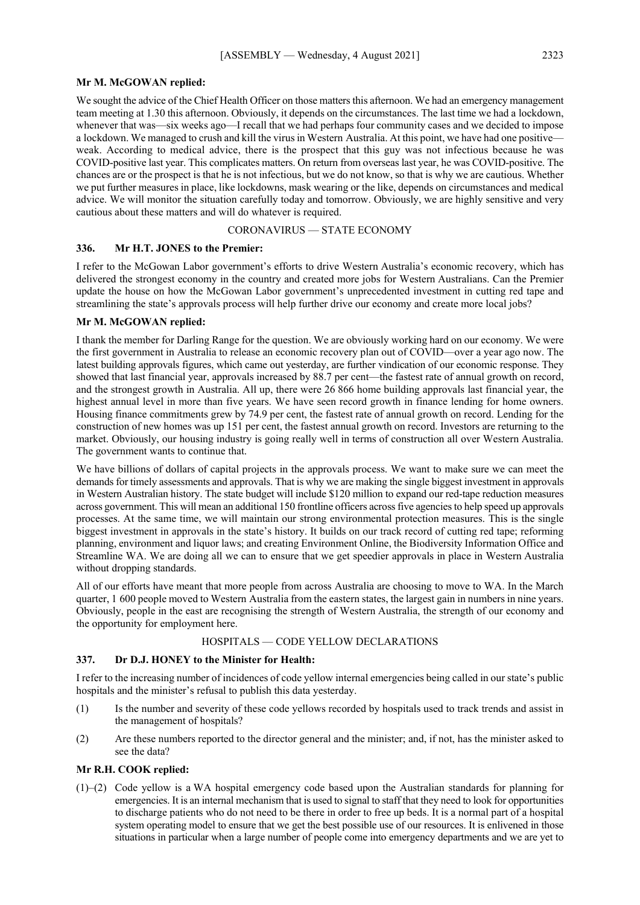**Mr M. McGOWAN replied:**

We sought the advice of the Chief Health Officer on those matters this afternoon. We had an emergency management team meeting at 1.30 this afternoon. Obviously, it depends on the circumstances. The last time we had a lockdown, whenever that was—six weeks ago—I recall that we had perhaps four community cases and we decided to impose a lockdown. We managed to crush and kill the virus in Western Australia. At this point, we have had one positive—weak. According to medical advice, there is the prospect that this guy was not infectious because he was COVID-positive last year. This complicates matters. On return from overseas last year, he was COVID-positive. The chances are or the prospect is that he is not infectious, but we do not know, so that is why we are cautious. Whether we put further measures in place, like lockdowns, mask wearing or the like, depends on circumstances and medical advice. We will monitor the situation carefully today and tomorrow. Obviously, we are highly sensitive and very cautious about these matters and will do whatever is required.

CORONAVIRUS — STATE ECONOMY

**336. Mr H.T. JONES to the Premier:**

I refer to the McGowan Labor government's efforts to drive Western Australia's economic recovery, which has delivered the strongest economy in the country and created more jobs for Western Australians. Can the Premier update the house on how the McGowan Labor government's unprecedented investment in cutting red tape and streamlining the state's approvals process will help further drive our economy and create more local jobs?

**Mr M. McGOWAN replied:**

I thank the member for Darling Range for the question. We are obviously working hard on our economy. We were the first government in Australia to release an economic recovery plan out of COVID—over a year ago now. The latest building approvals figures, which came out yesterday, are further vindication of our economic response. They showed that last financial year, approvals increased by 88.7 per cent—the fastest rate of annual growth on record, and the strongest growth in Australia. All up, there were 26 866 home building approvals last financial year, the highest annual level in more than five years. We have seen record growth in finance lending for home owners. Housing finance commitments grew by 74.9 per cent, the fastest rate of annual growth on record. Lending for the construction of new homes was up 151 per cent, the fastest annual growth on record. Investors are returning to the market. Obviously, our housing industry is going really well in terms of construction all over Western Australia. The government wants to continue that.

We have billions of dollars of capital projects in the approvals process. We want to make sure we can meet the demands for timely assessments and approvals. That is why we are making the single biggest investment in approvals in Western Australian history. The state budget will include $120 million to expand our red-tape reduction measures across government. This will mean an additional 150 frontline officers across five agencies to help speed up approvals processes. At the same time, we will maintain our strong environmental protection measures. This is the single biggest investment in approvals in the state's history. It builds on our track record of cutting red tape; reforming planning, environment and liquor laws; and creating Environment Online, the Biodiversity Information Office and Streamline WA. We are doing all we can to ensure that we get speedier approvals in place in Western Australia without dropping standards.

All of our efforts have meant that more people from across Australia are choosing to move to WA. In the March quarter, 1 600 people moved to Western Australia from the eastern states, the largest gain in numbers in nine years. Obviously, people in the east are recognising the strength of Western Australia, the strength of our economy and the opportunity for employment here.

HOSPITALS — CODE YELLOW DECLARATIONS

**337. Dr D.J. HONEY to the Minister for Health:**

I refer to the increasing number of incidences of code yellow internal emergencies being called in our state's public hospitals and the minister's refusal to publish this data yesterday.

(1) Is the number and severity of these code yellows recorded by hospitals used to track trends and assist in the management of hospitals?

(2) Are these numbers reported to the director general and the minister; and, if not, has the minister asked to see the data?

**Mr R.H. COOK replied:**

(1)–(2) Code yellow is a WA hospital emergency code based upon the Australian standards for planning for emergencies. It is an internal mechanism that is used to signal to staff that they need to look for opportunities to discharge patients who do not need to be there in order to free up beds. It is a normal part of a hospital system operating model to ensure that we get the best possible use of our resources. It is enlivened in those situations in particular when a large number of people come into emergency departments and we are yet to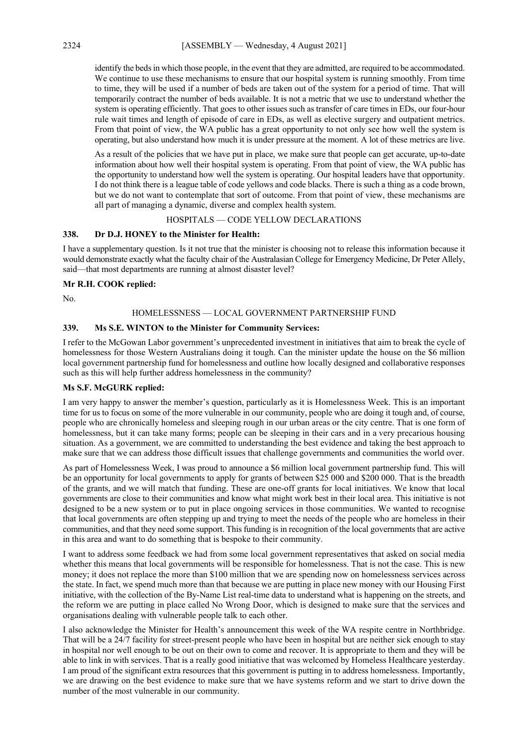identify the beds in which those people, in the event that they are admitted, are required to be accommodated. We continue to use these mechanisms to ensure that our hospital system is running smoothly. From time to time, they will be used if a number of beds are taken out of the system for a period of time. That will temporarily contract the number of beds available. It is not a metric that we use to understand whether the system is operating efficiently. That goes to other issues such as transfer of care times in EDs, our four-hour rule wait times and length of episode of care in EDs, as well as elective surgery and outpatient metrics. From that point of view, the WA public has a great opportunity to not only see how well the system is operating, but also understand how much it is under pressure at the moment. A lot of these metrics are live.

As a result of the policies that we have put in place, we make sure that people can get accurate, up-to-date information about how well their hospital system is operating. From that point of view, the WA public has the opportunity to understand how well the system is operating. Our hospital leaders have that opportunity. I do not think there is a league table of code yellows and code blacks. There is such a thing as a code brown, but we do not want to contemplate that sort of outcome. From that point of view, these mechanisms are all part of managing a dynamic, diverse and complex health system.

HOSPITALS — CODE YELLOW DECLARATIONS

**338. Dr D.J. HONEY to the Minister for Health:**

I have a supplementary question. Is it not true that the minister is choosing not to release this information because it would demonstrate exactly what the faculty chair of the Australasian College for Emergency Medicine, Dr Peter Allely, said—that most departments are running at almost disaster level?

**Mr R.H. COOK replied:**

No.

HOMELESSNESS — LOCAL GOVERNMENT PARTNERSHIP FUND

**339. Ms S.E. WINTON to the Minister for Community Services:**

I refer to the McGowan Labor government's unprecedented investment in initiatives that aim to break the cycle of homelessness for those Western Australians doing it tough. Can the minister update the house on the $6 million local government partnership fund for homelessness and outline how locally designed and collaborative responses such as this will help further address homelessness in the community?

**Ms S.F. McGURK replied:**

I am very happy to answer the member's question, particularly as it is Homelessness Week. This is an important time for us to focus on some of the more vulnerable in our community, people who are doing it tough and, of course, people who are chronically homeless and sleeping rough in our urban areas or the city centre. That is one form of homelessness, but it can take many forms; people can be sleeping in their cars and in a very precarious housing situation. As a government, we are committed to understanding the best evidence and taking the best approach to make sure that we can address those difficult issues that challenge governments and communities the world over.

As part of Homelessness Week, I was proud to announce a $6 million local government partnership fund. This will be an opportunity for local governments to apply for grants of between $25 000 and $200 000. That is the breadth of the grants, and we will match that funding. These are one-off grants for local initiatives. We know that local governments are close to their communities and know what might work best in their local area. This initiative is not designed to be a new system or to put in place ongoing services in those communities. We wanted to recognise that local governments are often stepping up and trying to meet the needs of the people who are homeless in their communities, and that they need some support. This funding is in recognition of the local governments that are active in this area and want to do something that is bespoke to their community.

I want to address some feedback we had from some local government representatives that asked on social media whether this means that local governments will be responsible for homelessness. That is not the case. This is new money; it does not replace the more than $100 million that we are spending now on homelessness services across the state. In fact, we spend much more than that because we are putting in place new money with our Housing First initiative, with the collection of the By-Name List real-time data to understand what is happening on the streets, and the reform we are putting in place called No Wrong Door, which is designed to make sure that the services and organisations dealing with vulnerable people talk to each other.

I also acknowledge the Minister for Health's announcement this week of the WA respite centre in Northbridge. That will be a 24/7 facility for street-present people who have been in hospital but are neither sick enough to stay in hospital nor well enough to be out on their own to come and recover. It is appropriate to them and they will be able to link in with services. That is a really good initiative that was welcomed by Homeless Healthcare yesterday. I am proud of the significant extra resources that this government is putting in to address homelessness. Importantly, we are drawing on the best evidence to make sure that we have systems reform and we start to drive down the number of the most vulnerable in our community.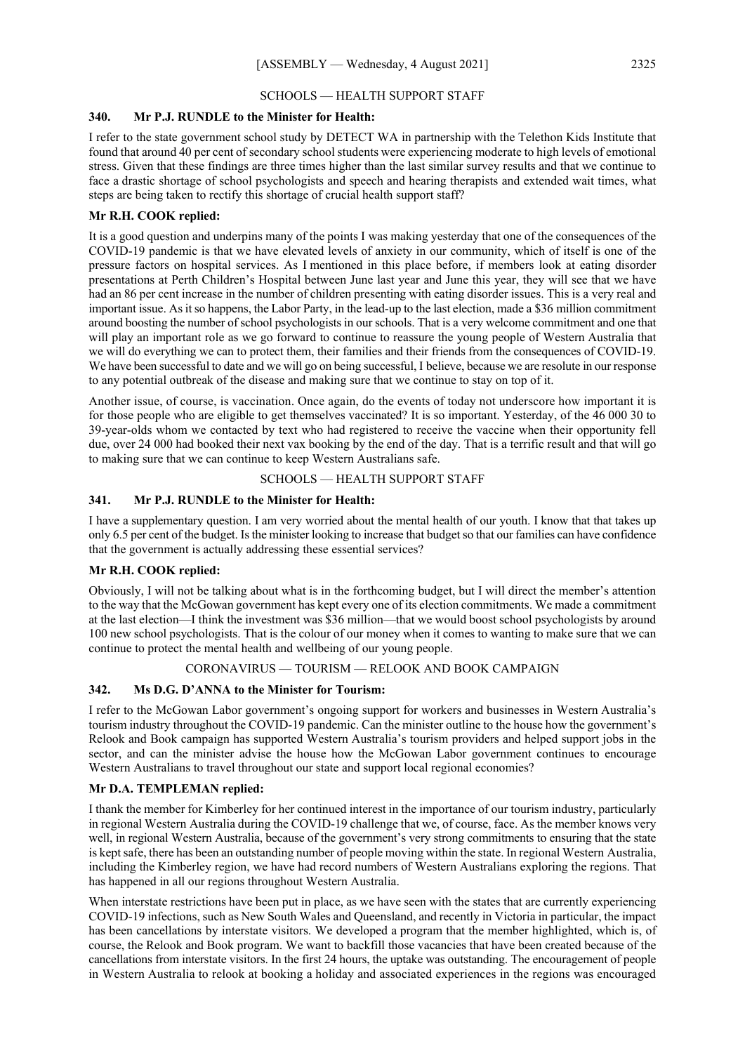## SCHOOLS — HEALTH SUPPORT STAFF

### 340. Mr P.J. RUNDLE to the Minister for Health:

I refer to the state government school study by DETECT WA in partnership with the Telethon Kids Institute that found that around 40 per cent of secondary school students were experiencing moderate to high levels of emotional stress. Given that these findings are three times higher than the last similar survey results and that we continue to face a drastic shortage of school psychologists and speech and hearing therapists and extended wait times, what steps are being taken to rectify this shortage of crucial health support staff?

**Mr R.H. COOK replied:**

It is a good question and underpins many of the points I was making yesterday that one of the consequences of the COVID-19 pandemic is that we have elevated levels of anxiety in our community, which of itself is one of the pressure factors on hospital services. As I mentioned in this place before, if members look at eating disorder presentations at Perth Children's Hospital between June last year and June this year, they will see that we have had an 86 per cent increase in the number of children presenting with eating disorder issues. This is a very real and important issue. As it so happens, the Labor Party, in the lead-up to the last election, made a $36 million commitment around boosting the number of school psychologists in our schools. That is a very welcome commitment and one that will play an important role as we go forward to continue to reassure the young people of Western Australia that we will do everything we can to protect them, their families and their friends from the consequences of COVID-19. We have been successful to date and we will go on being successful, I believe, because we are resolute in our response to any potential outbreak of the disease and making sure that we continue to stay on top of it.

Another issue, of course, is vaccination. Once again, do the events of today not underscore how important it is for those people who are eligible to get themselves vaccinated? It is so important. Yesterday, of the 46 000 30 to 39-year-olds whom we contacted by text who had registered to receive the vaccine when their opportunity fell due, over 24 000 had booked their next vax booking by the end of the day. That is a terrific result and that will go to making sure that we can continue to keep Western Australians safe.

## SCHOOLS — HEALTH SUPPORT STAFF

### 341. Mr P.J. RUNDLE to the Minister for Health:

I have a supplementary question. I am very worried about the mental health of our youth. I know that that takes up only 6.5 per cent of the budget. Is the minister looking to increase that budget so that our families can have confidence that the government is actually addressing these essential services?

**Mr R.H. COOK replied:**

Obviously, I will not be talking about what is in the forthcoming budget, but I will direct the member's attention to the way that the McGowan government has kept every one of its election commitments. We made a commitment at the last election—I think the investment was $36 million—that we would boost school psychologists by around 100 new school psychologists. That is the colour of our money when it comes to wanting to make sure that we can continue to protect the mental health and wellbeing of our young people.

## CORONAVIRUS — TOURISM — RELOOK AND BOOK CAMPAIGN

### 342. Ms D.G. D'ANNA to the Minister for Tourism:

I refer to the McGowan Labor government's ongoing support for workers and businesses in Western Australia's tourism industry throughout the COVID-19 pandemic. Can the minister outline to the house how the government's Relook and Book campaign has supported Western Australia's tourism providers and helped support jobs in the sector, and can the minister advise the house how the McGowan Labor government continues to encourage Western Australians to travel throughout our state and support local regional economies?

**Mr D.A. TEMPLEMAN replied:**

I thank the member for Kimberley for her continued interest in the importance of our tourism industry, particularly in regional Western Australia during the COVID-19 challenge that we, of course, face. As the member knows very well, in regional Western Australia, because of the government's very strong commitments to ensuring that the state is kept safe, there has been an outstanding number of people moving within the state. In regional Western Australia, including the Kimberley region, we have had record numbers of Western Australians exploring the regions. That has happened in all our regions throughout Western Australia.

When interstate restrictions have been put in place, as we have seen with the states that are currently experiencing COVID-19 infections, such as New South Wales and Queensland, and recently in Victoria in particular, the impact has been cancellations by interstate visitors. We developed a program that the member highlighted, which is, of course, the Relook and Book program. We want to backfill those vacancies that have been created because of the cancellations from interstate visitors. In the first 24 hours, the uptake was outstanding. The encouragement of people in Western Australia to relook at booking a holiday and associated experiences in the regions was encouraged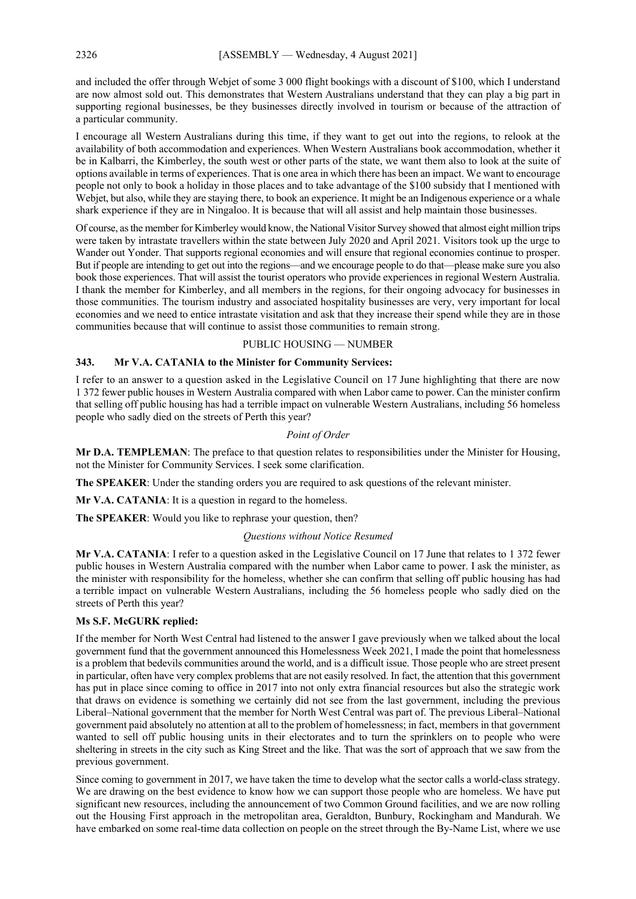and included the offer through Webjet of some 3 000 flight bookings with a discount of $100, which I understand are now almost sold out. This demonstrates that Western Australians understand that they can play a big part in supporting regional businesses, be they businesses directly involved in tourism or because of the attraction of a particular community.

I encourage all Western Australians during this time, if they want to get out into the regions, to relook at the availability of both accommodation and experiences. When Western Australians book accommodation, whether it be in Kalbarri, the Kimberley, the south west or other parts of the state, we want them also to look at the suite of options available in terms of experiences. That is one area in which there has been an impact. We want to encourage people not only to book a holiday in those places and to take advantage of the $100 subsidy that I mentioned with Webjet, but also, while they are staying there, to book an experience. It might be an Indigenous experience or a whale shark experience if they are in Ningaloo. It is because that will all assist and help maintain those businesses.

Of course, as the member for Kimberley would know, the National Visitor Survey showed that almost eight million trips were taken by intrastate travellers within the state between July 2020 and April 2021. Visitors took up the urge to Wander out Yonder. That supports regional economies and will ensure that regional economies continue to prosper. But if people are intending to get out into the regions—and we encourage people to do that—please make sure you also book those experiences. That will assist the tourist operators who provide experiences in regional Western Australia. I thank the member for Kimberley, and all members in the regions, for their ongoing advocacy for businesses in those communities. The tourism industry and associated hospitality businesses are very, very important for local economies and we need to entice intrastate visitation and ask that they increase their spend while they are in those communities because that will continue to assist those communities to remain strong.

## PUBLIC HOUSING — NUMBER

### 343. Mr V.A. CATANIA to the Minister for Community Services:

I refer to an answer to a question asked in the Legislative Council on 17 June highlighting that there are now 1 372 fewer public houses in Western Australia compared with when Labor came to power. Can the minister confirm that selling off public housing has had a terrible impact on vulnerable Western Australians, including 56 homeless people who sadly died on the streets of Perth this year?

*Point of Order*

**Mr D.A. TEMPLEMAN**: The preface to that question relates to responsibilities under the Minister for Housing, not the Minister for Community Services. I seek some clarification.

**The SPEAKER**: Under the standing orders you are required to ask questions of the relevant minister.

**Mr V.A. CATANIA**: It is a question in regard to the homeless.

**The SPEAKER**: Would you like to rephrase your question, then?

*Questions without Notice Resumed*

**Mr V.A. CATANIA**: I refer to a question asked in the Legislative Council on 17 June that relates to 1 372 fewer public houses in Western Australia compared with the number when Labor came to power. I ask the minister, as the minister with responsibility for the homeless, whether she can confirm that selling off public housing has had a terrible impact on vulnerable Western Australians, including the 56 homeless people who sadly died on the streets of Perth this year?

**Ms S.F. McGURK replied:**

If the member for North West Central had listened to the answer I gave previously when we talked about the local government fund that the government announced this Homelessness Week 2021, I made the point that homelessness is a problem that bedevils communities around the world, and is a difficult issue. Those people who are street present in particular, often have very complex problems that are not easily resolved. In fact, the attention that this government has put in place since coming to office in 2017 into not only extra financial resources but also the strategic work that draws on evidence is something we certainly did not see from the last government, including the previous Liberal–National government that the member for North West Central was part of. The previous Liberal–National government paid absolutely no attention at all to the problem of homelessness; in fact, members in that government wanted to sell off public housing units in their electorates and to turn the sprinklers on to people who were sheltering in streets in the city such as King Street and the like. That was the sort of approach that we saw from the previous government.

Since coming to government in 2017, we have taken the time to develop what the sector calls a world-class strategy. We are drawing on the best evidence to know how we can support those people who are homeless. We have put significant new resources, including the announcement of two Common Ground facilities, and we are now rolling out the Housing First approach in the metropolitan area, Geraldton, Bunbury, Rockingham and Mandurah. We have embarked on some real-time data collection on people on the street through the By-Name List, where we use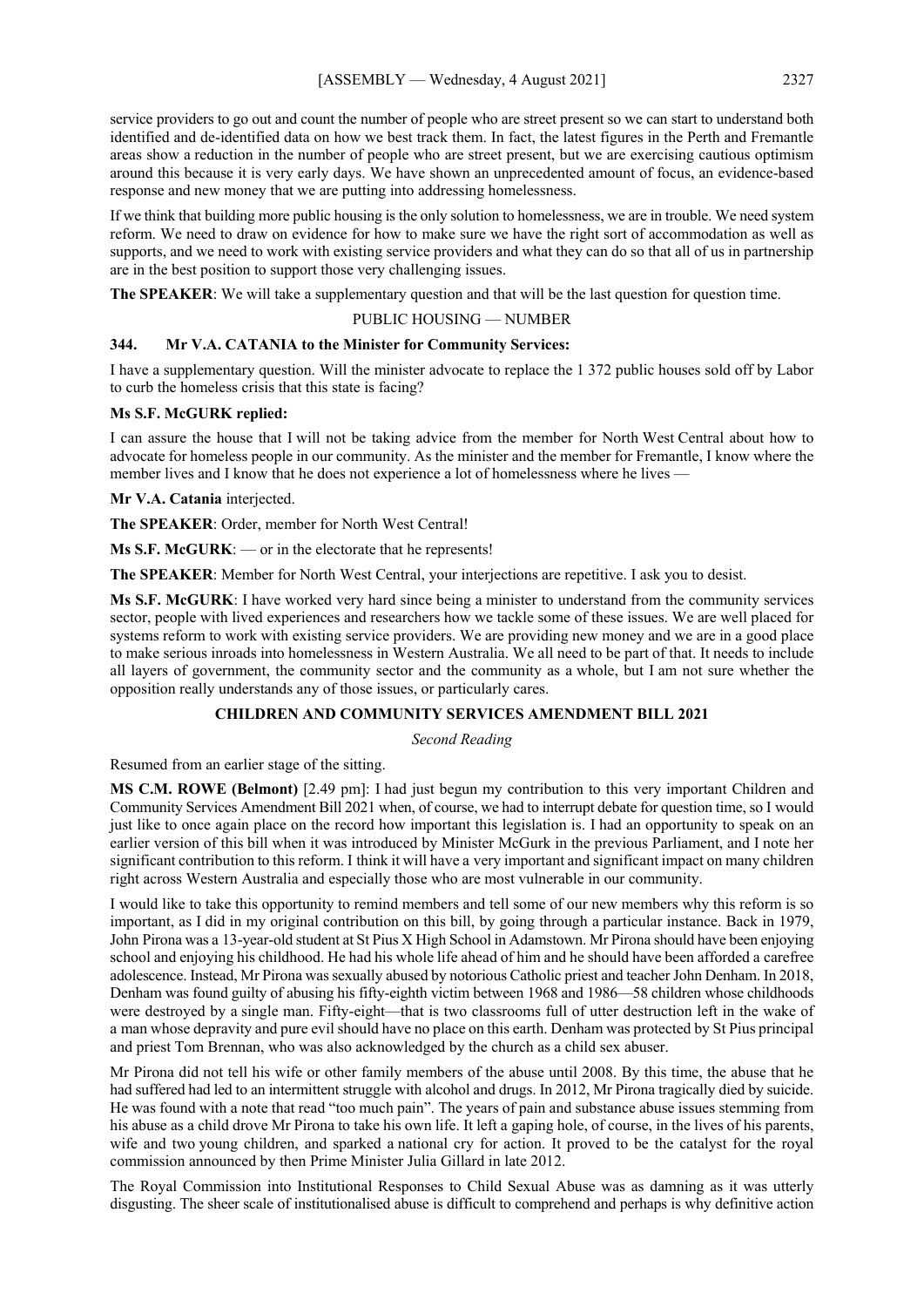service providers to go out and count the number of people who are street present so we can start to understand both identified and de-identified data on how we best track them. In fact, the latest figures in the Perth and Fremantle areas show a reduction in the number of people who are street present, but we are exercising cautious optimism around this because it is very early days. We have shown an unprecedented amount of focus, an evidence-based response and new money that we are putting into addressing homelessness.

If we think that building more public housing is the only solution to homelessness, we are in trouble. We need system reform. We need to draw on evidence for how to make sure we have the right sort of accommodation as well as supports, and we need to work with existing service providers and what they can do so that all of us in partnership are in the best position to support those very challenging issues.

**The SPEAKER**: We will take a supplementary question and that will be the last question for question time.

PUBLIC HOUSING — NUMBER

**344. Mr V.A. CATANIA to the Minister for Community Services:**

I have a supplementary question. Will the minister advocate to replace the 1 372 public houses sold off by Labor to curb the homeless crisis that this state is facing?

**Ms S.F. McGURK replied:**

I can assure the house that I will not be taking advice from the member for North West Central about how to advocate for homeless people in our community. As the minister and the member for Fremantle, I know where the member lives and I know that he does not experience a lot of homelessness where he lives —

**Mr V.A. Catania** interjected.

**The SPEAKER**: Order, member for North West Central!

**Ms S.F. McGURK**: — or in the electorate that he represents!

**The SPEAKER**: Member for North West Central, your interjections are repetitive. I ask you to desist.

**Ms S.F. McGURK**: I have worked very hard since being a minister to understand from the community services sector, people with lived experiences and researchers how we tackle some of these issues. We are well placed for systems reform to work with existing service providers. We are providing new money and we are in a good place to make serious inroads into homelessness in Western Australia. We all need to be part of that. It needs to include all layers of government, the community sector and the community as a whole, but I am not sure whether the opposition really understands any of those issues, or particularly cares.

## CHILDREN AND COMMUNITY SERVICES AMENDMENT BILL 2021

*Second Reading*

Resumed from an earlier stage of the sitting.

**MS C.M. ROWE (Belmont)** [2.49 pm]: I had just begun my contribution to this very important Children and Community Services Amendment Bill 2021 when, of course, we had to interrupt debate for question time, so I would just like to once again place on the record how important this legislation is. I had an opportunity to speak on an earlier version of this bill when it was introduced by Minister McGurk in the previous Parliament, and I note her significant contribution to this reform. I think it will have a very important and significant impact on many children right across Western Australia and especially those who are most vulnerable in our community.

I would like to take this opportunity to remind members and tell some of our new members why this reform is so important, as I did in my original contribution on this bill, by going through a particular instance. Back in 1979, John Pirona was a 13-year-old student at St Pius X High School in Adamstown. Mr Pirona should have been enjoying school and enjoying his childhood. He had his whole life ahead of him and he should have been afforded a carefree adolescence. Instead, Mr Pirona was sexually abused by notorious Catholic priest and teacher John Denham. In 2018, Denham was found guilty of abusing his fifty-eighth victim between 1968 and 1986—58 children whose childhoods were destroyed by a single man. Fifty-eight—that is two classrooms full of utter destruction left in the wake of a man whose depravity and pure evil should have no place on this earth. Denham was protected by St Pius principal and priest Tom Brennan, who was also acknowledged by the church as a child sex abuser.

Mr Pirona did not tell his wife or other family members of the abuse until 2008. By this time, the abuse that he had suffered had led to an intermittent struggle with alcohol and drugs. In 2012, Mr Pirona tragically died by suicide. He was found with a note that read "too much pain". The years of pain and substance abuse issues stemming from his abuse as a child drove Mr Pirona to take his own life. It left a gaping hole, of course, in the lives of his parents, wife and two young children, and sparked a national cry for action. It proved to be the catalyst for the royal commission announced by then Prime Minister Julia Gillard in late 2012.

The Royal Commission into Institutional Responses to Child Sexual Abuse was as damning as it was utterly disgusting. The sheer scale of institutionalised abuse is difficult to comprehend and perhaps is why definitive action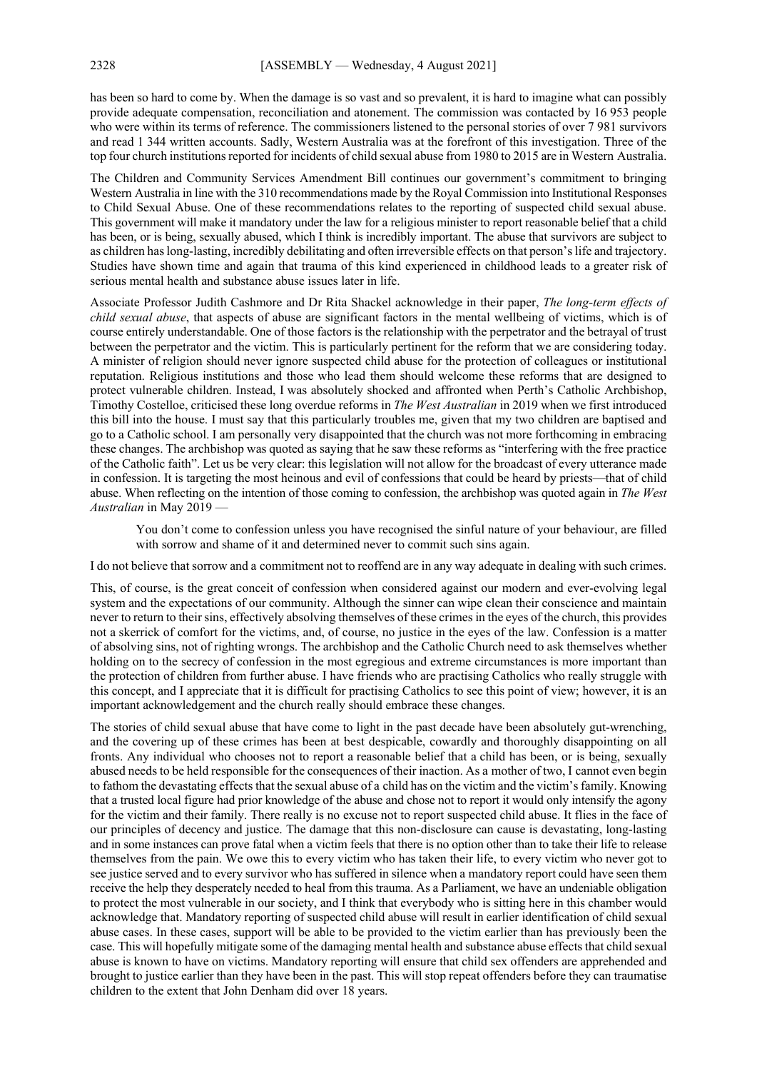has been so hard to come by. When the damage is so vast and so prevalent, it is hard to imagine what can possibly provide adequate compensation, reconciliation and atonement. The commission was contacted by 16 953 people who were within its terms of reference. The commissioners listened to the personal stories of over 7 981 survivors and read 1 344 written accounts. Sadly, Western Australia was at the forefront of this investigation. Three of the top four church institutions reported for incidents of child sexual abuse from 1980 to 2015 are in Western Australia.

The Children and Community Services Amendment Bill continues our government's commitment to bringing Western Australia in line with the 310 recommendations made by the Royal Commission into Institutional Responses to Child Sexual Abuse. One of these recommendations relates to the reporting of suspected child sexual abuse. This government will make it mandatory under the law for a religious minister to report reasonable belief that a child has been, or is being, sexually abused, which I think is incredibly important. The abuse that survivors are subject to as children has long-lasting, incredibly debilitating and often irreversible effects on that person's life and trajectory. Studies have shown time and again that trauma of this kind experienced in childhood leads to a greater risk of serious mental health and substance abuse issues later in life.

Associate Professor Judith Cashmore and Dr Rita Shackel acknowledge in their paper, *The long-term effects of child sexual abuse*, that aspects of abuse are significant factors in the mental wellbeing of victims, which is of course entirely understandable. One of those factors is the relationship with the perpetrator and the betrayal of trust between the perpetrator and the victim. This is particularly pertinent for the reform that we are considering today. A minister of religion should never ignore suspected child abuse for the protection of colleagues or institutional reputation. Religious institutions and those who lead them should welcome these reforms that are designed to protect vulnerable children. Instead, I was absolutely shocked and affronted when Perth's Catholic Archbishop, Timothy Costelloe, criticised these long overdue reforms in *The West Australian* in 2019 when we first introduced this bill into the house. I must say that this particularly troubles me, given that my two children are baptised and go to a Catholic school. I am personally very disappointed that the church was not more forthcoming in embracing these changes. The archbishop was quoted as saying that he saw these reforms as "interfering with the free practice of the Catholic faith". Let us be very clear: this legislation will not allow for the broadcast of every utterance made in confession. It is targeting the most heinous and evil of confessions that could be heard by priests—that of child abuse. When reflecting on the intention of those coming to confession, the archbishop was quoted again in *The West Australian* in May 2019 —

> You don't come to confession unless you have recognised the sinful nature of your behaviour, are filled with sorrow and shame of it and determined never to commit such sins again.

I do not believe that sorrow and a commitment not to reoffend are in any way adequate in dealing with such crimes.

This, of course, is the great conceit of confession when considered against our modern and ever-evolving legal system and the expectations of our community. Although the sinner can wipe clean their conscience and maintain never to return to their sins, effectively absolving themselves of these crimes in the eyes of the church, this provides not a skerrick of comfort for the victims, and, of course, no justice in the eyes of the law. Confession is a matter of absolving sins, not of righting wrongs. The archbishop and the Catholic Church need to ask themselves whether holding on to the secrecy of confession in the most egregious and extreme circumstances is more important than the protection of children from further abuse. I have friends who are practising Catholics who really struggle with this concept, and I appreciate that it is difficult for practising Catholics to see this point of view; however, it is an important acknowledgement and the church really should embrace these changes.

The stories of child sexual abuse that have come to light in the past decade have been absolutely gut-wrenching, and the covering up of these crimes has been at best despicable, cowardly and thoroughly disappointing on all fronts. Any individual who chooses not to report a reasonable belief that a child has been, or is being, sexually abused needs to be held responsible for the consequences of their inaction. As a mother of two, I cannot even begin to fathom the devastating effects that the sexual abuse of a child has on the victim and the victim's family. Knowing that a trusted local figure had prior knowledge of the abuse and chose not to report it would only intensify the agony for the victim and their family. There really is no excuse not to report suspected child abuse. It flies in the face of our principles of decency and justice. The damage that this non-disclosure can cause is devastating, long-lasting and in some instances can prove fatal when a victim feels that there is no option other than to take their life to release themselves from the pain. We owe this to every victim who has taken their life, to every victim who never got to see justice served and to every survivor who has suffered in silence when a mandatory report could have seen them receive the help they desperately needed to heal from this trauma. As a Parliament, we have an undeniable obligation to protect the most vulnerable in our society, and I think that everybody who is sitting here in this chamber would acknowledge that. Mandatory reporting of suspected child abuse will result in earlier identification of child sexual abuse cases. In these cases, support will be able to be provided to the victim earlier than has previously been the case. This will hopefully mitigate some of the damaging mental health and substance abuse effects that child sexual abuse is known to have on victims. Mandatory reporting will ensure that child sex offenders are apprehended and brought to justice earlier than they have been in the past. This will stop repeat offenders before they can traumatise children to the extent that John Denham did over 18 years.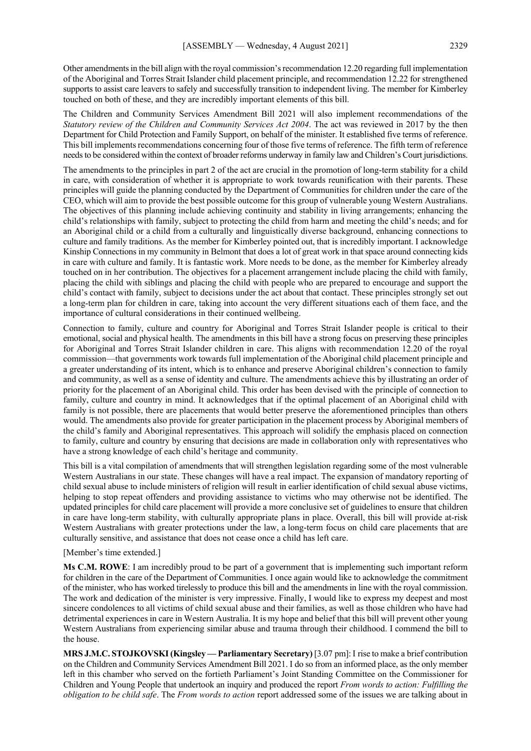Other amendments in the bill align with the royal commission's recommendation 12.20 regarding full implementation of the Aboriginal and Torres Strait Islander child placement principle, and recommendation 12.22 for strengthened supports to assist care leavers to safely and successfully transition to independent living. The member for Kimberley touched on both of these, and they are incredibly important elements of this bill.

The Children and Community Services Amendment Bill 2021 will also implement recommendations of the *Statutory review of the Children and Community Services Act 2004*. The act was reviewed in 2017 by the then Department for Child Protection and Family Support, on behalf of the minister. It established five terms of reference. This bill implements recommendations concerning four of those five terms of reference. The fifth term of reference needs to be considered within the context of broader reforms underway in family law and Children's Court jurisdictions.

The amendments to the principles in part 2 of the act are crucial in the promotion of long-term stability for a child in care, with consideration of whether it is appropriate to work towards reunification with their parents. These principles will guide the planning conducted by the Department of Communities for children under the care of the CEO, which will aim to provide the best possible outcome for this group of vulnerable young Western Australians. The objectives of this planning include achieving continuity and stability in living arrangements; enhancing the child's relationships with family, subject to protecting the child from harm and meeting the child's needs; and for an Aboriginal child or a child from a culturally and linguistically diverse background, enhancing connections to culture and family traditions. As the member for Kimberley pointed out, that is incredibly important. I acknowledge Kinship Connections in my community in Belmont that does a lot of great work in that space around connecting kids in care with culture and family. It is fantastic work. More needs to be done, as the member for Kimberley already touched on in her contribution. The objectives for a placement arrangement include placing the child with family, placing the child with siblings and placing the child with people who are prepared to encourage and support the child's contact with family, subject to decisions under the act about that contact. These principles strongly set out a long-term plan for children in care, taking into account the very different situations each of them face, and the importance of cultural considerations in their continued wellbeing.

Connection to family, culture and country for Aboriginal and Torres Strait Islander people is critical to their emotional, social and physical health. The amendments in this bill have a strong focus on preserving these principles for Aboriginal and Torres Strait Islander children in care. This aligns with recommendation 12.20 of the royal commission—that governments work towards full implementation of the Aboriginal child placement principle and a greater understanding of its intent, which is to enhance and preserve Aboriginal children's connection to family and community, as well as a sense of identity and culture. The amendments achieve this by illustrating an order of priority for the placement of an Aboriginal child. This order has been devised with the principle of connection to family, culture and country in mind. It acknowledges that if the optimal placement of an Aboriginal child with family is not possible, there are placements that would better preserve the aforementioned principles than others would. The amendments also provide for greater participation in the placement process by Aboriginal members of the child's family and Aboriginal representatives. This approach will solidify the emphasis placed on connection to family, culture and country by ensuring that decisions are made in collaboration only with representatives who have a strong knowledge of each child's heritage and community.

This bill is a vital compilation of amendments that will strengthen legislation regarding some of the most vulnerable Western Australians in our state. These changes will have a real impact. The expansion of mandatory reporting of child sexual abuse to include ministers of religion will result in earlier identification of child sexual abuse victims, helping to stop repeat offenders and providing assistance to victims who may otherwise not be identified. The updated principles for child care placement will provide a more conclusive set of guidelines to ensure that children in care have long-term stability, with culturally appropriate plans in place. Overall, this bill will provide at-risk Western Australians with greater protections under the law, a long-term focus on child care placements that are culturally sensitive, and assistance that does not cease once a child has left care.

[Member's time extended.]

**Ms C.M. ROWE**: I am incredibly proud to be part of a government that is implementing such important reform for children in the care of the Department of Communities. I once again would like to acknowledge the commitment of the minister, who has worked tirelessly to produce this bill and the amendments in line with the royal commission. The work and dedication of the minister is very impressive. Finally, I would like to express my deepest and most sincere condolences to all victims of child sexual abuse and their families, as well as those children who have had detrimental experiences in care in Western Australia. It is my hope and belief that this bill will prevent other young Western Australians from experiencing similar abuse and trauma through their childhood. I commend the bill to the house.

**MRS J.M.C. STOJKOVSKI (Kingsley — Parliamentary Secretary)** [3.07 pm]: I rise to make a brief contribution on the Children and Community Services Amendment Bill 2021. I do so from an informed place, as the only member left in this chamber who served on the fortieth Parliament's Joint Standing Committee on the Commissioner for Children and Young People that undertook an inquiry and produced the report *From words to action: Fulfilling the obligation to be child safe*. The *From words to action* report addressed some of the issues we are talking about in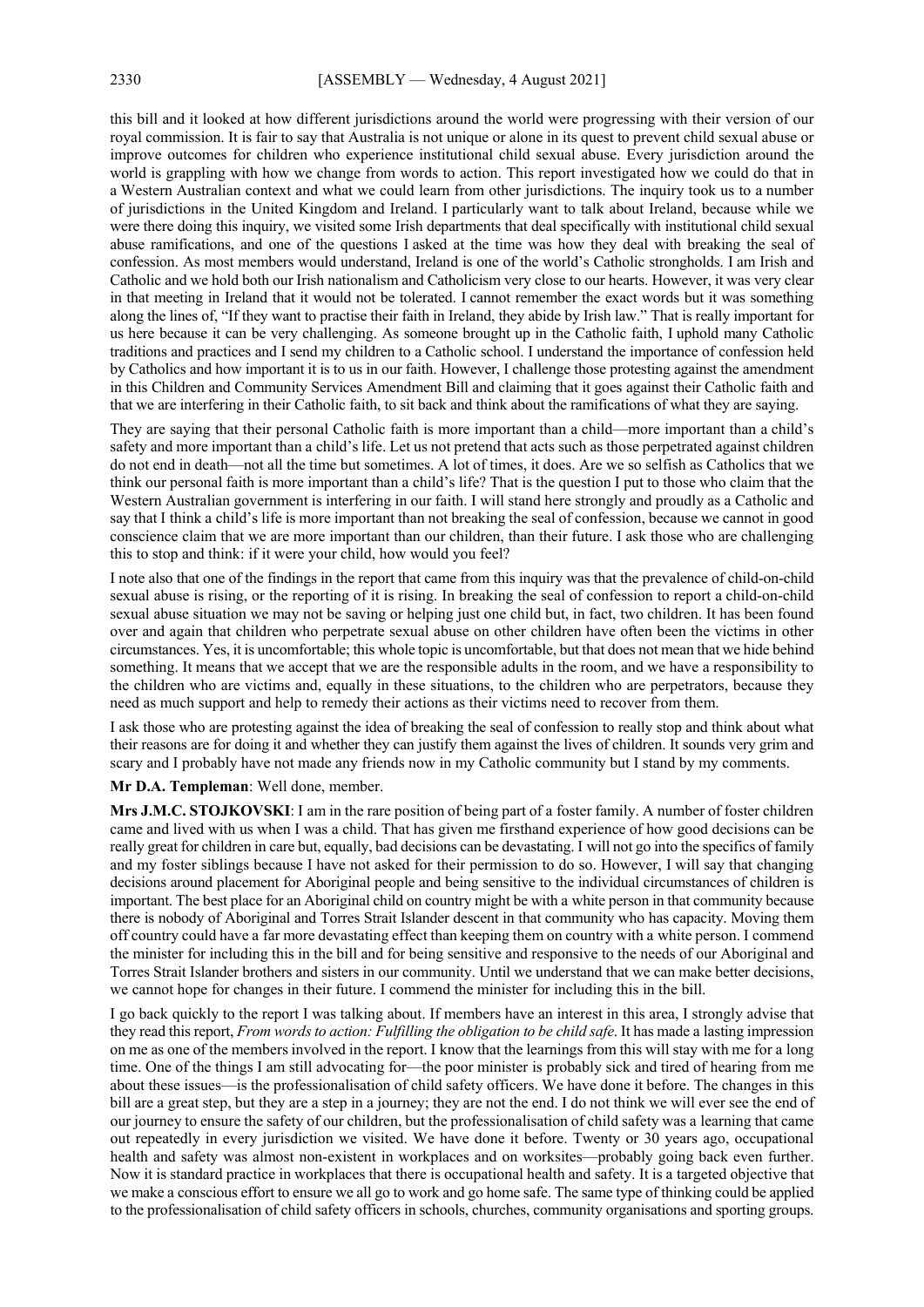this bill and it looked at how different jurisdictions around the world were progressing with their version of our royal commission. It is fair to say that Australia is not unique or alone in its quest to prevent child sexual abuse or improve outcomes for children who experience institutional child sexual abuse. Every jurisdiction around the world is grappling with how we change from words to action. This report investigated how we could do that in a Western Australian context and what we could learn from other jurisdictions. The inquiry took us to a number of jurisdictions in the United Kingdom and Ireland. I particularly want to talk about Ireland, because while we were there doing this inquiry, we visited some Irish departments that deal specifically with institutional child sexual abuse ramifications, and one of the questions I asked at the time was how they deal with breaking the seal of confession. As most members would understand, Ireland is one of the world's Catholic strongholds. I am Irish and Catholic and we hold both our Irish nationalism and Catholicism very close to our hearts. However, it was very clear in that meeting in Ireland that it would not be tolerated. I cannot remember the exact words but it was something along the lines of, "If they want to practise their faith in Ireland, they abide by Irish law." That is really important for us here because it can be very challenging. As someone brought up in the Catholic faith, I uphold many Catholic traditions and practices and I send my children to a Catholic school. I understand the importance of confession held by Catholics and how important it is to us in our faith. However, I challenge those protesting against the amendment in this Children and Community Services Amendment Bill and claiming that it goes against their Catholic faith and that we are interfering in their Catholic faith, to sit back and think about the ramifications of what they are saying.

They are saying that their personal Catholic faith is more important than a child—more important than a child's safety and more important than a child's life. Let us not pretend that acts such as those perpetrated against children do not end in death—not all the time but sometimes. A lot of times, it does. Are we so selfish as Catholics that we think our personal faith is more important than a child's life? That is the question I put to those who claim that the Western Australian government is interfering in our faith. I will stand here strongly and proudly as a Catholic and say that I think a child's life is more important than not breaking the seal of confession, because we cannot in good conscience claim that we are more important than our children, than their future. I ask those who are challenging this to stop and think: if it were your child, how would you feel?

I note also that one of the findings in the report that came from this inquiry was that the prevalence of child-on-child sexual abuse is rising, or the reporting of it is rising. In breaking the seal of confession to report a child-on-child sexual abuse situation we may not be saving or helping just one child but, in fact, two children. It has been found over and again that children who perpetrate sexual abuse on other children have often been the victims in other circumstances. Yes, it is uncomfortable; this whole topic is uncomfortable, but that does not mean that we hide behind something. It means that we accept that we are the responsible adults in the room, and we have a responsibility to the children who are victims and, equally in these situations, to the children who are perpetrators, because they need as much support and help to remedy their actions as their victims need to recover from them.

I ask those who are protesting against the idea of breaking the seal of confession to really stop and think about what their reasons are for doing it and whether they can justify them against the lives of children. It sounds very grim and scary and I probably have not made any friends now in my Catholic community but I stand by my comments.

**Mr D.A. Templeman**: Well done, member.

**Mrs J.M.C. STOJKOVSKI**: I am in the rare position of being part of a foster family. A number of foster children came and lived with us when I was a child. That has given me firsthand experience of how good decisions can be really great for children in care but, equally, bad decisions can be devastating. I will not go into the specifics of family and my foster siblings because I have not asked for their permission to do so. However, I will say that changing decisions around placement for Aboriginal people and being sensitive to the individual circumstances of children is important. The best place for an Aboriginal child on country might be with a white person in that community because there is nobody of Aboriginal and Torres Strait Islander descent in that community who has capacity. Moving them off country could have a far more devastating effect than keeping them on country with a white person. I commend the minister for including this in the bill and for being sensitive and responsive to the needs of our Aboriginal and Torres Strait Islander brothers and sisters in our community. Until we understand that we can make better decisions, we cannot hope for changes in their future. I commend the minister for including this in the bill.

I go back quickly to the report I was talking about. If members have an interest in this area, I strongly advise that they read this report, *From words to action: Fulfilling the obligation to be child safe*. It has made a lasting impression on me as one of the members involved in the report. I know that the learnings from this will stay with me for a long time. One of the things I am still advocating for—the poor minister is probably sick and tired of hearing from me about these issues—is the professionalisation of child safety officers. We have done it before. The changes in this bill are a great step, but they are a step in a journey; they are not the end. I do not think we will ever see the end of our journey to ensure the safety of our children, but the professionalisation of child safety was a learning that came out repeatedly in every jurisdiction we visited. We have done it before. Twenty or 30 years ago, occupational health and safety was almost non-existent in workplaces and on worksites—probably going back even further. Now it is standard practice in workplaces that there is occupational health and safety. It is a targeted objective that we make a conscious effort to ensure we all go to work and go home safe. The same type of thinking could be applied to the professionalisation of child safety officers in schools, churches, community organisations and sporting groups.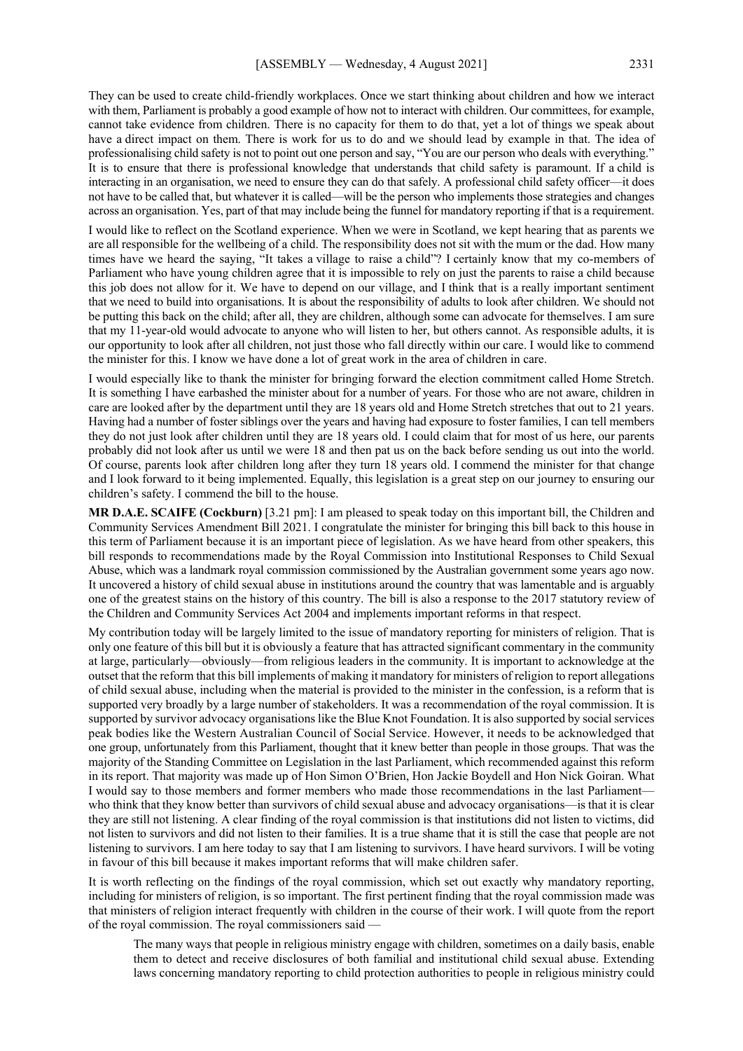They can be used to create child-friendly workplaces. Once we start thinking about children and how we interact with them, Parliament is probably a good example of how not to interact with children. Our committees, for example, cannot take evidence from children. There is no capacity for them to do that, yet a lot of things we speak about have a direct impact on them. There is work for us to do and we should lead by example in that. The idea of professionalising child safety is not to point out one person and say, "You are our person who deals with everything." It is to ensure that there is professional knowledge that understands that child safety is paramount. If a child is interacting in an organisation, we need to ensure they can do that safely. A professional child safety officer—it does not have to be called that, but whatever it is called—will be the person who implements those strategies and changes across an organisation. Yes, part of that may include being the funnel for mandatory reporting if that is a requirement.

I would like to reflect on the Scotland experience. When we were in Scotland, we kept hearing that as parents we are all responsible for the wellbeing of a child. The responsibility does not sit with the mum or the dad. How many times have we heard the saying, "It takes a village to raise a child"? I certainly know that my co-members of Parliament who have young children agree that it is impossible to rely on just the parents to raise a child because this job does not allow for it. We have to depend on our village, and I think that is a really important sentiment that we need to build into organisations. It is about the responsibility of adults to look after children. We should not be putting this back on the child; after all, they are children, although some can advocate for themselves. I am sure that my 11-year-old would advocate to anyone who will listen to her, but others cannot. As responsible adults, it is our opportunity to look after all children, not just those who fall directly within our care. I would like to commend the minister for this. I know we have done a lot of great work in the area of children in care.

I would especially like to thank the minister for bringing forward the election commitment called Home Stretch. It is something I have earbashed the minister about for a number of years. For those who are not aware, children in care are looked after by the department until they are 18 years old and Home Stretch stretches that out to 21 years. Having had a number of foster siblings over the years and having had exposure to foster families, I can tell members they do not just look after children until they are 18 years old. I could claim that for most of us here, our parents probably did not look after us until we were 18 and then pat us on the back before sending us out into the world. Of course, parents look after children long after they turn 18 years old. I commend the minister for that change and I look forward to it being implemented. Equally, this legislation is a great step on our journey to ensuring our children's safety. I commend the bill to the house.

**MR D.A.E. SCAIFE (Cockburn)** [3.21 pm]: I am pleased to speak today on this important bill, the Children and Community Services Amendment Bill 2021. I congratulate the minister for bringing this bill back to this house in this term of Parliament because it is an important piece of legislation. As we have heard from other speakers, this bill responds to recommendations made by the Royal Commission into Institutional Responses to Child Sexual Abuse, which was a landmark royal commission commissioned by the Australian government some years ago now. It uncovered a history of child sexual abuse in institutions around the country that was lamentable and is arguably one of the greatest stains on the history of this country. The bill is also a response to the 2017 statutory review of the Children and Community Services Act 2004 and implements important reforms in that respect.

My contribution today will be largely limited to the issue of mandatory reporting for ministers of religion. That is only one feature of this bill but it is obviously a feature that has attracted significant commentary in the community at large, particularly—obviously—from religious leaders in the community. It is important to acknowledge at the outset that the reform that this bill implements of making it mandatory for ministers of religion to report allegations of child sexual abuse, including when the material is provided to the minister in the confession, is a reform that is supported very broadly by a large number of stakeholders. It was a recommendation of the royal commission. It is supported by survivor advocacy organisations like the Blue Knot Foundation. It is also supported by social services peak bodies like the Western Australian Council of Social Service. However, it needs to be acknowledged that one group, unfortunately from this Parliament, thought that it knew better than people in those groups. That was the majority of the Standing Committee on Legislation in the last Parliament, which recommended against this reform in its report. That majority was made up of Hon Simon O'Brien, Hon Jackie Boydell and Hon Nick Goiran. What I would say to those members and former members who made those recommendations in the last Parliament—who think that they know better than survivors of child sexual abuse and advocacy organisations—is that it is clear they are still not listening. A clear finding of the royal commission is that institutions did not listen to victims, did not listen to survivors and did not listen to their families. It is a true shame that it is still the case that people are not listening to survivors. I am here today to say that I am listening to survivors. I have heard survivors. I will be voting in favour of this bill because it makes important reforms that will make children safer.

It is worth reflecting on the findings of the royal commission, which set out exactly why mandatory reporting, including for ministers of religion, is so important. The first pertinent finding that the royal commission made was that ministers of religion interact frequently with children in the course of their work. I will quote from the report of the royal commission. The royal commissioners said —

> The many ways that people in religious ministry engage with children, sometimes on a daily basis, enable them to detect and receive disclosures of both familial and institutional child sexual abuse. Extending laws concerning mandatory reporting to child protection authorities to people in religious ministry could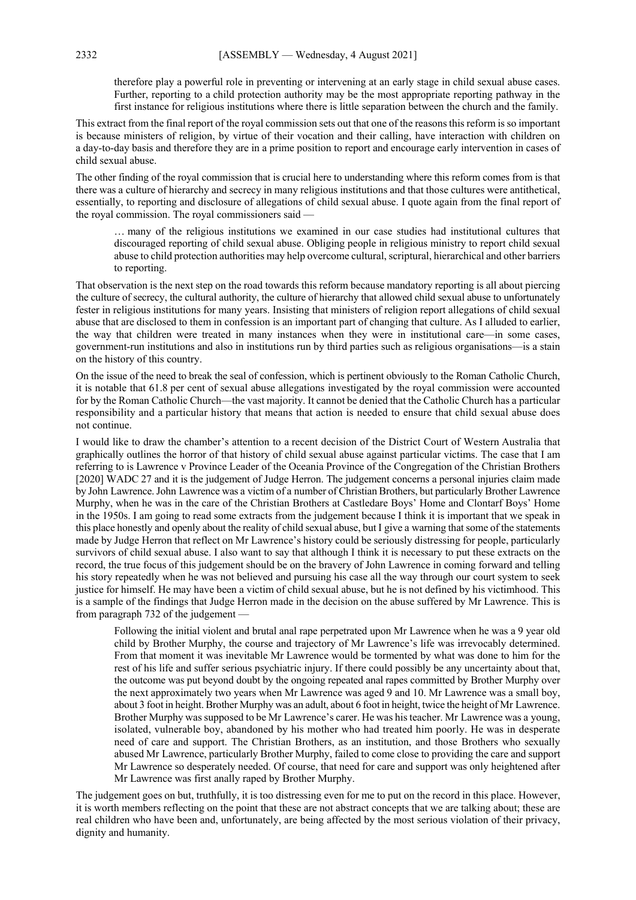therefore play a powerful role in preventing or intervening at an early stage in child sexual abuse cases. Further, reporting to a child protection authority may be the most appropriate reporting pathway in the first instance for religious institutions where there is little separation between the church and the family.

This extract from the final report of the royal commission sets out that one of the reasons this reform is so important is because ministers of religion, by virtue of their vocation and their calling, have interaction with children on a day-to-day basis and therefore they are in a prime position to report and encourage early intervention in cases of child sexual abuse.

The other finding of the royal commission that is crucial here to understanding where this reform comes from is that there was a culture of hierarchy and secrecy in many religious institutions and that those cultures were antithetical, essentially, to reporting and disclosure of allegations of child sexual abuse. I quote again from the final report of the royal commission. The royal commissioners said —

> … many of the religious institutions we examined in our case studies had institutional cultures that discouraged reporting of child sexual abuse. Obliging people in religious ministry to report child sexual abuse to child protection authorities may help overcome cultural, scriptural, hierarchical and other barriers to reporting.

That observation is the next step on the road towards this reform because mandatory reporting is all about piercing the culture of secrecy, the cultural authority, the culture of hierarchy that allowed child sexual abuse to unfortunately fester in religious institutions for many years. Insisting that ministers of religion report allegations of child sexual abuse that are disclosed to them in confession is an important part of changing that culture. As I alluded to earlier, the way that children were treated in many instances when they were in institutional care—in some cases, government-run institutions and also in institutions run by third parties such as religious organisations—is a stain on the history of this country.

On the issue of the need to break the seal of confession, which is pertinent obviously to the Roman Catholic Church, it is notable that 61.8 per cent of sexual abuse allegations investigated by the royal commission were accounted for by the Roman Catholic Church—the vast majority. It cannot be denied that the Catholic Church has a particular responsibility and a particular history that means that action is needed to ensure that child sexual abuse does not continue.

I would like to draw the chamber's attention to a recent decision of the District Court of Western Australia that graphically outlines the horror of that history of child sexual abuse against particular victims. The case that I am referring to is Lawrence v Province Leader of the Oceania Province of the Congregation of the Christian Brothers [2020] WADC 27 and it is the judgement of Judge Herron. The judgement concerns a personal injuries claim made by John Lawrence. John Lawrence was a victim of a number of Christian Brothers, but particularly Brother Lawrence Murphy, when he was in the care of the Christian Brothers at Castledare Boys' Home and Clontarf Boys' Home in the 1950s. I am going to read some extracts from the judgement because I think it is important that we speak in this place honestly and openly about the reality of child sexual abuse, but I give a warning that some of the statements made by Judge Herron that reflect on Mr Lawrence's history could be seriously distressing for people, particularly survivors of child sexual abuse. I also want to say that although I think it is necessary to put these extracts on the record, the true focus of this judgement should be on the bravery of John Lawrence in coming forward and telling his story repeatedly when he was not believed and pursuing his case all the way through our court system to seek justice for himself. He may have been a victim of child sexual abuse, but he is not defined by his victimhood. This is a sample of the findings that Judge Herron made in the decision on the abuse suffered by Mr Lawrence. This is from paragraph 732 of the judgement —

> Following the initial violent and brutal anal rape perpetrated upon Mr Lawrence when he was a 9 year old child by Brother Murphy, the course and trajectory of Mr Lawrence's life was irrevocably determined. From that moment it was inevitable Mr Lawrence would be tormented by what was done to him for the rest of his life and suffer serious psychiatric injury. If there could possibly be any uncertainty about that, the outcome was put beyond doubt by the ongoing repeated anal rapes committed by Brother Murphy over the next approximately two years when Mr Lawrence was aged 9 and 10. Mr Lawrence was a small boy, about 3 foot in height. Brother Murphy was an adult, about 6 foot in height, twice the height of Mr Lawrence. Brother Murphy was supposed to be Mr Lawrence's carer. He was his teacher. Mr Lawrence was a young, isolated, vulnerable boy, abandoned by his mother who had treated him poorly. He was in desperate need of care and support. The Christian Brothers, as an institution, and those Brothers who sexually abused Mr Lawrence, particularly Brother Murphy, failed to come close to providing the care and support Mr Lawrence so desperately needed. Of course, that need for care and support was only heightened after Mr Lawrence was first anally raped by Brother Murphy.

The judgement goes on but, truthfully, it is too distressing even for me to put on the record in this place. However, it is worth members reflecting on the point that these are not abstract concepts that we are talking about; these are real children who have been and, unfortunately, are being affected by the most serious violation of their privacy, dignity and humanity.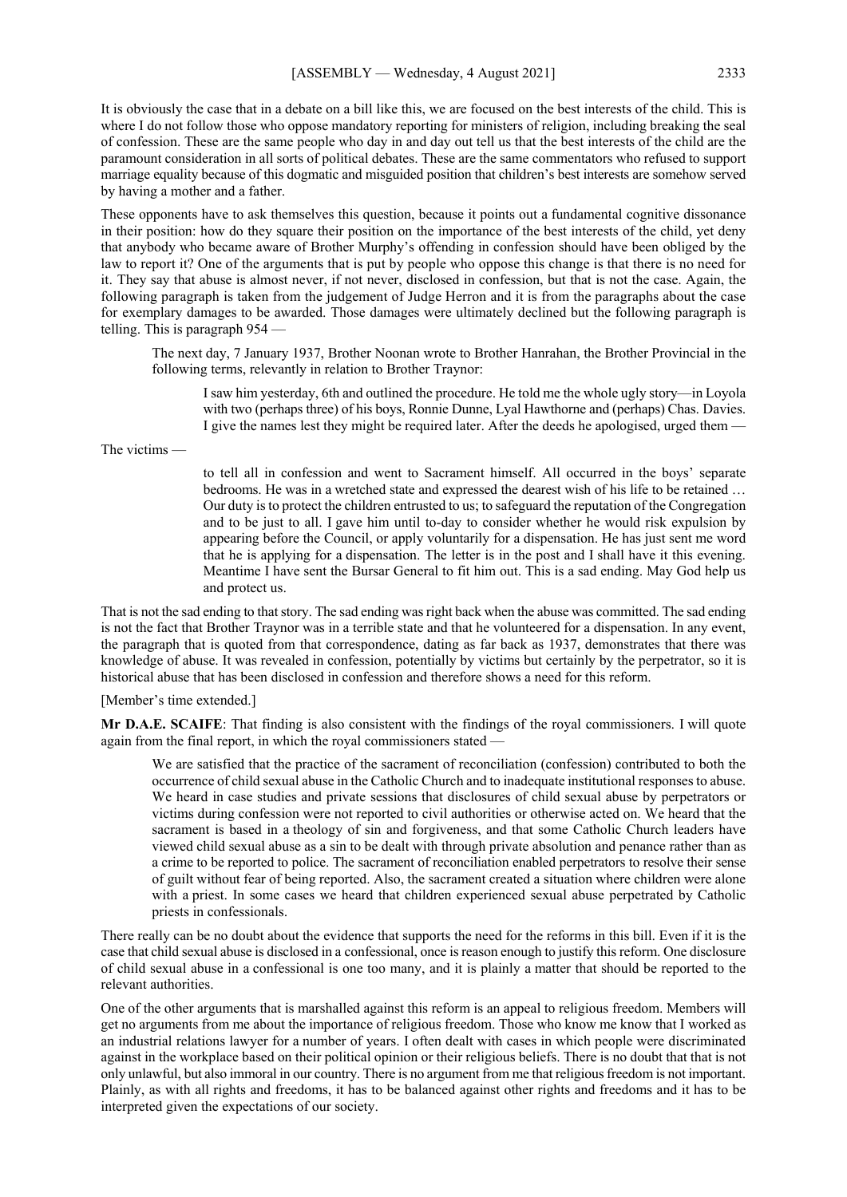It is obviously the case that in a debate on a bill like this, we are focused on the best interests of the child. This is where I do not follow those who oppose mandatory reporting for ministers of religion, including breaking the seal of confession. These are the same people who day in and day out tell us that the best interests of the child are the paramount consideration in all sorts of political debates. These are the same commentators who refused to support marriage equality because of this dogmatic and misguided position that children's best interests are somehow served by having a mother and a father.

These opponents have to ask themselves this question, because it points out a fundamental cognitive dissonance in their position: how do they square their position on the importance of the best interests of the child, yet deny that anybody who became aware of Brother Murphy's offending in confession should have been obliged by the law to report it? One of the arguments that is put by people who oppose this change is that there is no need for it. They say that abuse is almost never, if not never, disclosed in confession, but that is not the case. Again, the following paragraph is taken from the judgement of Judge Herron and it is from the paragraphs about the case for exemplary damages to be awarded. Those damages were ultimately declined but the following paragraph is telling. This is paragraph 954 —

> The next day, 7 January 1937, Brother Noonan wrote to Brother Hanrahan, the Brother Provincial in the following terms, relevantly in relation to Brother Traynor:
>
> > I saw him yesterday, 6th and outlined the procedure. He told me the whole ugly story—in Loyola with two (perhaps three) of his boys, Ronnie Dunne, Lyal Hawthorne and (perhaps) Chas. Davies. I give the names lest they might be required later. After the deeds he apologised, urged them —

The victims —

> > to tell all in confession and went to Sacrament himself. All occurred in the boys' separate bedrooms. He was in a wretched state and expressed the dearest wish of his life to be retained … Our duty is to protect the children entrusted to us; to safeguard the reputation of the Congregation and to be just to all. I gave him until to-day to consider whether he would risk expulsion by appearing before the Council, or apply voluntarily for a dispensation. He has just sent me word that he is applying for a dispensation. The letter is in the post and I shall have it this evening. Meantime I have sent the Bursar General to fit him out. This is a sad ending. May God help us and protect us.

That is not the sad ending to that story. The sad ending was right back when the abuse was committed. The sad ending is not the fact that Brother Traynor was in a terrible state and that he volunteered for a dispensation. In any event, the paragraph that is quoted from that correspondence, dating as far back as 1937, demonstrates that there was knowledge of abuse. It was revealed in confession, potentially by victims but certainly by the perpetrator, so it is historical abuse that has been disclosed in confession and therefore shows a need for this reform.

[Member's time extended.]

**Mr D.A.E. SCAIFE**: That finding is also consistent with the findings of the royal commissioners. I will quote again from the final report, in which the royal commissioners stated —

> We are satisfied that the practice of the sacrament of reconciliation (confession) contributed to both the occurrence of child sexual abuse in the Catholic Church and to inadequate institutional responses to abuse. We heard in case studies and private sessions that disclosures of child sexual abuse by perpetrators or victims during confession were not reported to civil authorities or otherwise acted on. We heard that the sacrament is based in a theology of sin and forgiveness, and that some Catholic Church leaders have viewed child sexual abuse as a sin to be dealt with through private absolution and penance rather than as a crime to be reported to police. The sacrament of reconciliation enabled perpetrators to resolve their sense of guilt without fear of being reported. Also, the sacrament created a situation where children were alone with a priest. In some cases we heard that children experienced sexual abuse perpetrated by Catholic priests in confessionals.

There really can be no doubt about the evidence that supports the need for the reforms in this bill. Even if it is the case that child sexual abuse is disclosed in a confessional, once is reason enough to justify this reform. One disclosure of child sexual abuse in a confessional is one too many, and it is plainly a matter that should be reported to the relevant authorities.

One of the other arguments that is marshalled against this reform is an appeal to religious freedom. Members will get no arguments from me about the importance of religious freedom. Those who know me know that I worked as an industrial relations lawyer for a number of years. I often dealt with cases in which people were discriminated against in the workplace based on their political opinion or their religious beliefs. There is no doubt that that is not only unlawful, but also immoral in our country. There is no argument from me that religious freedom is not important. Plainly, as with all rights and freedoms, it has to be balanced against other rights and freedoms and it has to be interpreted given the expectations of our society.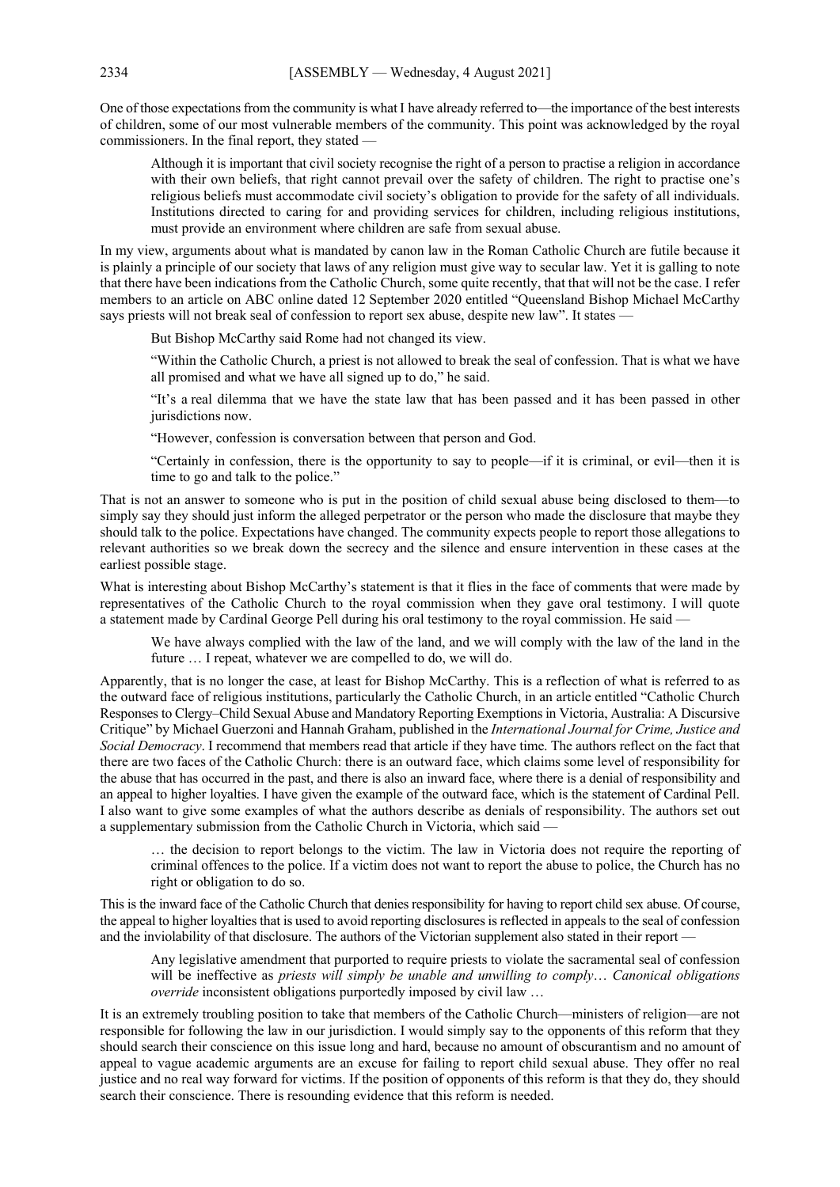One of those expectations from the community is what I have already referred to—the importance of the best interests of children, some of our most vulnerable members of the community. This point was acknowledged by the royal commissioners. In the final report, they stated —

> Although it is important that civil society recognise the right of a person to practise a religion in accordance with their own beliefs, that right cannot prevail over the safety of children. The right to practise one's religious beliefs must accommodate civil society's obligation to provide for the safety of all individuals. Institutions directed to caring for and providing services for children, including religious institutions, must provide an environment where children are safe from sexual abuse.

In my view, arguments about what is mandated by canon law in the Roman Catholic Church are futile because it is plainly a principle of our society that laws of any religion must give way to secular law. Yet it is galling to note that there have been indications from the Catholic Church, some quite recently, that that will not be the case. I refer members to an article on ABC online dated 12 September 2020 entitled "Queensland Bishop Michael McCarthy says priests will not break seal of confession to report sex abuse, despite new law". It states —

> But Bishop McCarthy said Rome had not changed its view.
>
> "Within the Catholic Church, a priest is not allowed to break the seal of confession. That is what we have all promised and what we have all signed up to do," he said.
>
> "It's a real dilemma that we have the state law that has been passed and it has been passed in other jurisdictions now.
>
> "However, confession is conversation between that person and God.
>
> "Certainly in confession, there is the opportunity to say to people—if it is criminal, or evil—then it is time to go and talk to the police."

That is not an answer to someone who is put in the position of child sexual abuse being disclosed to them—to simply say they should just inform the alleged perpetrator or the person who made the disclosure that maybe they should talk to the police. Expectations have changed. The community expects people to report those allegations to relevant authorities so we break down the secrecy and the silence and ensure intervention in these cases at the earliest possible stage.

What is interesting about Bishop McCarthy's statement is that it flies in the face of comments that were made by representatives of the Catholic Church to the royal commission when they gave oral testimony. I will quote a statement made by Cardinal George Pell during his oral testimony to the royal commission. He said —

> We have always complied with the law of the land, and we will comply with the law of the land in the future … I repeat, whatever we are compelled to do, we will do.

Apparently, that is no longer the case, at least for Bishop McCarthy. This is a reflection of what is referred to as the outward face of religious institutions, particularly the Catholic Church, in an article entitled "Catholic Church Responses to Clergy–Child Sexual Abuse and Mandatory Reporting Exemptions in Victoria, Australia: A Discursive Critique" by Michael Guerzoni and Hannah Graham, published in the *International Journal for Crime, Justice and Social Democracy*. I recommend that members read that article if they have time. The authors reflect on the fact that there are two faces of the Catholic Church: there is an outward face, which claims some level of responsibility for the abuse that has occurred in the past, and there is also an inward face, where there is a denial of responsibility and an appeal to higher loyalties. I have given the example of the outward face, which is the statement of Cardinal Pell. I also want to give some examples of what the authors describe as denials of responsibility. The authors set out a supplementary submission from the Catholic Church in Victoria, which said —

> … the decision to report belongs to the victim. The law in Victoria does not require the reporting of criminal offences to the police. If a victim does not want to report the abuse to police, the Church has no right or obligation to do so.

This is the inward face of the Catholic Church that denies responsibility for having to report child sex abuse. Of course, the appeal to higher loyalties that is used to avoid reporting disclosures is reflected in appeals to the seal of confession and the inviolability of that disclosure. The authors of the Victorian supplement also stated in their report —

> Any legislative amendment that purported to require priests to violate the sacramental seal of confession will be ineffective as *priests will simply be unable and unwilling to comply… Canonical obligations override* inconsistent obligations purportedly imposed by civil law …

It is an extremely troubling position to take that members of the Catholic Church—ministers of religion—are not responsible for following the law in our jurisdiction. I would simply say to the opponents of this reform that they should search their conscience on this issue long and hard, because no amount of obscurantism and no amount of appeal to vague academic arguments are an excuse for failing to report child sexual abuse. They offer no real justice and no real way forward for victims. If the position of opponents of this reform is that they do, they should search their conscience. There is resounding evidence that this reform is needed.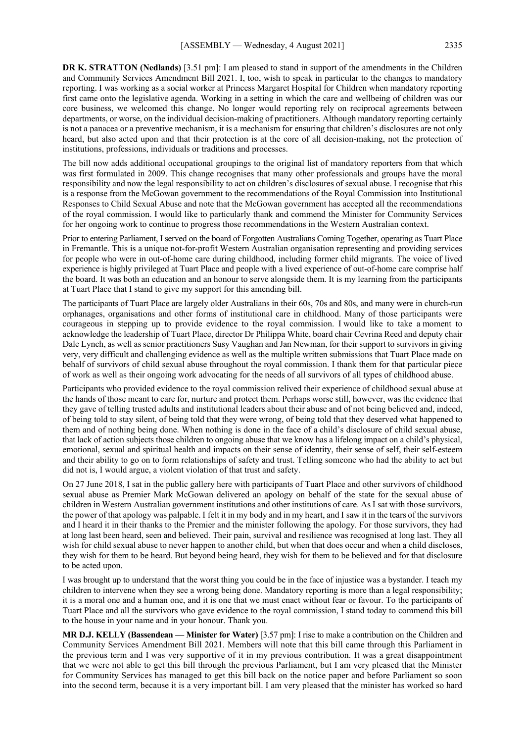**DR K. STRATTON (Nedlands)** [3.51 pm]: I am pleased to stand in support of the amendments in the Children and Community Services Amendment Bill 2021. I, too, wish to speak in particular to the changes to mandatory reporting. I was working as a social worker at Princess Margaret Hospital for Children when mandatory reporting first came onto the legislative agenda. Working in a setting in which the care and wellbeing of children was our core business, we welcomed this change. No longer would reporting rely on reciprocal agreements between departments, or worse, on the individual decision-making of practitioners. Although mandatory reporting certainly is not a panacea or a preventive mechanism, it is a mechanism for ensuring that children's disclosures are not only heard, but also acted upon and that their protection is at the core of all decision-making, not the protection of institutions, professions, individuals or traditions and processes.

The bill now adds additional occupational groupings to the original list of mandatory reporters from that which was first formulated in 2009. This change recognises that many other professionals and groups have the moral responsibility and now the legal responsibility to act on children's disclosures of sexual abuse. I recognise that this is a response from the McGowan government to the recommendations of the Royal Commission into Institutional Responses to Child Sexual Abuse and note that the McGowan government has accepted all the recommendations of the royal commission. I would like to particularly thank and commend the Minister for Community Services for her ongoing work to continue to progress those recommendations in the Western Australian context.

Prior to entering Parliament, I served on the board of Forgotten Australians Coming Together, operating as Tuart Place in Fremantle. This is a unique not-for-profit Western Australian organisation representing and providing services for people who were in out-of-home care during childhood, including former child migrants. The voice of lived experience is highly privileged at Tuart Place and people with a lived experience of out-of-home care comprise half the board. It was both an education and an honour to serve alongside them. It is my learning from the participants at Tuart Place that I stand to give my support for this amending bill.

The participants of Tuart Place are largely older Australians in their 60s, 70s and 80s, and many were in church-run orphanages, organisations and other forms of institutional care in childhood. Many of those participants were courageous in stepping up to provide evidence to the royal commission. I would like to take a moment to acknowledge the leadership of Tuart Place, director Dr Philippa White, board chair Cevrina Reed and deputy chair Dale Lynch, as well as senior practitioners Susy Vaughan and Jan Newman, for their support to survivors in giving very, very difficult and challenging evidence as well as the multiple written submissions that Tuart Place made on behalf of survivors of child sexual abuse throughout the royal commission. I thank them for that particular piece of work as well as their ongoing work advocating for the needs of all survivors of all types of childhood abuse.

Participants who provided evidence to the royal commission relived their experience of childhood sexual abuse at the hands of those meant to care for, nurture and protect them. Perhaps worse still, however, was the evidence that they gave of telling trusted adults and institutional leaders about their abuse and of not being believed and, indeed, of being told to stay silent, of being told that they were wrong, of being told that they deserved what happened to them and of nothing being done. When nothing is done in the face of a child's disclosure of child sexual abuse, that lack of action subjects those children to ongoing abuse that we know has a lifelong impact on a child's physical, emotional, sexual and spiritual health and impacts on their sense of identity, their sense of self, their self-esteem and their ability to go on to form relationships of safety and trust. Telling someone who had the ability to act but did not is, I would argue, a violent violation of that trust and safety.

On 27 June 2018, I sat in the public gallery here with participants of Tuart Place and other survivors of childhood sexual abuse as Premier Mark McGowan delivered an apology on behalf of the state for the sexual abuse of children in Western Australian government institutions and other institutions of care. As I sat with those survivors, the power of that apology was palpable. I felt it in my body and in my heart, and I saw it in the tears of the survivors and I heard it in their thanks to the Premier and the minister following the apology. For those survivors, they had at long last been heard, seen and believed. Their pain, survival and resilience was recognised at long last. They all wish for child sexual abuse to never happen to another child, but when that does occur and when a child discloses, they wish for them to be heard. But beyond being heard, they wish for them to be believed and for that disclosure to be acted upon.

I was brought up to understand that the worst thing you could be in the face of injustice was a bystander. I teach my children to intervene when they see a wrong being done. Mandatory reporting is more than a legal responsibility; it is a moral one and a human one, and it is one that we must enact without fear or favour. To the participants of Tuart Place and all the survivors who gave evidence to the royal commission, I stand today to commend this bill to the house in your name and in your honour. Thank you.

**MR D.J. KELLY (Bassendean — Minister for Water)** [3.57 pm]: I rise to make a contribution on the Children and Community Services Amendment Bill 2021. Members will note that this bill came through this Parliament in the previous term and I was very supportive of it in my previous contribution. It was a great disappointment that we were not able to get this bill through the previous Parliament, but I am very pleased that the Minister for Community Services has managed to get this bill back on the notice paper and before Parliament so soon into the second term, because it is a very important bill. I am very pleased that the minister has worked so hard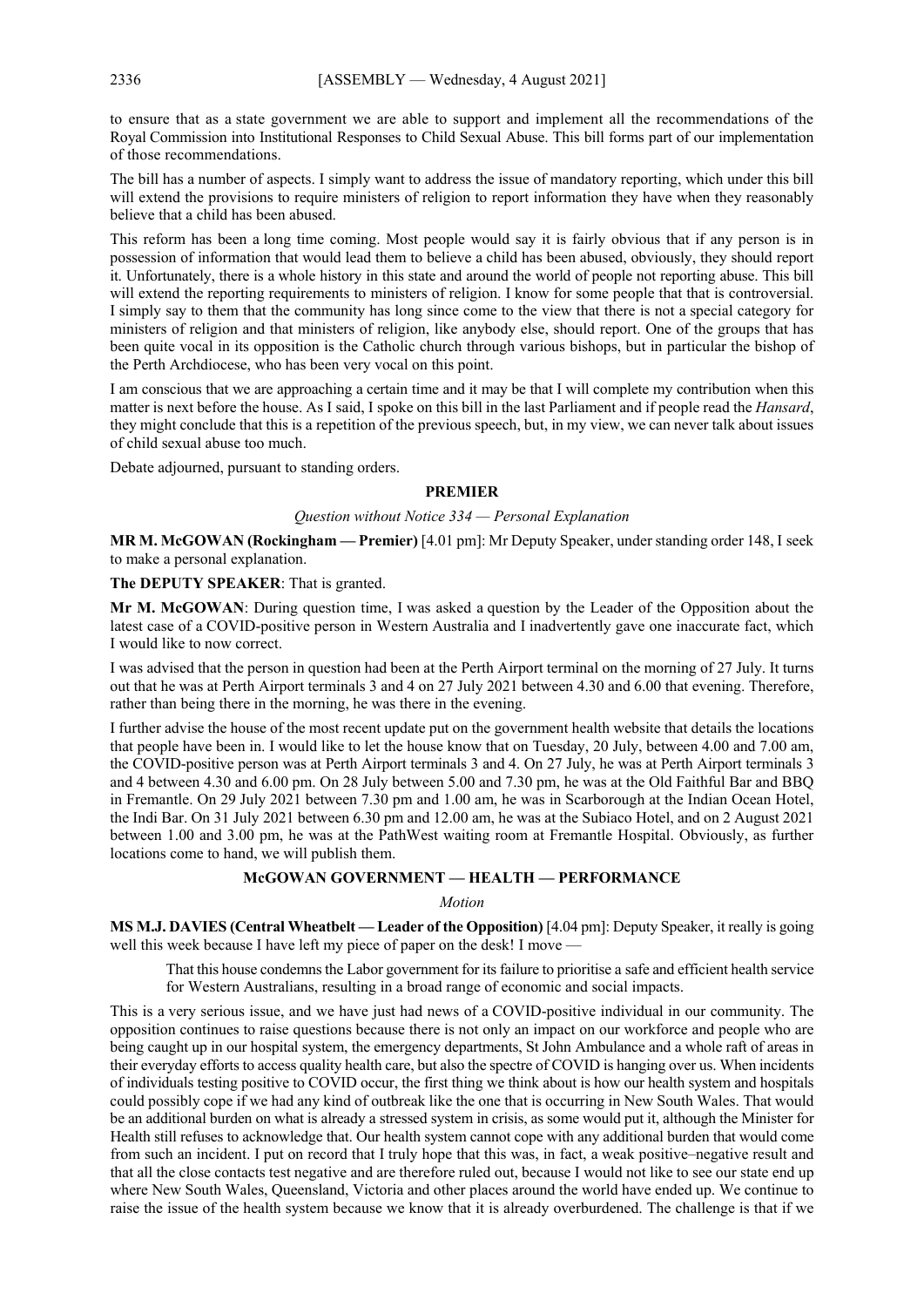to ensure that as a state government we are able to support and implement all the recommendations of the Royal Commission into Institutional Responses to Child Sexual Abuse. This bill forms part of our implementation of those recommendations.

The bill has a number of aspects. I simply want to address the issue of mandatory reporting, which under this bill will extend the provisions to require ministers of religion to report information they have when they reasonably believe that a child has been abused.

This reform has been a long time coming. Most people would say it is fairly obvious that if any person is in possession of information that would lead them to believe a child has been abused, obviously, they should report it. Unfortunately, there is a whole history in this state and around the world of people not reporting abuse. This bill will extend the reporting requirements to ministers of religion. I know for some people that that is controversial. I simply say to them that the community has long since come to the view that there is not a special category for ministers of religion and that ministers of religion, like anybody else, should report. One of the groups that has been quite vocal in its opposition is the Catholic church through various bishops, but in particular the bishop of the Perth Archdiocese, who has been very vocal on this point.

I am conscious that we are approaching a certain time and it may be that I will complete my contribution when this matter is next before the house. As I said, I spoke on this bill in the last Parliament and if people read the *Hansard*, they might conclude that this is a repetition of the previous speech, but, in my view, we can never talk about issues of child sexual abuse too much.

Debate adjourned, pursuant to standing orders.

## PREMIER

### *Question without Notice 334 — Personal Explanation*

**MR M. McGOWAN (Rockingham — Premier)** [4.01 pm]: Mr Deputy Speaker, under standing order 148, I seek to make a personal explanation.

**The DEPUTY SPEAKER**: That is granted.

**Mr M. McGOWAN**: During question time, I was asked a question by the Leader of the Opposition about the latest case of a COVID-positive person in Western Australia and I inadvertently gave one inaccurate fact, which I would like to now correct.

I was advised that the person in question had been at the Perth Airport terminal on the morning of 27 July. It turns out that he was at Perth Airport terminals 3 and 4 on 27 July 2021 between 4.30 and 6.00 that evening. Therefore, rather than being there in the morning, he was there in the evening.

I further advise the house of the most recent update put on the government health website that details the locations that people have been in. I would like to let the house know that on Tuesday, 20 July, between 4.00 and 7.00 am, the COVID-positive person was at Perth Airport terminals 3 and 4. On 27 July, he was at Perth Airport terminals 3 and 4 between 4.30 and 6.00 pm. On 28 July between 5.00 and 7.30 pm, he was at the Old Faithful Bar and BBQ in Fremantle. On 29 July 2021 between 7.30 pm and 1.00 am, he was in Scarborough at the Indian Ocean Hotel, the Indi Bar. On 31 July 2021 between 6.30 pm and 12.00 am, he was at the Subiaco Hotel, and on 2 August 2021 between 1.00 and 3.00 pm, he was at the PathWest waiting room at Fremantle Hospital. Obviously, as further locations come to hand, we will publish them.

## McGOWAN GOVERNMENT — HEALTH — PERFORMANCE

### *Motion*

**MS M.J. DAVIES (Central Wheatbelt — Leader of the Opposition)** [4.04 pm]: Deputy Speaker, it really is going well this week because I have left my piece of paper on the desk! I move —

> That this house condemns the Labor government for its failure to prioritise a safe and efficient health service for Western Australians, resulting in a broad range of economic and social impacts.

This is a very serious issue, and we have just had news of a COVID-positive individual in our community. The opposition continues to raise questions because there is not only an impact on our workforce and people who are being caught up in our hospital system, the emergency departments, St John Ambulance and a whole raft of areas in their everyday efforts to access quality health care, but also the spectre of COVID is hanging over us. When incidents of individuals testing positive to COVID occur, the first thing we think about is how our health system and hospitals could possibly cope if we had any kind of outbreak like the one that is occurring in New South Wales. That would be an additional burden on what is already a stressed system in crisis, as some would put it, although the Minister for Health still refuses to acknowledge that. Our health system cannot cope with any additional burden that would come from such an incident. I put on record that I truly hope that this was, in fact, a weak positive–negative result and that all the close contacts test negative and are therefore ruled out, because I would not like to see our state end up where New South Wales, Queensland, Victoria and other places around the world have ended up. We continue to raise the issue of the health system because we know that it is already overburdened. The challenge is that if we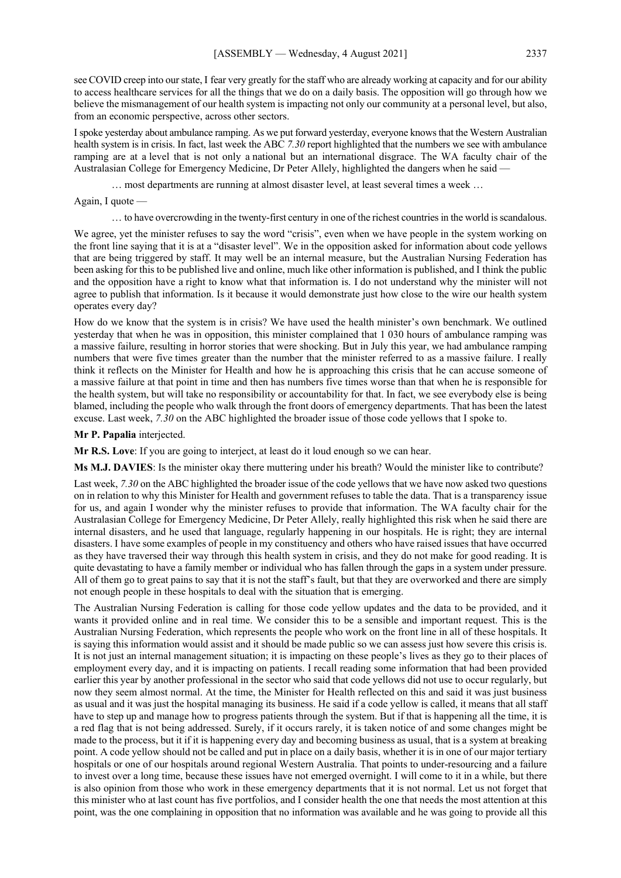see COVID creep into our state, I fear very greatly for the staff who are already working at capacity and for our ability to access healthcare services for all the things that we do on a daily basis. The opposition will go through how we believe the mismanagement of our health system is impacting not only our community at a personal level, but also, from an economic perspective, across other sectors.

I spoke yesterday about ambulance ramping. As we put forward yesterday, everyone knows that the Western Australian health system is in crisis. In fact, last week the ABC *7.30* report highlighted that the numbers we see with ambulance ramping are at a level that is not only a national but an international disgrace. The WA faculty chair of the Australasian College for Emergency Medicine, Dr Peter Allely, highlighted the dangers when he said —

> … most departments are running at almost disaster level, at least several times a week …

Again, I quote —

> … to have overcrowding in the twenty-first century in one of the richest countries in the world is scandalous.

We agree, yet the minister refuses to say the word "crisis", even when we have people in the system working on the front line saying that it is at a "disaster level". We in the opposition asked for information about code yellows that are being triggered by staff. It may well be an internal measure, but the Australian Nursing Federation has been asking for this to be published live and online, much like other information is published, and I think the public and the opposition have a right to know what that information is. I do not understand why the minister will not agree to publish that information. Is it because it would demonstrate just how close to the wire our health system operates every day?

How do we know that the system is in crisis? We have used the health minister's own benchmark. We outlined yesterday that when he was in opposition, this minister complained that 1 030 hours of ambulance ramping was a massive failure, resulting in horror stories that were shocking. But in July this year, we had ambulance ramping numbers that were five times greater than the number that the minister referred to as a massive failure. I really think it reflects on the Minister for Health and how he is approaching this crisis that he can accuse someone of a massive failure at that point in time and then has numbers five times worse than that when he is responsible for the health system, but will take no responsibility or accountability for that. In fact, we see everybody else is being blamed, including the people who walk through the front doors of emergency departments. That has been the latest excuse. Last week, *7.30* on the ABC highlighted the broader issue of those code yellows that I spoke to.

**Mr P. Papalia** interjected.

**Mr R.S. Love**: If you are going to interject, at least do it loud enough so we can hear.

**Ms M.J. DAVIES**: Is the minister okay there muttering under his breath? Would the minister like to contribute?

Last week, *7.30* on the ABC highlighted the broader issue of the code yellows that we have now asked two questions on in relation to why this Minister for Health and government refuses to table the data. That is a transparency issue for us, and again I wonder why the minister refuses to provide that information. The WA faculty chair for the Australasian College for Emergency Medicine, Dr Peter Allely, really highlighted this risk when he said there are internal disasters, and he used that language, regularly happening in our hospitals. He is right; they are internal disasters. I have some examples of people in my constituency and others who have raised issues that have occurred as they have traversed their way through this health system in crisis, and they do not make for good reading. It is quite devastating to have a family member or individual who has fallen through the gaps in a system under pressure. All of them go to great pains to say that it is not the staff's fault, but that they are overworked and there are simply not enough people in these hospitals to deal with the situation that is emerging.

The Australian Nursing Federation is calling for those code yellow updates and the data to be provided, and it wants it provided online and in real time. We consider this to be a sensible and important request. This is the Australian Nursing Federation, which represents the people who work on the front line in all of these hospitals. It is saying this information would assist and it should be made public so we can assess just how severe this crisis is. It is not just an internal management situation; it is impacting on these people's lives as they go to their places of employment every day, and it is impacting on patients. I recall reading some information that had been provided earlier this year by another professional in the sector who said that code yellows did not use to occur regularly, but now they seem almost normal. At the time, the Minister for Health reflected on this and said it was just business as usual and it was just the hospital managing its business. He said if a code yellow is called, it means that all staff have to step up and manage how to progress patients through the system. But if that is happening all the time, it is a red flag that is not being addressed. Surely, if it occurs rarely, it is taken notice of and some changes might be made to the process, but it if it is happening every day and becoming business as usual, that is a system at breaking point. A code yellow should not be called and put in place on a daily basis, whether it is in one of our major tertiary hospitals or one of our hospitals around regional Western Australia. That points to under-resourcing and a failure to invest over a long time, because these issues have not emerged overnight. I will come to it in a while, but there is also opinion from those who work in these emergency departments that it is not normal. Let us not forget that this minister who at last count has five portfolios, and I consider health the one that needs the most attention at this point, was the one complaining in opposition that no information was available and he was going to provide all this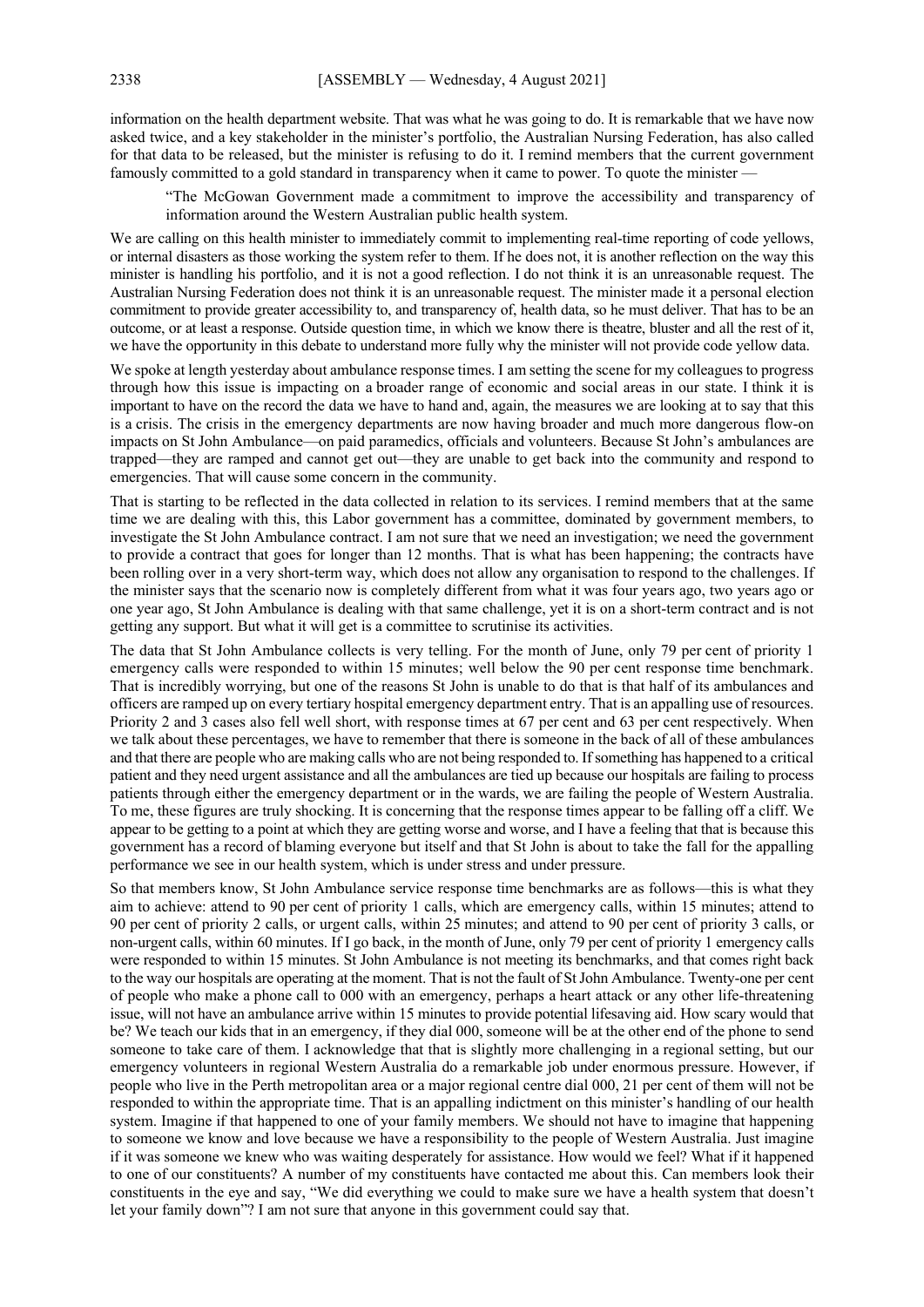information on the health department website. That was what he was going to do. It is remarkable that we have now asked twice, and a key stakeholder in the minister's portfolio, the Australian Nursing Federation, has also called for that data to be released, but the minister is refusing to do it. I remind members that the current government famously committed to a gold standard in transparency when it came to power. To quote the minister —

> "The McGowan Government made a commitment to improve the accessibility and transparency of information around the Western Australian public health system.

We are calling on this health minister to immediately commit to implementing real-time reporting of code yellows, or internal disasters as those working the system refer to them. If he does not, it is another reflection on the way this minister is handling his portfolio, and it is not a good reflection. I do not think it is an unreasonable request. The Australian Nursing Federation does not think it is an unreasonable request. The minister made it a personal election commitment to provide greater accessibility to, and transparency of, health data, so he must deliver. That has to be an outcome, or at least a response. Outside question time, in which we know there is theatre, bluster and all the rest of it, we have the opportunity in this debate to understand more fully why the minister will not provide code yellow data.

We spoke at length yesterday about ambulance response times. I am setting the scene for my colleagues to progress through how this issue is impacting on a broader range of economic and social areas in our state. I think it is important to have on the record the data we have to hand and, again, the measures we are looking at to say that this is a crisis. The crisis in the emergency departments are now having broader and much more dangerous flow-on impacts on St John Ambulance—on paid paramedics, officials and volunteers. Because St John's ambulances are trapped—they are ramped and cannot get out—they are unable to get back into the community and respond to emergencies. That will cause some concern in the community.

That is starting to be reflected in the data collected in relation to its services. I remind members that at the same time we are dealing with this, this Labor government has a committee, dominated by government members, to investigate the St John Ambulance contract. I am not sure that we need an investigation; we need the government to provide a contract that goes for longer than 12 months. That is what has been happening; the contracts have been rolling over in a very short-term way, which does not allow any organisation to respond to the challenges. If the minister says that the scenario now is completely different from what it was four years ago, two years ago or one year ago, St John Ambulance is dealing with that same challenge, yet it is on a short-term contract and is not getting any support. But what it will get is a committee to scrutinise its activities.

The data that St John Ambulance collects is very telling. For the month of June, only 79 per cent of priority 1 emergency calls were responded to within 15 minutes; well below the 90 per cent response time benchmark. That is incredibly worrying, but one of the reasons St John is unable to do that is that half of its ambulances and officers are ramped up on every tertiary hospital emergency department entry. That is an appalling use of resources. Priority 2 and 3 cases also fell well short, with response times at 67 per cent and 63 per cent respectively. When we talk about these percentages, we have to remember that there is someone in the back of all of these ambulances and that there are people who are making calls who are not being responded to. If something has happened to a critical patient and they need urgent assistance and all the ambulances are tied up because our hospitals are failing to process patients through either the emergency department or in the wards, we are failing the people of Western Australia. To me, these figures are truly shocking. It is concerning that the response times appear to be falling off a cliff. We appear to be getting to a point at which they are getting worse and worse, and I have a feeling that that is because this government has a record of blaming everyone but itself and that St John is about to take the fall for the appalling performance we see in our health system, which is under stress and under pressure.

So that members know, St John Ambulance service response time benchmarks are as follows—this is what they aim to achieve: attend to 90 per cent of priority 1 calls, which are emergency calls, within 15 minutes; attend to 90 per cent of priority 2 calls, or urgent calls, within 25 minutes; and attend to 90 per cent of priority 3 calls, or non-urgent calls, within 60 minutes. If I go back, in the month of June, only 79 per cent of priority 1 emergency calls were responded to within 15 minutes. St John Ambulance is not meeting its benchmarks, and that comes right back to the way our hospitals are operating at the moment. That is not the fault of St John Ambulance. Twenty-one per cent of people who make a phone call to 000 with an emergency, perhaps a heart attack or any other life-threatening issue, will not have an ambulance arrive within 15 minutes to provide potential lifesaving aid. How scary would that be? We teach our kids that in an emergency, if they dial 000, someone will be at the other end of the phone to send someone to take care of them. I acknowledge that that is slightly more challenging in a regional setting, but our emergency volunteers in regional Western Australia do a remarkable job under enormous pressure. However, if people who live in the Perth metropolitan area or a major regional centre dial 000, 21 per cent of them will not be responded to within the appropriate time. That is an appalling indictment on this minister's handling of our health system. Imagine if that happened to one of your family members. We should not have to imagine that happening to someone we know and love because we have a responsibility to the people of Western Australia. Just imagine if it was someone we knew who was waiting desperately for assistance. How would we feel? What if it happened to one of our constituents? A number of my constituents have contacted me about this. Can members look their constituents in the eye and say, "We did everything we could to make sure we have a health system that doesn't let your family down"? I am not sure that anyone in this government could say that.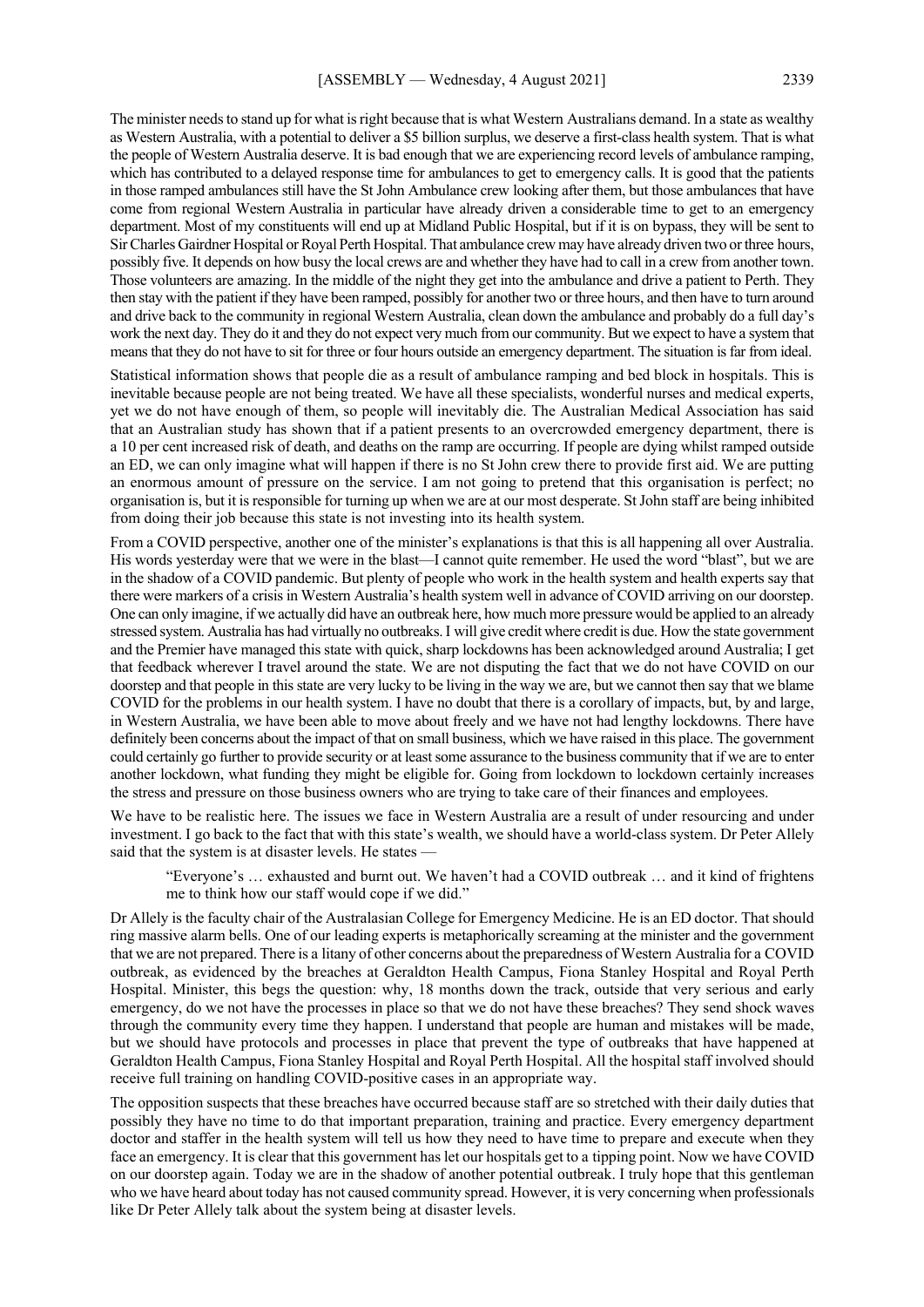The minister needs to stand up for what is right because that is what Western Australians demand. In a state as wealthy as Western Australia, with a potential to deliver a $5 billion surplus, we deserve a first-class health system. That is what the people of Western Australia deserve. It is bad enough that we are experiencing record levels of ambulance ramping, which has contributed to a delayed response time for ambulances to get to emergency calls. It is good that the patients in those ramped ambulances still have the St John Ambulance crew looking after them, but those ambulances that have come from regional Western Australia in particular have already driven a considerable time to get to an emergency department. Most of my constituents will end up at Midland Public Hospital, but if it is on bypass, they will be sent to Sir Charles Gairdner Hospital or Royal Perth Hospital. That ambulance crew may have already driven two or three hours, possibly five. It depends on how busy the local crews are and whether they have had to call in a crew from another town. Those volunteers are amazing. In the middle of the night they get into the ambulance and drive a patient to Perth. They then stay with the patient if they have been ramped, possibly for another two or three hours, and then have to turn around and drive back to the community in regional Western Australia, clean down the ambulance and probably do a full day's work the next day. They do it and they do not expect very much from our community. But we expect to have a system that means that they do not have to sit for three or four hours outside an emergency department. The situation is far from ideal.

Statistical information shows that people die as a result of ambulance ramping and bed block in hospitals. This is inevitable because people are not being treated. We have all these specialists, wonderful nurses and medical experts, yet we do not have enough of them, so people will inevitably die. The Australian Medical Association has said that an Australian study has shown that if a patient presents to an overcrowded emergency department, there is a 10 per cent increased risk of death, and deaths on the ramp are occurring. If people are dying whilst ramped outside an ED, we can only imagine what will happen if there is no St John crew there to provide first aid. We are putting an enormous amount of pressure on the service. I am not going to pretend that this organisation is perfect; no organisation is, but it is responsible for turning up when we are at our most desperate. St John staff are being inhibited from doing their job because this state is not investing into its health system.

From a COVID perspective, another one of the minister's explanations is that this is all happening all over Australia. His words yesterday were that we were in the blast—I cannot quite remember. He used the word "blast", but we are in the shadow of a COVID pandemic. But plenty of people who work in the health system and health experts say that there were markers of a crisis in Western Australia's health system well in advance of COVID arriving on our doorstep. One can only imagine, if we actually did have an outbreak here, how much more pressure would be applied to an already stressed system. Australia has had virtually no outbreaks. I will give credit where credit is due. How the state government and the Premier have managed this state with quick, sharp lockdowns has been acknowledged around Australia; I get that feedback wherever I travel around the state. We are not disputing the fact that we do not have COVID on our doorstep and that people in this state are very lucky to be living in the way we are, but we cannot then say that we blame COVID for the problems in our health system. I have no doubt that there is a corollary of impacts, but, by and large, in Western Australia, we have been able to move about freely and we have not had lengthy lockdowns. There have definitely been concerns about the impact of that on small business, which we have raised in this place. The government could certainly go further to provide security or at least some assurance to the business community that if we are to enter another lockdown, what funding they might be eligible for. Going from lockdown to lockdown certainly increases the stress and pressure on those business owners who are trying to take care of their finances and employees.

We have to be realistic here. The issues we face in Western Australia are a result of under resourcing and under investment. I go back to the fact that with this state's wealth, we should have a world-class system. Dr Peter Allely said that the system is at disaster levels. He states —

> "Everyone's … exhausted and burnt out. We haven't had a COVID outbreak … and it kind of frightens me to think how our staff would cope if we did."

Dr Allely is the faculty chair of the Australasian College for Emergency Medicine. He is an ED doctor. That should ring massive alarm bells. One of our leading experts is metaphorically screaming at the minister and the government that we are not prepared. There is a litany of other concerns about the preparedness of Western Australia for a COVID outbreak, as evidenced by the breaches at Geraldton Health Campus, Fiona Stanley Hospital and Royal Perth Hospital. Minister, this begs the question: why, 18 months down the track, outside that very serious and early emergency, do we not have the processes in place so that we do not have these breaches? They send shock waves through the community every time they happen. I understand that people are human and mistakes will be made, but we should have protocols and processes in place that prevent the type of outbreaks that have happened at Geraldton Health Campus, Fiona Stanley Hospital and Royal Perth Hospital. All the hospital staff involved should receive full training on handling COVID-positive cases in an appropriate way.

The opposition suspects that these breaches have occurred because staff are so stretched with their daily duties that possibly they have no time to do that important preparation, training and practice. Every emergency department doctor and staffer in the health system will tell us how they need to have time to prepare and execute when they face an emergency. It is clear that this government has let our hospitals get to a tipping point. Now we have COVID on our doorstep again. Today we are in the shadow of another potential outbreak. I truly hope that this gentleman who we have heard about today has not caused community spread. However, it is very concerning when professionals like Dr Peter Allely talk about the system being at disaster levels.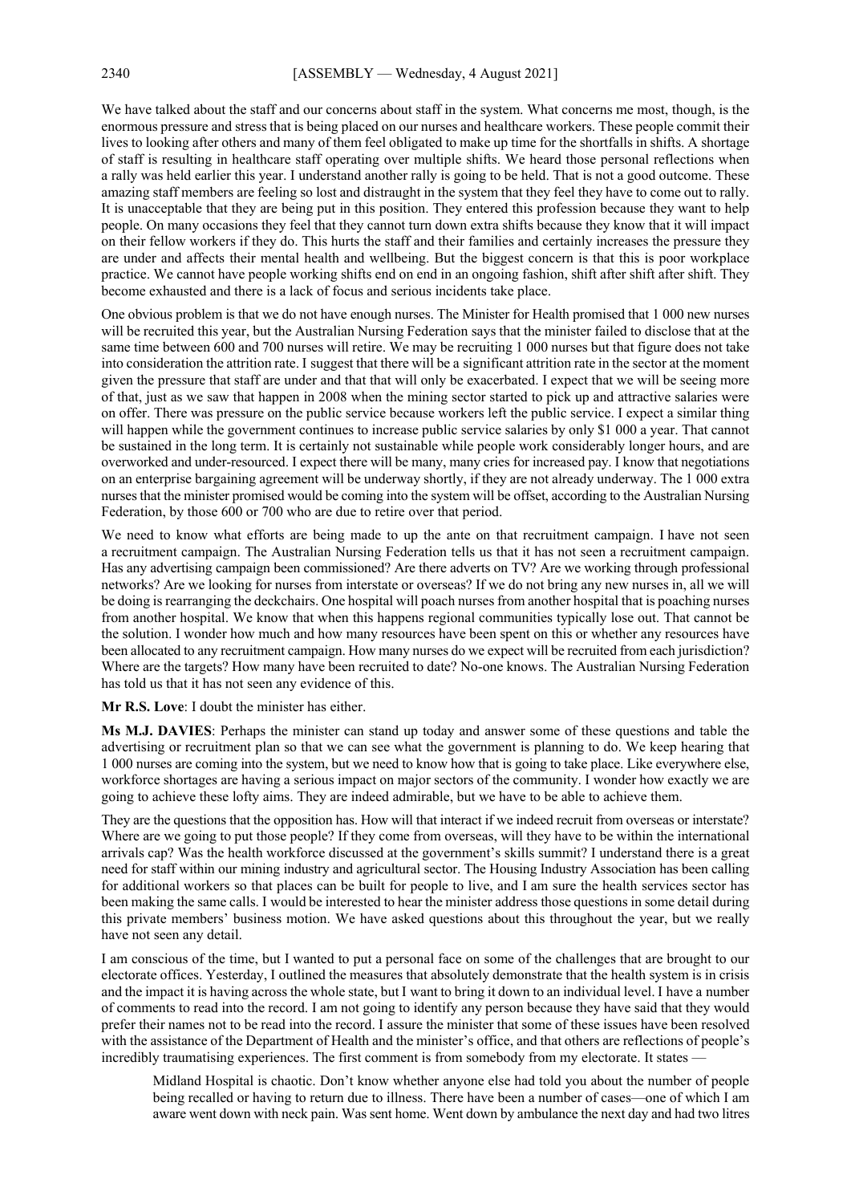We have talked about the staff and our concerns about staff in the system. What concerns me most, though, is the enormous pressure and stress that is being placed on our nurses and healthcare workers. These people commit their lives to looking after others and many of them feel obligated to make up time for the shortfalls in shifts. A shortage of staff is resulting in healthcare staff operating over multiple shifts. We heard those personal reflections when a rally was held earlier this year. I understand another rally is going to be held. That is not a good outcome. These amazing staff members are feeling so lost and distraught in the system that they feel they have to come out to rally. It is unacceptable that they are being put in this position. They entered this profession because they want to help people. On many occasions they feel that they cannot turn down extra shifts because they know that it will impact on their fellow workers if they do. This hurts the staff and their families and certainly increases the pressure they are under and affects their mental health and wellbeing. But the biggest concern is that this is poor workplace practice. We cannot have people working shifts end on end in an ongoing fashion, shift after shift after shift. They become exhausted and there is a lack of focus and serious incidents take place.

One obvious problem is that we do not have enough nurses. The Minister for Health promised that 1 000 new nurses will be recruited this year, but the Australian Nursing Federation says that the minister failed to disclose that at the same time between 600 and 700 nurses will retire. We may be recruiting 1 000 nurses but that figure does not take into consideration the attrition rate. I suggest that there will be a significant attrition rate in the sector at the moment given the pressure that staff are under and that that will only be exacerbated. I expect that we will be seeing more of that, just as we saw that happen in 2008 when the mining sector started to pick up and attractive salaries were on offer. There was pressure on the public service because workers left the public service. I expect a similar thing will happen while the government continues to increase public service salaries by only $1 000 a year. That cannot be sustained in the long term. It is certainly not sustainable while people work considerably longer hours, and are overworked and under-resourced. I expect there will be many, many cries for increased pay. I know that negotiations on an enterprise bargaining agreement will be underway shortly, if they are not already underway. The 1 000 extra nurses that the minister promised would be coming into the system will be offset, according to the Australian Nursing Federation, by those 600 or 700 who are due to retire over that period.

We need to know what efforts are being made to up the ante on that recruitment campaign. I have not seen a recruitment campaign. The Australian Nursing Federation tells us that it has not seen a recruitment campaign. Has any advertising campaign been commissioned? Are there adverts on TV? Are we working through professional networks? Are we looking for nurses from interstate or overseas? If we do not bring any new nurses in, all we will be doing is rearranging the deckchairs. One hospital will poach nurses from another hospital that is poaching nurses from another hospital. We know that when this happens regional communities typically lose out. That cannot be the solution. I wonder how much and how many resources have been spent on this or whether any resources have been allocated to any recruitment campaign. How many nurses do we expect will be recruited from each jurisdiction? Where are the targets? How many have been recruited to date? No-one knows. The Australian Nursing Federation has told us that it has not seen any evidence of this.

**Mr R.S. Love**: I doubt the minister has either.

**Ms M.J. DAVIES**: Perhaps the minister can stand up today and answer some of these questions and table the advertising or recruitment plan so that we can see what the government is planning to do. We keep hearing that 1 000 nurses are coming into the system, but we need to know how that is going to take place. Like everywhere else, workforce shortages are having a serious impact on major sectors of the community. I wonder how exactly we are going to achieve these lofty aims. They are indeed admirable, but we have to be able to achieve them.

They are the questions that the opposition has. How will that interact if we indeed recruit from overseas or interstate? Where are we going to put those people? If they come from overseas, will they have to be within the international arrivals cap? Was the health workforce discussed at the government's skills summit? I understand there is a great need for staff within our mining industry and agricultural sector. The Housing Industry Association has been calling for additional workers so that places can be built for people to live, and I am sure the health services sector has been making the same calls. I would be interested to hear the minister address those questions in some detail during this private members' business motion. We have asked questions about this throughout the year, but we really have not seen any detail.

I am conscious of the time, but I wanted to put a personal face on some of the challenges that are brought to our electorate offices. Yesterday, I outlined the measures that absolutely demonstrate that the health system is in crisis and the impact it is having across the whole state, but I want to bring it down to an individual level. I have a number of comments to read into the record. I am not going to identify any person because they have said that they would prefer their names not to be read into the record. I assure the minister that some of these issues have been resolved with the assistance of the Department of Health and the minister's office, and that others are reflections of people's incredibly traumatising experiences. The first comment is from somebody from my electorate. It states —

> Midland Hospital is chaotic. Don't know whether anyone else had told you about the number of people being recalled or having to return due to illness. There have been a number of cases—one of which I am aware went down with neck pain. Was sent home. Went down by ambulance the next day and had two litres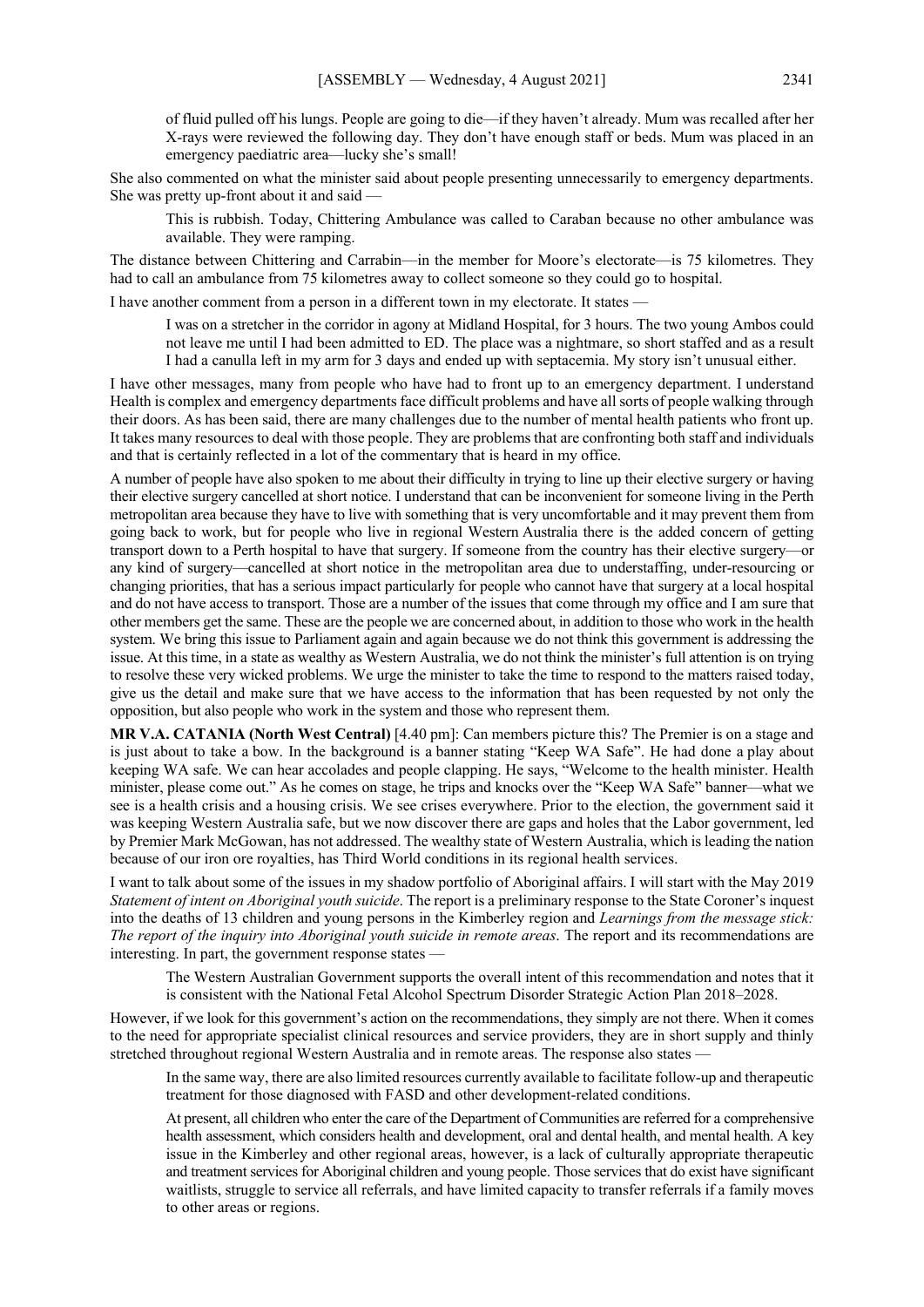of fluid pulled off his lungs. People are going to die—if they haven't already. Mum was recalled after her X-rays were reviewed the following day. They don't have enough staff or beds. Mum was placed in an emergency paediatric area—lucky she's small!

She also commented on what the minister said about people presenting unnecessarily to emergency departments. She was pretty up-front about it and said —

> This is rubbish. Today, Chittering Ambulance was called to Caraban because no other ambulance was available. They were ramping.

The distance between Chittering and Carrabin—in the member for Moore's electorate—is 75 kilometres. They had to call an ambulance from 75 kilometres away to collect someone so they could go to hospital.

I have another comment from a person in a different town in my electorate. It states —

> I was on a stretcher in the corridor in agony at Midland Hospital, for 3 hours. The two young Ambos could not leave me until I had been admitted to ED. The place was a nightmare, so short staffed and as a result I had a canulla left in my arm for 3 days and ended up with septacemia. My story isn't unusual either.

I have other messages, many from people who have had to front up to an emergency department. I understand Health is complex and emergency departments face difficult problems and have all sorts of people walking through their doors. As has been said, there are many challenges due to the number of mental health patients who front up. It takes many resources to deal with those people. They are problems that are confronting both staff and individuals and that is certainly reflected in a lot of the commentary that is heard in my office.

A number of people have also spoken to me about their difficulty in trying to line up their elective surgery or having their elective surgery cancelled at short notice. I understand that can be inconvenient for someone living in the Perth metropolitan area because they have to live with something that is very uncomfortable and it may prevent them from going back to work, but for people who live in regional Western Australia there is the added concern of getting transport down to a Perth hospital to have that surgery. If someone from the country has their elective surgery—or any kind of surgery—cancelled at short notice in the metropolitan area due to understaffing, under-resourcing or changing priorities, that has a serious impact particularly for people who cannot have that surgery at a local hospital and do not have access to transport. Those are a number of the issues that come through my office and I am sure that other members get the same. These are the people we are concerned about, in addition to those who work in the health system. We bring this issue to Parliament again and again because we do not think this government is addressing the issue. At this time, in a state as wealthy as Western Australia, we do not think the minister's full attention is on trying to resolve these very wicked problems. We urge the minister to take the time to respond to the matters raised today, give us the detail and make sure that we have access to the information that has been requested by not only the opposition, but also people who work in the system and those who represent them.

**MR V.A. CATANIA (North West Central)** [4.40 pm]: Can members picture this? The Premier is on a stage and is just about to take a bow. In the background is a banner stating "Keep WA Safe". He had done a play about keeping WA safe. We can hear accolades and people clapping. He says, "Welcome to the health minister. Health minister, please come out." As he comes on stage, he trips and knocks over the "Keep WA Safe" banner—what we see is a health crisis and a housing crisis. We see crises everywhere. Prior to the election, the government said it was keeping Western Australia safe, but we now discover there are gaps and holes that the Labor government, led by Premier Mark McGowan, has not addressed. The wealthy state of Western Australia, which is leading the nation because of our iron ore royalties, has Third World conditions in its regional health services.

I want to talk about some of the issues in my shadow portfolio of Aboriginal affairs. I will start with the May 2019 *Statement of intent on Aboriginal youth suicide*. The report is a preliminary response to the State Coroner's inquest into the deaths of 13 children and young persons in the Kimberley region and *Learnings from the message stick: The report of the inquiry into Aboriginal youth suicide in remote areas*. The report and its recommendations are interesting. In part, the government response states —

> The Western Australian Government supports the overall intent of this recommendation and notes that it is consistent with the National Fetal Alcohol Spectrum Disorder Strategic Action Plan 2018–2028.

However, if we look for this government's action on the recommendations, they simply are not there. When it comes to the need for appropriate specialist clinical resources and service providers, they are in short supply and thinly stretched throughout regional Western Australia and in remote areas. The response also states —

> In the same way, there are also limited resources currently available to facilitate follow-up and therapeutic treatment for those diagnosed with FASD and other development-related conditions.
>
> At present, all children who enter the care of the Department of Communities are referred for a comprehensive health assessment, which considers health and development, oral and dental health, and mental health. A key issue in the Kimberley and other regional areas, however, is a lack of culturally appropriate therapeutic and treatment services for Aboriginal children and young people. Those services that do exist have significant waitlists, struggle to service all referrals, and have limited capacity to transfer referrals if a family moves to other areas or regions.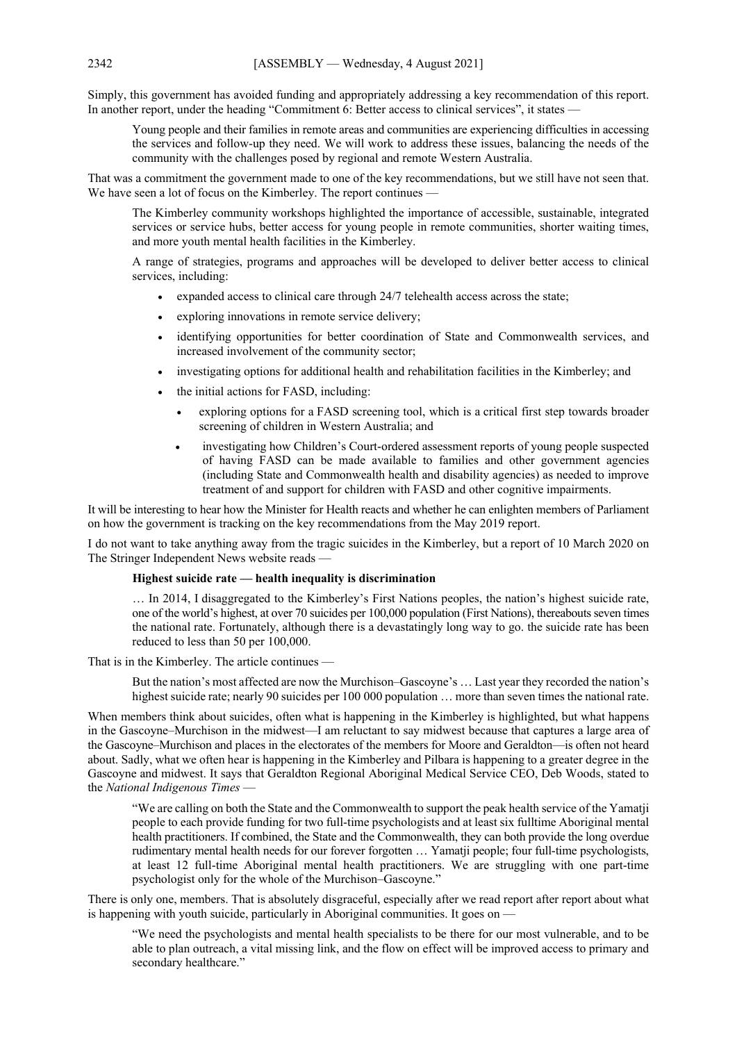Simply, this government has avoided funding and appropriately addressing a key recommendation of this report. In another report, under the heading "Commitment 6: Better access to clinical services", it states —

> Young people and their families in remote areas and communities are experiencing difficulties in accessing the services and follow-up they need. We will work to address these issues, balancing the needs of the community with the challenges posed by regional and remote Western Australia.

That was a commitment the government made to one of the key recommendations, but we still have not seen that. We have seen a lot of focus on the Kimberley. The report continues —

> The Kimberley community workshops highlighted the importance of accessible, sustainable, integrated services or service hubs, better access for young people in remote communities, shorter waiting times, and more youth mental health facilities in the Kimberley.
>
> A range of strategies, programs and approaches will be developed to deliver better access to clinical services, including:
>
> - expanded access to clinical care through 24/7 telehealth access across the state;
> - exploring innovations in remote service delivery;
> - identifying opportunities for better coordination of State and Commonwealth services, and increased involvement of the community sector;
> - investigating options for additional health and rehabilitation facilities in the Kimberley; and
> - the initial actions for FASD, including:
>     - exploring options for a FASD screening tool, which is a critical first step towards broader screening of children in Western Australia; and
>     - investigating how Children's Court-ordered assessment reports of young people suspected of having FASD can be made available to families and other government agencies (including State and Commonwealth health and disability agencies) as needed to improve treatment of and support for children with FASD and other cognitive impairments.

It will be interesting to hear how the Minister for Health reacts and whether he can enlighten members of Parliament on how the government is tracking on the key recommendations from the May 2019 report.

I do not want to take anything away from the tragic suicides in the Kimberley, but a report of 10 March 2020 on The Stringer Independent News website reads —

> **Highest suicide rate — health inequality is discrimination**
>
> … In 2014, I disaggregated to the Kimberley's First Nations peoples, the nation's highest suicide rate, one of the world's highest, at over 70 suicides per 100,000 population (First Nations), thereabouts seven times the national rate. Fortunately, although there is a devastatingly long way to go. the suicide rate has been reduced to less than 50 per 100,000.

That is in the Kimberley. The article continues —

> But the nation's most affected are now the Murchison–Gascoyne's … Last year they recorded the nation's highest suicide rate; nearly 90 suicides per 100 000 population … more than seven times the national rate.

When members think about suicides, often what is happening in the Kimberley is highlighted, but what happens in the Gascoyne–Murchison in the midwest—I am reluctant to say midwest because that captures a large area of the Gascoyne–Murchison and places in the electorates of the members for Moore and Geraldton—is often not heard about. Sadly, what we often hear is happening in the Kimberley and Pilbara is happening to a greater degree in the Gascoyne and midwest. It says that Geraldton Regional Aboriginal Medical Service CEO, Deb Woods, stated to the *National Indigenous Times* —

> "We are calling on both the State and the Commonwealth to support the peak health service of the Yamatji people to each provide funding for two full-time psychologists and at least six fulltime Aboriginal mental health practitioners. If combined, the State and the Commonwealth, they can both provide the long overdue rudimentary mental health needs for our forever forgotten … Yamatji people; four full-time psychologists, at least 12 full-time Aboriginal mental health practitioners. We are struggling with one part-time psychologist only for the whole of the Murchison–Gascoyne."

There is only one, members. That is absolutely disgraceful, especially after we read report after report about what is happening with youth suicide, particularly in Aboriginal communities. It goes on —

> "We need the psychologists and mental health specialists to be there for our most vulnerable, and to be able to plan outreach, a vital missing link, and the flow on effect will be improved access to primary and secondary healthcare."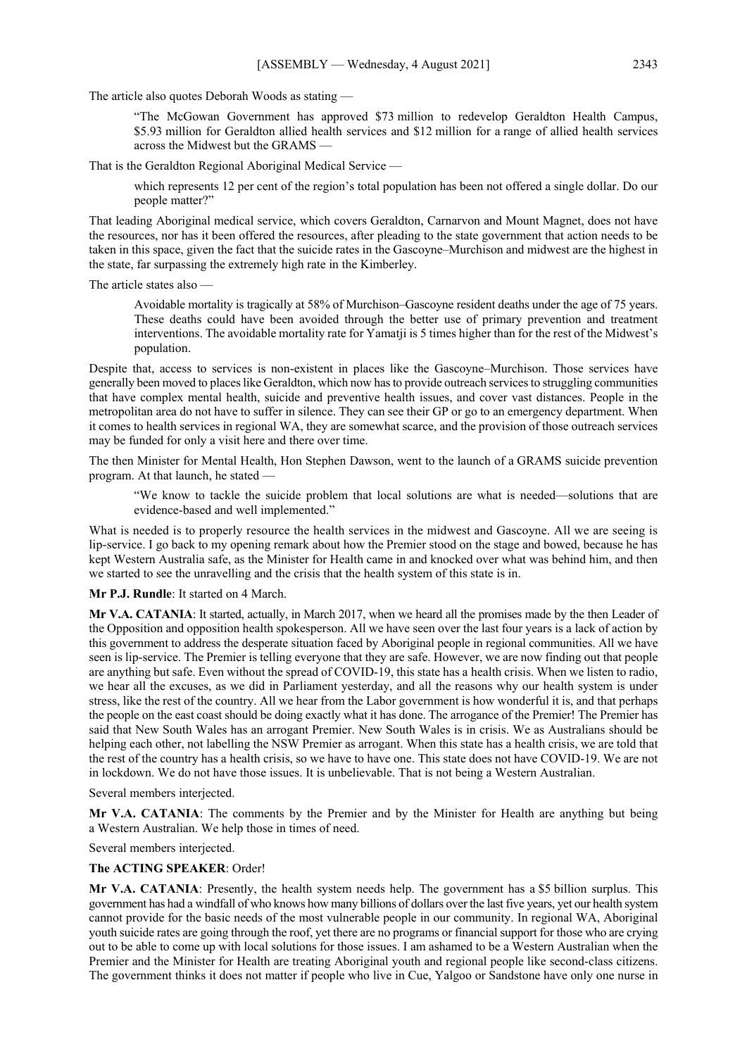The article also quotes Deborah Woods as stating —

> "The McGowan Government has approved $73 million to redevelop Geraldton Health Campus, $5.93 million for Geraldton allied health services and $12 million for a range of allied health services across the Midwest but the GRAMS —

That is the Geraldton Regional Aboriginal Medical Service —

> which represents 12 per cent of the region's total population has been not offered a single dollar. Do our people matter?"

That leading Aboriginal medical service, which covers Geraldton, Carnarvon and Mount Magnet, does not have the resources, nor has it been offered the resources, after pleading to the state government that action needs to be taken in this space, given the fact that the suicide rates in the Gascoyne–Murchison and midwest are the highest in the state, far surpassing the extremely high rate in the Kimberley.

The article states also —

> Avoidable mortality is tragically at 58% of Murchison–Gascoyne resident deaths under the age of 75 years. These deaths could have been avoided through the better use of primary prevention and treatment interventions. The avoidable mortality rate for Yamatji is 5 times higher than for the rest of the Midwest's population.

Despite that, access to services is non-existent in places like the Gascoyne–Murchison. Those services have generally been moved to places like Geraldton, which now has to provide outreach services to struggling communities that have complex mental health, suicide and preventive health issues, and cover vast distances. People in the metropolitan area do not have to suffer in silence. They can see their GP or go to an emergency department. When it comes to health services in regional WA, they are somewhat scarce, and the provision of those outreach services may be funded for only a visit here and there over time.

The then Minister for Mental Health, Hon Stephen Dawson, went to the launch of a GRAMS suicide prevention program. At that launch, he stated —

> "We know to tackle the suicide problem that local solutions are what is needed—solutions that are evidence-based and well implemented."

What is needed is to properly resource the health services in the midwest and Gascoyne. All we are seeing is lip-service. I go back to my opening remark about how the Premier stood on the stage and bowed, because he has kept Western Australia safe, as the Minister for Health came in and knocked over what was behind him, and then we started to see the unravelling and the crisis that the health system of this state is in.

**Mr P.J. Rundle**: It started on 4 March.

**Mr V.A. CATANIA**: It started, actually, in March 2017, when we heard all the promises made by the then Leader of the Opposition and opposition health spokesperson. All we have seen over the last four years is a lack of action by this government to address the desperate situation faced by Aboriginal people in regional communities. All we have seen is lip-service. The Premier is telling everyone that they are safe. However, we are now finding out that people are anything but safe. Even without the spread of COVID-19, this state has a health crisis. When we listen to radio, we hear all the excuses, as we did in Parliament yesterday, and all the reasons why our health system is under stress, like the rest of the country. All we hear from the Labor government is how wonderful it is, and that perhaps the people on the east coast should be doing exactly what it has done. The arrogance of the Premier! The Premier has said that New South Wales has an arrogant Premier. New South Wales is in crisis. We as Australians should be helping each other, not labelling the NSW Premier as arrogant. When this state has a health crisis, we are told that the rest of the country has a health crisis, so we have to have one. This state does not have COVID-19. We are not in lockdown. We do not have those issues. It is unbelievable. That is not being a Western Australian.

Several members interjected.

**Mr V.A. CATANIA**: The comments by the Premier and by the Minister for Health are anything but being a Western Australian. We help those in times of need.

Several members interjected.

**The ACTING SPEAKER**: Order!

**Mr V.A. CATANIA**: Presently, the health system needs help. The government has a $5 billion surplus. This government has had a windfall of who knows how many billions of dollars over the last five years, yet our health system cannot provide for the basic needs of the most vulnerable people in our community. In regional WA, Aboriginal youth suicide rates are going through the roof, yet there are no programs or financial support for those who are crying out to be able to come up with local solutions for those issues. I am ashamed to be a Western Australian when the Premier and the Minister for Health are treating Aboriginal youth and regional people like second-class citizens. The government thinks it does not matter if people who live in Cue, Yalgoo or Sandstone have only one nurse in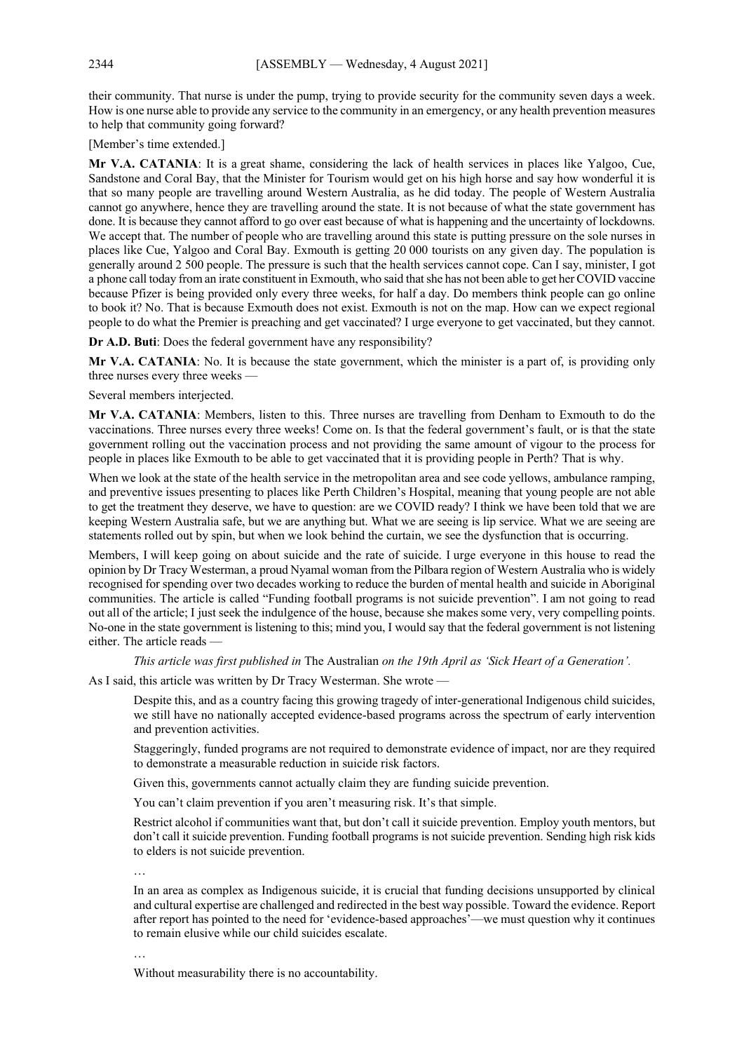their community. That nurse is under the pump, trying to provide security for the community seven days a week. How is one nurse able to provide any service to the community in an emergency, or any health prevention measures to help that community going forward?

[Member's time extended.]

**Mr V.A. CATANIA**: It is a great shame, considering the lack of health services in places like Yalgoo, Cue, Sandstone and Coral Bay, that the Minister for Tourism would get on his high horse and say how wonderful it is that so many people are travelling around Western Australia, as he did today. The people of Western Australia cannot go anywhere, hence they are travelling around the state. It is not because of what the state government has done. It is because they cannot afford to go over east because of what is happening and the uncertainty of lockdowns. We accept that. The number of people who are travelling around this state is putting pressure on the sole nurses in places like Cue, Yalgoo and Coral Bay. Exmouth is getting 20 000 tourists on any given day. The population is generally around 2 500 people. The pressure is such that the health services cannot cope. Can I say, minister, I got a phone call today from an irate constituent in Exmouth, who said that she has not been able to get her COVID vaccine because Pfizer is being provided only every three weeks, for half a day. Do members think people can go online to book it? No. That is because Exmouth does not exist. Exmouth is not on the map. How can we expect regional people to do what the Premier is preaching and get vaccinated? I urge everyone to get vaccinated, but they cannot.

**Dr A.D. Buti**: Does the federal government have any responsibility?

**Mr V.A. CATANIA**: No. It is because the state government, which the minister is a part of, is providing only three nurses every three weeks —

Several members interjected.

**Mr V.A. CATANIA**: Members, listen to this. Three nurses are travelling from Denham to Exmouth to do the vaccinations. Three nurses every three weeks! Come on. Is that the federal government's fault, or is that the state government rolling out the vaccination process and not providing the same amount of vigour to the process for people in places like Exmouth to be able to get vaccinated that it is providing people in Perth? That is why.

When we look at the state of the health service in the metropolitan area and see code yellows, ambulance ramping, and preventive issues presenting to places like Perth Children's Hospital, meaning that young people are not able to get the treatment they deserve, we have to question: are we COVID ready? I think we have been told that we are keeping Western Australia safe, but we are anything but. What we are seeing is lip service. What we are seeing are statements rolled out by spin, but when we look behind the curtain, we see the dysfunction that is occurring.

Members, I will keep going on about suicide and the rate of suicide. I urge everyone in this house to read the opinion by Dr Tracy Westerman, a proud Nyamal woman from the Pilbara region of Western Australia who is widely recognised for spending over two decades working to reduce the burden of mental health and suicide in Aboriginal communities. The article is called "Funding football programs is not suicide prevention". I am not going to read out all of the article; I just seek the indulgence of the house, because she makes some very, very compelling points. No-one in the state government is listening to this; mind you, I would say that the federal government is not listening either. The article reads —

> *This article was first published in* The Australian *on the 19th April as 'Sick Heart of a Generation'.*

As I said, this article was written by Dr Tracy Westerman. She wrote —

> Despite this, and as a country facing this growing tragedy of inter-generational Indigenous child suicides, we still have no nationally accepted evidence-based programs across the spectrum of early intervention and prevention activities.
>
> Staggeringly, funded programs are not required to demonstrate evidence of impact, nor are they required to demonstrate a measurable reduction in suicide risk factors.
>
> Given this, governments cannot actually claim they are funding suicide prevention.
>
> You can't claim prevention if you aren't measuring risk. It's that simple.
>
> Restrict alcohol if communities want that, but don't call it suicide prevention. Employ youth mentors, but don't call it suicide prevention. Funding football programs is not suicide prevention. Sending high risk kids to elders is not suicide prevention.
>
> …
>
> In an area as complex as Indigenous suicide, it is crucial that funding decisions unsupported by clinical and cultural expertise are challenged and redirected in the best way possible. Toward the evidence. Report after report has pointed to the need for 'evidence-based approaches'—we must question why it continues to remain elusive while our child suicides escalate.
>
> …
>
> Without measurability there is no accountability.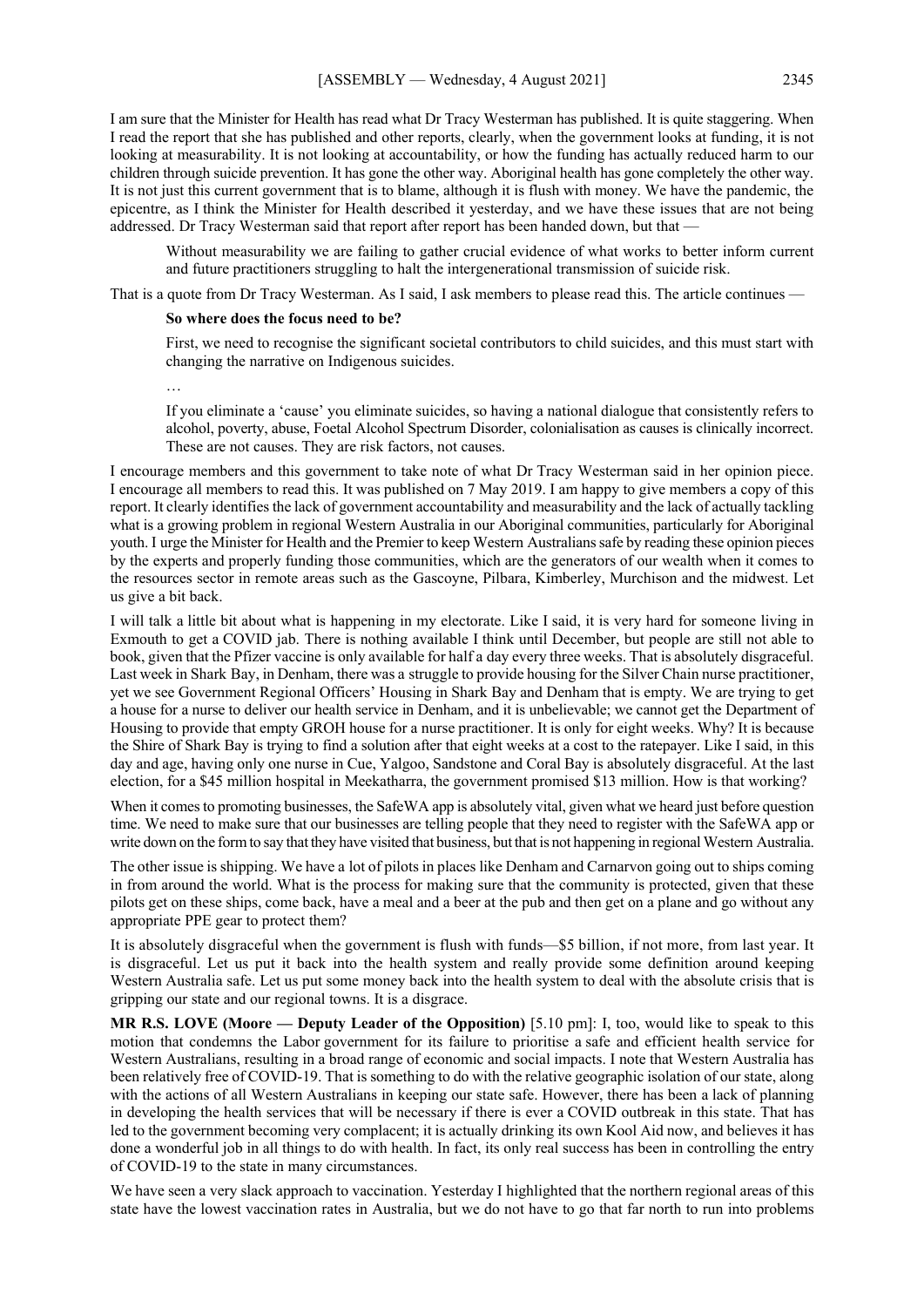I am sure that the Minister for Health has read what Dr Tracy Westerman has published. It is quite staggering. When I read the report that she has published and other reports, clearly, when the government looks at funding, it is not looking at measurability. It is not looking at accountability, or how the funding has actually reduced harm to our children through suicide prevention. It has gone the other way. Aboriginal health has gone completely the other way. It is not just this current government that is to blame, although it is flush with money. We have the pandemic, the epicentre, as I think the Minister for Health described it yesterday, and we have these issues that are not being addressed. Dr Tracy Westerman said that report after report has been handed down, but that —

> Without measurability we are failing to gather crucial evidence of what works to better inform current and future practitioners struggling to halt the intergenerational transmission of suicide risk.

That is a quote from Dr Tracy Westerman. As I said, I ask members to please read this. The article continues —

> **So where does the focus need to be?**
>
> First, we need to recognise the significant societal contributors to child suicides, and this must start with changing the narrative on Indigenous suicides.
>
> …
>
> If you eliminate a 'cause' you eliminate suicides, so having a national dialogue that consistently refers to alcohol, poverty, abuse, Foetal Alcohol Spectrum Disorder, colonialisation as causes is clinically incorrect. These are not causes. They are risk factors, not causes.

I encourage members and this government to take note of what Dr Tracy Westerman said in her opinion piece. I encourage all members to read this. It was published on 7 May 2019. I am happy to give members a copy of this report. It clearly identifies the lack of government accountability and measurability and the lack of actually tackling what is a growing problem in regional Western Australia in our Aboriginal communities, particularly for Aboriginal youth. I urge the Minister for Health and the Premier to keep Western Australians safe by reading these opinion pieces by the experts and properly funding those communities, which are the generators of our wealth when it comes to the resources sector in remote areas such as the Gascoyne, Pilbara, Kimberley, Murchison and the midwest. Let us give a bit back.

I will talk a little bit about what is happening in my electorate. Like I said, it is very hard for someone living in Exmouth to get a COVID jab. There is nothing available I think until December, but people are still not able to book, given that the Pfizer vaccine is only available for half a day every three weeks. That is absolutely disgraceful. Last week in Shark Bay, in Denham, there was a struggle to provide housing for the Silver Chain nurse practitioner, yet we see Government Regional Officers' Housing in Shark Bay and Denham that is empty. We are trying to get a house for a nurse to deliver our health service in Denham, and it is unbelievable; we cannot get the Department of Housing to provide that empty GROH house for a nurse practitioner. It is only for eight weeks. Why? It is because the Shire of Shark Bay is trying to find a solution after that eight weeks at a cost to the ratepayer. Like I said, in this day and age, having only one nurse in Cue, Yalgoo, Sandstone and Coral Bay is absolutely disgraceful. At the last election, for a $45 million hospital in Meekatharra, the government promised $13 million. How is that working?

When it comes to promoting businesses, the SafeWA app is absolutely vital, given what we heard just before question time. We need to make sure that our businesses are telling people that they need to register with the SafeWA app or write down on the form to say that they have visited that business, but that is not happening in regional Western Australia.

The other issue is shipping. We have a lot of pilots in places like Denham and Carnarvon going out to ships coming in from around the world. What is the process for making sure that the community is protected, given that these pilots get on these ships, come back, have a meal and a beer at the pub and then get on a plane and go without any appropriate PPE gear to protect them?

It is absolutely disgraceful when the government is flush with funds—$5 billion, if not more, from last year. It is disgraceful. Let us put it back into the health system and really provide some definition around keeping Western Australia safe. Let us put some money back into the health system to deal with the absolute crisis that is gripping our state and our regional towns. It is a disgrace.

**MR R.S. LOVE (Moore — Deputy Leader of the Opposition)** [5.10 pm]: I, too, would like to speak to this motion that condemns the Labor government for its failure to prioritise a safe and efficient health service for Western Australians, resulting in a broad range of economic and social impacts. I note that Western Australia has been relatively free of COVID-19. That is something to do with the relative geographic isolation of our state, along with the actions of all Western Australians in keeping our state safe. However, there has been a lack of planning in developing the health services that will be necessary if there is ever a COVID outbreak in this state. That has led to the government becoming very complacent; it is actually drinking its own Kool Aid now, and believes it has done a wonderful job in all things to do with health. In fact, its only real success has been in controlling the entry of COVID-19 to the state in many circumstances.

We have seen a very slack approach to vaccination. Yesterday I highlighted that the northern regional areas of this state have the lowest vaccination rates in Australia, but we do not have to go that far north to run into problems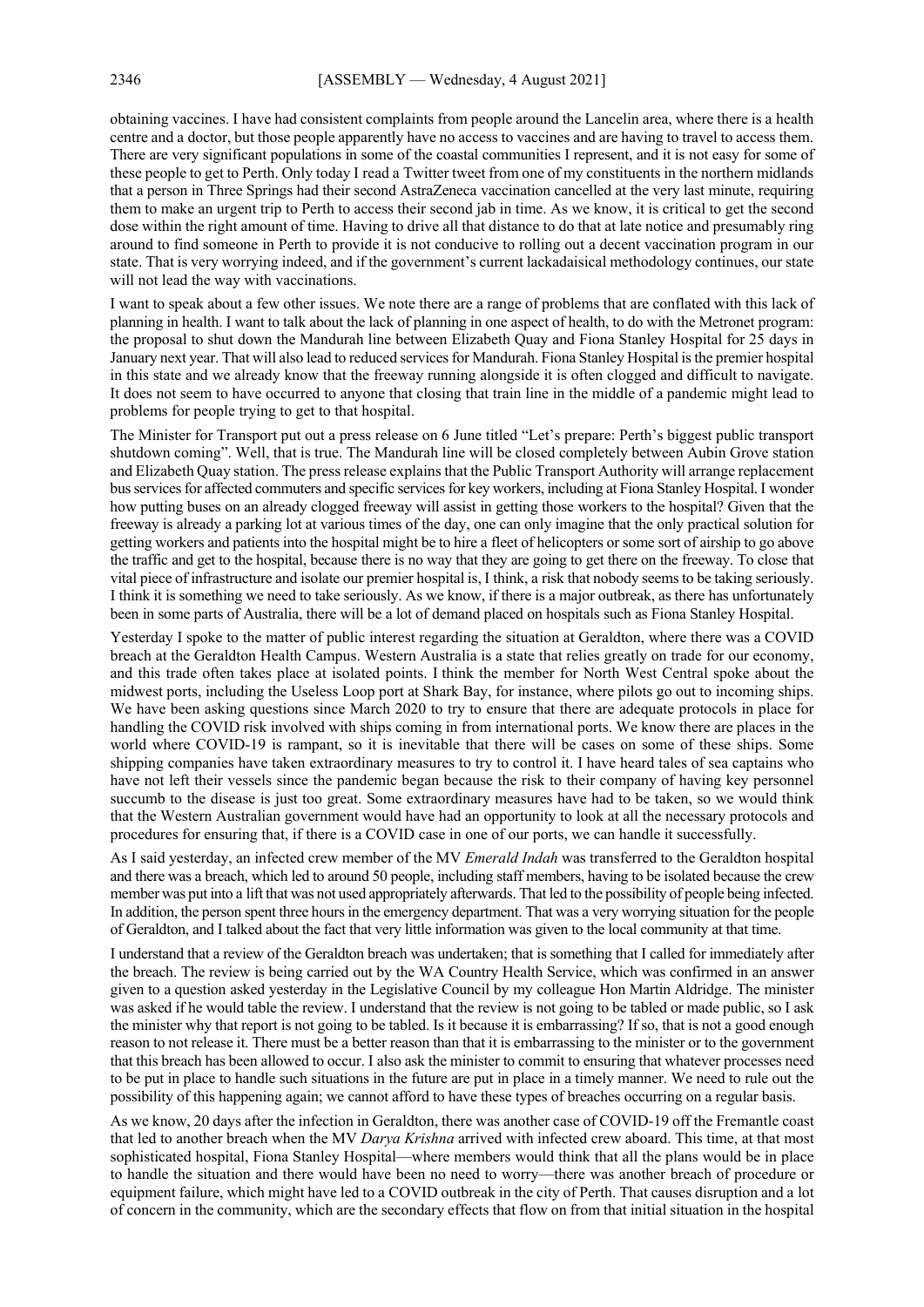obtaining vaccines. I have had consistent complaints from people around the Lancelin area, where there is a health centre and a doctor, but those people apparently have no access to vaccines and are having to travel to access them. There are very significant populations in some of the coastal communities I represent, and it is not easy for some of these people to get to Perth. Only today I read a Twitter tweet from one of my constituents in the northern midlands that a person in Three Springs had their second AstraZeneca vaccination cancelled at the very last minute, requiring them to make an urgent trip to Perth to access their second jab in time. As we know, it is critical to get the second dose within the right amount of time. Having to drive all that distance to do that at late notice and presumably ring around to find someone in Perth to provide it is not conducive to rolling out a decent vaccination program in our state. That is very worrying indeed, and if the government's current lackadaisical methodology continues, our state will not lead the way with vaccinations.

I want to speak about a few other issues. We note there are a range of problems that are conflated with this lack of planning in health. I want to talk about the lack of planning in one aspect of health, to do with the Metronet program: the proposal to shut down the Mandurah line between Elizabeth Quay and Fiona Stanley Hospital for 25 days in January next year. That will also lead to reduced services for Mandurah. Fiona Stanley Hospital is the premier hospital in this state and we already know that the freeway running alongside it is often clogged and difficult to navigate. It does not seem to have occurred to anyone that closing that train line in the middle of a pandemic might lead to problems for people trying to get to that hospital.

The Minister for Transport put out a press release on 6 June titled "Let's prepare: Perth's biggest public transport shutdown coming". Well, that is true. The Mandurah line will be closed completely between Aubin Grove station and Elizabeth Quay station. The press release explains that the Public Transport Authority will arrange replacement bus services for affected commuters and specific services for key workers, including at Fiona Stanley Hospital. I wonder how putting buses on an already clogged freeway will assist in getting those workers to the hospital? Given that the freeway is already a parking lot at various times of the day, one can only imagine that the only practical solution for getting workers and patients into the hospital might be to hire a fleet of helicopters or some sort of airship to go above the traffic and get to the hospital, because there is no way that they are going to get there on the freeway. To close that vital piece of infrastructure and isolate our premier hospital is, I think, a risk that nobody seems to be taking seriously. I think it is something we need to take seriously. As we know, if there is a major outbreak, as there has unfortunately been in some parts of Australia, there will be a lot of demand placed on hospitals such as Fiona Stanley Hospital.

Yesterday I spoke to the matter of public interest regarding the situation at Geraldton, where there was a COVID breach at the Geraldton Health Campus. Western Australia is a state that relies greatly on trade for our economy, and this trade often takes place at isolated points. I think the member for North West Central spoke about the midwest ports, including the Useless Loop port at Shark Bay, for instance, where pilots go out to incoming ships. We have been asking questions since March 2020 to try to ensure that there are adequate protocols in place for handling the COVID risk involved with ships coming in from international ports. We know there are places in the world where COVID-19 is rampant, so it is inevitable that there will be cases on some of these ships. Some shipping companies have taken extraordinary measures to try to control it. I have heard tales of sea captains who have not left their vessels since the pandemic began because the risk to their company of having key personnel succumb to the disease is just too great. Some extraordinary measures have had to be taken, so we would think that the Western Australian government would have had an opportunity to look at all the necessary protocols and procedures for ensuring that, if there is a COVID case in one of our ports, we can handle it successfully.

As I said yesterday, an infected crew member of the MV *Emerald Indah* was transferred to the Geraldton hospital and there was a breach, which led to around 50 people, including staff members, having to be isolated because the crew member was put into a lift that was not used appropriately afterwards. That led to the possibility of people being infected. In addition, the person spent three hours in the emergency department. That was a very worrying situation for the people of Geraldton, and I talked about the fact that very little information was given to the local community at that time.

I understand that a review of the Geraldton breach was undertaken; that is something that I called for immediately after the breach. The review is being carried out by the WA Country Health Service, which was confirmed in an answer given to a question asked yesterday in the Legislative Council by my colleague Hon Martin Aldridge. The minister was asked if he would table the review. I understand that the review is not going to be tabled or made public, so I ask the minister why that report is not going to be tabled. Is it because it is embarrassing? If so, that is not a good enough reason to not release it. There must be a better reason than that it is embarrassing to the minister or to the government that this breach has been allowed to occur. I also ask the minister to commit to ensuring that whatever processes need to be put in place to handle such situations in the future are put in place in a timely manner. We need to rule out the possibility of this happening again; we cannot afford to have these types of breaches occurring on a regular basis.

As we know, 20 days after the infection in Geraldton, there was another case of COVID-19 off the Fremantle coast that led to another breach when the MV *Darya Krishna* arrived with infected crew aboard. This time, at that most sophisticated hospital, Fiona Stanley Hospital—where members would think that all the plans would be in place to handle the situation and there would have been no need to worry—there was another breach of procedure or equipment failure, which might have led to a COVID outbreak in the city of Perth. That causes disruption and a lot of concern in the community, which are the secondary effects that flow on from that initial situation in the hospital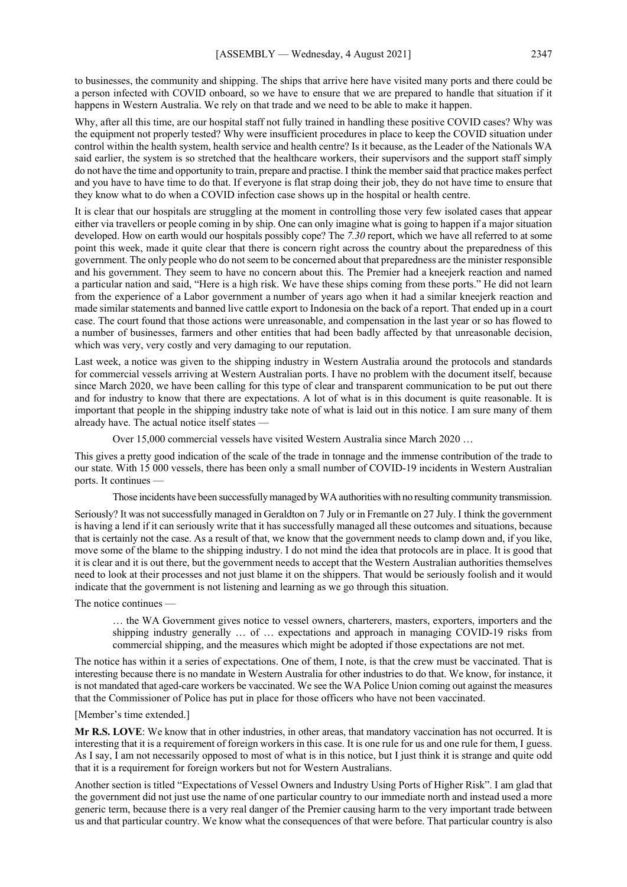to businesses, the community and shipping. The ships that arrive here have visited many ports and there could be a person infected with COVID onboard, so we have to ensure that we are prepared to handle that situation if it happens in Western Australia. We rely on that trade and we need to be able to make it happen.

Why, after all this time, are our hospital staff not fully trained in handling these positive COVID cases? Why was the equipment not properly tested? Why were insufficient procedures in place to keep the COVID situation under control within the health system, health service and health centre? Is it because, as the Leader of the Nationals WA said earlier, the system is so stretched that the healthcare workers, their supervisors and the support staff simply do not have the time and opportunity to train, prepare and practise. I think the member said that practice makes perfect and you have to have time to do that. If everyone is flat strap doing their job, they do not have time to ensure that they know what to do when a COVID infection case shows up in the hospital or health centre.

It is clear that our hospitals are struggling at the moment in controlling those very few isolated cases that appear either via travellers or people coming in by ship. One can only imagine what is going to happen if a major situation developed. How on earth would our hospitals possibly cope? The *7.30* report, which we have all referred to at some point this week, made it quite clear that there is concern right across the country about the preparedness of this government. The only people who do not seem to be concerned about that preparedness are the minister responsible and his government. They seem to have no concern about this. The Premier had a kneejerk reaction and named a particular nation and said, "Here is a high risk. We have these ships coming from these ports." He did not learn from the experience of a Labor government a number of years ago when it had a similar kneejerk reaction and made similar statements and banned live cattle export to Indonesia on the back of a report. That ended up in a court case. The court found that those actions were unreasonable, and compensation in the last year or so has flowed to a number of businesses, farmers and other entities that had been badly affected by that unreasonable decision, which was very, very costly and very damaging to our reputation.

Last week, a notice was given to the shipping industry in Western Australia around the protocols and standards for commercial vessels arriving at Western Australian ports. I have no problem with the document itself, because since March 2020, we have been calling for this type of clear and transparent communication to be put out there and for industry to know that there are expectations. A lot of what is in this document is quite reasonable. It is important that people in the shipping industry take note of what is laid out in this notice. I am sure many of them already have. The actual notice itself states —

> Over 15,000 commercial vessels have visited Western Australia since March 2020 …

This gives a pretty good indication of the scale of the trade in tonnage and the immense contribution of the trade to our state. With 15 000 vessels, there has been only a small number of COVID-19 incidents in Western Australian ports. It continues —

> Those incidents have been successfully managed by WA authorities with no resulting community transmission.

Seriously? It was not successfully managed in Geraldton on 7 July or in Fremantle on 27 July. I think the government is having a lend if it can seriously write that it has successfully managed all these outcomes and situations, because that is certainly not the case. As a result of that, we know that the government needs to clamp down and, if you like, move some of the blame to the shipping industry. I do not mind the idea that protocols are in place. It is good that it is clear and it is out there, but the government needs to accept that the Western Australian authorities themselves need to look at their processes and not just blame it on the shippers. That would be seriously foolish and it would indicate that the government is not listening and learning as we go through this situation.

The notice continues —

> … the WA Government gives notice to vessel owners, charterers, masters, exporters, importers and the shipping industry generally … of … expectations and approach in managing COVID-19 risks from commercial shipping, and the measures which might be adopted if those expectations are not met.

The notice has within it a series of expectations. One of them, I note, is that the crew must be vaccinated. That is interesting because there is no mandate in Western Australia for other industries to do that. We know, for instance, it is not mandated that aged-care workers be vaccinated. We see the WA Police Union coming out against the measures that the Commissioner of Police has put in place for those officers who have not been vaccinated.

[Member's time extended.]

**Mr R.S. LOVE**: We know that in other industries, in other areas, that mandatory vaccination has not occurred. It is interesting that it is a requirement of foreign workers in this case. It is one rule for us and one rule for them, I guess. As I say, I am not necessarily opposed to most of what is in this notice, but I just think it is strange and quite odd that it is a requirement for foreign workers but not for Western Australians.

Another section is titled "Expectations of Vessel Owners and Industry Using Ports of Higher Risk". I am glad that the government did not just use the name of one particular country to our immediate north and instead used a more generic term, because there is a very real danger of the Premier causing harm to the very important trade between us and that particular country. We know what the consequences of that were before. That particular country is also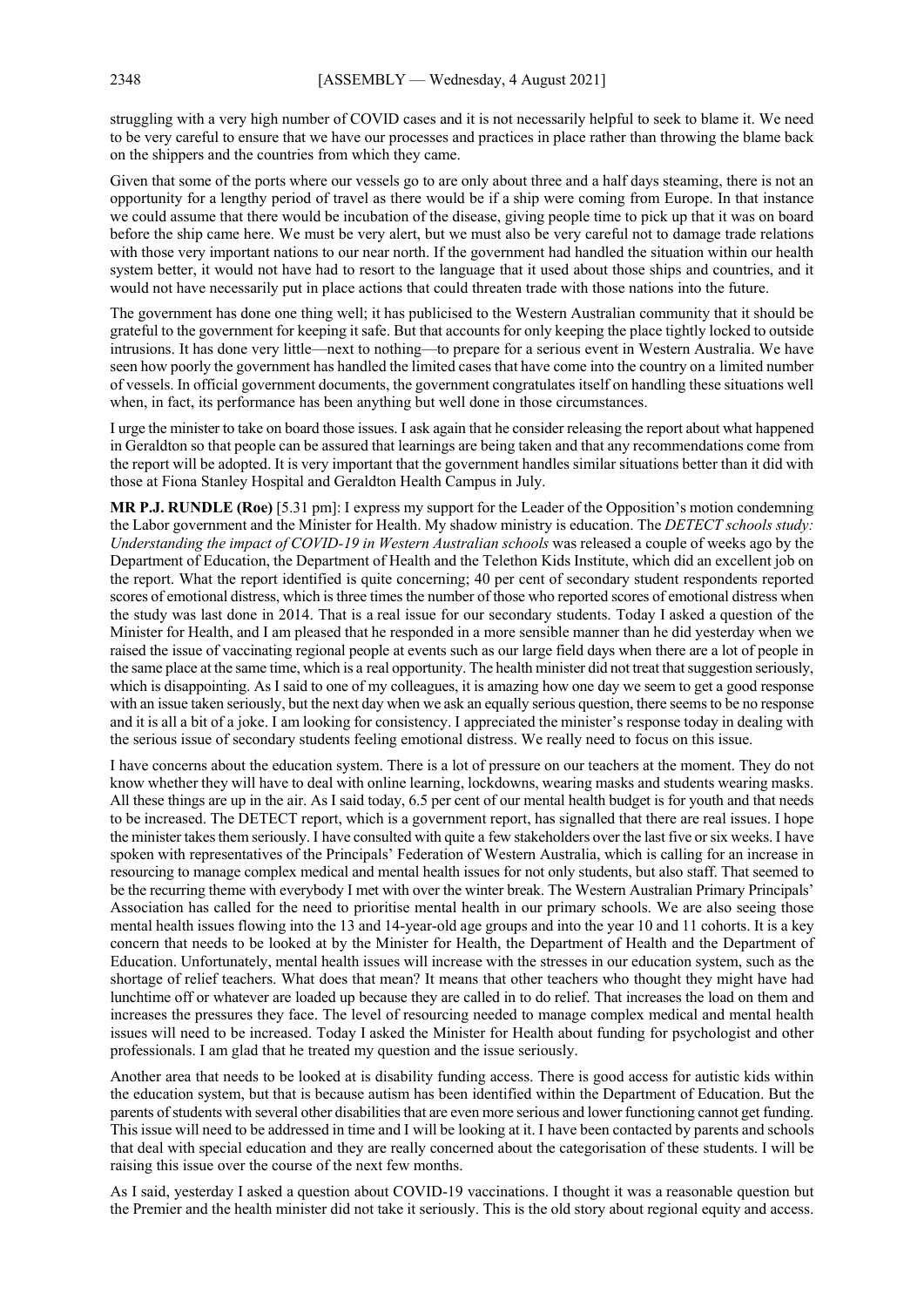struggling with a very high number of COVID cases and it is not necessarily helpful to seek to blame it. We need to be very careful to ensure that we have our processes and practices in place rather than throwing the blame back on the shippers and the countries from which they came.

Given that some of the ports where our vessels go to are only about three and a half days steaming, there is not an opportunity for a lengthy period of travel as there would be if a ship were coming from Europe. In that instance we could assume that there would be incubation of the disease, giving people time to pick up that it was on board before the ship came here. We must be very alert, but we must also be very careful not to damage trade relations with those very important nations to our near north. If the government had handled the situation within our health system better, it would not have had to resort to the language that it used about those ships and countries, and it would not have necessarily put in place actions that could threaten trade with those nations into the future.

The government has done one thing well; it has publicised to the Western Australian community that it should be grateful to the government for keeping it safe. But that accounts for only keeping the place tightly locked to outside intrusions. It has done very little—next to nothing—to prepare for a serious event in Western Australia. We have seen how poorly the government has handled the limited cases that have come into the country on a limited number of vessels. In official government documents, the government congratulates itself on handling these situations well when, in fact, its performance has been anything but well done in those circumstances.

I urge the minister to take on board those issues. I ask again that he consider releasing the report about what happened in Geraldton so that people can be assured that learnings are being taken and that any recommendations come from the report will be adopted. It is very important that the government handles similar situations better than it did with those at Fiona Stanley Hospital and Geraldton Health Campus in July.

**MR P.J. RUNDLE (Roe)** [5.31 pm]: I express my support for the Leader of the Opposition's motion condemning the Labor government and the Minister for Health. My shadow ministry is education. The *DETECT schools study: Understanding the impact of COVID-19 in Western Australian schools* was released a couple of weeks ago by the Department of Education, the Department of Health and the Telethon Kids Institute, which did an excellent job on the report. What the report identified is quite concerning; 40 per cent of secondary student respondents reported scores of emotional distress, which is three times the number of those who reported scores of emotional distress when the study was last done in 2014. That is a real issue for our secondary students. Today I asked a question of the Minister for Health, and I am pleased that he responded in a more sensible manner than he did yesterday when we raised the issue of vaccinating regional people at events such as our large field days when there are a lot of people in the same place at the same time, which is a real opportunity. The health minister did not treat that suggestion seriously, which is disappointing. As I said to one of my colleagues, it is amazing how one day we seem to get a good response with an issue taken seriously, but the next day when we ask an equally serious question, there seems to be no response and it is all a bit of a joke. I am looking for consistency. I appreciated the minister's response today in dealing with the serious issue of secondary students feeling emotional distress. We really need to focus on this issue.

I have concerns about the education system. There is a lot of pressure on our teachers at the moment. They do not know whether they will have to deal with online learning, lockdowns, wearing masks and students wearing masks. All these things are up in the air. As I said today, 6.5 per cent of our mental health budget is for youth and that needs to be increased. The DETECT report, which is a government report, has signalled that there are real issues. I hope the minister takes them seriously. I have consulted with quite a few stakeholders over the last five or six weeks. I have spoken with representatives of the Principals' Federation of Western Australia, which is calling for an increase in resourcing to manage complex medical and mental health issues for not only students, but also staff. That seemed to be the recurring theme with everybody I met with over the winter break. The Western Australian Primary Principals' Association has called for the need to prioritise mental health in our primary schools. We are also seeing those mental health issues flowing into the 13 and 14-year-old age groups and into the year 10 and 11 cohorts. It is a key concern that needs to be looked at by the Minister for Health, the Department of Health and the Department of Education. Unfortunately, mental health issues will increase with the stresses in our education system, such as the shortage of relief teachers. What does that mean? It means that other teachers who thought they might have had lunchtime off or whatever are loaded up because they are called in to do relief. That increases the load on them and increases the pressures they face. The level of resourcing needed to manage complex medical and mental health issues will need to be increased. Today I asked the Minister for Health about funding for psychologist and other professionals. I am glad that he treated my question and the issue seriously.

Another area that needs to be looked at is disability funding access. There is good access for autistic kids within the education system, but that is because autism has been identified within the Department of Education. But the parents of students with several other disabilities that are even more serious and lower functioning cannot get funding. This issue will need to be addressed in time and I will be looking at it. I have been contacted by parents and schools that deal with special education and they are really concerned about the categorisation of these students. I will be raising this issue over the course of the next few months.

As I said, yesterday I asked a question about COVID-19 vaccinations. I thought it was a reasonable question but the Premier and the health minister did not take it seriously. This is the old story about regional equity and access.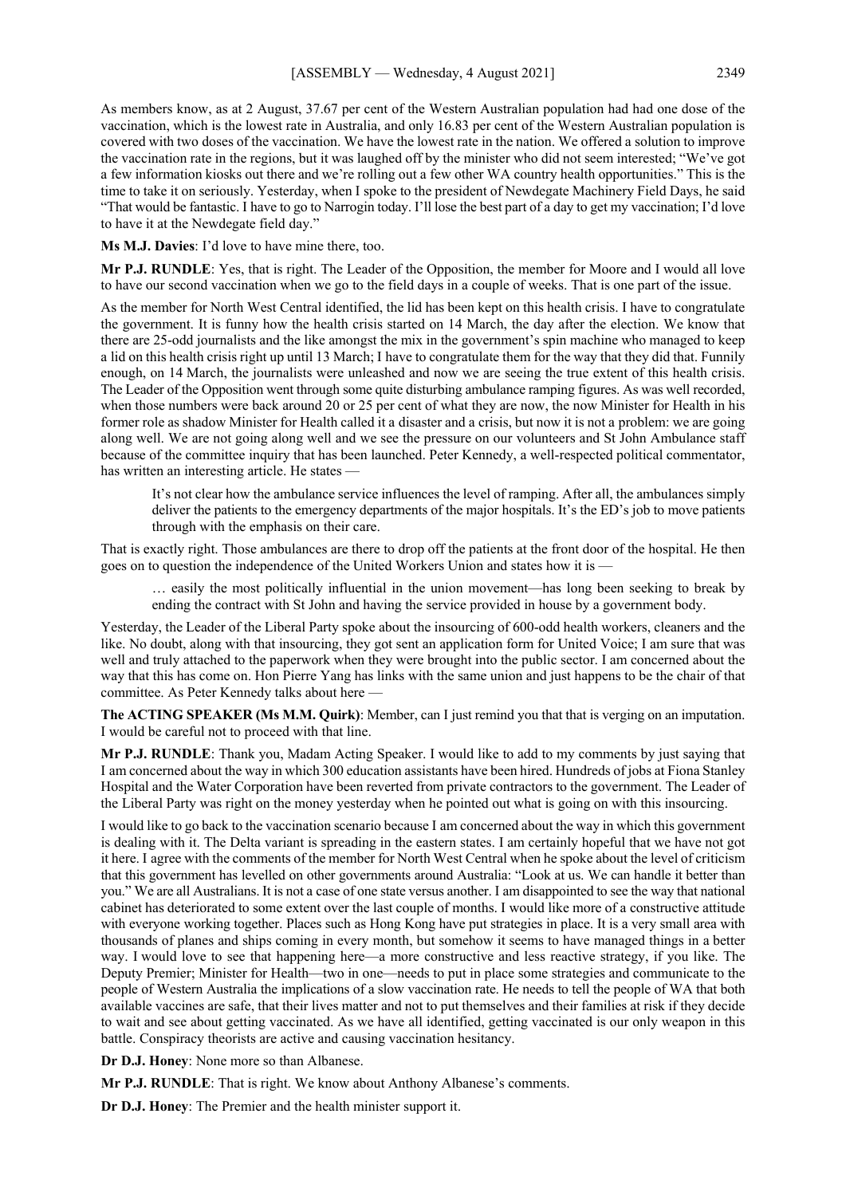As members know, as at 2 August, 37.67 per cent of the Western Australian population had had one dose of the vaccination, which is the lowest rate in Australia, and only 16.83 per cent of the Western Australian population is covered with two doses of the vaccination. We have the lowest rate in the nation. We offered a solution to improve the vaccination rate in the regions, but it was laughed off by the minister who did not seem interested; "We've got a few information kiosks out there and we're rolling out a few other WA country health opportunities." This is the time to take it on seriously. Yesterday, when I spoke to the president of Newdegate Machinery Field Days, he said "That would be fantastic. I have to go to Narrogin today. I'll lose the best part of a day to get my vaccination; I'd love to have it at the Newdegate field day."

**Ms M.J. Davies**: I'd love to have mine there, too.

**Mr P.J. RUNDLE**: Yes, that is right. The Leader of the Opposition, the member for Moore and I would all love to have our second vaccination when we go to the field days in a couple of weeks. That is one part of the issue.

As the member for North West Central identified, the lid has been kept on this health crisis. I have to congratulate the government. It is funny how the health crisis started on 14 March, the day after the election. We know that there are 25-odd journalists and the like amongst the mix in the government's spin machine who managed to keep a lid on this health crisis right up until 13 March; I have to congratulate them for the way that they did that. Funnily enough, on 14 March, the journalists were unleashed and now we are seeing the true extent of this health crisis. The Leader of the Opposition went through some quite disturbing ambulance ramping figures. As was well recorded, when those numbers were back around 20 or 25 per cent of what they are now, the now Minister for Health in his former role as shadow Minister for Health called it a disaster and a crisis, but now it is not a problem: we are going along well. We are not going along well and we see the pressure on our volunteers and St John Ambulance staff because of the committee inquiry that has been launched. Peter Kennedy, a well-respected political commentator, has written an interesting article. He states —

> It's not clear how the ambulance service influences the level of ramping. After all, the ambulances simply deliver the patients to the emergency departments of the major hospitals. It's the ED's job to move patients through with the emphasis on their care.

That is exactly right. Those ambulances are there to drop off the patients at the front door of the hospital. He then goes on to question the independence of the United Workers Union and states how it is —

> … easily the most politically influential in the union movement—has long been seeking to break by ending the contract with St John and having the service provided in house by a government body.

Yesterday, the Leader of the Liberal Party spoke about the insourcing of 600-odd health workers, cleaners and the like. No doubt, along with that insourcing, they got sent an application form for United Voice; I am sure that was well and truly attached to the paperwork when they were brought into the public sector. I am concerned about the way that this has come on. Hon Pierre Yang has links with the same union and just happens to be the chair of that committee. As Peter Kennedy talks about here —

**The ACTING SPEAKER (Ms M.M. Quirk)**: Member, can I just remind you that that is verging on an imputation. I would be careful not to proceed with that line.

**Mr P.J. RUNDLE**: Thank you, Madam Acting Speaker. I would like to add to my comments by just saying that I am concerned about the way in which 300 education assistants have been hired. Hundreds of jobs at Fiona Stanley Hospital and the Water Corporation have been reverted from private contractors to the government. The Leader of the Liberal Party was right on the money yesterday when he pointed out what is going on with this insourcing.

I would like to go back to the vaccination scenario because I am concerned about the way in which this government is dealing with it. The Delta variant is spreading in the eastern states. I am certainly hopeful that we have not got it here. I agree with the comments of the member for North West Central when he spoke about the level of criticism that this government has levelled on other governments around Australia: "Look at us. We can handle it better than you." We are all Australians. It is not a case of one state versus another. I am disappointed to see the way that national cabinet has deteriorated to some extent over the last couple of months. I would like more of a constructive attitude with everyone working together. Places such as Hong Kong have put strategies in place. It is a very small area with thousands of planes and ships coming in every month, but somehow it seems to have managed things in a better way. I would love to see that happening here—a more constructive and less reactive strategy, if you like. The Deputy Premier; Minister for Health—two in one—needs to put in place some strategies and communicate to the people of Western Australia the implications of a slow vaccination rate. He needs to tell the people of WA that both available vaccines are safe, that their lives matter and not to put themselves and their families at risk if they decide to wait and see about getting vaccinated. As we have all identified, getting vaccinated is our only weapon in this battle. Conspiracy theorists are active and causing vaccination hesitancy.

**Dr D.J. Honey**: None more so than Albanese.

**Mr P.J. RUNDLE**: That is right. We know about Anthony Albanese's comments.

**Dr D.J. Honey**: The Premier and the health minister support it.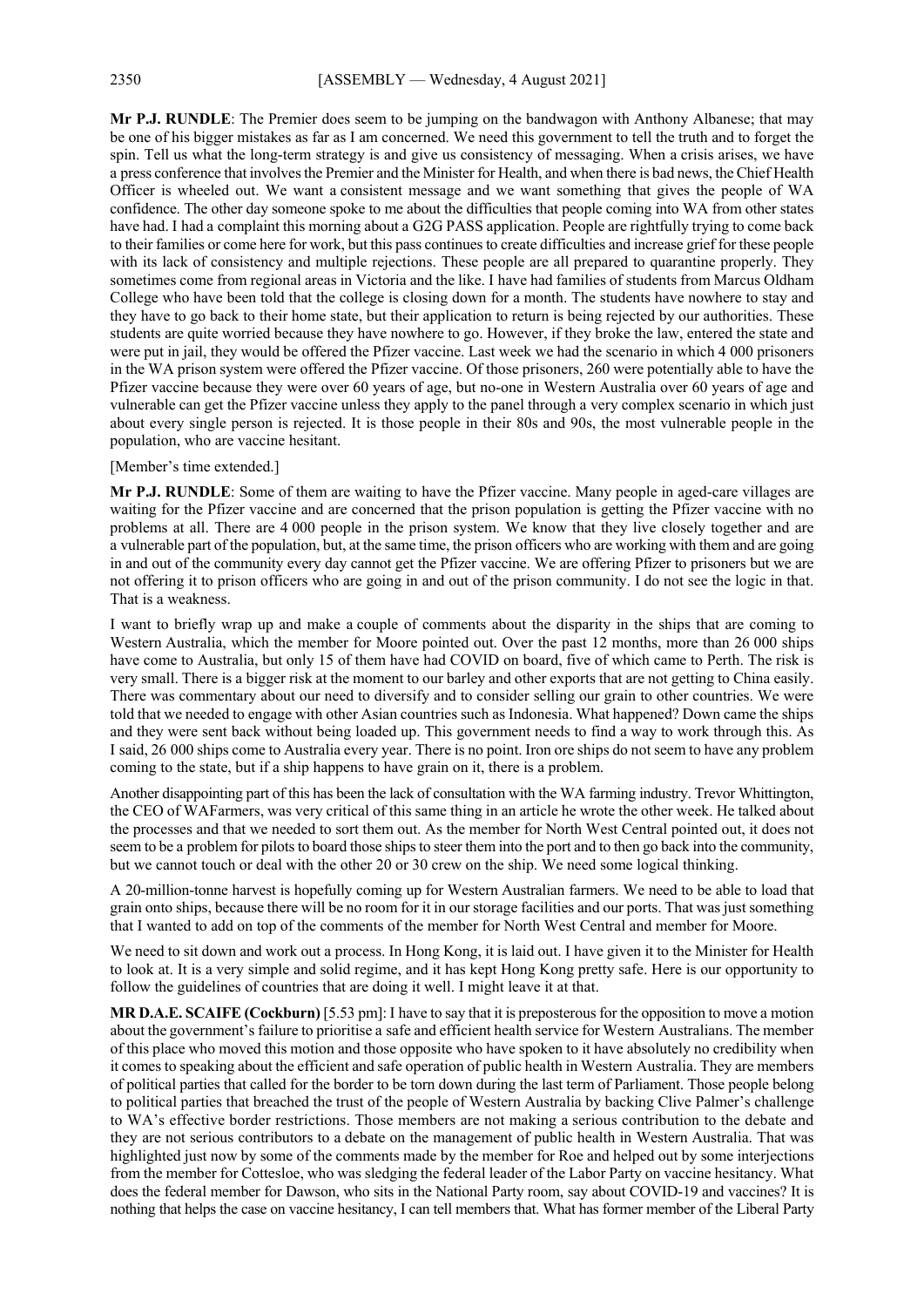**Mr P.J. RUNDLE**: The Premier does seem to be jumping on the bandwagon with Anthony Albanese; that may be one of his bigger mistakes as far as I am concerned. We need this government to tell the truth and to forget the spin. Tell us what the long-term strategy is and give us consistency of messaging. When a crisis arises, we have a press conference that involves the Premier and the Minister for Health, and when there is bad news, the Chief Health Officer is wheeled out. We want a consistent message and we want something that gives the people of WA confidence. The other day someone spoke to me about the difficulties that people coming into WA from other states have had. I had a complaint this morning about a G2G PASS application. People are rightfully trying to come back to their families or come here for work, but this pass continues to create difficulties and increase grief for these people with its lack of consistency and multiple rejections. These people are all prepared to quarantine properly. They sometimes come from regional areas in Victoria and the like. I have had families of students from Marcus Oldham College who have been told that the college is closing down for a month. The students have nowhere to stay and they have to go back to their home state, but their application to return is being rejected by our authorities. These students are quite worried because they have nowhere to go. However, if they broke the law, entered the state and were put in jail, they would be offered the Pfizer vaccine. Last week we had the scenario in which 4 000 prisoners in the WA prison system were offered the Pfizer vaccine. Of those prisoners, 260 were potentially able to have the Pfizer vaccine because they were over 60 years of age, but no-one in Western Australia over 60 years of age and vulnerable can get the Pfizer vaccine unless they apply to the panel through a very complex scenario in which just about every single person is rejected. It is those people in their 80s and 90s, the most vulnerable people in the population, who are vaccine hesitant.

[Member's time extended.]

**Mr P.J. RUNDLE**: Some of them are waiting to have the Pfizer vaccine. Many people in aged-care villages are waiting for the Pfizer vaccine and are concerned that the prison population is getting the Pfizer vaccine with no problems at all. There are 4 000 people in the prison system. We know that they live closely together and are a vulnerable part of the population, but, at the same time, the prison officers who are working with them and are going in and out of the community every day cannot get the Pfizer vaccine. We are offering Pfizer to prisoners but we are not offering it to prison officers who are going in and out of the prison community. I do not see the logic in that. That is a weakness.

I want to briefly wrap up and make a couple of comments about the disparity in the ships that are coming to Western Australia, which the member for Moore pointed out. Over the past 12 months, more than 26 000 ships have come to Australia, but only 15 of them have had COVID on board, five of which came to Perth. The risk is very small. There is a bigger risk at the moment to our barley and other exports that are not getting to China easily. There was commentary about our need to diversify and to consider selling our grain to other countries. We were told that we needed to engage with other Asian countries such as Indonesia. What happened? Down came the ships and they were sent back without being loaded up. This government needs to find a way to work through this. As I said, 26 000 ships come to Australia every year. There is no point. Iron ore ships do not seem to have any problem coming to the state, but if a ship happens to have grain on it, there is a problem.

Another disappointing part of this has been the lack of consultation with the WA farming industry. Trevor Whittington, the CEO of WAFarmers, was very critical of this same thing in an article he wrote the other week. He talked about the processes and that we needed to sort them out. As the member for North West Central pointed out, it does not seem to be a problem for pilots to board those ships to steer them into the port and to then go back into the community, but we cannot touch or deal with the other 20 or 30 crew on the ship. We need some logical thinking.

A 20-million-tonne harvest is hopefully coming up for Western Australian farmers. We need to be able to load that grain onto ships, because there will be no room for it in our storage facilities and our ports. That was just something that I wanted to add on top of the comments of the member for North West Central and member for Moore.

We need to sit down and work out a process. In Hong Kong, it is laid out. I have given it to the Minister for Health to look at. It is a very simple and solid regime, and it has kept Hong Kong pretty safe. Here is our opportunity to follow the guidelines of countries that are doing it well. I might leave it at that.

**MR D.A.E. SCAIFE (Cockburn)** [5.53 pm]: I have to say that it is preposterous for the opposition to move a motion about the government's failure to prioritise a safe and efficient health service for Western Australians. The member of this place who moved this motion and those opposite who have spoken to it have absolutely no credibility when it comes to speaking about the efficient and safe operation of public health in Western Australia. They are members of political parties that called for the border to be torn down during the last term of Parliament. Those people belong to political parties that breached the trust of the people of Western Australia by backing Clive Palmer's challenge to WA's effective border restrictions. Those members are not making a serious contribution to the debate and they are not serious contributors to a debate on the management of public health in Western Australia. That was highlighted just now by some of the comments made by the member for Roe and helped out by some interjections from the member for Cottesloe, who was sledging the federal leader of the Labor Party on vaccine hesitancy. What does the federal member for Dawson, who sits in the National Party room, say about COVID-19 and vaccines? It is nothing that helps the case on vaccine hesitancy, I can tell members that. What has former member of the Liberal Party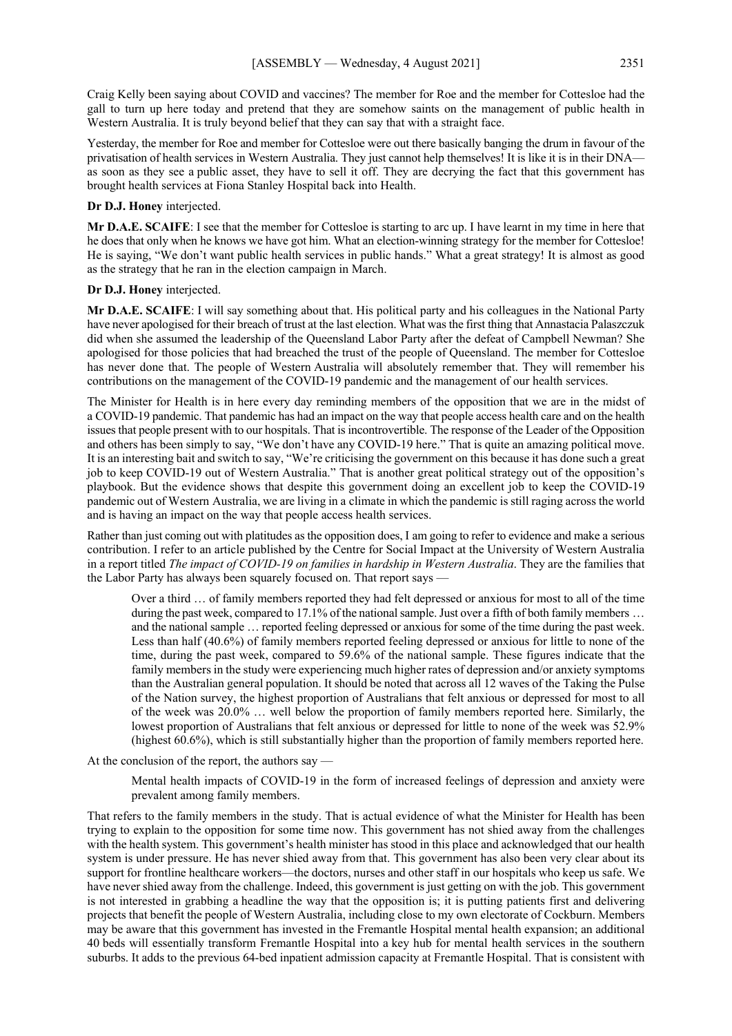Craig Kelly been saying about COVID and vaccines? The member for Roe and the member for Cottesloe had the gall to turn up here today and pretend that they are somehow saints on the management of public health in Western Australia. It is truly beyond belief that they can say that with a straight face.

Yesterday, the member for Roe and member for Cottesloe were out there basically banging the drum in favour of the privatisation of health services in Western Australia. They just cannot help themselves! It is like it is in their DNA—as soon as they see a public asset, they have to sell it off. They are decrying the fact that this government has brought health services at Fiona Stanley Hospital back into Health.

**Dr D.J. Honey** interjected.

**Mr D.A.E. SCAIFE**: I see that the member for Cottesloe is starting to arc up. I have learnt in my time in here that he does that only when he knows we have got him. What an election-winning strategy for the member for Cottesloe! He is saying, "We don't want public health services in public hands." What a great strategy! It is almost as good as the strategy that he ran in the election campaign in March.

**Dr D.J. Honey** interjected.

**Mr D.A.E. SCAIFE**: I will say something about that. His political party and his colleagues in the National Party have never apologised for their breach of trust at the last election. What was the first thing that Annastacia Palaszczuk did when she assumed the leadership of the Queensland Labor Party after the defeat of Campbell Newman? She apologised for those policies that had breached the trust of the people of Queensland. The member for Cottesloe has never done that. The people of Western Australia will absolutely remember that. They will remember his contributions on the management of the COVID-19 pandemic and the management of our health services.

The Minister for Health is in here every day reminding members of the opposition that we are in the midst of a COVID-19 pandemic. That pandemic has had an impact on the way that people access health care and on the health issues that people present with to our hospitals. That is incontrovertible. The response of the Leader of the Opposition and others has been simply to say, "We don't have any COVID-19 here." That is quite an amazing political move. It is an interesting bait and switch to say, "We're criticising the government on this because it has done such a great job to keep COVID-19 out of Western Australia." That is another great political strategy out of the opposition's playbook. But the evidence shows that despite this government doing an excellent job to keep the COVID-19 pandemic out of Western Australia, we are living in a climate in which the pandemic is still raging across the world and is having an impact on the way that people access health services.

Rather than just coming out with platitudes as the opposition does, I am going to refer to evidence and make a serious contribution. I refer to an article published by the Centre for Social Impact at the University of Western Australia in a report titled *The impact of COVID-19 on families in hardship in Western Australia*. They are the families that the Labor Party has always been squarely focused on. That report says —

> Over a third … of family members reported they had felt depressed or anxious for most to all of the time during the past week, compared to 17.1% of the national sample. Just over a fifth of both family members … and the national sample … reported feeling depressed or anxious for some of the time during the past week. Less than half (40.6%) of family members reported feeling depressed or anxious for little to none of the time, during the past week, compared to 59.6% of the national sample. These figures indicate that the family members in the study were experiencing much higher rates of depression and/or anxiety symptoms than the Australian general population. It should be noted that across all 12 waves of the Taking the Pulse of the Nation survey, the highest proportion of Australians that felt anxious or depressed for most to all of the week was 20.0% … well below the proportion of family members reported here. Similarly, the lowest proportion of Australians that felt anxious or depressed for little to none of the week was 52.9% (highest 60.6%), which is still substantially higher than the proportion of family members reported here.

At the conclusion of the report, the authors say —

> Mental health impacts of COVID-19 in the form of increased feelings of depression and anxiety were prevalent among family members.

That refers to the family members in the study. That is actual evidence of what the Minister for Health has been trying to explain to the opposition for some time now. This government has not shied away from the challenges with the health system. This government's health minister has stood in this place and acknowledged that our health system is under pressure. He has never shied away from that. This government has also been very clear about its support for frontline healthcare workers—the doctors, nurses and other staff in our hospitals who keep us safe. We have never shied away from the challenge. Indeed, this government is just getting on with the job. This government is not interested in grabbing a headline the way that the opposition is; it is putting patients first and delivering projects that benefit the people of Western Australia, including close to my own electorate of Cockburn. Members may be aware that this government has invested in the Fremantle Hospital mental health expansion; an additional 40 beds will essentially transform Fremantle Hospital into a key hub for mental health services in the southern suburbs. It adds to the previous 64-bed inpatient admission capacity at Fremantle Hospital. That is consistent with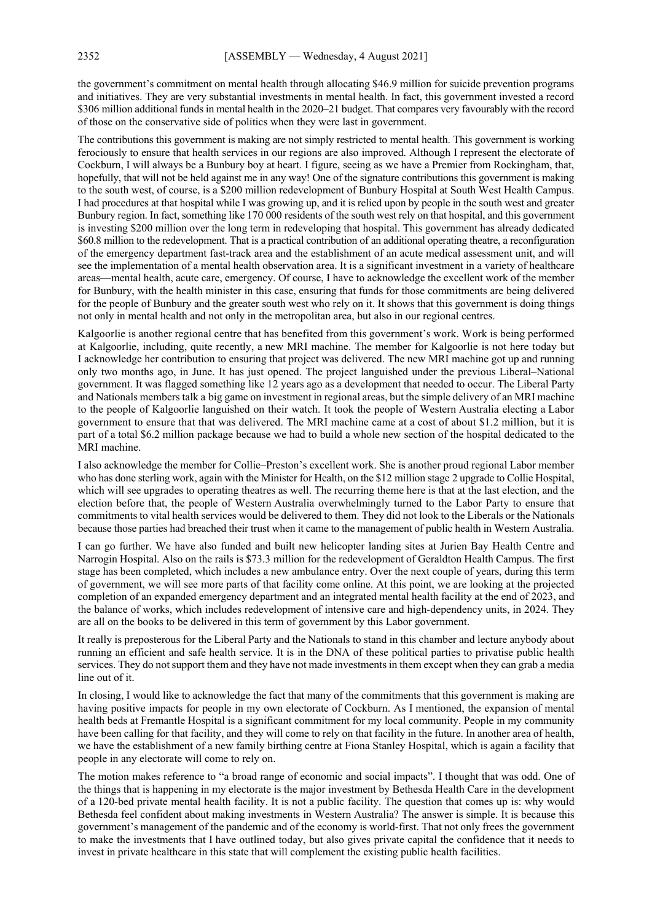the government's commitment on mental health through allocating $46.9 million for suicide prevention programs and initiatives. They are very substantial investments in mental health. In fact, this government invested a record $306 million additional funds in mental health in the 2020–21 budget. That compares very favourably with the record of those on the conservative side of politics when they were last in government.

The contributions this government is making are not simply restricted to mental health. This government is working ferociously to ensure that health services in our regions are also improved. Although I represent the electorate of Cockburn, I will always be a Bunbury boy at heart. I figure, seeing as we have a Premier from Rockingham, that, hopefully, that will not be held against me in any way! One of the signature contributions this government is making to the south west, of course, is a $200 million redevelopment of Bunbury Hospital at South West Health Campus. I had procedures at that hospital while I was growing up, and it is relied upon by people in the south west and greater Bunbury region. In fact, something like 170 000 residents of the south west rely on that hospital, and this government is investing $200 million over the long term in redeveloping that hospital. This government has already dedicated $60.8 million to the redevelopment. That is a practical contribution of an additional operating theatre, a reconfiguration of the emergency department fast-track area and the establishment of an acute medical assessment unit, and will see the implementation of a mental health observation area. It is a significant investment in a variety of healthcare areas—mental health, acute care, emergency. Of course, I have to acknowledge the excellent work of the member for Bunbury, with the health minister in this case, ensuring that funds for those commitments are being delivered for the people of Bunbury and the greater south west who rely on it. It shows that this government is doing things not only in mental health and not only in the metropolitan area, but also in our regional centres.

Kalgoorlie is another regional centre that has benefited from this government's work. Work is being performed at Kalgoorlie, including, quite recently, a new MRI machine. The member for Kalgoorlie is not here today but I acknowledge her contribution to ensuring that project was delivered. The new MRI machine got up and running only two months ago, in June. It has just opened. The project languished under the previous Liberal–National government. It was flagged something like 12 years ago as a development that needed to occur. The Liberal Party and Nationals members talk a big game on investment in regional areas, but the simple delivery of an MRI machine to the people of Kalgoorlie languished on their watch. It took the people of Western Australia electing a Labor government to ensure that that was delivered. The MRI machine came at a cost of about $1.2 million, but it is part of a total $6.2 million package because we had to build a whole new section of the hospital dedicated to the MRI machine.

I also acknowledge the member for Collie–Preston's excellent work. She is another proud regional Labor member who has done sterling work, again with the Minister for Health, on the $12 million stage 2 upgrade to Collie Hospital, which will see upgrades to operating theatres as well. The recurring theme here is that at the last election, and the election before that, the people of Western Australia overwhelmingly turned to the Labor Party to ensure that commitments to vital health services would be delivered to them. They did not look to the Liberals or the Nationals because those parties had breached their trust when it came to the management of public health in Western Australia.

I can go further. We have also funded and built new helicopter landing sites at Jurien Bay Health Centre and Narrogin Hospital. Also on the rails is $73.3 million for the redevelopment of Geraldton Health Campus. The first stage has been completed, which includes a new ambulance entry. Over the next couple of years, during this term of government, we will see more parts of that facility come online. At this point, we are looking at the projected completion of an expanded emergency department and an integrated mental health facility at the end of 2023, and the balance of works, which includes redevelopment of intensive care and high-dependency units, in 2024. They are all on the books to be delivered in this term of government by this Labor government.

It really is preposterous for the Liberal Party and the Nationals to stand in this chamber and lecture anybody about running an efficient and safe health service. It is in the DNA of these political parties to privatise public health services. They do not support them and they have not made investments in them except when they can grab a media line out of it.

In closing, I would like to acknowledge the fact that many of the commitments that this government is making are having positive impacts for people in my own electorate of Cockburn. As I mentioned, the expansion of mental health beds at Fremantle Hospital is a significant commitment for my local community. People in my community have been calling for that facility, and they will come to rely on that facility in the future. In another area of health, we have the establishment of a new family birthing centre at Fiona Stanley Hospital, which is again a facility that people in any electorate will come to rely on.

The motion makes reference to "a broad range of economic and social impacts". I thought that was odd. One of the things that is happening in my electorate is the major investment by Bethesda Health Care in the development of a 120-bed private mental health facility. It is not a public facility. The question that comes up is: why would Bethesda feel confident about making investments in Western Australia? The answer is simple. It is because this government's management of the pandemic and of the economy is world-first. That not only frees the government to make the investments that I have outlined today, but also gives private capital the confidence that it needs to invest in private healthcare in this state that will complement the existing public health facilities.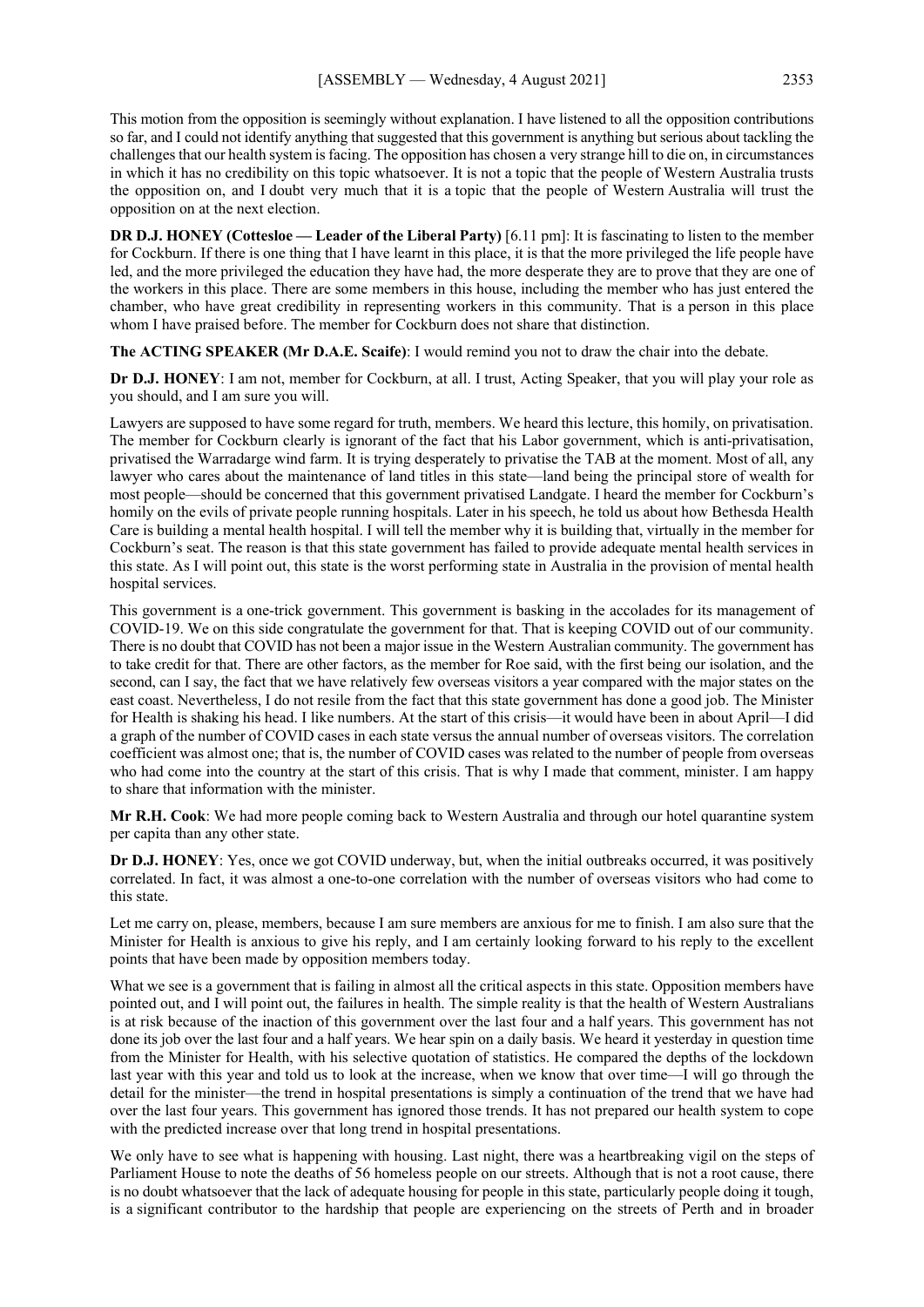This motion from the opposition is seemingly without explanation. I have listened to all the opposition contributions so far, and I could not identify anything that suggested that this government is anything but serious about tackling the challenges that our health system is facing. The opposition has chosen a very strange hill to die on, in circumstances in which it has no credibility on this topic whatsoever. It is not a topic that the people of Western Australia trusts the opposition on, and I doubt very much that it is a topic that the people of Western Australia will trust the opposition on at the next election.

**DR D.J. HONEY (Cottesloe — Leader of the Liberal Party)** [6.11 pm]: It is fascinating to listen to the member for Cockburn. If there is one thing that I have learnt in this place, it is that the more privileged the life people have led, and the more privileged the education they have had, the more desperate they are to prove that they are one of the workers in this place. There are some members in this house, including the member who has just entered the chamber, who have great credibility in representing workers in this community. That is a person in this place whom I have praised before. The member for Cockburn does not share that distinction.

**The ACTING SPEAKER (Mr D.A.E. Scaife)**: I would remind you not to draw the chair into the debate.

**Dr D.J. HONEY**: I am not, member for Cockburn, at all. I trust, Acting Speaker, that you will play your role as you should, and I am sure you will.

Lawyers are supposed to have some regard for truth, members. We heard this lecture, this homily, on privatisation. The member for Cockburn clearly is ignorant of the fact that his Labor government, which is anti-privatisation, privatised the Warradarge wind farm. It is trying desperately to privatise the TAB at the moment. Most of all, any lawyer who cares about the maintenance of land titles in this state—land being the principal store of wealth for most people—should be concerned that this government privatised Landgate. I heard the member for Cockburn's homily on the evils of private people running hospitals. Later in his speech, he told us about how Bethesda Health Care is building a mental health hospital. I will tell the member why it is building that, virtually in the member for Cockburn's seat. The reason is that this state government has failed to provide adequate mental health services in this state. As I will point out, this state is the worst performing state in Australia in the provision of mental health hospital services.

This government is a one-trick government. This government is basking in the accolades for its management of COVID-19. We on this side congratulate the government for that. That is keeping COVID out of our community. There is no doubt that COVID has not been a major issue in the Western Australian community. The government has to take credit for that. There are other factors, as the member for Roe said, with the first being our isolation, and the second, can I say, the fact that we have relatively few overseas visitors a year compared with the major states on the east coast. Nevertheless, I do not resile from the fact that this state government has done a good job. The Minister for Health is shaking his head. I like numbers. At the start of this crisis—it would have been in about April—I did a graph of the number of COVID cases in each state versus the annual number of overseas visitors. The correlation coefficient was almost one; that is, the number of COVID cases was related to the number of people from overseas who had come into the country at the start of this crisis. That is why I made that comment, minister. I am happy to share that information with the minister.

**Mr R.H. Cook**: We had more people coming back to Western Australia and through our hotel quarantine system per capita than any other state.

**Dr D.J. HONEY**: Yes, once we got COVID underway, but, when the initial outbreaks occurred, it was positively correlated. In fact, it was almost a one-to-one correlation with the number of overseas visitors who had come to this state.

Let me carry on, please, members, because I am sure members are anxious for me to finish. I am also sure that the Minister for Health is anxious to give his reply, and I am certainly looking forward to his reply to the excellent points that have been made by opposition members today.

What we see is a government that is failing in almost all the critical aspects in this state. Opposition members have pointed out, and I will point out, the failures in health. The simple reality is that the health of Western Australians is at risk because of the inaction of this government over the last four and a half years. This government has not done its job over the last four and a half years. We hear spin on a daily basis. We heard it yesterday in question time from the Minister for Health, with his selective quotation of statistics. He compared the depths of the lockdown last year with this year and told us to look at the increase, when we know that over time—I will go through the detail for the minister—the trend in hospital presentations is simply a continuation of the trend that we have had over the last four years. This government has ignored those trends. It has not prepared our health system to cope with the predicted increase over that long trend in hospital presentations.

We only have to see what is happening with housing. Last night, there was a heartbreaking vigil on the steps of Parliament House to note the deaths of 56 homeless people on our streets. Although that is not a root cause, there is no doubt whatsoever that the lack of adequate housing for people in this state, particularly people doing it tough, is a significant contributor to the hardship that people are experiencing on the streets of Perth and in broader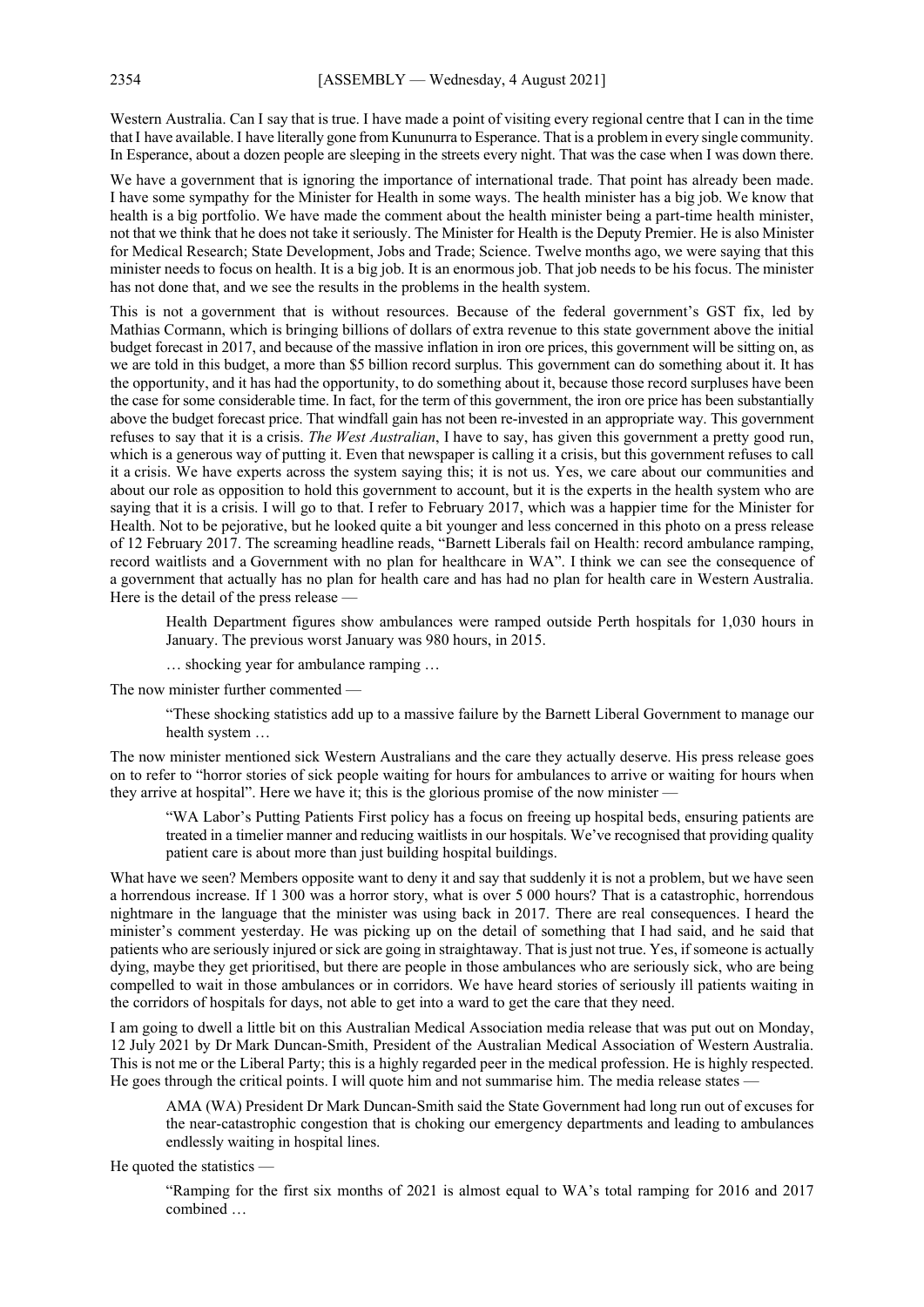Western Australia. Can I say that is true. I have made a point of visiting every regional centre that I can in the time that I have available. I have literally gone from Kununurra to Esperance. That is a problem in every single community. In Esperance, about a dozen people are sleeping in the streets every night. That was the case when I was down there.

We have a government that is ignoring the importance of international trade. That point has already been made. I have some sympathy for the Minister for Health in some ways. The health minister has a big job. We know that health is a big portfolio. We have made the comment about the health minister being a part-time health minister, not that we think that he does not take it seriously. The Minister for Health is the Deputy Premier. He is also Minister for Medical Research; State Development, Jobs and Trade; Science. Twelve months ago, we were saying that this minister needs to focus on health. It is a big job. It is an enormous job. That job needs to be his focus. The minister has not done that, and we see the results in the problems in the health system.

This is not a government that is without resources. Because of the federal government's GST fix, led by Mathias Cormann, which is bringing billions of dollars of extra revenue to this state government above the initial budget forecast in 2017, and because of the massive inflation in iron ore prices, this government will be sitting on, as we are told in this budget, a more than $5 billion record surplus. This government can do something about it. It has the opportunity, and it has had the opportunity, to do something about it, because those record surpluses have been the case for some considerable time. In fact, for the term of this government, the iron ore price has been substantially above the budget forecast price. That windfall gain has not been re-invested in an appropriate way. This government refuses to say that it is a crisis. *The West Australian*, I have to say, has given this government a pretty good run, which is a generous way of putting it. Even that newspaper is calling it a crisis, but this government refuses to call it a crisis. We have experts across the system saying this; it is not us. Yes, we care about our communities and about our role as opposition to hold this government to account, but it is the experts in the health system who are saying that it is a crisis. I will go to that. I refer to February 2017, which was a happier time for the Minister for Health. Not to be pejorative, but he looked quite a bit younger and less concerned in this photo on a press release of 12 February 2017. The screaming headline reads, "Barnett Liberals fail on Health: record ambulance ramping, record waitlists and a Government with no plan for healthcare in WA". I think we can see the consequence of a government that actually has no plan for health care and has had no plan for health care in Western Australia. Here is the detail of the press release —

> Health Department figures show ambulances were ramped outside Perth hospitals for 1,030 hours in January. The previous worst January was 980 hours, in 2015.
>
> … shocking year for ambulance ramping …

The now minister further commented —

> "These shocking statistics add up to a massive failure by the Barnett Liberal Government to manage our health system …

The now minister mentioned sick Western Australians and the care they actually deserve. His press release goes on to refer to "horror stories of sick people waiting for hours for ambulances to arrive or waiting for hours when they arrive at hospital". Here we have it; this is the glorious promise of the now minister —

> "WA Labor's Putting Patients First policy has a focus on freeing up hospital beds, ensuring patients are treated in a timelier manner and reducing waitlists in our hospitals. We've recognised that providing quality patient care is about more than just building hospital buildings.

What have we seen? Members opposite want to deny it and say that suddenly it is not a problem, but we have seen a horrendous increase. If 1 300 was a horror story, what is over 5 000 hours? That is a catastrophic, horrendous nightmare in the language that the minister was using back in 2017. There are real consequences. I heard the minister's comment yesterday. He was picking up on the detail of something that I had said, and he said that patients who are seriously injured or sick are going in straightaway. That is just not true. Yes, if someone is actually dying, maybe they get prioritised, but there are people in those ambulances who are seriously sick, who are being compelled to wait in those ambulances or in corridors. We have heard stories of seriously ill patients waiting in the corridors of hospitals for days, not able to get into a ward to get the care that they need.

I am going to dwell a little bit on this Australian Medical Association media release that was put out on Monday, 12 July 2021 by Dr Mark Duncan-Smith, President of the Australian Medical Association of Western Australia. This is not me or the Liberal Party; this is a highly regarded peer in the medical profession. He is highly respected. He goes through the critical points. I will quote him and not summarise him. The media release states —

> AMA (WA) President Dr Mark Duncan-Smith said the State Government had long run out of excuses for the near-catastrophic congestion that is choking our emergency departments and leading to ambulances endlessly waiting in hospital lines.

He quoted the statistics —

> "Ramping for the first six months of 2021 is almost equal to WA's total ramping for 2016 and 2017 combined …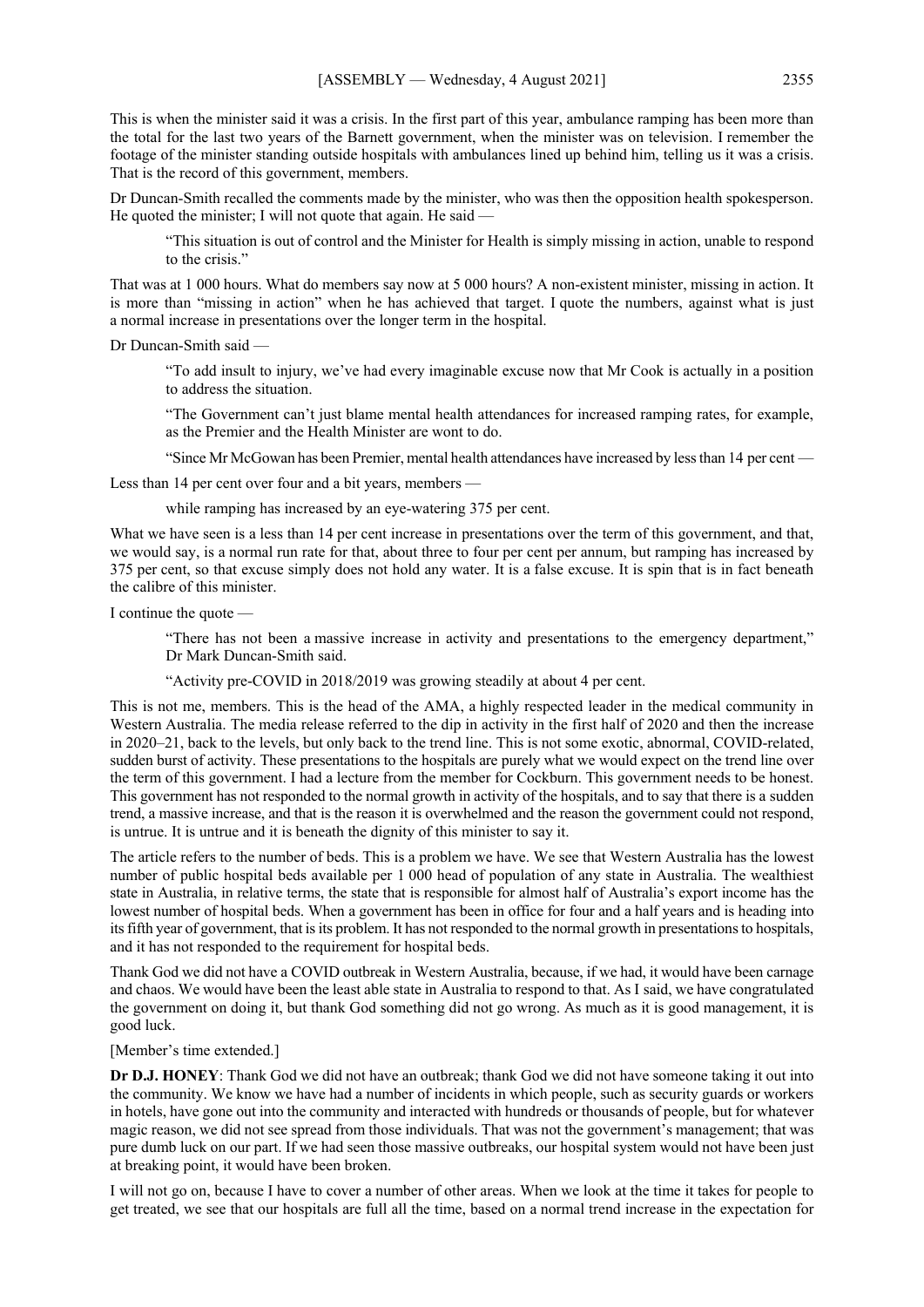This is when the minister said it was a crisis. In the first part of this year, ambulance ramping has been more than the total for the last two years of the Barnett government, when the minister was on television. I remember the footage of the minister standing outside hospitals with ambulances lined up behind him, telling us it was a crisis. That is the record of this government, members.

Dr Duncan-Smith recalled the comments made by the minister, who was then the opposition health spokesperson. He quoted the minister; I will not quote that again. He said —

> "This situation is out of control and the Minister for Health is simply missing in action, unable to respond to the crisis."

That was at 1 000 hours. What do members say now at 5 000 hours? A non-existent minister, missing in action. It is more than "missing in action" when he has achieved that target. I quote the numbers, against what is just a normal increase in presentations over the longer term in the hospital.

Dr Duncan-Smith said —

> "To add insult to injury, we've had every imaginable excuse now that Mr Cook is actually in a position to address the situation.
>
> "The Government can't just blame mental health attendances for increased ramping rates, for example, as the Premier and the Health Minister are wont to do.
>
> "Since Mr McGowan has been Premier, mental health attendances have increased by less than 14 per cent —

Less than 14 per cent over four and a bit years, members —

> while ramping has increased by an eye-watering 375 per cent.

What we have seen is a less than 14 per cent increase in presentations over the term of this government, and that, we would say, is a normal run rate for that, about three to four per cent per annum, but ramping has increased by 375 per cent, so that excuse simply does not hold any water. It is a false excuse. It is spin that is in fact beneath the calibre of this minister.

I continue the quote —

> "There has not been a massive increase in activity and presentations to the emergency department," Dr Mark Duncan-Smith said.
>
> "Activity pre-COVID in 2018/2019 was growing steadily at about 4 per cent.

This is not me, members. This is the head of the AMA, a highly respected leader in the medical community in Western Australia. The media release referred to the dip in activity in the first half of 2020 and then the increase in 2020–21, back to the levels, but only back to the trend line. This is not some exotic, abnormal, COVID-related, sudden burst of activity. These presentations to the hospitals are purely what we would expect on the trend line over the term of this government. I had a lecture from the member for Cockburn. This government needs to be honest. This government has not responded to the normal growth in activity of the hospitals, and to say that there is a sudden trend, a massive increase, and that is the reason it is overwhelmed and the reason the government could not respond, is untrue. It is untrue and it is beneath the dignity of this minister to say it.

The article refers to the number of beds. This is a problem we have. We see that Western Australia has the lowest number of public hospital beds available per 1 000 head of population of any state in Australia. The wealthiest state in Australia, in relative terms, the state that is responsible for almost half of Australia's export income has the lowest number of hospital beds. When a government has been in office for four and a half years and is heading into its fifth year of government, that is its problem. It has not responded to the normal growth in presentations to hospitals, and it has not responded to the requirement for hospital beds.

Thank God we did not have a COVID outbreak in Western Australia, because, if we had, it would have been carnage and chaos. We would have been the least able state in Australia to respond to that. As I said, we have congratulated the government on doing it, but thank God something did not go wrong. As much as it is good management, it is good luck.

[Member's time extended.]

**Dr D.J. HONEY**: Thank God we did not have an outbreak; thank God we did not have someone taking it out into the community. We know we have had a number of incidents in which people, such as security guards or workers in hotels, have gone out into the community and interacted with hundreds or thousands of people, but for whatever magic reason, we did not see spread from those individuals. That was not the government's management; that was pure dumb luck on our part. If we had seen those massive outbreaks, our hospital system would not have been just at breaking point, it would have been broken.

I will not go on, because I have to cover a number of other areas. When we look at the time it takes for people to get treated, we see that our hospitals are full all the time, based on a normal trend increase in the expectation for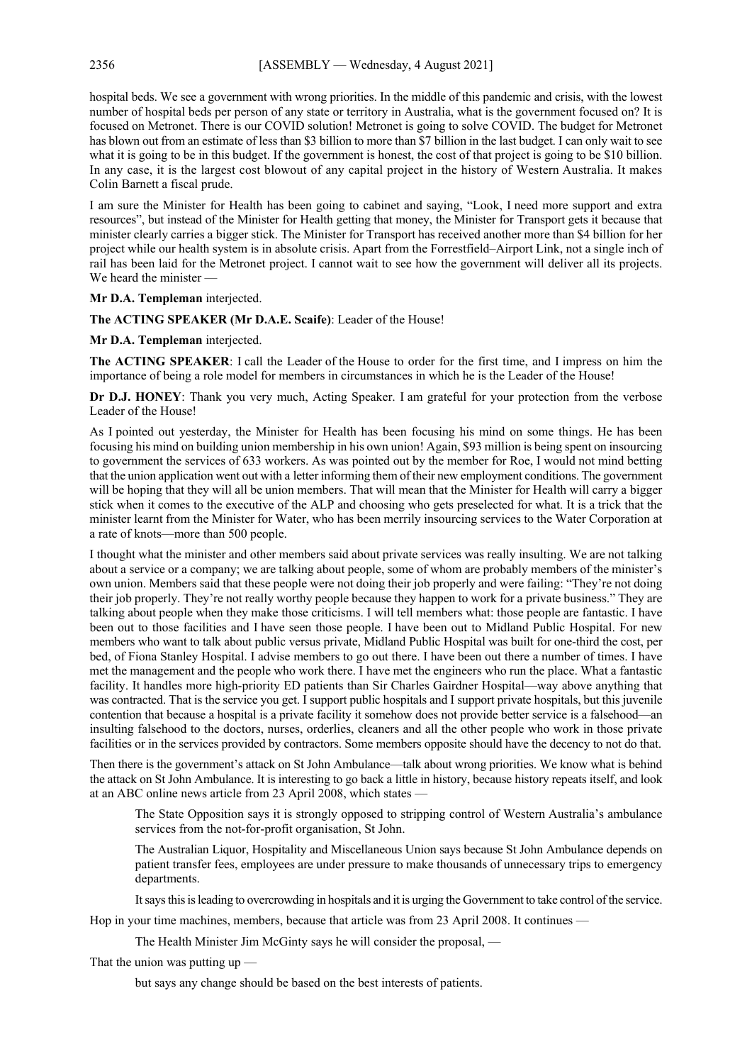hospital beds. We see a government with wrong priorities. In the middle of this pandemic and crisis, with the lowest number of hospital beds per person of any state or territory in Australia, what is the government focused on? It is focused on Metronet. There is our COVID solution! Metronet is going to solve COVID. The budget for Metronet has blown out from an estimate of less than $3 billion to more than $7 billion in the last budget. I can only wait to see what it is going to be in this budget. If the government is honest, the cost of that project is going to be $10 billion. In any case, it is the largest cost blowout of any capital project in the history of Western Australia. It makes Colin Barnett a fiscal prude.

I am sure the Minister for Health has been going to cabinet and saying, "Look, I need more support and extra resources", but instead of the Minister for Health getting that money, the Minister for Transport gets it because that minister clearly carries a bigger stick. The Minister for Transport has received another more than $4 billion for her project while our health system is in absolute crisis. Apart from the Forrestfield–Airport Link, not a single inch of rail has been laid for the Metronet project. I cannot wait to see how the government will deliver all its projects. We heard the minister —

**Mr D.A. Templeman** interjected.

**The ACTING SPEAKER (Mr D.A.E. Scaife)**: Leader of the House!

**Mr D.A. Templeman** interjected.

**The ACTING SPEAKER**: I call the Leader of the House to order for the first time, and I impress on him the importance of being a role model for members in circumstances in which he is the Leader of the House!

**Dr D.J. HONEY**: Thank you very much, Acting Speaker. I am grateful for your protection from the verbose Leader of the House!

As I pointed out yesterday, the Minister for Health has been focusing his mind on some things. He has been focusing his mind on building union membership in his own union! Again, $93 million is being spent on insourcing to government the services of 633 workers. As was pointed out by the member for Roe, I would not mind betting that the union application went out with a letter informing them of their new employment conditions. The government will be hoping that they will all be union members. That will mean that the Minister for Health will carry a bigger stick when it comes to the executive of the ALP and choosing who gets preselected for what. It is a trick that the minister learnt from the Minister for Water, who has been merrily insourcing services to the Water Corporation at a rate of knots—more than 500 people.

I thought what the minister and other members said about private services was really insulting. We are not talking about a service or a company; we are talking about people, some of whom are probably members of the minister's own union. Members said that these people were not doing their job properly and were failing: "They're not doing their job properly. They're not really worthy people because they happen to work for a private business." They are talking about people when they make those criticisms. I will tell members what: those people are fantastic. I have been out to those facilities and I have seen those people. I have been out to Midland Public Hospital. For new members who want to talk about public versus private, Midland Public Hospital was built for one-third the cost, per bed, of Fiona Stanley Hospital. I advise members to go out there. I have been out there a number of times. I have met the management and the people who work there. I have met the engineers who run the place. What a fantastic facility. It handles more high-priority ED patients than Sir Charles Gairdner Hospital—way above anything that was contracted. That is the service you get. I support public hospitals and I support private hospitals, but this juvenile contention that because a hospital is a private facility it somehow does not provide better service is a falsehood—an insulting falsehood to the doctors, nurses, orderlies, cleaners and all the other people who work in those private facilities or in the services provided by contractors. Some members opposite should have the decency to not do that.

Then there is the government's attack on St John Ambulance—talk about wrong priorities. We know what is behind the attack on St John Ambulance. It is interesting to go back a little in history, because history repeats itself, and look at an ABC online news article from 23 April 2008, which states —

> The State Opposition says it is strongly opposed to stripping control of Western Australia's ambulance services from the not-for-profit organisation, St John.
>
> The Australian Liquor, Hospitality and Miscellaneous Union says because St John Ambulance depends on patient transfer fees, employees are under pressure to make thousands of unnecessary trips to emergency departments.
>
> It says this is leading to overcrowding in hospitals and it is urging the Government to take control of the service.

Hop in your time machines, members, because that article was from 23 April 2008. It continues —

> The Health Minister Jim McGinty says he will consider the proposal, —

That the union was putting up —

> but says any change should be based on the best interests of patients.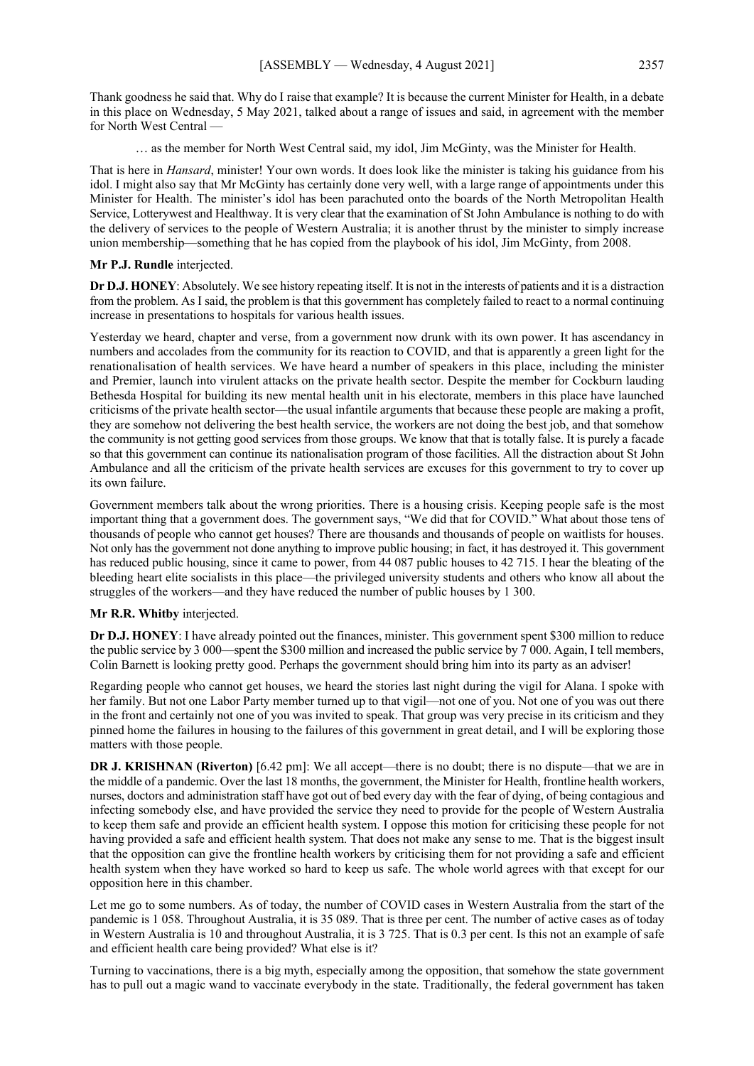Thank goodness he said that. Why do I raise that example? It is because the current Minister for Health, in a debate in this place on Wednesday, 5 May 2021, talked about a range of issues and said, in agreement with the member for North West Central —

> … as the member for North West Central said, my idol, Jim McGinty, was the Minister for Health.

That is here in *Hansard*, minister! Your own words. It does look like the minister is taking his guidance from his idol. I might also say that Mr McGinty has certainly done very well, with a large range of appointments under this Minister for Health. The minister's idol has been parachuted onto the boards of the North Metropolitan Health Service, Lotterywest and Healthway. It is very clear that the examination of St John Ambulance is nothing to do with the delivery of services to the people of Western Australia; it is another thrust by the minister to simply increase union membership—something that he has copied from the playbook of his idol, Jim McGinty, from 2008.

**Mr P.J. Rundle** interjected.

**Dr D.J. HONEY**: Absolutely. We see history repeating itself. It is not in the interests of patients and it is a distraction from the problem. As I said, the problem is that this government has completely failed to react to a normal continuing increase in presentations to hospitals for various health issues.

Yesterday we heard, chapter and verse, from a government now drunk with its own power. It has ascendancy in numbers and accolades from the community for its reaction to COVID, and that is apparently a green light for the renationalisation of health services. We have heard a number of speakers in this place, including the minister and Premier, launch into virulent attacks on the private health sector. Despite the member for Cockburn lauding Bethesda Hospital for building its new mental health unit in his electorate, members in this place have launched criticisms of the private health sector—the usual infantile arguments that because these people are making a profit, they are somehow not delivering the best health service, the workers are not doing the best job, and that somehow the community is not getting good services from those groups. We know that that is totally false. It is purely a facade so that this government can continue its nationalisation program of those facilities. All the distraction about St John Ambulance and all the criticism of the private health services are excuses for this government to try to cover up its own failure.

Government members talk about the wrong priorities. There is a housing crisis. Keeping people safe is the most important thing that a government does. The government says, "We did that for COVID." What about those tens of thousands of people who cannot get houses? There are thousands and thousands of people on waitlists for houses. Not only has the government not done anything to improve public housing; in fact, it has destroyed it. This government has reduced public housing, since it came to power, from 44 087 public houses to 42 715. I hear the bleating of the bleeding heart elite socialists in this place—the privileged university students and others who know all about the struggles of the workers—and they have reduced the number of public houses by 1 300.

**Mr R.R. Whitby** interjected.

**Dr D.J. HONEY**: I have already pointed out the finances, minister. This government spent $300 million to reduce the public service by 3 000—spent the $300 million and increased the public service by 7 000. Again, I tell members, Colin Barnett is looking pretty good. Perhaps the government should bring him into its party as an adviser!

Regarding people who cannot get houses, we heard the stories last night during the vigil for Alana. I spoke with her family. But not one Labor Party member turned up to that vigil—not one of you. Not one of you was out there in the front and certainly not one of you was invited to speak. That group was very precise in its criticism and they pinned home the failures in housing to the failures of this government in great detail, and I will be exploring those matters with those people.

**DR J. KRISHNAN (Riverton)** [6.42 pm]: We all accept—there is no doubt; there is no dispute—that we are in the middle of a pandemic. Over the last 18 months, the government, the Minister for Health, frontline health workers, nurses, doctors and administration staff have got out of bed every day with the fear of dying, of being contagious and infecting somebody else, and have provided the service they need to provide for the people of Western Australia to keep them safe and provide an efficient health system. I oppose this motion for criticising these people for not having provided a safe and efficient health system. That does not make any sense to me. That is the biggest insult that the opposition can give the frontline health workers by criticising them for not providing a safe and efficient health system when they have worked so hard to keep us safe. The whole world agrees with that except for our opposition here in this chamber.

Let me go to some numbers. As of today, the number of COVID cases in Western Australia from the start of the pandemic is 1 058. Throughout Australia, it is 35 089. That is three per cent. The number of active cases as of today in Western Australia is 10 and throughout Australia, it is 3 725. That is 0.3 per cent. Is this not an example of safe and efficient health care being provided? What else is it?

Turning to vaccinations, there is a big myth, especially among the opposition, that somehow the state government has to pull out a magic wand to vaccinate everybody in the state. Traditionally, the federal government has taken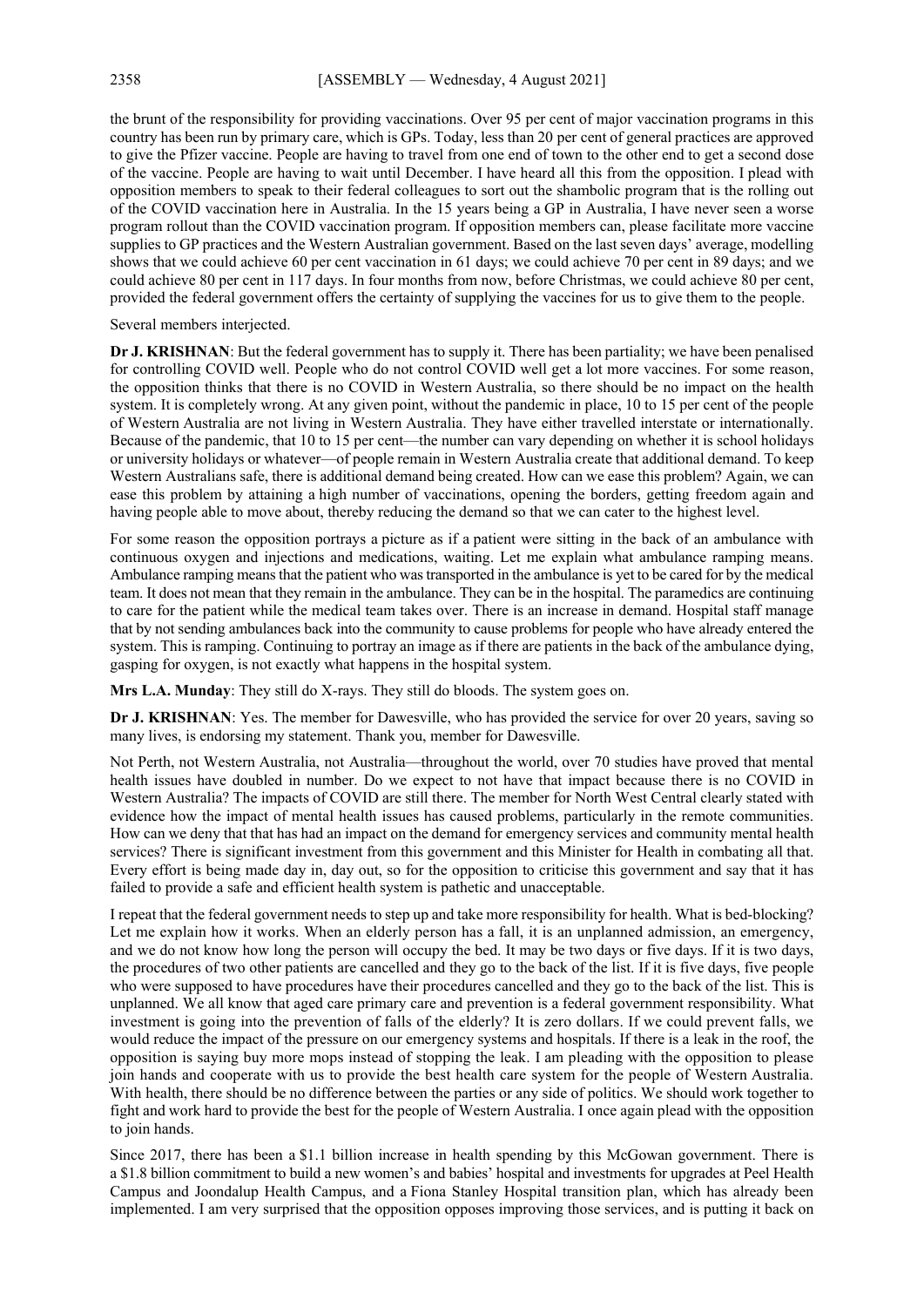the brunt of the responsibility for providing vaccinations. Over 95 per cent of major vaccination programs in this country has been run by primary care, which is GPs. Today, less than 20 per cent of general practices are approved to give the Pfizer vaccine. People are having to travel from one end of town to the other end to get a second dose of the vaccine. People are having to wait until December. I have heard all this from the opposition. I plead with opposition members to speak to their federal colleagues to sort out the shambolic program that is the rolling out of the COVID vaccination here in Australia. In the 15 years being a GP in Australia, I have never seen a worse program rollout than the COVID vaccination program. If opposition members can, please facilitate more vaccine supplies to GP practices and the Western Australian government. Based on the last seven days' average, modelling shows that we could achieve 60 per cent vaccination in 61 days; we could achieve 70 per cent in 89 days; and we could achieve 80 per cent in 117 days. In four months from now, before Christmas, we could achieve 80 per cent, provided the federal government offers the certainty of supplying the vaccines for us to give them to the people.

Several members interjected.

**Dr J. KRISHNAN**: But the federal government has to supply it. There has been partiality; we have been penalised for controlling COVID well. People who do not control COVID well get a lot more vaccines. For some reason, the opposition thinks that there is no COVID in Western Australia, so there should be no impact on the health system. It is completely wrong. At any given point, without the pandemic in place, 10 to 15 per cent of the people of Western Australia are not living in Western Australia. They have either travelled interstate or internationally. Because of the pandemic, that 10 to 15 per cent—the number can vary depending on whether it is school holidays or university holidays or whatever—of people remain in Western Australia create that additional demand. To keep Western Australians safe, there is additional demand being created. How can we ease this problem? Again, we can ease this problem by attaining a high number of vaccinations, opening the borders, getting freedom again and having people able to move about, thereby reducing the demand so that we can cater to the highest level.

For some reason the opposition portrays a picture as if a patient were sitting in the back of an ambulance with continuous oxygen and injections and medications, waiting. Let me explain what ambulance ramping means. Ambulance ramping means that the patient who was transported in the ambulance is yet to be cared for by the medical team. It does not mean that they remain in the ambulance. They can be in the hospital. The paramedics are continuing to care for the patient while the medical team takes over. There is an increase in demand. Hospital staff manage that by not sending ambulances back into the community to cause problems for people who have already entered the system. This is ramping. Continuing to portray an image as if there are patients in the back of the ambulance dying, gasping for oxygen, is not exactly what happens in the hospital system.

**Mrs L.A. Munday**: They still do X-rays. They still do bloods. The system goes on.

**Dr J. KRISHNAN**: Yes. The member for Dawesville, who has provided the service for over 20 years, saving so many lives, is endorsing my statement. Thank you, member for Dawesville.

Not Perth, not Western Australia, not Australia—throughout the world, over 70 studies have proved that mental health issues have doubled in number. Do we expect to not have that impact because there is no COVID in Western Australia? The impacts of COVID are still there. The member for North West Central clearly stated with evidence how the impact of mental health issues has caused problems, particularly in the remote communities. How can we deny that that has had an impact on the demand for emergency services and community mental health services? There is significant investment from this government and this Minister for Health in combating all that. Every effort is being made day in, day out, so for the opposition to criticise this government and say that it has failed to provide a safe and efficient health system is pathetic and unacceptable.

I repeat that the federal government needs to step up and take more responsibility for health. What is bed-blocking? Let me explain how it works. When an elderly person has a fall, it is an unplanned admission, an emergency, and we do not know how long the person will occupy the bed. It may be two days or five days. If it is two days, the procedures of two other patients are cancelled and they go to the back of the list. If it is five days, five people who were supposed to have procedures have their procedures cancelled and they go to the back of the list. This is unplanned. We all know that aged care primary care and prevention is a federal government responsibility. What investment is going into the prevention of falls of the elderly? It is zero dollars. If we could prevent falls, we would reduce the impact of the pressure on our emergency systems and hospitals. If there is a leak in the roof, the opposition is saying buy more mops instead of stopping the leak. I am pleading with the opposition to please join hands and cooperate with us to provide the best health care system for the people of Western Australia. With health, there should be no difference between the parties or any side of politics. We should work together to fight and work hard to provide the best for the people of Western Australia. I once again plead with the opposition to join hands.

Since 2017, there has been a $1.1 billion increase in health spending by this McGowan government. There is a $1.8 billion commitment to build a new women's and babies' hospital and investments for upgrades at Peel Health Campus and Joondalup Health Campus, and a Fiona Stanley Hospital transition plan, which has already been implemented. I am very surprised that the opposition opposes improving those services, and is putting it back on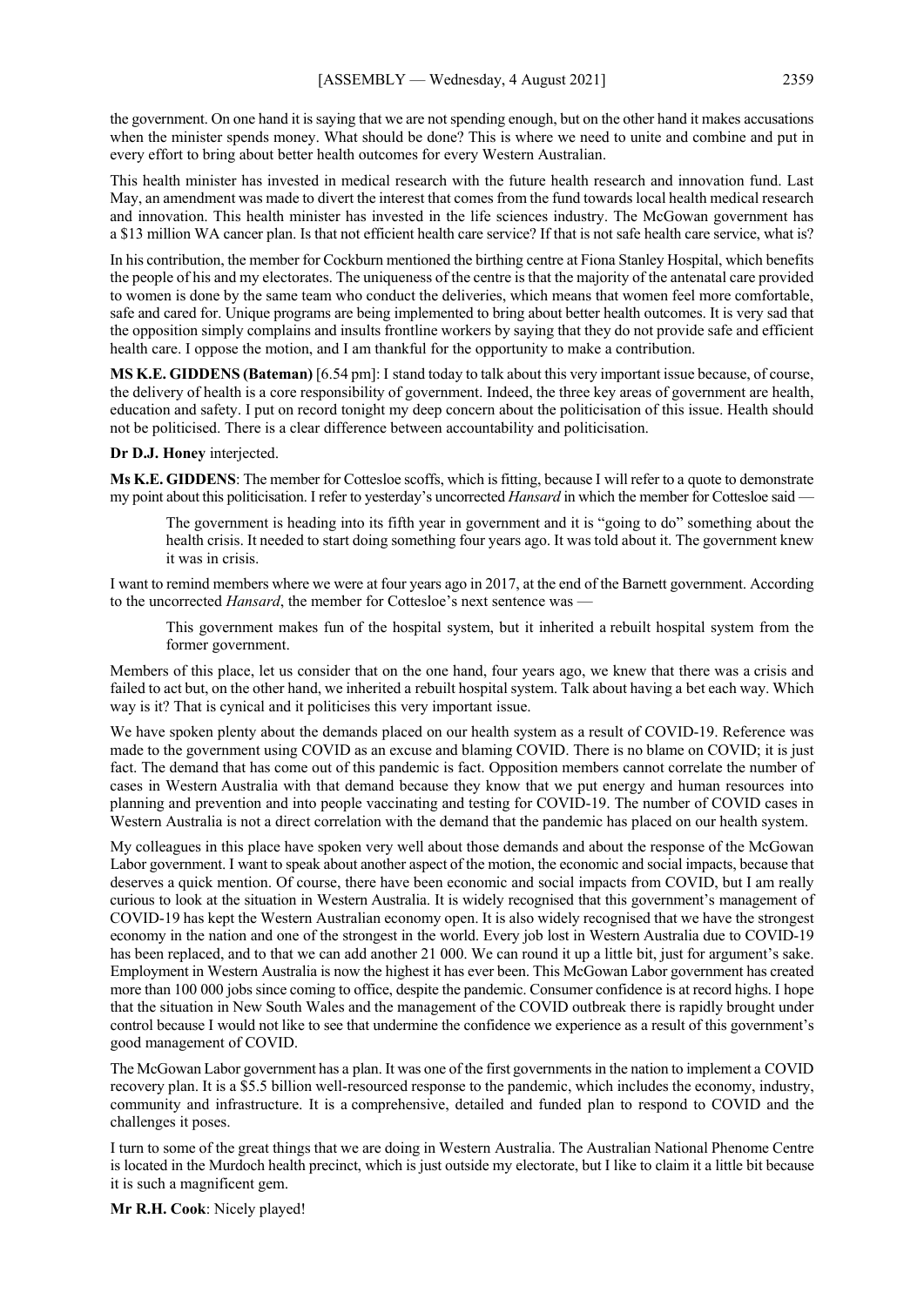the government. On one hand it is saying that we are not spending enough, but on the other hand it makes accusations when the minister spends money. What should be done? This is where we need to unite and combine and put in every effort to bring about better health outcomes for every Western Australian.

This health minister has invested in medical research with the future health research and innovation fund. Last May, an amendment was made to divert the interest that comes from the fund towards local health medical research and innovation. This health minister has invested in the life sciences industry. The McGowan government has a $13 million WA cancer plan. Is that not efficient health care service? If that is not safe health care service, what is?

In his contribution, the member for Cockburn mentioned the birthing centre at Fiona Stanley Hospital, which benefits the people of his and my electorates. The uniqueness of the centre is that the majority of the antenatal care provided to women is done by the same team who conduct the deliveries, which means that women feel more comfortable, safe and cared for. Unique programs are being implemented to bring about better health outcomes. It is very sad that the opposition simply complains and insults frontline workers by saying that they do not provide safe and efficient health care. I oppose the motion, and I am thankful for the opportunity to make a contribution.

**MS K.E. GIDDENS (Bateman)** [6.54 pm]: I stand today to talk about this very important issue because, of course, the delivery of health is a core responsibility of government. Indeed, the three key areas of government are health, education and safety. I put on record tonight my deep concern about the politicisation of this issue. Health should not be politicised. There is a clear difference between accountability and politicisation.

**Dr D.J. Honey** interjected.

**Ms K.E. GIDDENS**: The member for Cottesloe scoffs, which is fitting, because I will refer to a quote to demonstrate my point about this politicisation. I refer to yesterday's uncorrected *Hansard* in which the member for Cottesloe said —

> The government is heading into its fifth year in government and it is "going to do" something about the health crisis. It needed to start doing something four years ago. It was told about it. The government knew it was in crisis.

I want to remind members where we were at four years ago in 2017, at the end of the Barnett government. According to the uncorrected *Hansard*, the member for Cottesloe's next sentence was —

> This government makes fun of the hospital system, but it inherited a rebuilt hospital system from the former government.

Members of this place, let us consider that on the one hand, four years ago, we knew that there was a crisis and failed to act but, on the other hand, we inherited a rebuilt hospital system. Talk about having a bet each way. Which way is it? That is cynical and it politicises this very important issue.

We have spoken plenty about the demands placed on our health system as a result of COVID-19. Reference was made to the government using COVID as an excuse and blaming COVID. There is no blame on COVID; it is just fact. The demand that has come out of this pandemic is fact. Opposition members cannot correlate the number of cases in Western Australia with that demand because they know that we put energy and human resources into planning and prevention and into people vaccinating and testing for COVID-19. The number of COVID cases in Western Australia is not a direct correlation with the demand that the pandemic has placed on our health system.

My colleagues in this place have spoken very well about those demands and about the response of the McGowan Labor government. I want to speak about another aspect of the motion, the economic and social impacts, because that deserves a quick mention. Of course, there have been economic and social impacts from COVID, but I am really curious to look at the situation in Western Australia. It is widely recognised that this government's management of COVID-19 has kept the Western Australian economy open. It is also widely recognised that we have the strongest economy in the nation and one of the strongest in the world. Every job lost in Western Australia due to COVID-19 has been replaced, and to that we can add another 21 000. We can round it up a little bit, just for argument's sake. Employment in Western Australia is now the highest it has ever been. This McGowan Labor government has created more than 100 000 jobs since coming to office, despite the pandemic. Consumer confidence is at record highs. I hope that the situation in New South Wales and the management of the COVID outbreak there is rapidly brought under control because I would not like to see that undermine the confidence we experience as a result of this government's good management of COVID.

The McGowan Labor government has a plan. It was one of the first governments in the nation to implement a COVID recovery plan. It is a $5.5 billion well-resourced response to the pandemic, which includes the economy, industry, community and infrastructure. It is a comprehensive, detailed and funded plan to respond to COVID and the challenges it poses.

I turn to some of the great things that we are doing in Western Australia. The Australian National Phenome Centre is located in the Murdoch health precinct, which is just outside my electorate, but I like to claim it a little bit because it is such a magnificent gem.

**Mr R.H. Cook**: Nicely played!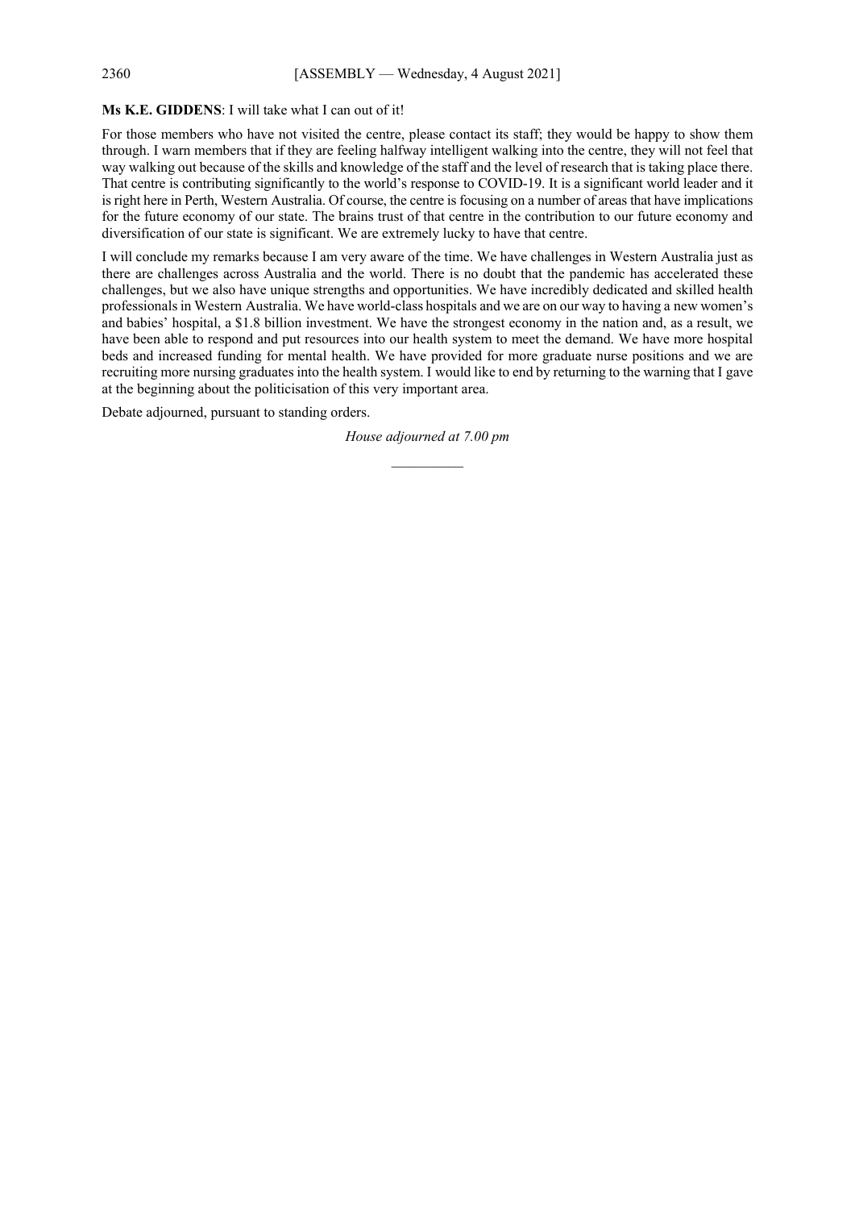**Ms K.E. GIDDENS**: I will take what I can out of it!

For those members who have not visited the centre, please contact its staff; they would be happy to show them through. I warn members that if they are feeling halfway intelligent walking into the centre, they will not feel that way walking out because of the skills and knowledge of the staff and the level of research that is taking place there. That centre is contributing significantly to the world's response to COVID-19. It is a significant world leader and it is right here in Perth, Western Australia. Of course, the centre is focusing on a number of areas that have implications for the future economy of our state. The brains trust of that centre in the contribution to our future economy and diversification of our state is significant. We are extremely lucky to have that centre.

I will conclude my remarks because I am very aware of the time. We have challenges in Western Australia just as there are challenges across Australia and the world. There is no doubt that the pandemic has accelerated these challenges, but we also have unique strengths and opportunities. We have incredibly dedicated and skilled health professionals in Western Australia. We have world-class hospitals and we are on our way to having a new women's and babies' hospital, a $1.8 billion investment. We have the strongest economy in the nation and, as a result, we have been able to respond and put resources into our health system to meet the demand. We have more hospital beds and increased funding for mental health. We have provided for more graduate nurse positions and we are recruiting more nursing graduates into the health system. I would like to end by returning to the warning that I gave at the beginning about the politicisation of this very important area.

Debate adjourned, pursuant to standing orders.

*House adjourned at 7.00 pm*

---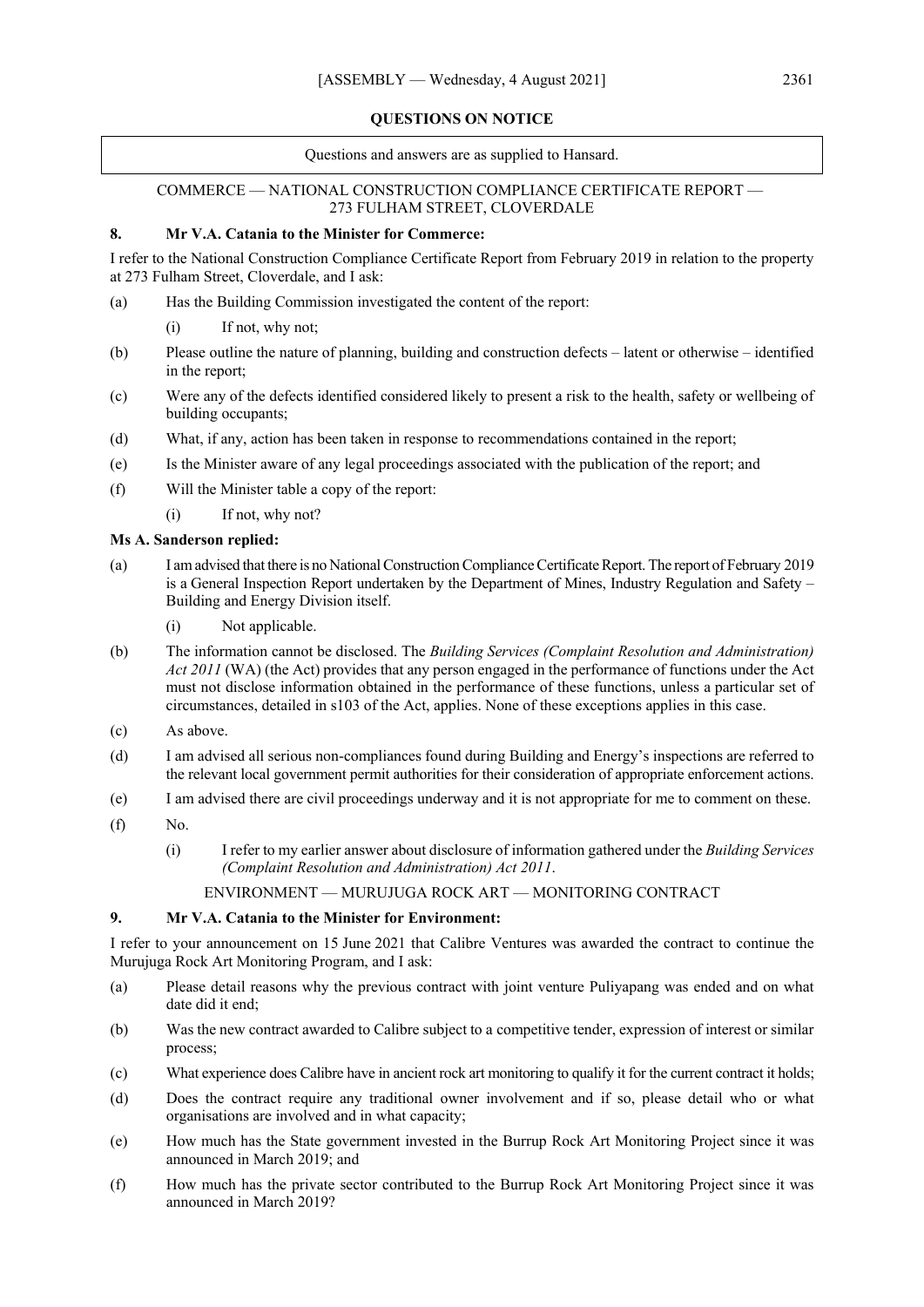## QUESTIONS ON NOTICE

Questions and answers are as supplied to Hansard.

### COMMERCE — NATIONAL CONSTRUCTION COMPLIANCE CERTIFICATE REPORT — 273 FULHAM STREET, CLOVERDALE

**8. Mr V.A. Catania to the Minister for Commerce:**

I refer to the National Construction Compliance Certificate Report from February 2019 in relation to the property at 273 Fulham Street, Cloverdale, and I ask:

(a) Has the Building Commission investigated the content of the report:

(i) If not, why not;

(b) Please outline the nature of planning, building and construction defects – latent or otherwise – identified in the report;

(c) Were any of the defects identified considered likely to present a risk to the health, safety or wellbeing of building occupants;

(d) What, if any, action has been taken in response to recommendations contained in the report;

(e) Is the Minister aware of any legal proceedings associated with the publication of the report; and

(f) Will the Minister table a copy of the report:

(i) If not, why not?

**Ms A. Sanderson replied:**

(a) I am advised that there is no National Construction Compliance Certificate Report. The report of February 2019 is a General Inspection Report undertaken by the Department of Mines, Industry Regulation and Safety – Building and Energy Division itself.

(i) Not applicable.

(b) The information cannot be disclosed. The *Building Services (Complaint Resolution and Administration) Act 2011* (WA) (the Act) provides that any person engaged in the performance of functions under the Act must not disclose information obtained in the performance of these functions, unless a particular set of circumstances, detailed in s103 of the Act, applies. None of these exceptions applies in this case.

(c) As above.

(d) I am advised all serious non-compliances found during Building and Energy's inspections are referred to the relevant local government permit authorities for their consideration of appropriate enforcement actions.

(e) I am advised there are civil proceedings underway and it is not appropriate for me to comment on these.

(f) No.

(i) I refer to my earlier answer about disclosure of information gathered under the *Building Services (Complaint Resolution and Administration) Act 2011*.

### ENVIRONMENT — MURUJUGA ROCK ART — MONITORING CONTRACT

**9. Mr V.A. Catania to the Minister for Environment:**

I refer to your announcement on 15 June 2021 that Calibre Ventures was awarded the contract to continue the Murujuga Rock Art Monitoring Program, and I ask:

(a) Please detail reasons why the previous contract with joint venture Puliyapang was ended and on what date did it end;

(b) Was the new contract awarded to Calibre subject to a competitive tender, expression of interest or similar process;

(c) What experience does Calibre have in ancient rock art monitoring to qualify it for the current contract it holds;

(d) Does the contract require any traditional owner involvement and if so, please detail who or what organisations are involved and in what capacity;

(e) How much has the State government invested in the Burrup Rock Art Monitoring Project since it was announced in March 2019; and

(f) How much has the private sector contributed to the Burrup Rock Art Monitoring Project since it was announced in March 2019?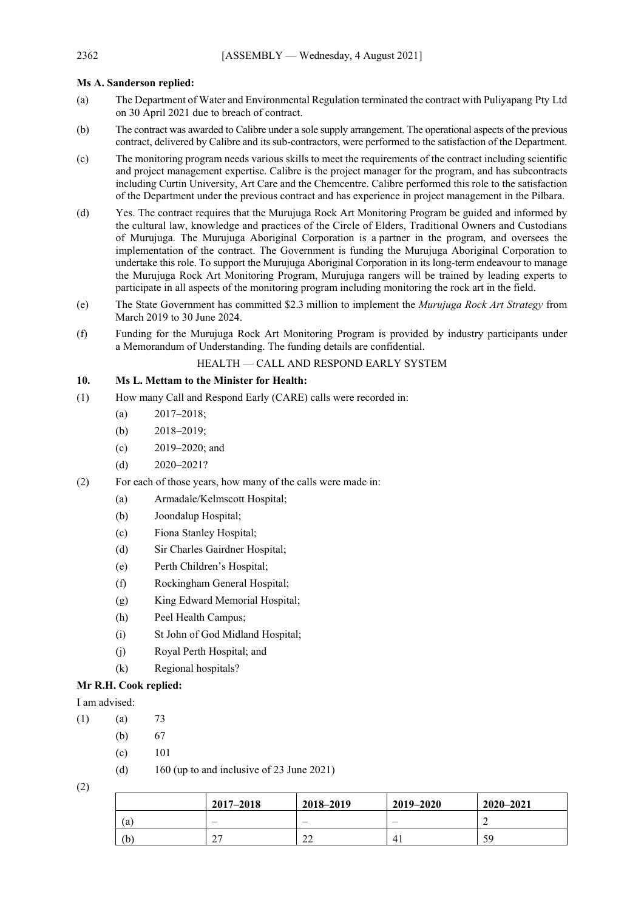**Ms A. Sanderson replied:**

(a) The Department of Water and Environmental Regulation terminated the contract with Puliyapang Pty Ltd on 30 April 2021 due to breach of contract.

(b) The contract was awarded to Calibre under a sole supply arrangement. The operational aspects of the previous contract, delivered by Calibre and its sub-contractors, were performed to the satisfaction of the Department.

(c) The monitoring program needs various skills to meet the requirements of the contract including scientific and project management expertise. Calibre is the project manager for the program, and has subcontracts including Curtin University, Art Care and the Chemcentre. Calibre performed this role to the satisfaction of the Department under the previous contract and has experience in project management in the Pilbara.

(d) Yes. The contract requires that the Murujuga Rock Art Monitoring Program be guided and informed by the cultural law, knowledge and practices of the Circle of Elders, Traditional Owners and Custodians of Murujuga. The Murujuga Aboriginal Corporation is a partner in the program, and oversees the implementation of the contract. The Government is funding the Murujuga Aboriginal Corporation to undertake this role. To support the Murujuga Aboriginal Corporation in its long-term endeavour to manage the Murujuga Rock Art Monitoring Program, Murujuga rangers will be trained by leading experts to participate in all aspects of the monitoring program including monitoring the rock art in the field.

(e) The State Government has committed $2.3 million to implement the *Murujuga Rock Art Strategy* from March 2019 to 30 June 2024.

(f) Funding for the Murujuga Rock Art Monitoring Program is provided by industry participants under a Memorandum of Understanding. The funding details are confidential.

HEALTH — CALL AND RESPOND EARLY SYSTEM

**10. Ms L. Mettam to the Minister for Health:**

(1) How many Call and Respond Early (CARE) calls were recorded in:
  (a) 2017–2018;
  (b) 2018–2019;
  (c) 2019–2020; and
  (d) 2020–2021?

(2) For each of those years, how many of the calls were made in:
  (a) Armadale/Kelmscott Hospital;
  (b) Joondalup Hospital;
  (c) Fiona Stanley Hospital;
  (d) Sir Charles Gairdner Hospital;
  (e) Perth Children's Hospital;
  (f) Rockingham General Hospital;
  (g) King Edward Memorial Hospital;
  (h) Peel Health Campus;
  (i) St John of God Midland Hospital;
  (j) Royal Perth Hospital; and
  (k) Regional hospitals?

**Mr R.H. Cook replied:**

I am advised:

(1) (a) 73
  (b) 67
  (c) 101
  (d) 160 (up to and inclusive of 23 June 2021)

(2)

| | 2017–2018 | 2018–2019 | 2019–2020 | 2020–2021 |
|---|---|---|---|---|
| (a) | – | – | – | 2 |
| (b) | 27 | 22 | 41 | 59 |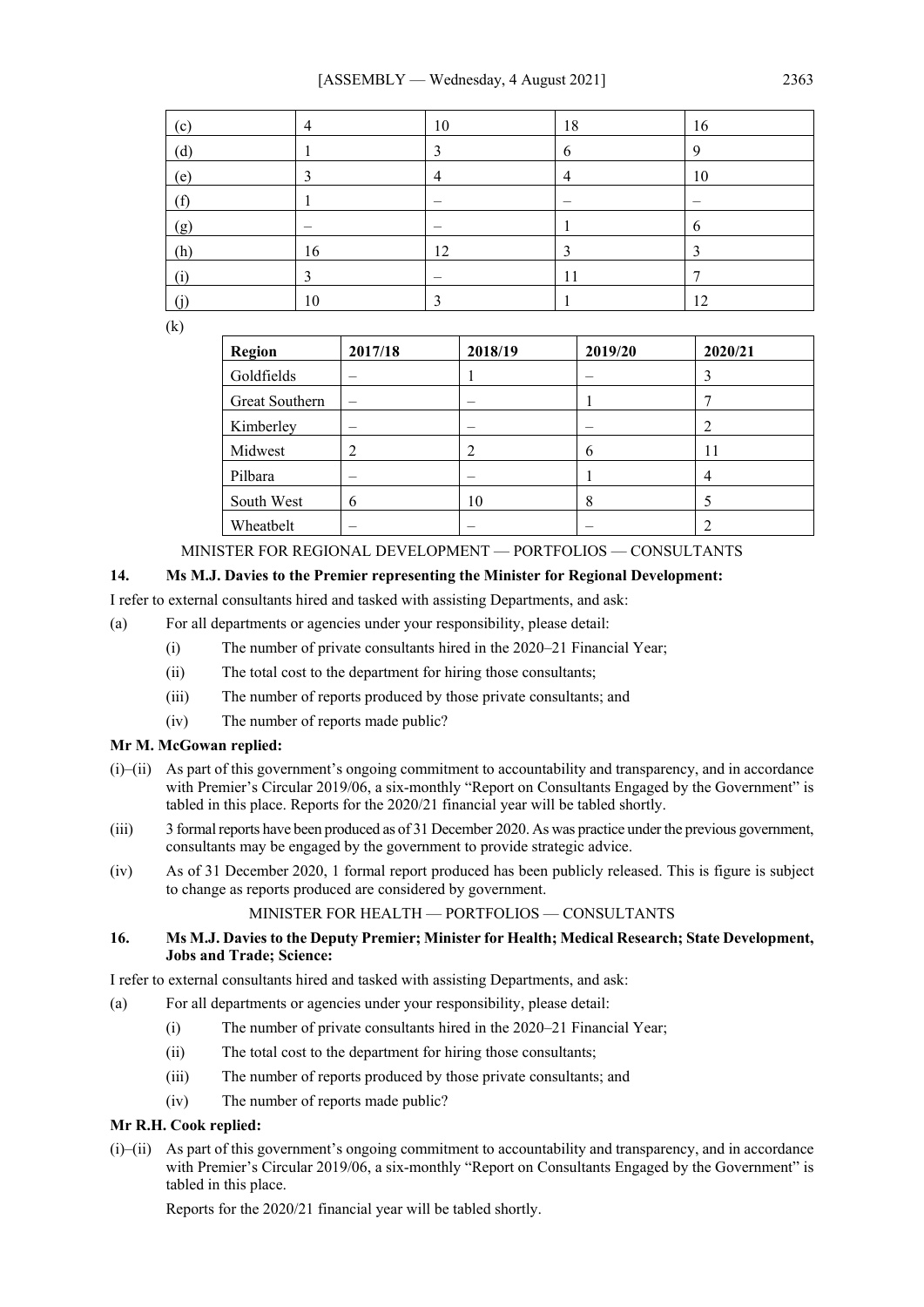| | | | | |
|---|---|---|---|---|
| (c) | 4 | 10 | 18 | 16 |
| (d) | 1 | 3 | 6 | 9 |
| (e) | 3 | 4 | 4 | 10 |
| (f) | 1 | – | – | – |
| (g) | – | – | 1 | 6 |
| (h) | 16 | 12 | 3 | 3 |
| (i) | 3 | – | 11 | 7 |
| (j) | 10 | 3 | 1 | 12 |

(k)

| Region | 2017/18 | 2018/19 | 2019/20 | 2020/21 |
|---|---|---|---|---|
| Goldfields | – | 1 | – | 3 |
| Great Southern | – | – | 1 | 7 |
| Kimberley | – | – | – | 2 |
| Midwest | 2 | 2 | 6 | 11 |
| Pilbara | – | – | 1 | 4 |
| South West | 6 | 10 | 8 | 5 |
| Wheatbelt | – | – | – | 2 |

MINISTER FOR REGIONAL DEVELOPMENT — PORTFOLIOS — CONSULTANTS

**14. Ms M.J. Davies to the Premier representing the Minister for Regional Development:**

I refer to external consultants hired and tasked with assisting Departments, and ask:

(a) For all departments or agencies under your responsibility, please detail:

(i) The number of private consultants hired in the 2020–21 Financial Year;

(ii) The total cost to the department for hiring those consultants;

(iii) The number of reports produced by those private consultants; and

(iv) The number of reports made public?

**Mr M. McGowan replied:**

(i)–(ii) As part of this government's ongoing commitment to accountability and transparency, and in accordance with Premier's Circular 2019/06, a six-monthly "Report on Consultants Engaged by the Government" is tabled in this place. Reports for the 2020/21 financial year will be tabled shortly.

(iii) 3 formal reports have been produced as of 31 December 2020. As was practice under the previous government, consultants may be engaged by the government to provide strategic advice.

(iv) As of 31 December 2020, 1 formal report produced has been publicly released. This is figure is subject to change as reports produced are considered by government.

MINISTER FOR HEALTH — PORTFOLIOS — CONSULTANTS

**16. Ms M.J. Davies to the Deputy Premier; Minister for Health; Medical Research; State Development, Jobs and Trade; Science:**

I refer to external consultants hired and tasked with assisting Departments, and ask:

(a) For all departments or agencies under your responsibility, please detail:

(i) The number of private consultants hired in the 2020–21 Financial Year;

(ii) The total cost to the department for hiring those consultants;

(iii) The number of reports produced by those private consultants; and

(iv) The number of reports made public?

**Mr R.H. Cook replied:**

(i)–(ii) As part of this government's ongoing commitment to accountability and transparency, and in accordance with Premier's Circular 2019/06, a six-monthly "Report on Consultants Engaged by the Government" is tabled in this place.

Reports for the 2020/21 financial year will be tabled shortly.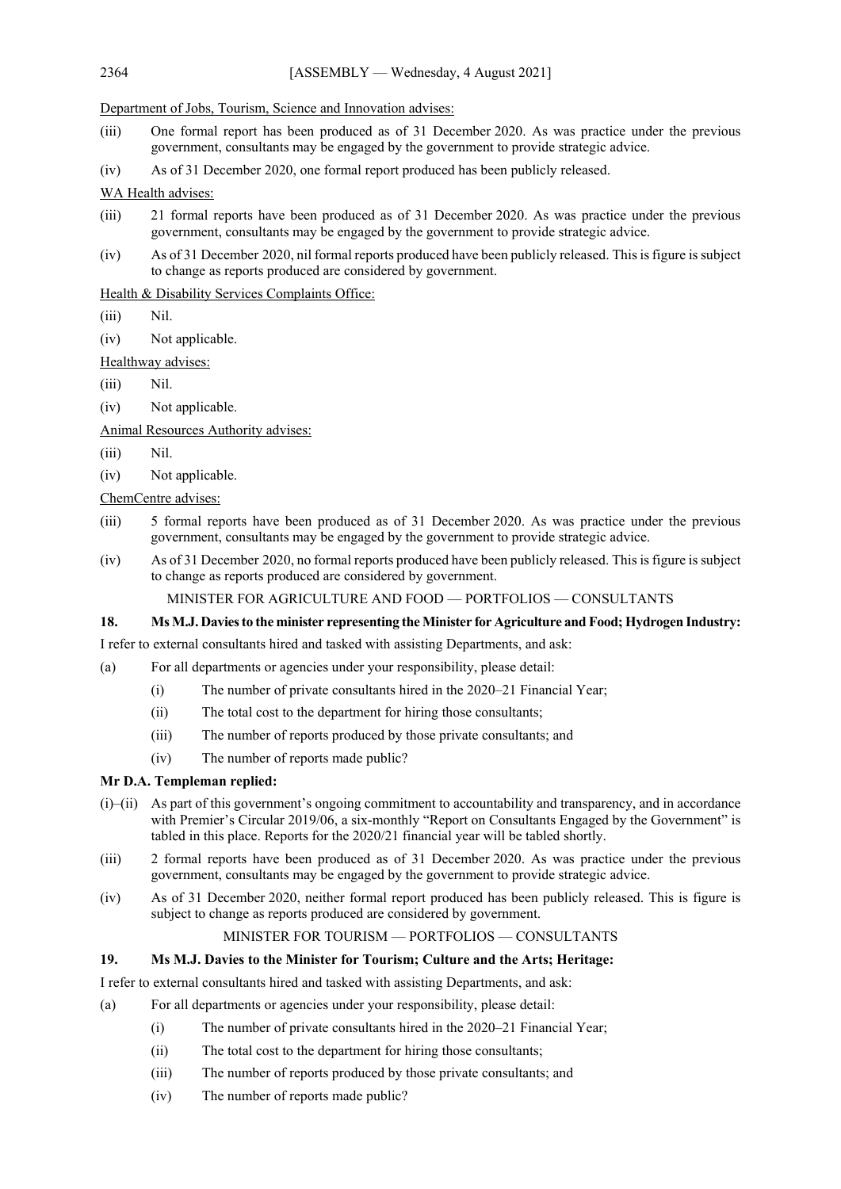Department of Jobs, Tourism, Science and Innovation advises:

(iii) One formal report has been produced as of 31 December 2020. As was practice under the previous government, consultants may be engaged by the government to provide strategic advice.

(iv) As of 31 December 2020, one formal report produced has been publicly released.

WA Health advises:

(iii) 21 formal reports have been produced as of 31 December 2020. As was practice under the previous government, consultants may be engaged by the government to provide strategic advice.

(iv) As of 31 December 2020, nil formal reports produced have been publicly released. This is figure is subject to change as reports produced are considered by government.

Health & Disability Services Complaints Office:

(iii) Nil.

(iv) Not applicable.

Healthway advises:

(iii) Nil.

(iv) Not applicable.

Animal Resources Authority advises:

(iii) Nil.

(iv) Not applicable.

ChemCentre advises:

(iii) 5 formal reports have been produced as of 31 December 2020. As was practice under the previous government, consultants may be engaged by the government to provide strategic advice.

(iv) As of 31 December 2020, no formal reports produced have been publicly released. This is figure is subject to change as reports produced are considered by government.

MINISTER FOR AGRICULTURE AND FOOD — PORTFOLIOS — CONSULTANTS

**18. Ms M.J. Davies to the minister representing the Minister for Agriculture and Food; Hydrogen Industry:**

I refer to external consultants hired and tasked with assisting Departments, and ask:

(a) For all departments or agencies under your responsibility, please detail:

   (i) The number of private consultants hired in the 2020–21 Financial Year;

   (ii) The total cost to the department for hiring those consultants;

   (iii) The number of reports produced by those private consultants; and

   (iv) The number of reports made public?

**Mr D.A. Templeman replied:**

(i)–(ii) As part of this government's ongoing commitment to accountability and transparency, and in accordance with Premier's Circular 2019/06, a six-monthly "Report on Consultants Engaged by the Government" is tabled in this place. Reports for the 2020/21 financial year will be tabled shortly.

(iii) 2 formal reports have been produced as of 31 December 2020. As was practice under the previous government, consultants may be engaged by the government to provide strategic advice.

(iv) As of 31 December 2020, neither formal report produced has been publicly released. This is figure is subject to change as reports produced are considered by government.

MINISTER FOR TOURISM — PORTFOLIOS — CONSULTANTS

**19. Ms M.J. Davies to the Minister for Tourism; Culture and the Arts; Heritage:**

I refer to external consultants hired and tasked with assisting Departments, and ask:

(a) For all departments or agencies under your responsibility, please detail:

   (i) The number of private consultants hired in the 2020–21 Financial Year;

   (ii) The total cost to the department for hiring those consultants;

   (iii) The number of reports produced by those private consultants; and

   (iv) The number of reports made public?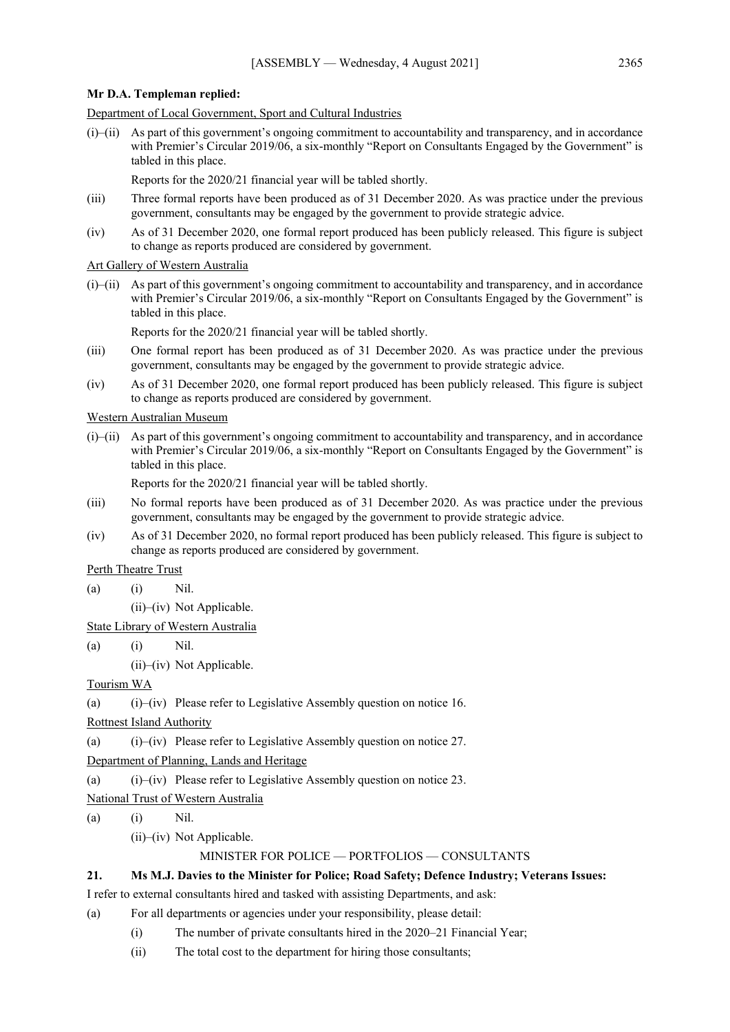**Mr D.A. Templeman replied:**

Department of Local Government, Sport and Cultural Industries

(i)–(ii) As part of this government's ongoing commitment to accountability and transparency, and in accordance with Premier's Circular 2019/06, a six-monthly "Report on Consultants Engaged by the Government" is tabled in this place.

Reports for the 2020/21 financial year will be tabled shortly.

(iii) Three formal reports have been produced as of 31 December 2020. As was practice under the previous government, consultants may be engaged by the government to provide strategic advice.

(iv) As of 31 December 2020, one formal report produced has been publicly released. This figure is subject to change as reports produced are considered by government.

Art Gallery of Western Australia

(i)–(ii) As part of this government's ongoing commitment to accountability and transparency, and in accordance with Premier's Circular 2019/06, a six-monthly "Report on Consultants Engaged by the Government" is tabled in this place.

Reports for the 2020/21 financial year will be tabled shortly.

(iii) One formal report has been produced as of 31 December 2020. As was practice under the previous government, consultants may be engaged by the government to provide strategic advice.

(iv) As of 31 December 2020, one formal report produced has been publicly released. This figure is subject to change as reports produced are considered by government.

Western Australian Museum

(i)–(ii) As part of this government's ongoing commitment to accountability and transparency, and in accordance with Premier's Circular 2019/06, a six-monthly "Report on Consultants Engaged by the Government" is tabled in this place.

Reports for the 2020/21 financial year will be tabled shortly.

(iii) No formal reports have been produced as of 31 December 2020. As was practice under the previous government, consultants may be engaged by the government to provide strategic advice.

(iv) As of 31 December 2020, no formal report produced has been publicly released. This figure is subject to change as reports produced are considered by government.

Perth Theatre Trust

(a) (i) Nil.

(ii)–(iv) Not Applicable.

State Library of Western Australia

(a) (i) Nil.

(ii)–(iv) Not Applicable.

Tourism WA

(a) (i)–(iv) Please refer to Legislative Assembly question on notice 16.

Rottnest Island Authority

(a) (i)–(iv) Please refer to Legislative Assembly question on notice 27.

Department of Planning, Lands and Heritage

(a) (i)–(iv) Please refer to Legislative Assembly question on notice 23.

National Trust of Western Australia

(a) (i) Nil.

(ii)–(iv) Not Applicable.

MINISTER FOR POLICE — PORTFOLIOS — CONSULTANTS

**21. Ms M.J. Davies to the Minister for Police; Road Safety; Defence Industry; Veterans Issues:**

I refer to external consultants hired and tasked with assisting Departments, and ask:

(a) For all departments or agencies under your responsibility, please detail:

(i) The number of private consultants hired in the 2020–21 Financial Year;

(ii) The total cost to the department for hiring those consultants;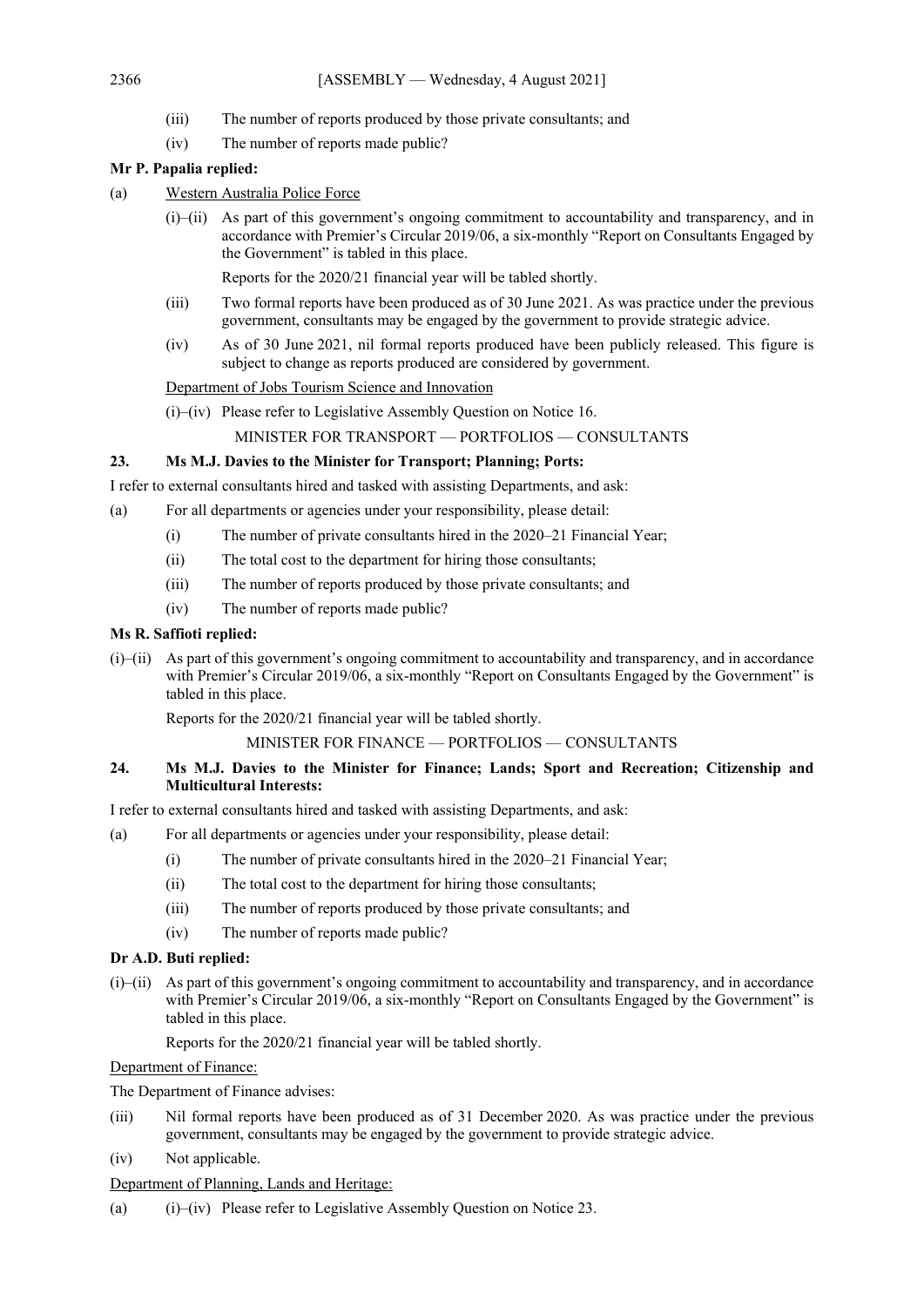(iii) The number of reports produced by those private consultants; and

(iv) The number of reports made public?

**Mr P. Papalia replied:**

(a) Western Australia Police Force

(i)–(ii) As part of this government's ongoing commitment to accountability and transparency, and in accordance with Premier's Circular 2019/06, a six-monthly "Report on Consultants Engaged by the Government" is tabled in this place.

Reports for the 2020/21 financial year will be tabled shortly.

(iii) Two formal reports have been produced as of 30 June 2021. As was practice under the previous government, consultants may be engaged by the government to provide strategic advice.

(iv) As of 30 June 2021, nil formal reports produced have been publicly released. This figure is subject to change as reports produced are considered by government.

Department of Jobs Tourism Science and Innovation

(i)–(iv) Please refer to Legislative Assembly Question on Notice 16.

MINISTER FOR TRANSPORT — PORTFOLIOS — CONSULTANTS

**23. Ms M.J. Davies to the Minister for Transport; Planning; Ports:**

I refer to external consultants hired and tasked with assisting Departments, and ask:

(a) For all departments or agencies under your responsibility, please detail:

(i) The number of private consultants hired in the 2020–21 Financial Year;

(ii) The total cost to the department for hiring those consultants;

(iii) The number of reports produced by those private consultants; and

(iv) The number of reports made public?

**Ms R. Saffioti replied:**

(i)–(ii) As part of this government's ongoing commitment to accountability and transparency, and in accordance with Premier's Circular 2019/06, a six-monthly "Report on Consultants Engaged by the Government" is tabled in this place.

Reports for the 2020/21 financial year will be tabled shortly.

MINISTER FOR FINANCE — PORTFOLIOS — CONSULTANTS

**24. Ms M.J. Davies to the Minister for Finance; Lands; Sport and Recreation; Citizenship and Multicultural Interests:**

I refer to external consultants hired and tasked with assisting Departments, and ask:

(a) For all departments or agencies under your responsibility, please detail:

(i) The number of private consultants hired in the 2020–21 Financial Year;

(ii) The total cost to the department for hiring those consultants;

(iii) The number of reports produced by those private consultants; and

(iv) The number of reports made public?

**Dr A.D. Buti replied:**

(i)–(ii) As part of this government's ongoing commitment to accountability and transparency, and in accordance with Premier's Circular 2019/06, a six-monthly "Report on Consultants Engaged by the Government" is tabled in this place.

Reports for the 2020/21 financial year will be tabled shortly.

Department of Finance:

The Department of Finance advises:

(iii) Nil formal reports have been produced as of 31 December 2020. As was practice under the previous government, consultants may be engaged by the government to provide strategic advice.

(iv) Not applicable.

Department of Planning, Lands and Heritage:

(a) (i)–(iv) Please refer to Legislative Assembly Question on Notice 23.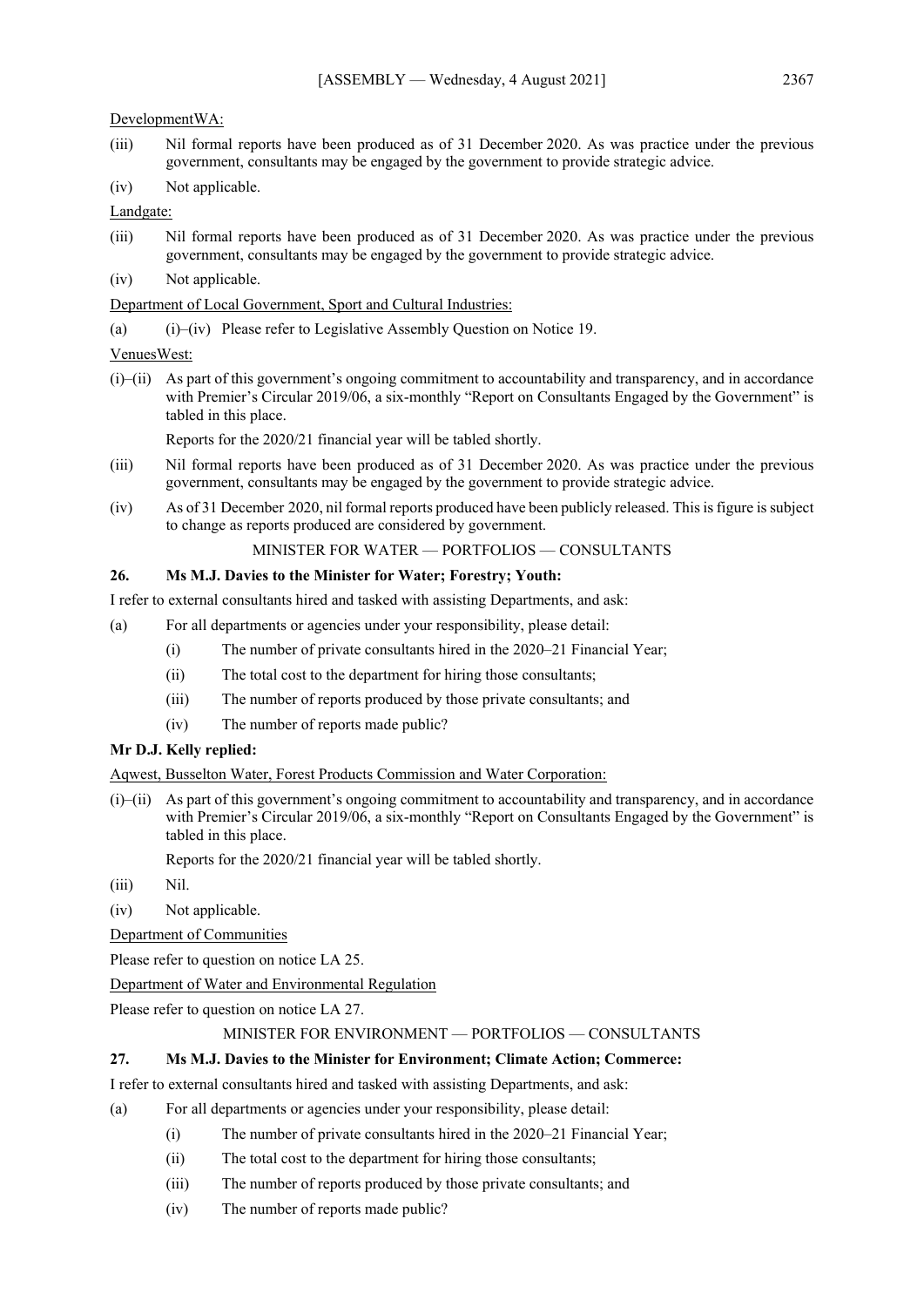DevelopmentWA:

(iii) Nil formal reports have been produced as of 31 December 2020. As was practice under the previous government, consultants may be engaged by the government to provide strategic advice.

(iv) Not applicable.

Landgate:

(iii) Nil formal reports have been produced as of 31 December 2020. As was practice under the previous government, consultants may be engaged by the government to provide strategic advice.

(iv) Not applicable.

Department of Local Government, Sport and Cultural Industries:

(a) (i)–(iv) Please refer to Legislative Assembly Question on Notice 19.

VenuesWest:

(i)–(ii) As part of this government's ongoing commitment to accountability and transparency, and in accordance with Premier's Circular 2019/06, a six-monthly "Report on Consultants Engaged by the Government" is tabled in this place.

Reports for the 2020/21 financial year will be tabled shortly.

(iii) Nil formal reports have been produced as of 31 December 2020. As was practice under the previous government, consultants may be engaged by the government to provide strategic advice.

(iv) As of 31 December 2020, nil formal reports produced have been publicly released. This is figure is subject to change as reports produced are considered by government.

MINISTER FOR WATER — PORTFOLIOS — CONSULTANTS

**26. Ms M.J. Davies to the Minister for Water; Forestry; Youth:**

I refer to external consultants hired and tasked with assisting Departments, and ask:

(a) For all departments or agencies under your responsibility, please detail:

(i) The number of private consultants hired in the 2020–21 Financial Year;

(ii) The total cost to the department for hiring those consultants;

(iii) The number of reports produced by those private consultants; and

(iv) The number of reports made public?

**Mr D.J. Kelly replied:**

Aqwest, Busselton Water, Forest Products Commission and Water Corporation:

(i)–(ii) As part of this government's ongoing commitment to accountability and transparency, and in accordance with Premier's Circular 2019/06, a six-monthly "Report on Consultants Engaged by the Government" is tabled in this place.

Reports for the 2020/21 financial year will be tabled shortly.

(iii) Nil.

(iv) Not applicable.

Department of Communities

Please refer to question on notice LA 25.

Department of Water and Environmental Regulation

Please refer to question on notice LA 27.

MINISTER FOR ENVIRONMENT — PORTFOLIOS — CONSULTANTS

**27. Ms M.J. Davies to the Minister for Environment; Climate Action; Commerce:**

I refer to external consultants hired and tasked with assisting Departments, and ask:

(a) For all departments or agencies under your responsibility, please detail:

(i) The number of private consultants hired in the 2020–21 Financial Year;

(ii) The total cost to the department for hiring those consultants;

(iii) The number of reports produced by those private consultants; and

(iv) The number of reports made public?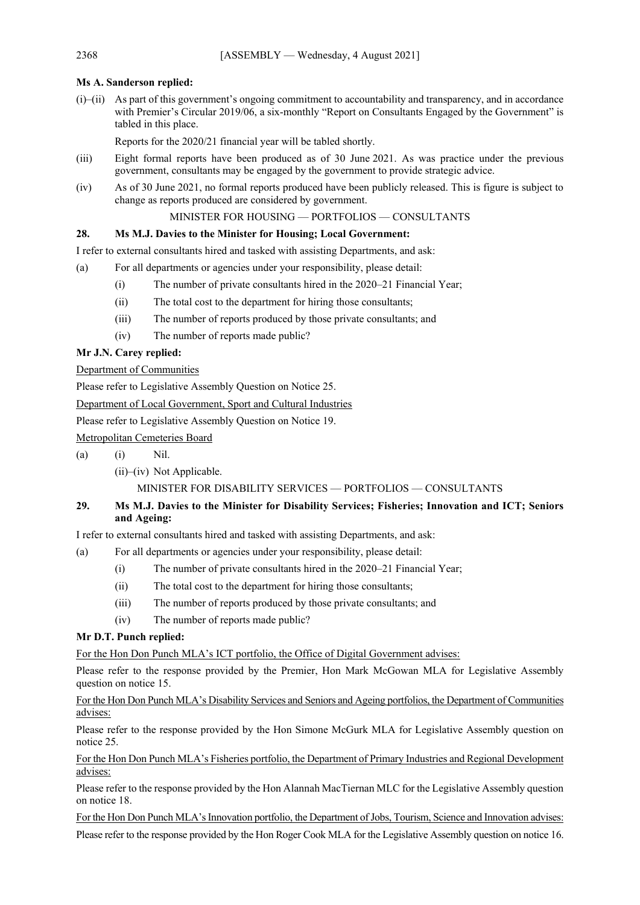**Ms A. Sanderson replied:**

(i)–(ii) As part of this government's ongoing commitment to accountability and transparency, and in accordance with Premier's Circular 2019/06, a six-monthly "Report on Consultants Engaged by the Government" is tabled in this place.

Reports for the 2020/21 financial year will be tabled shortly.

(iii) Eight formal reports have been produced as of 30 June 2021. As was practice under the previous government, consultants may be engaged by the government to provide strategic advice.

(iv) As of 30 June 2021, no formal reports produced have been publicly released. This is figure is subject to change as reports produced are considered by government.

MINISTER FOR HOUSING — PORTFOLIOS — CONSULTANTS

**28. Ms M.J. Davies to the Minister for Housing; Local Government:**

I refer to external consultants hired and tasked with assisting Departments, and ask:

(a) For all departments or agencies under your responsibility, please detail:

(i) The number of private consultants hired in the 2020–21 Financial Year;

(ii) The total cost to the department for hiring those consultants;

(iii) The number of reports produced by those private consultants; and

(iv) The number of reports made public?

**Mr J.N. Carey replied:**

Department of Communities

Please refer to Legislative Assembly Question on Notice 25.

Department of Local Government, Sport and Cultural Industries

Please refer to Legislative Assembly Question on Notice 19.

Metropolitan Cemeteries Board

(a) (i) Nil.

(ii)–(iv) Not Applicable.

MINISTER FOR DISABILITY SERVICES — PORTFOLIOS — CONSULTANTS

**29. Ms M.J. Davies to the Minister for Disability Services; Fisheries; Innovation and ICT; Seniors and Ageing:**

I refer to external consultants hired and tasked with assisting Departments, and ask:

(a) For all departments or agencies under your responsibility, please detail:

(i) The number of private consultants hired in the 2020–21 Financial Year;

(ii) The total cost to the department for hiring those consultants;

(iii) The number of reports produced by those private consultants; and

(iv) The number of reports made public?

**Mr D.T. Punch replied:**

For the Hon Don Punch MLA's ICT portfolio, the Office of Digital Government advises:

Please refer to the response provided by the Premier, Hon Mark McGowan MLA for Legislative Assembly question on notice 15.

For the Hon Don Punch MLA's Disability Services and Seniors and Ageing portfolios, the Department of Communities advises:

Please refer to the response provided by the Hon Simone McGurk MLA for Legislative Assembly question on notice 25.

For the Hon Don Punch MLA's Fisheries portfolio, the Department of Primary Industries and Regional Development advises:

Please refer to the response provided by the Hon Alannah MacTiernan MLC for the Legislative Assembly question on notice 18.

For the Hon Don Punch MLA's Innovation portfolio, the Department of Jobs, Tourism, Science and Innovation advises:

Please refer to the response provided by the Hon Roger Cook MLA for the Legislative Assembly question on notice 16.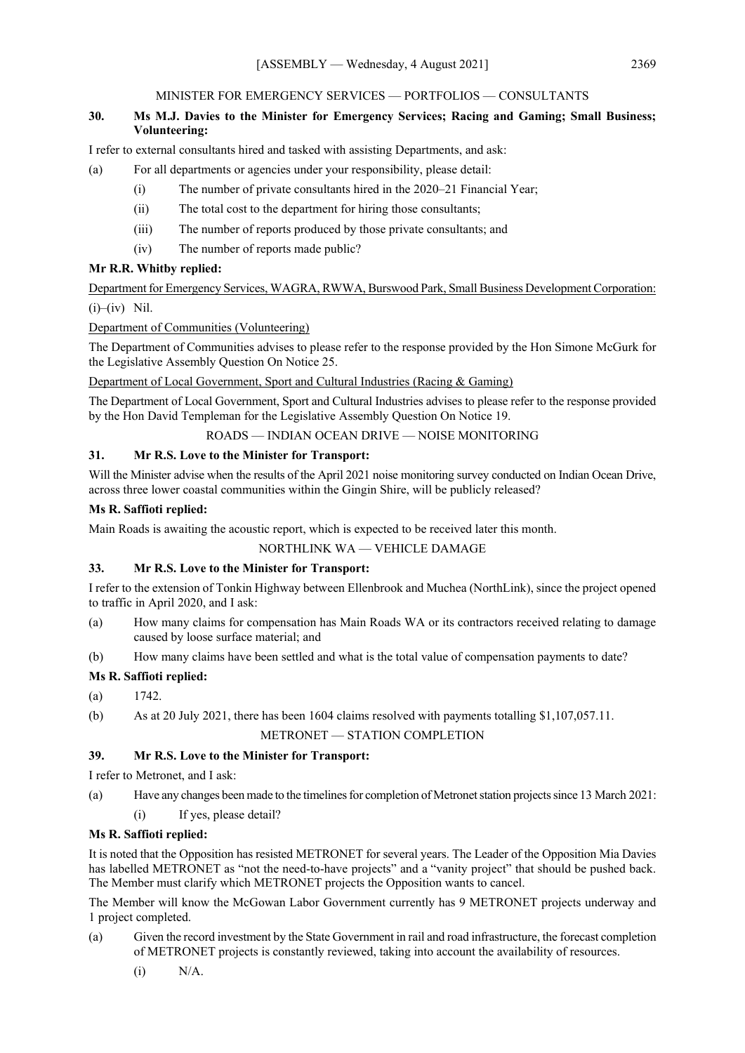## MINISTER FOR EMERGENCY SERVICES — PORTFOLIOS — CONSULTANTS

**30. Ms M.J. Davies to the Minister for Emergency Services; Racing and Gaming; Small Business; Volunteering:**

I refer to external consultants hired and tasked with assisting Departments, and ask:

(a) For all departments or agencies under your responsibility, please detail:

  (i) The number of private consultants hired in the 2020–21 Financial Year;

  (ii) The total cost to the department for hiring those consultants;

  (iii) The number of reports produced by those private consultants; and

  (iv) The number of reports made public?

**Mr R.R. Whitby replied:**

Department for Emergency Services, WAGRA, RWWA, Burswood Park, Small Business Development Corporation:

(i)–(iv) Nil.

Department of Communities (Volunteering)

The Department of Communities advises to please refer to the response provided by the Hon Simone McGurk for the Legislative Assembly Question On Notice 25.

Department of Local Government, Sport and Cultural Industries (Racing & Gaming)

The Department of Local Government, Sport and Cultural Industries advises to please refer to the response provided by the Hon David Templeman for the Legislative Assembly Question On Notice 19.

## ROADS — INDIAN OCEAN DRIVE — NOISE MONITORING

**31. Mr R.S. Love to the Minister for Transport:**

Will the Minister advise when the results of the April 2021 noise monitoring survey conducted on Indian Ocean Drive, across three lower coastal communities within the Gingin Shire, will be publicly released?

**Ms R. Saffioti replied:**

Main Roads is awaiting the acoustic report, which is expected to be received later this month.

## NORTHLINK WA — VEHICLE DAMAGE

**33. Mr R.S. Love to the Minister for Transport:**

I refer to the extension of Tonkin Highway between Ellenbrook and Muchea (NorthLink), since the project opened to traffic in April 2020, and I ask:

(a) How many claims for compensation has Main Roads WA or its contractors received relating to damage caused by loose surface material; and

(b) How many claims have been settled and what is the total value of compensation payments to date?

**Ms R. Saffioti replied:**

(a) 1742.

(b) As at 20 July 2021, there has been 1604 claims resolved with payments totalling $1,107,057.11.

## METRONET — STATION COMPLETION

**39. Mr R.S. Love to the Minister for Transport:**

I refer to Metronet, and I ask:

(a) Have any changes been made to the timelines for completion of Metronet station projects since 13 March 2021:

  (i) If yes, please detail?

**Ms R. Saffioti replied:**

It is noted that the Opposition has resisted METRONET for several years. The Leader of the Opposition Mia Davies has labelled METRONET as "not the need-to-have projects" and a "vanity project" that should be pushed back. The Member must clarify which METRONET projects the Opposition wants to cancel.

The Member will know the McGowan Labor Government currently has 9 METRONET projects underway and 1 project completed.

(a) Given the record investment by the State Government in rail and road infrastructure, the forecast completion of METRONET projects is constantly reviewed, taking into account the availability of resources.

  (i) N/A.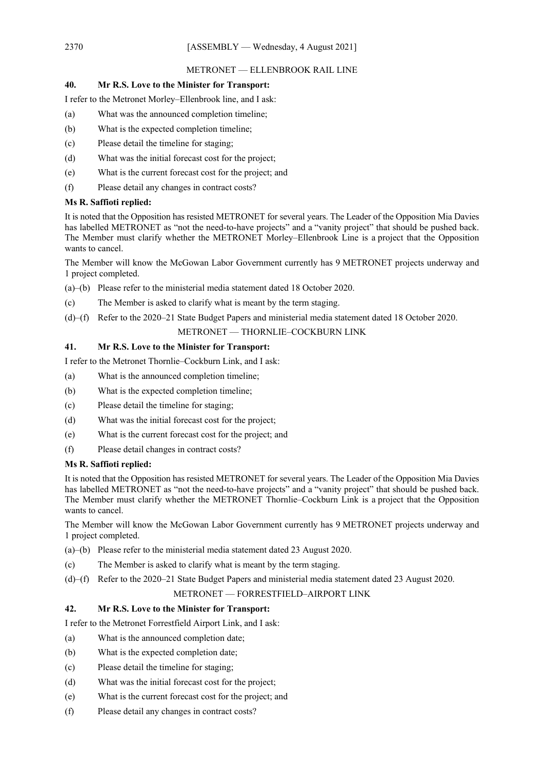METRONET — ELLENBROOK RAIL LINE

**40. Mr R.S. Love to the Minister for Transport:**

I refer to the Metronet Morley–Ellenbrook line, and I ask:

(a) What was the announced completion timeline;

(b) What is the expected completion timeline;

(c) Please detail the timeline for staging;

(d) What was the initial forecast cost for the project;

(e) What is the current forecast cost for the project; and

(f) Please detail any changes in contract costs?

**Ms R. Saffioti replied:**

It is noted that the Opposition has resisted METRONET for several years. The Leader of the Opposition Mia Davies has labelled METRONET as "not the need-to-have projects" and a "vanity project" that should be pushed back. The Member must clarify whether the METRONET Morley–Ellenbrook Line is a project that the Opposition wants to cancel.

The Member will know the McGowan Labor Government currently has 9 METRONET projects underway and 1 project completed.

(a)–(b) Please refer to the ministerial media statement dated 18 October 2020.

(c) The Member is asked to clarify what is meant by the term staging.

(d)–(f) Refer to the 2020–21 State Budget Papers and ministerial media statement dated 18 October 2020.

METRONET — THORNLIE–COCKBURN LINK

**41. Mr R.S. Love to the Minister for Transport:**

I refer to the Metronet Thornlie–Cockburn Link, and I ask:

(a) What is the announced completion timeline;

(b) What is the expected completion timeline;

(c) Please detail the timeline for staging;

(d) What was the initial forecast cost for the project;

(e) What is the current forecast cost for the project; and

(f) Please detail changes in contract costs?

**Ms R. Saffioti replied:**

It is noted that the Opposition has resisted METRONET for several years. The Leader of the Opposition Mia Davies has labelled METRONET as "not the need-to-have projects" and a "vanity project" that should be pushed back. The Member must clarify whether the METRONET Thornlie–Cockburn Link is a project that the Opposition wants to cancel.

The Member will know the McGowan Labor Government currently has 9 METRONET projects underway and 1 project completed.

(a)–(b) Please refer to the ministerial media statement dated 23 August 2020.

(c) The Member is asked to clarify what is meant by the term staging.

(d)–(f) Refer to the 2020–21 State Budget Papers and ministerial media statement dated 23 August 2020.

METRONET — FORRESTFIELD–AIRPORT LINK

**42. Mr R.S. Love to the Minister for Transport:**

I refer to the Metronet Forrestfield Airport Link, and I ask:

(a) What is the announced completion date;

(b) What is the expected completion date;

(c) Please detail the timeline for staging;

(d) What was the initial forecast cost for the project;

(e) What is the current forecast cost for the project; and

(f) Please detail any changes in contract costs?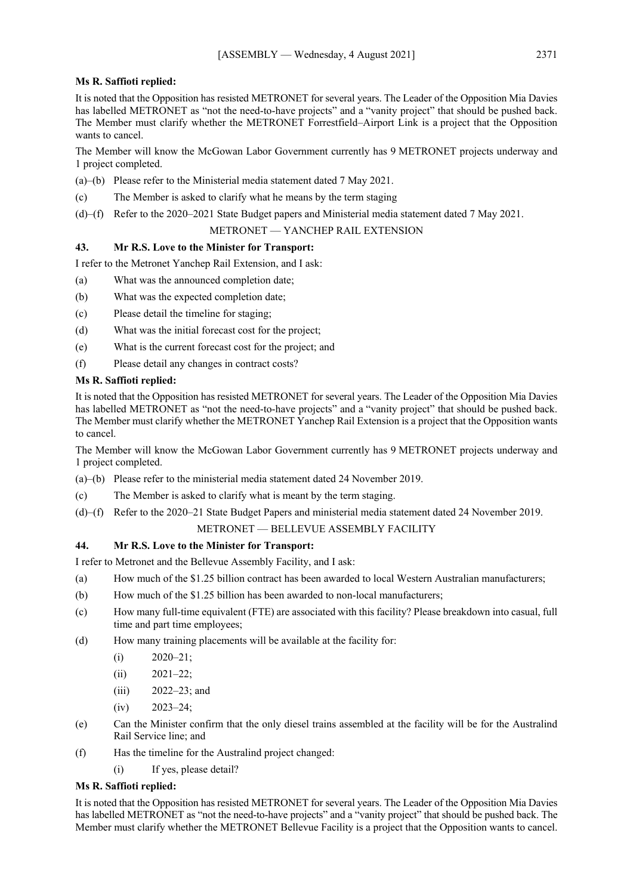**Ms R. Saffioti replied:**

It is noted that the Opposition has resisted METRONET for several years. The Leader of the Opposition Mia Davies has labelled METRONET as "not the need-to-have projects" and a "vanity project" that should be pushed back. The Member must clarify whether the METRONET Forrestfield–Airport Link is a project that the Opposition wants to cancel.

The Member will know the McGowan Labor Government currently has 9 METRONET projects underway and 1 project completed.

(a)–(b) Please refer to the Ministerial media statement dated 7 May 2021.

(c) The Member is asked to clarify what he means by the term staging

(d)–(f) Refer to the 2020–2021 State Budget papers and Ministerial media statement dated 7 May 2021.

METRONET — YANCHEP RAIL EXTENSION

**43. Mr R.S. Love to the Minister for Transport:**

I refer to the Metronet Yanchep Rail Extension, and I ask:

(a) What was the announced completion date;

(b) What was the expected completion date;

(c) Please detail the timeline for staging;

(d) What was the initial forecast cost for the project;

(e) What is the current forecast cost for the project; and

(f) Please detail any changes in contract costs?

**Ms R. Saffioti replied:**

It is noted that the Opposition has resisted METRONET for several years. The Leader of the Opposition Mia Davies has labelled METRONET as "not the need-to-have projects" and a "vanity project" that should be pushed back. The Member must clarify whether the METRONET Yanchep Rail Extension is a project that the Opposition wants to cancel.

The Member will know the McGowan Labor Government currently has 9 METRONET projects underway and 1 project completed.

(a)–(b) Please refer to the ministerial media statement dated 24 November 2019.

(c) The Member is asked to clarify what is meant by the term staging.

(d)–(f) Refer to the 2020–21 State Budget Papers and ministerial media statement dated 24 November 2019.

METRONET — BELLEVUE ASSEMBLY FACILITY

**44. Mr R.S. Love to the Minister for Transport:**

I refer to Metronet and the Bellevue Assembly Facility, and I ask:

(a) How much of the $1.25 billion contract has been awarded to local Western Australian manufacturers;

(b) How much of the $1.25 billion has been awarded to non-local manufacturers;

(c) How many full-time equivalent (FTE) are associated with this facility? Please breakdown into casual, full time and part time employees;

(d) How many training placements will be available at the facility for:

  (i) 2020–21;

  (ii) 2021–22;

  (iii) 2022–23; and

  (iv) 2023–24;

(e) Can the Minister confirm that the only diesel trains assembled at the facility will be for the Australind Rail Service line; and

(f) Has the timeline for the Australind project changed:

  (i) If yes, please detail?

**Ms R. Saffioti replied:**

It is noted that the Opposition has resisted METRONET for several years. The Leader of the Opposition Mia Davies has labelled METRONET as "not the need-to-have projects" and a "vanity project" that should be pushed back. The Member must clarify whether the METRONET Bellevue Facility is a project that the Opposition wants to cancel.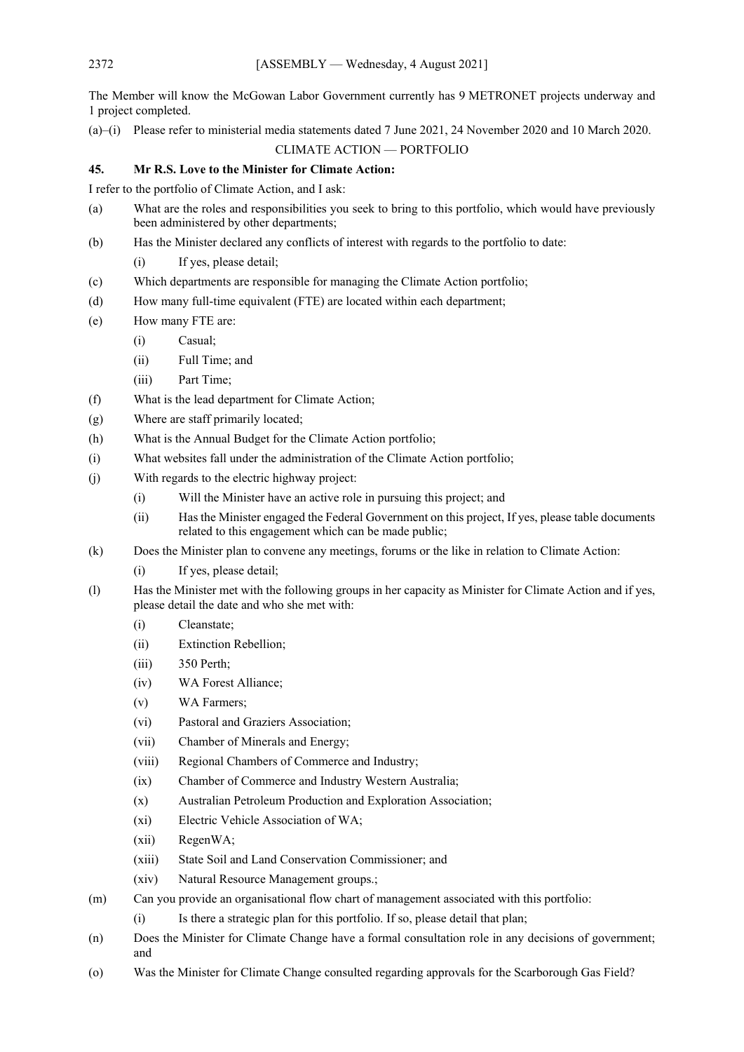The Member will know the McGowan Labor Government currently has 9 METRONET projects underway and 1 project completed.

(a)–(i) Please refer to ministerial media statements dated 7 June 2021, 24 November 2020 and 10 March 2020.

CLIMATE ACTION — PORTFOLIO

**45. Mr R.S. Love to the Minister for Climate Action:**

I refer to the portfolio of Climate Action, and I ask:

(a) What are the roles and responsibilities you seek to bring to this portfolio, which would have previously been administered by other departments;

(b) Has the Minister declared any conflicts of interest with regards to the portfolio to date:

  (i) If yes, please detail;

(c) Which departments are responsible for managing the Climate Action portfolio;

(d) How many full-time equivalent (FTE) are located within each department;

(e) How many FTE are:

  (i) Casual;

  (ii) Full Time; and

  (iii) Part Time;

(f) What is the lead department for Climate Action;

(g) Where are staff primarily located;

(h) What is the Annual Budget for the Climate Action portfolio;

(i) What websites fall under the administration of the Climate Action portfolio;

(j) With regards to the electric highway project:

  (i) Will the Minister have an active role in pursuing this project; and

  (ii) Has the Minister engaged the Federal Government on this project, If yes, please table documents related to this engagement which can be made public;

(k) Does the Minister plan to convene any meetings, forums or the like in relation to Climate Action:

  (i) If yes, please detail;

(l) Has the Minister met with the following groups in her capacity as Minister for Climate Action and if yes, please detail the date and who she met with:

  (i) Cleanstate;

  (ii) Extinction Rebellion;

  (iii) 350 Perth;

  (iv) WA Forest Alliance;

  (v) WA Farmers;

  (vi) Pastoral and Graziers Association;

  (vii) Chamber of Minerals and Energy;

  (viii) Regional Chambers of Commerce and Industry;

  (ix) Chamber of Commerce and Industry Western Australia;

  (x) Australian Petroleum Production and Exploration Association;

  (xi) Electric Vehicle Association of WA;

  (xii) RegenWA;

  (xiii) State Soil and Land Conservation Commissioner; and

  (xiv) Natural Resource Management groups.;

(m) Can you provide an organisational flow chart of management associated with this portfolio:

  (i) Is there a strategic plan for this portfolio. If so, please detail that plan;

(n) Does the Minister for Climate Change have a formal consultation role in any decisions of government; and

(o) Was the Minister for Climate Change consulted regarding approvals for the Scarborough Gas Field?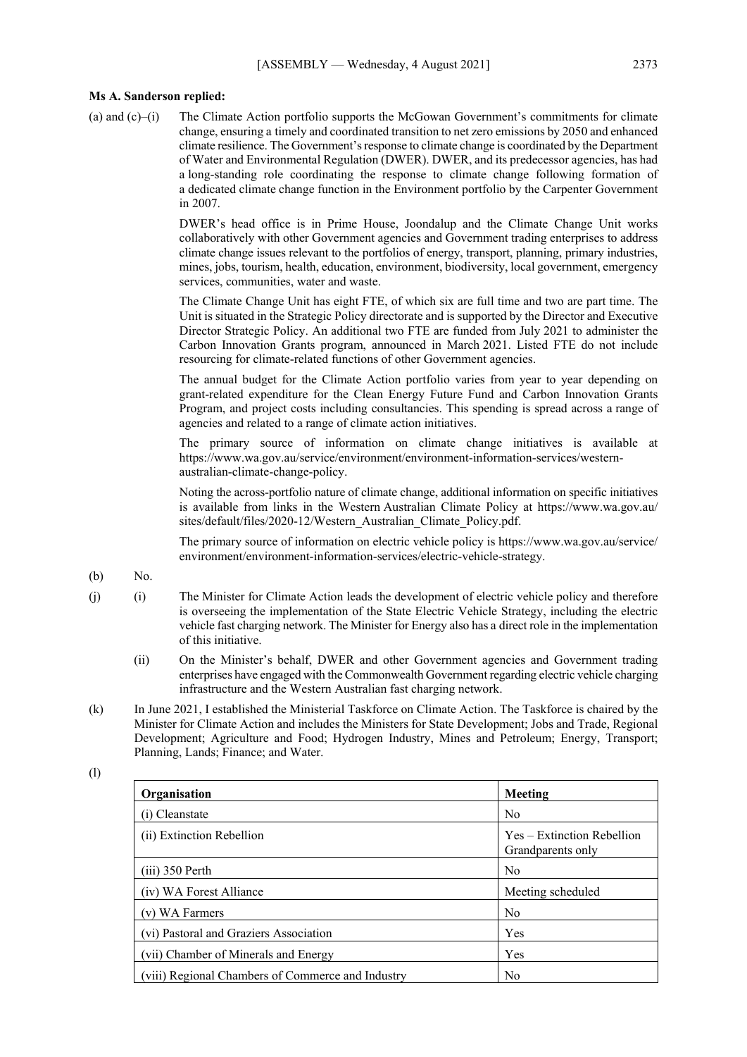**Ms A. Sanderson replied:**

(a) and (c)–(i) The Climate Action portfolio supports the McGowan Government's commitments for climate change, ensuring a timely and coordinated transition to net zero emissions by 2050 and enhanced climate resilience. The Government's response to climate change is coordinated by the Department of Water and Environmental Regulation (DWER). DWER, and its predecessor agencies, has had a long-standing role coordinating the response to climate change following formation of a dedicated climate change function in the Environment portfolio by the Carpenter Government in 2007.

DWER's head office is in Prime House, Joondalup and the Climate Change Unit works collaboratively with other Government agencies and Government trading enterprises to address climate change issues relevant to the portfolios of energy, transport, planning, primary industries, mines, jobs, tourism, health, education, environment, biodiversity, local government, emergency services, communities, water and waste.

The Climate Change Unit has eight FTE, of which six are full time and two are part time. The Unit is situated in the Strategic Policy directorate and is supported by the Director and Executive Director Strategic Policy. An additional two FTE are funded from July 2021 to administer the Carbon Innovation Grants program, announced in March 2021. Listed FTE do not include resourcing for climate-related functions of other Government agencies.

The annual budget for the Climate Action portfolio varies from year to year depending on grant-related expenditure for the Clean Energy Future Fund and Carbon Innovation Grants Program, and project costs including consultancies. This spending is spread across a range of agencies and related to a range of climate action initiatives.

The primary source of information on climate change initiatives is available at https://www.wa.gov.au/service/environment/environment-information-services/western-australian-climate-change-policy.

Noting the across-portfolio nature of climate change, additional information on specific initiatives is available from links in the Western Australian Climate Policy at https://www.wa.gov.au/sites/default/files/2020-12/Western_Australian_Climate_Policy.pdf.

The primary source of information on electric vehicle policy is https://www.wa.gov.au/service/environment/environment-information-services/electric-vehicle-strategy.

(b) No.

(j) (i) The Minister for Climate Action leads the development of electric vehicle policy and therefore is overseeing the implementation of the State Electric Vehicle Strategy, including the electric vehicle fast charging network. The Minister for Energy also has a direct role in the implementation of this initiative.

(ii) On the Minister's behalf, DWER and other Government agencies and Government trading enterprises have engaged with the Commonwealth Government regarding electric vehicle charging infrastructure and the Western Australian fast charging network.

(k) In June 2021, I established the Ministerial Taskforce on Climate Action. The Taskforce is chaired by the Minister for Climate Action and includes the Ministers for State Development; Jobs and Trade, Regional Development; Agriculture and Food; Hydrogen Industry, Mines and Petroleum; Energy, Transport; Planning, Lands; Finance; and Water.

(l)

| Organisation | Meeting |
|---|---|
| (i) Cleanstate | No |
| (ii) Extinction Rebellion | Yes – Extinction Rebellion Grandparents only |
| (iii) 350 Perth | No |
| (iv) WA Forest Alliance | Meeting scheduled |
| (v) WA Farmers | No |
| (vi) Pastoral and Graziers Association | Yes |
| (vii) Chamber of Minerals and Energy | Yes |
| (viii) Regional Chambers of Commerce and Industry | No |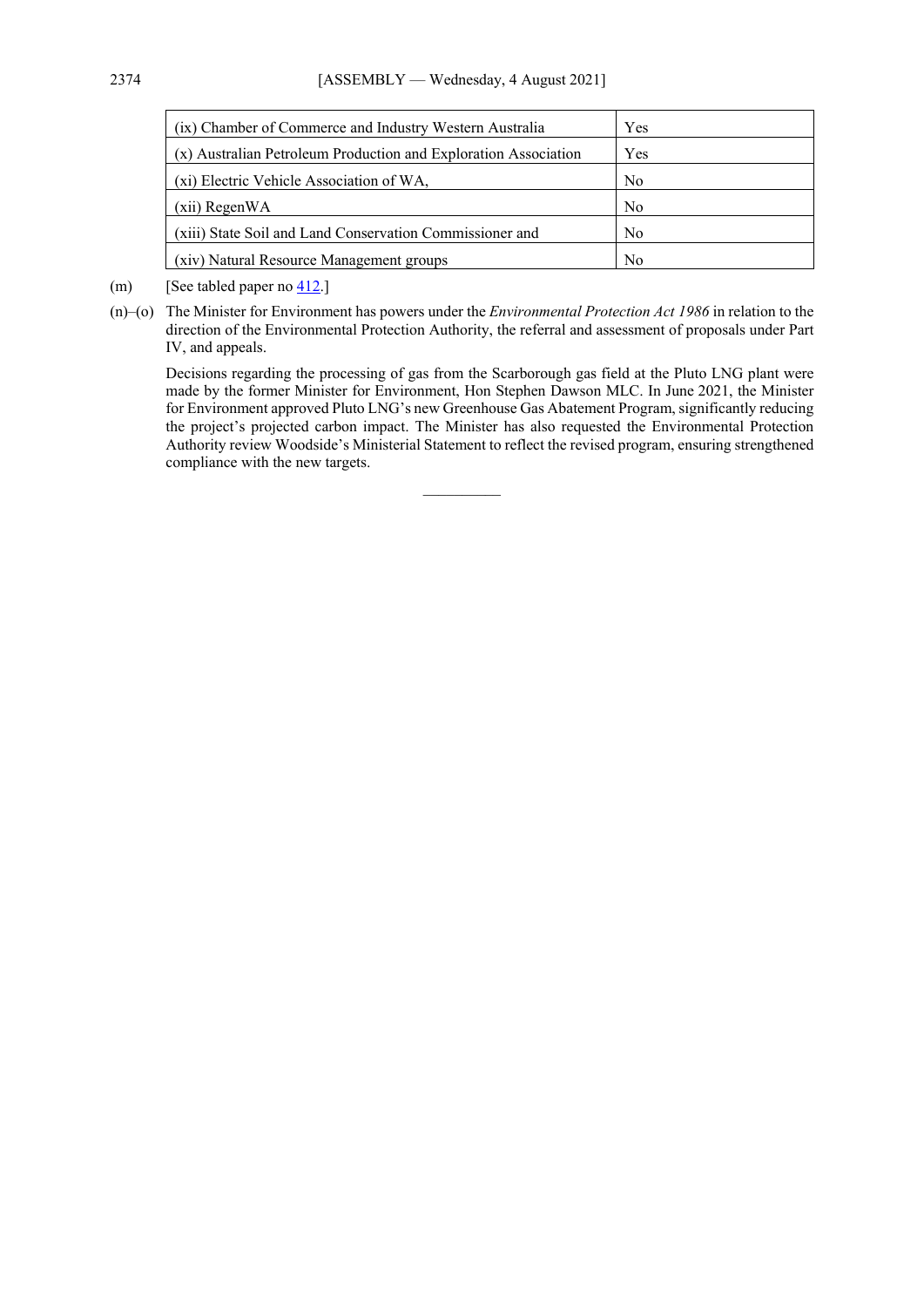| | |
|---|---|
| (ix) Chamber of Commerce and Industry Western Australia | Yes |
| (x) Australian Petroleum Production and Exploration Association | Yes |
| (xi) Electric Vehicle Association of WA, | No |
| (xii) RegenWA | No |
| (xiii) State Soil and Land Conservation Commissioner and | No |
| (xiv) Natural Resource Management groups | No |

(m) [See tabled paper no 412.]

(n)–(o) The Minister for Environment has powers under the *Environmental Protection Act 1986* in relation to the direction of the Environmental Protection Authority, the referral and assessment of proposals under Part IV, and appeals.

Decisions regarding the processing of gas from the Scarborough gas field at the Pluto LNG plant were made by the former Minister for Environment, Hon Stephen Dawson MLC. In June 2021, the Minister for Environment approved Pluto LNG's new Greenhouse Gas Abatement Program, significantly reducing the project's projected carbon impact. The Minister has also requested the Environmental Protection Authority review Woodside's Ministerial Statement to reflect the revised program, ensuring strengthened compliance with the new targets.